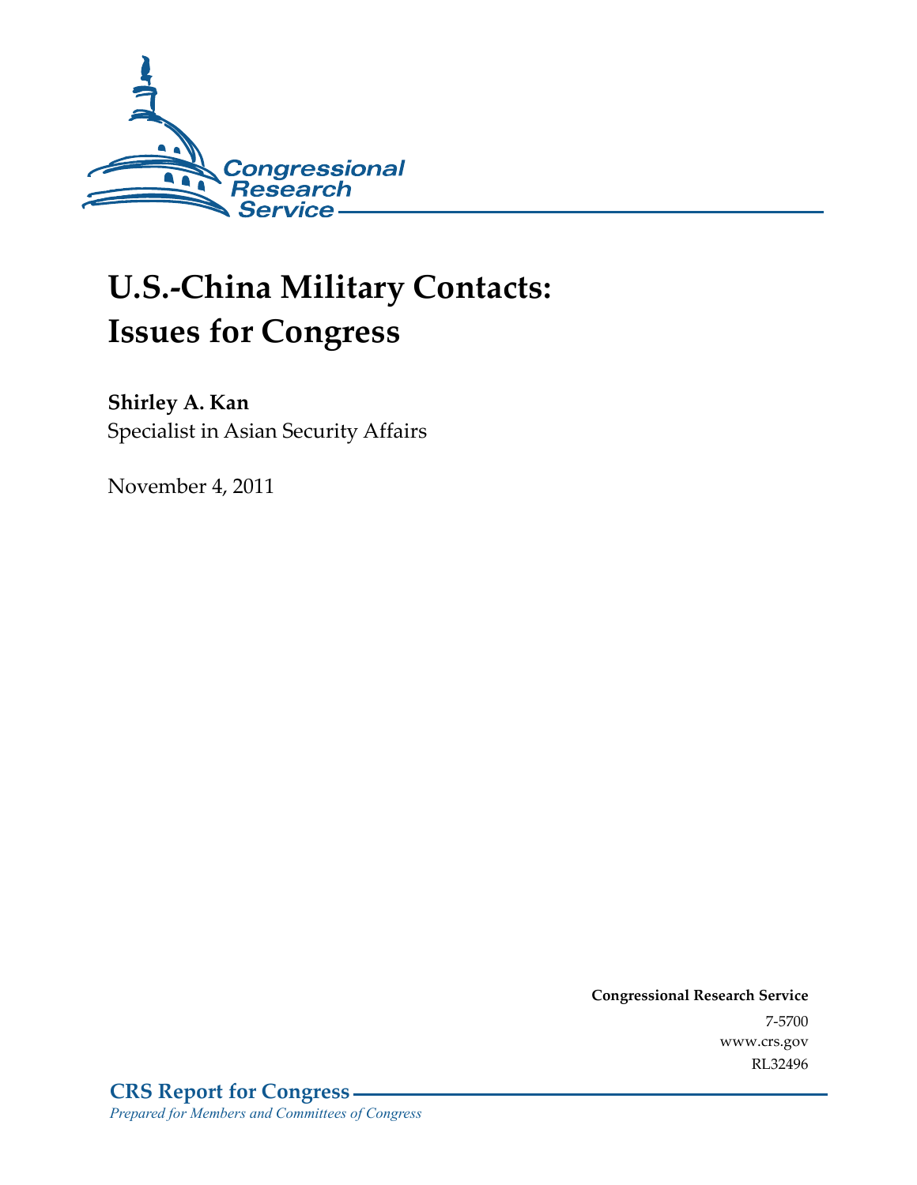Congressional Research Service

# U.S.-China Military Contacts: Issues for Congress

**Shirley A. Kan**
Specialist in Asian Security Affairs

November 4, 2011

**Congressional Research Service**
7-5700
www.crs.gov
RL32496

**CRS Report for Congress**
*Prepared for Members and Committees of Congress*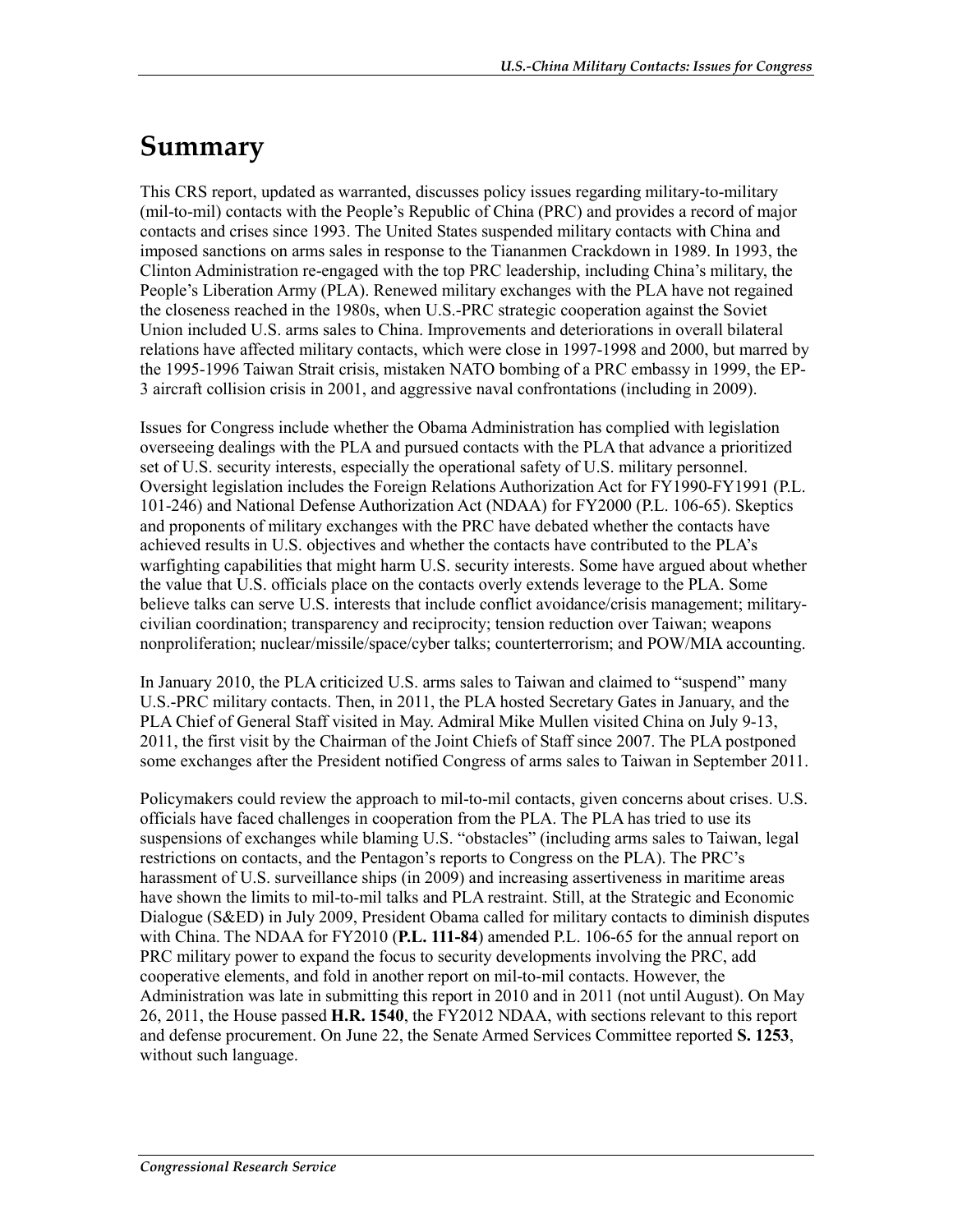# Summary

This CRS report, updated as warranted, discusses policy issues regarding military-to-military (mil-to-mil) contacts with the People's Republic of China (PRC) and provides a record of major contacts and crises since 1993. The United States suspended military contacts with China and imposed sanctions on arms sales in response to the Tiananmen Crackdown in 1989. In 1993, the Clinton Administration re-engaged with the top PRC leadership, including China's military, the People's Liberation Army (PLA). Renewed military exchanges with the PLA have not regained the closeness reached in the 1980s, when U.S.-PRC strategic cooperation against the Soviet Union included U.S. arms sales to China. Improvements and deteriorations in overall bilateral relations have affected military contacts, which were close in 1997-1998 and 2000, but marred by the 1995-1996 Taiwan Strait crisis, mistaken NATO bombing of a PRC embassy in 1999, the EP-3 aircraft collision crisis in 2001, and aggressive naval confrontations (including in 2009).

Issues for Congress include whether the Obama Administration has complied with legislation overseeing dealings with the PLA and pursued contacts with the PLA that advance a prioritized set of U.S. security interests, especially the operational safety of U.S. military personnel. Oversight legislation includes the Foreign Relations Authorization Act for FY1990-FY1991 (P.L. 101-246) and National Defense Authorization Act (NDAA) for FY2000 (P.L. 106-65). Skeptics and proponents of military exchanges with the PRC have debated whether the contacts have achieved results in U.S. objectives and whether the contacts have contributed to the PLA's warfighting capabilities that might harm U.S. security interests. Some have argued about whether the value that U.S. officials place on the contacts overly extends leverage to the PLA. Some believe talks can serve U.S. interests that include conflict avoidance/crisis management; military-civilian coordination; transparency and reciprocity; tension reduction over Taiwan; weapons nonproliferation; nuclear/missile/space/cyber talks; counterterrorism; and POW/MIA accounting.

In January 2010, the PLA criticized U.S. arms sales to Taiwan and claimed to "suspend" many U.S.-PRC military contacts. Then, in 2011, the PLA hosted Secretary Gates in January, and the PLA Chief of General Staff visited in May. Admiral Mike Mullen visited China on July 9-13, 2011, the first visit by the Chairman of the Joint Chiefs of Staff since 2007. The PLA postponed some exchanges after the President notified Congress of arms sales to Taiwan in September 2011.

Policymakers could review the approach to mil-to-mil contacts, given concerns about crises. U.S. officials have faced challenges in cooperation from the PLA. The PLA has tried to use its suspensions of exchanges while blaming U.S. "obstacles" (including arms sales to Taiwan, legal restrictions on contacts, and the Pentagon's reports to Congress on the PLA). The PRC's harassment of U.S. surveillance ships (in 2009) and increasing assertiveness in maritime areas have shown the limits to mil-to-mil talks and PLA restraint. Still, at the Strategic and Economic Dialogue (S&ED) in July 2009, President Obama called for military contacts to diminish disputes with China. The NDAA for FY2010 (**P.L. 111-84**) amended P.L. 106-65 for the annual report on PRC military power to expand the focus to security developments involving the PRC, add cooperative elements, and fold in another report on mil-to-mil contacts. However, the Administration was late in submitting this report in 2010 and in 2011 (not until August). On May 26, 2011, the House passed **H.R. 1540**, the FY2012 NDAA, with sections relevant to this report and defense procurement. On June 22, the Senate Armed Services Committee reported **S. 1253**, without such language.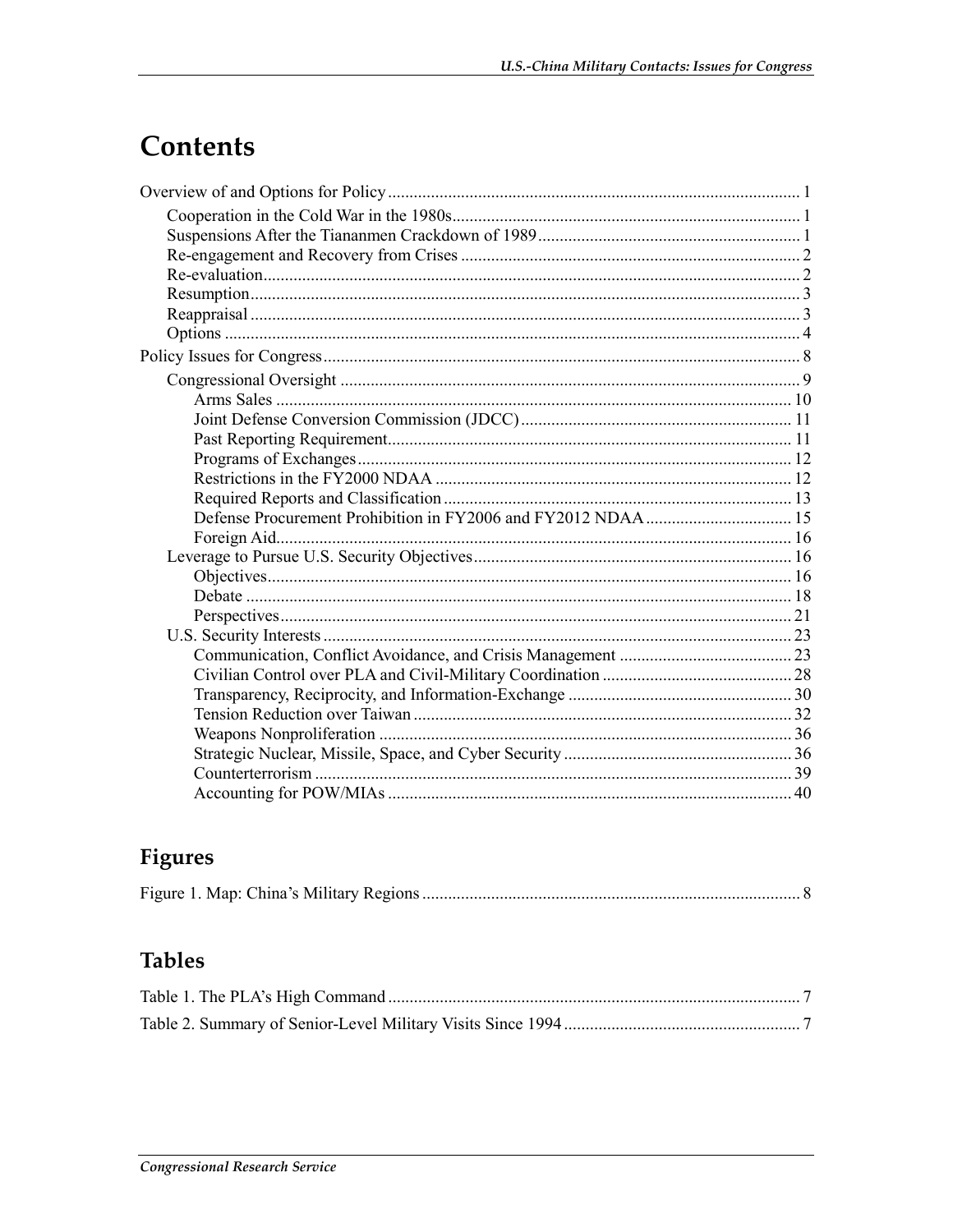# Contents

Overview of and Options for Policy .... 1

- Cooperation in the Cold War in the 1980s .... 1
- Suspensions After the Tiananmen Crackdown of 1989 .... 1
- Re-engagement and Recovery from Crises .... 2
- Re-evaluation .... 2
- Resumption .... 3
- Reappraisal .... 3
- Options .... 4

Policy Issues for Congress .... 8

- Congressional Oversight .... 9
    - Arms Sales .... 10
    - Joint Defense Conversion Commission (JDCC) .... 11
    - Past Reporting Requirement .... 11
    - Programs of Exchanges .... 12
    - Restrictions in the FY2000 NDAA .... 12
    - Required Reports and Classification .... 13
    - Defense Procurement Prohibition in FY2006 and FY2012 NDAA .... 15
    - Foreign Aid .... 16
- Leverage to Pursue U.S. Security Objectives .... 16
    - Objectives .... 16
    - Debate .... 18
    - Perspectives .... 21
- U.S. Security Interests .... 23
    - Communication, Conflict Avoidance, and Crisis Management .... 23
    - Civilian Control over PLA and Civil-Military Coordination .... 28
    - Transparency, Reciprocity, and Information-Exchange .... 30
    - Tension Reduction over Taiwan .... 32
    - Weapons Nonproliferation .... 36
    - Strategic Nuclear, Missile, Space, and Cyber Security .... 36
    - Counterterrorism .... 39
    - Accounting for POW/MIAs .... 40

## Figures

Figure 1. Map: China's Military Regions .... 8

## Tables

Table 1. The PLA's High Command .... 7

Table 2. Summary of Senior-Level Military Visits Since 1994 .... 7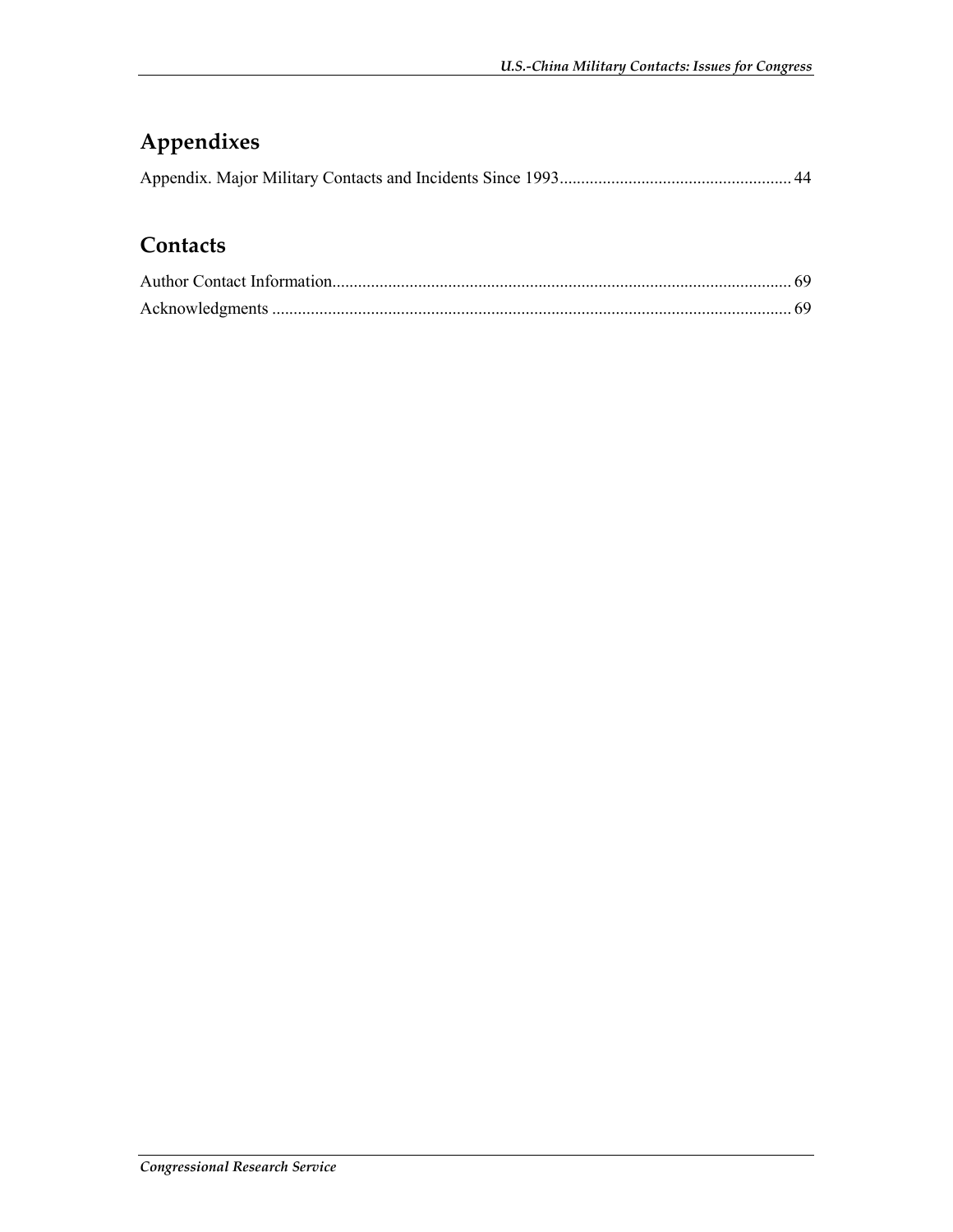## Appendixes

Appendix. Major Military Contacts and Incidents Since 1993...................................................... 44

## Contacts

Author Contact Information........................................................................................................... 69

Acknowledgments ......................................................................................................................... 69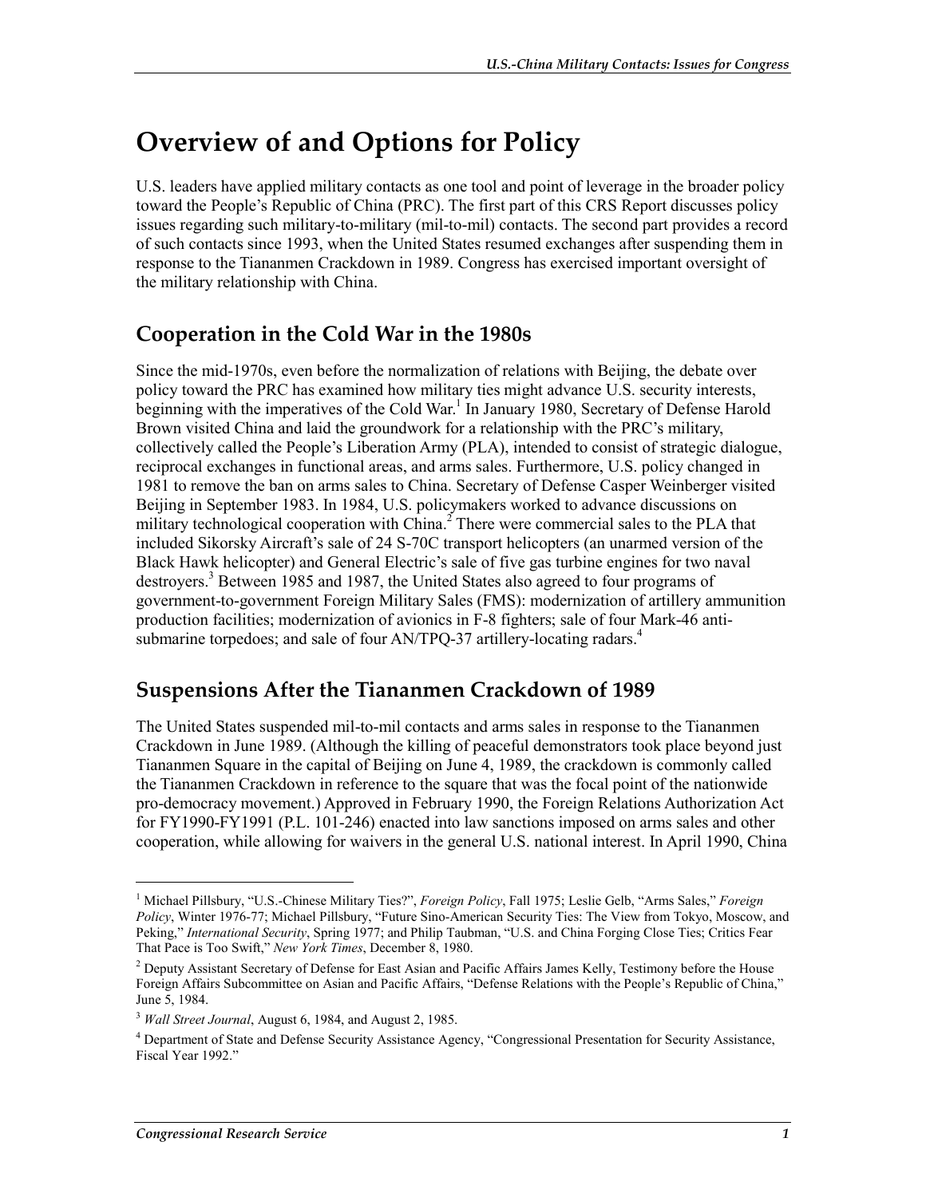# Overview of and Options for Policy

U.S. leaders have applied military contacts as one tool and point of leverage in the broader policy toward the People's Republic of China (PRC). The first part of this CRS Report discusses policy issues regarding such military-to-military (mil-to-mil) contacts. The second part provides a record of such contacts since 1993, when the United States resumed exchanges after suspending them in response to the Tiananmen Crackdown in 1989. Congress has exercised important oversight of the military relationship with China.

## Cooperation in the Cold War in the 1980s

Since the mid-1970s, even before the normalization of relations with Beijing, the debate over policy toward the PRC has examined how military ties might advance U.S. security interests, beginning with the imperatives of the Cold War.[1] In January 1980, Secretary of Defense Harold Brown visited China and laid the groundwork for a relationship with the PRC's military, collectively called the People's Liberation Army (PLA), intended to consist of strategic dialogue, reciprocal exchanges in functional areas, and arms sales. Furthermore, U.S. policy changed in 1981 to remove the ban on arms sales to China. Secretary of Defense Casper Weinberger visited Beijing in September 1983. In 1984, U.S. policymakers worked to advance discussions on military technological cooperation with China.[2] There were commercial sales to the PLA that included Sikorsky Aircraft's sale of 24 S-70C transport helicopters (an unarmed version of the Black Hawk helicopter) and General Electric's sale of five gas turbine engines for two naval destroyers.[3] Between 1985 and 1987, the United States also agreed to four programs of government-to-government Foreign Military Sales (FMS): modernization of artillery ammunition production facilities; modernization of avionics in F-8 fighters; sale of four Mark-46 anti-submarine torpedoes; and sale of four AN/TPQ-37 artillery-locating radars.[4]

## Suspensions After the Tiananmen Crackdown of 1989

The United States suspended mil-to-mil contacts and arms sales in response to the Tiananmen Crackdown in June 1989. (Although the killing of peaceful demonstrators took place beyond just Tiananmen Square in the capital of Beijing on June 4, 1989, the crackdown is commonly called the Tiananmen Crackdown in reference to the square that was the focal point of the nationwide pro-democracy movement.) Approved in February 1990, the Foreign Relations Authorization Act for FY1990-FY1991 (P.L. 101-246) enacted into law sanctions imposed on arms sales and other cooperation, while allowing for waivers in the general U.S. national interest. In April 1990, China

---

[1] Michael Pillsbury, "U.S.-Chinese Military Ties?", *Foreign Policy*, Fall 1975; Leslie Gelb, "Arms Sales," *Foreign Policy*, Winter 1976-77; Michael Pillsbury, "Future Sino-American Security Ties: The View from Tokyo, Moscow, and Peking," *International Security*, Spring 1977; and Philip Taubman, "U.S. and China Forging Close Ties; Critics Fear That Pace is Too Swift," *New York Times*, December 8, 1980.

[2] Deputy Assistant Secretary of Defense for East Asian and Pacific Affairs James Kelly, Testimony before the House Foreign Affairs Subcommittee on Asian and Pacific Affairs, "Defense Relations with the People's Republic of China," June 5, 1984.

[3] *Wall Street Journal*, August 6, 1984, and August 2, 1985.

[4] Department of State and Defense Security Assistance Agency, "Congressional Presentation for Security Assistance, Fiscal Year 1992."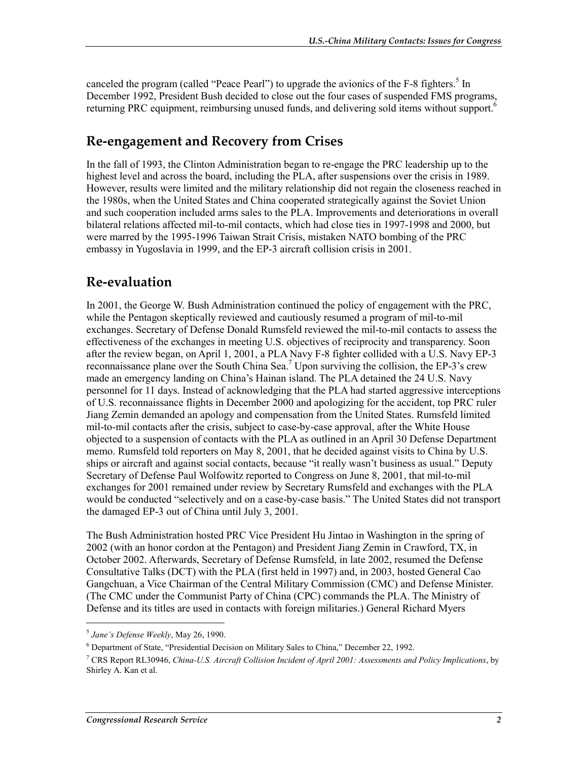canceled the program (called "Peace Pearl") to upgrade the avionics of the F-8 fighters.[5] In December 1992, President Bush decided to close out the four cases of suspended FMS programs, returning PRC equipment, reimbursing unused funds, and delivering sold items without support.[6]

## Re-engagement and Recovery from Crises

In the fall of 1993, the Clinton Administration began to re-engage the PRC leadership up to the highest level and across the board, including the PLA, after suspensions over the crisis in 1989. However, results were limited and the military relationship did not regain the closeness reached in the 1980s, when the United States and China cooperated strategically against the Soviet Union and such cooperation included arms sales to the PLA. Improvements and deteriorations in overall bilateral relations affected mil-to-mil contacts, which had close ties in 1997-1998 and 2000, but were marred by the 1995-1996 Taiwan Strait Crisis, mistaken NATO bombing of the PRC embassy in Yugoslavia in 1999, and the EP-3 aircraft collision crisis in 2001.

## Re-evaluation

In 2001, the George W. Bush Administration continued the policy of engagement with the PRC, while the Pentagon skeptically reviewed and cautiously resumed a program of mil-to-mil exchanges. Secretary of Defense Donald Rumsfeld reviewed the mil-to-mil contacts to assess the effectiveness of the exchanges in meeting U.S. objectives of reciprocity and transparency. Soon after the review began, on April 1, 2001, a PLA Navy F-8 fighter collided with a U.S. Navy EP-3 reconnaissance plane over the South China Sea.[7] Upon surviving the collision, the EP-3's crew made an emergency landing on China's Hainan island. The PLA detained the 24 U.S. Navy personnel for 11 days. Instead of acknowledging that the PLA had started aggressive interceptions of U.S. reconnaissance flights in December 2000 and apologizing for the accident, top PRC ruler Jiang Zemin demanded an apology and compensation from the United States. Rumsfeld limited mil-to-mil contacts after the crisis, subject to case-by-case approval, after the White House objected to a suspension of contacts with the PLA as outlined in an April 30 Defense Department memo. Rumsfeld told reporters on May 8, 2001, that he decided against visits to China by U.S. ships or aircraft and against social contacts, because "it really wasn't business as usual." Deputy Secretary of Defense Paul Wolfowitz reported to Congress on June 8, 2001, that mil-to-mil exchanges for 2001 remained under review by Secretary Rumsfeld and exchanges with the PLA would be conducted "selectively and on a case-by-case basis." The United States did not transport the damaged EP-3 out of China until July 3, 2001.

The Bush Administration hosted PRC Vice President Hu Jintao in Washington in the spring of 2002 (with an honor cordon at the Pentagon) and President Jiang Zemin in Crawford, TX, in October 2002. Afterwards, Secretary of Defense Rumsfeld, in late 2002, resumed the Defense Consultative Talks (DCT) with the PLA (first held in 1997) and, in 2003, hosted General Cao Gangchuan, a Vice Chairman of the Central Military Commission (CMC) and Defense Minister. (The CMC under the Communist Party of China (CPC) commands the PLA. The Ministry of Defense and its titles are used in contacts with foreign militaries.) General Richard Myers

---

[5] *Jane's Defense Weekly*, May 26, 1990.

[6] Department of State, "Presidential Decision on Military Sales to China," December 22, 1992.

[7] CRS Report RL30946, *China-U.S. Aircraft Collision Incident of April 2001: Assessments and Policy Implications*, by Shirley A. Kan et al.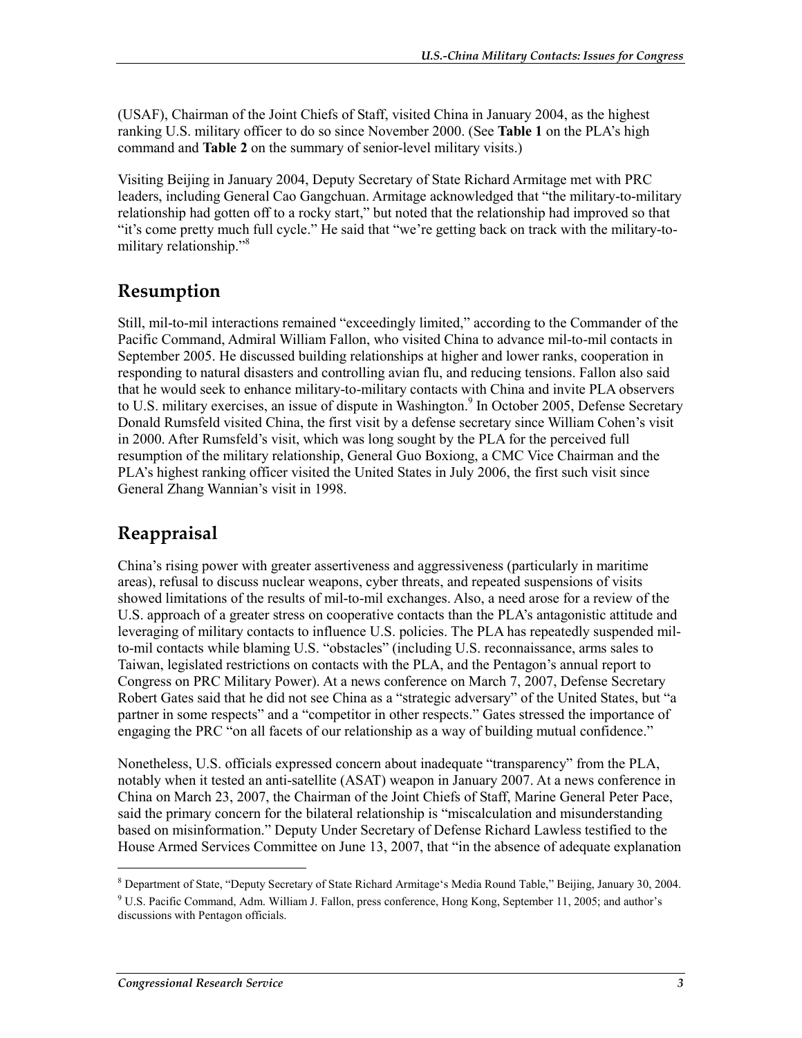(USAF), Chairman of the Joint Chiefs of Staff, visited China in January 2004, as the highest ranking U.S. military officer to do so since November 2000. (See **Table 1** on the PLA's high command and **Table 2** on the summary of senior-level military visits.)

Visiting Beijing in January 2004, Deputy Secretary of State Richard Armitage met with PRC leaders, including General Cao Gangchuan. Armitage acknowledged that "the military-to-military relationship had gotten off to a rocky start," but noted that the relationship had improved so that "it's come pretty much full cycle." He said that "we're getting back on track with the military-to-military relationship."[8]

## Resumption

Still, mil-to-mil interactions remained "exceedingly limited," according to the Commander of the Pacific Command, Admiral William Fallon, who visited China to advance mil-to-mil contacts in September 2005. He discussed building relationships at higher and lower ranks, cooperation in responding to natural disasters and controlling avian flu, and reducing tensions. Fallon also said that he would seek to enhance military-to-military contacts with China and invite PLA observers to U.S. military exercises, an issue of dispute in Washington.[9] In October 2005, Defense Secretary Donald Rumsfeld visited China, the first visit by a defense secretary since William Cohen's visit in 2000. After Rumsfeld's visit, which was long sought by the PLA for the perceived full resumption of the military relationship, General Guo Boxiong, a CMC Vice Chairman and the PLA's highest ranking officer visited the United States in July 2006, the first such visit since General Zhang Wannian's visit in 1998.

## Reappraisal

China's rising power with greater assertiveness and aggressiveness (particularly in maritime areas), refusal to discuss nuclear weapons, cyber threats, and repeated suspensions of visits showed limitations of the results of mil-to-mil exchanges. Also, a need arose for a review of the U.S. approach of a greater stress on cooperative contacts than the PLA's antagonistic attitude and leveraging of military contacts to influence U.S. policies. The PLA has repeatedly suspended mil-to-mil contacts while blaming U.S. "obstacles" (including U.S. reconnaissance, arms sales to Taiwan, legislated restrictions on contacts with the PLA, and the Pentagon's annual report to Congress on PRC Military Power). At a news conference on March 7, 2007, Defense Secretary Robert Gates said that he did not see China as a "strategic adversary" of the United States, but "a partner in some respects" and a "competitor in other respects." Gates stressed the importance of engaging the PRC "on all facets of our relationship as a way of building mutual confidence."

Nonetheless, U.S. officials expressed concern about inadequate "transparency" from the PLA, notably when it tested an anti-satellite (ASAT) weapon in January 2007. At a news conference in China on March 23, 2007, the Chairman of the Joint Chiefs of Staff, Marine General Peter Pace, said the primary concern for the bilateral relationship is "miscalculation and misunderstanding based on misinformation." Deputy Under Secretary of Defense Richard Lawless testified to the House Armed Services Committee on June 13, 2007, that "in the absence of adequate explanation

[8] Department of State, "Deputy Secretary of State Richard Armitage's Media Round Table," Beijing, January 30, 2004.

[9] U.S. Pacific Command, Adm. William J. Fallon, press conference, Hong Kong, September 11, 2005; and author's discussions with Pentagon officials.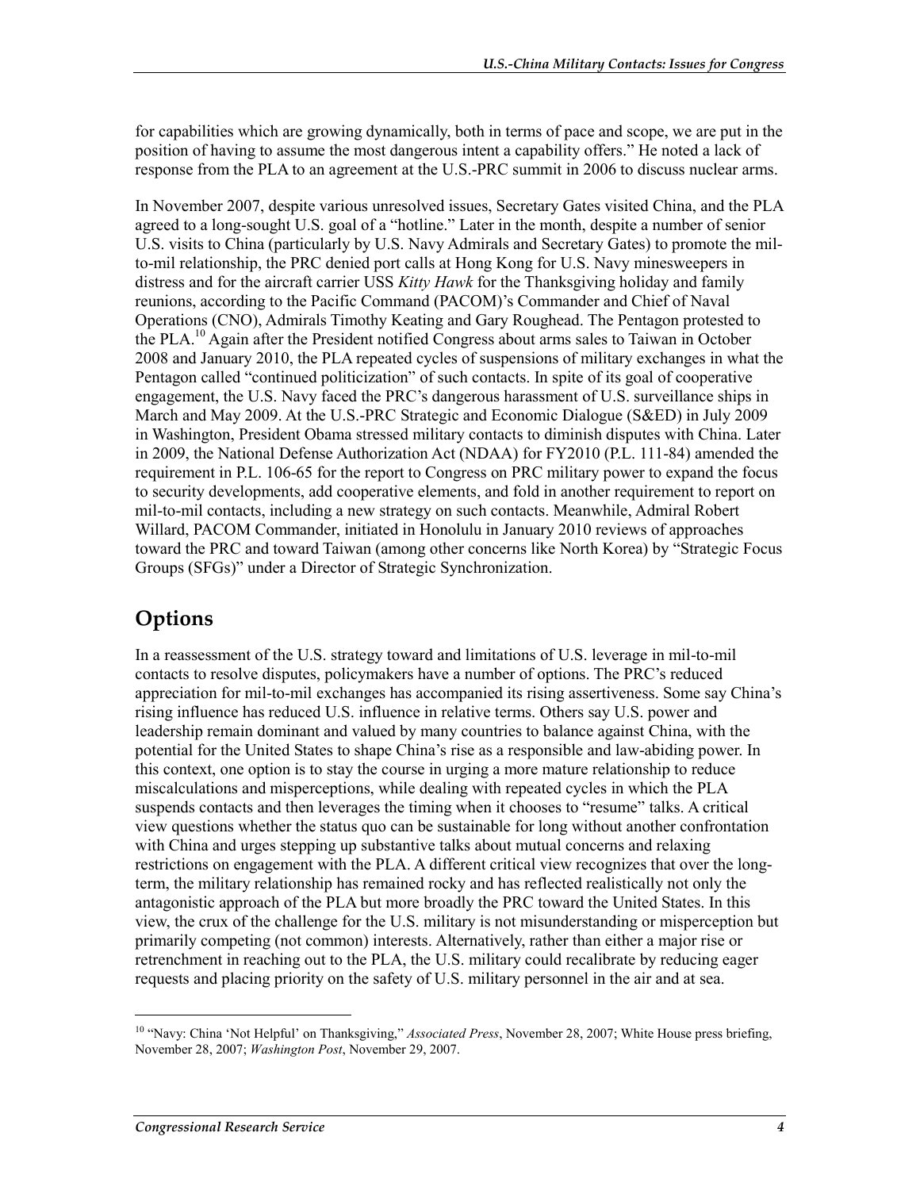for capabilities which are growing dynamically, both in terms of pace and scope, we are put in the position of having to assume the most dangerous intent a capability offers." He noted a lack of response from the PLA to an agreement at the U.S.-PRC summit in 2006 to discuss nuclear arms.

In November 2007, despite various unresolved issues, Secretary Gates visited China, and the PLA agreed to a long-sought U.S. goal of a "hotline." Later in the month, despite a number of senior U.S. visits to China (particularly by U.S. Navy Admirals and Secretary Gates) to promote the mil-to-mil relationship, the PRC denied port calls at Hong Kong for U.S. Navy minesweepers in distress and for the aircraft carrier USS *Kitty Hawk* for the Thanksgiving holiday and family reunions, according to the Pacific Command (PACOM)'s Commander and Chief of Naval Operations (CNO), Admirals Timothy Keating and Gary Roughead. The Pentagon protested to the PLA.[10] Again after the President notified Congress about arms sales to Taiwan in October 2008 and January 2010, the PLA repeated cycles of suspensions of military exchanges in what the Pentagon called "continued politicization" of such contacts. In spite of its goal of cooperative engagement, the U.S. Navy faced the PRC's dangerous harassment of U.S. surveillance ships in March and May 2009. At the U.S.-PRC Strategic and Economic Dialogue (S&ED) in July 2009 in Washington, President Obama stressed military contacts to diminish disputes with China. Later in 2009, the National Defense Authorization Act (NDAA) for FY2010 (P.L. 111-84) amended the requirement in P.L. 106-65 for the report to Congress on PRC military power to expand the focus to security developments, add cooperative elements, and fold in another requirement to report on mil-to-mil contacts, including a new strategy on such contacts. Meanwhile, Admiral Robert Willard, PACOM Commander, initiated in Honolulu in January 2010 reviews of approaches toward the PRC and toward Taiwan (among other concerns like North Korea) by "Strategic Focus Groups (SFGs)" under a Director of Strategic Synchronization.

## Options

In a reassessment of the U.S. strategy toward and limitations of U.S. leverage in mil-to-mil contacts to resolve disputes, policymakers have a number of options. The PRC's reduced appreciation for mil-to-mil exchanges has accompanied its rising assertiveness. Some say China's rising influence has reduced U.S. influence in relative terms. Others say U.S. power and leadership remain dominant and valued by many countries to balance against China, with the potential for the United States to shape China's rise as a responsible and law-abiding power. In this context, one option is to stay the course in urging a more mature relationship to reduce miscalculations and misperceptions, while dealing with repeated cycles in which the PLA suspends contacts and then leverages the timing when it chooses to "resume" talks. A critical view questions whether the status quo can be sustainable for long without another confrontation with China and urges stepping up substantive talks about mutual concerns and relaxing restrictions on engagement with the PLA. A different critical view recognizes that over the long-term, the military relationship has remained rocky and has reflected realistically not only the antagonistic approach of the PLA but more broadly the PRC toward the United States. In this view, the crux of the challenge for the U.S. military is not misunderstanding or misperception but primarily competing (not common) interests. Alternatively, rather than either a major rise or retrenchment in reaching out to the PLA, the U.S. military could recalibrate by reducing eager requests and placing priority on the safety of U.S. military personnel in the air and at sea.

---

[10] "Navy: China 'Not Helpful' on Thanksgiving," *Associated Press*, November 28, 2007; White House press briefing, November 28, 2007; *Washington Post*, November 29, 2007.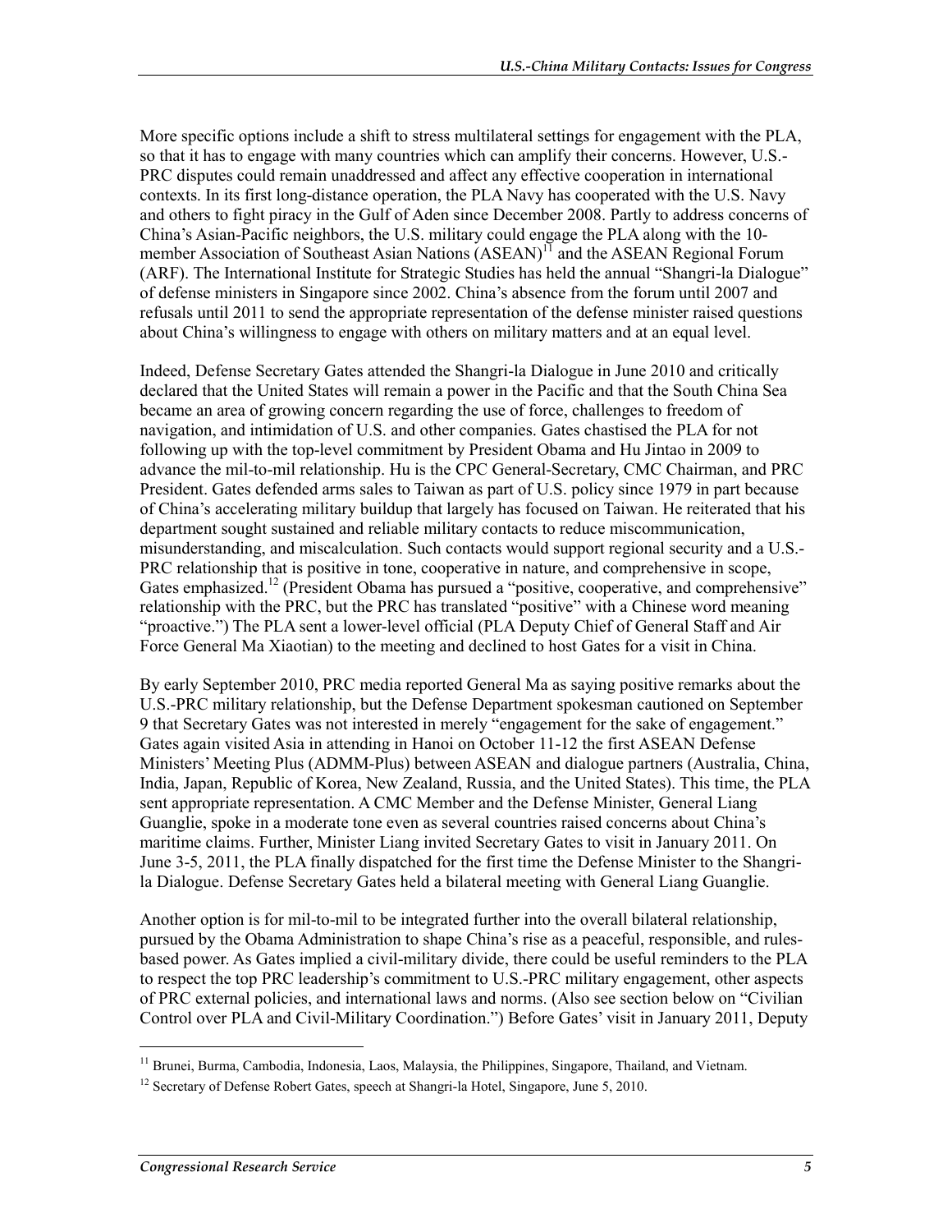More specific options include a shift to stress multilateral settings for engagement with the PLA, so that it has to engage with many countries which can amplify their concerns. However, U.S.-PRC disputes could remain unaddressed and affect any effective cooperation in international contexts. In its first long-distance operation, the PLA Navy has cooperated with the U.S. Navy and others to fight piracy in the Gulf of Aden since December 2008. Partly to address concerns of China's Asian-Pacific neighbors, the U.S. military could engage the PLA along with the 10-member Association of Southeast Asian Nations (ASEAN)[11] and the ASEAN Regional Forum (ARF). The International Institute for Strategic Studies has held the annual "Shangri-la Dialogue" of defense ministers in Singapore since 2002. China's absence from the forum until 2007 and refusals until 2011 to send the appropriate representation of the defense minister raised questions about China's willingness to engage with others on military matters and at an equal level.

Indeed, Defense Secretary Gates attended the Shangri-la Dialogue in June 2010 and critically declared that the United States will remain a power in the Pacific and that the South China Sea became an area of growing concern regarding the use of force, challenges to freedom of navigation, and intimidation of U.S. and other companies. Gates chastised the PLA for not following up with the top-level commitment by President Obama and Hu Jintao in 2009 to advance the mil-to-mil relationship. Hu is the CPC General-Secretary, CMC Chairman, and PRC President. Gates defended arms sales to Taiwan as part of U.S. policy since 1979 in part because of China's accelerating military buildup that largely has focused on Taiwan. He reiterated that his department sought sustained and reliable military contacts to reduce miscommunication, misunderstanding, and miscalculation. Such contacts would support regional security and a U.S.-PRC relationship that is positive in tone, cooperative in nature, and comprehensive in scope, Gates emphasized.[12] (President Obama has pursued a "positive, cooperative, and comprehensive" relationship with the PRC, but the PRC has translated "positive" with a Chinese word meaning "proactive.") The PLA sent a lower-level official (PLA Deputy Chief of General Staff and Air Force General Ma Xiaotian) to the meeting and declined to host Gates for a visit in China.

By early September 2010, PRC media reported General Ma as saying positive remarks about the U.S.-PRC military relationship, but the Defense Department spokesman cautioned on September 9 that Secretary Gates was not interested in merely "engagement for the sake of engagement." Gates again visited Asia in attending in Hanoi on October 11-12 the first ASEAN Defense Ministers' Meeting Plus (ADMM-Plus) between ASEAN and dialogue partners (Australia, China, India, Japan, Republic of Korea, New Zealand, Russia, and the United States). This time, the PLA sent appropriate representation. A CMC Member and the Defense Minister, General Liang Guanglie, spoke in a moderate tone even as several countries raised concerns about China's maritime claims. Further, Minister Liang invited Secretary Gates to visit in January 2011. On June 3-5, 2011, the PLA finally dispatched for the first time the Defense Minister to the Shangri-la Dialogue. Defense Secretary Gates held a bilateral meeting with General Liang Guanglie.

Another option is for mil-to-mil to be integrated further into the overall bilateral relationship, pursued by the Obama Administration to shape China's rise as a peaceful, responsible, and rules-based power. As Gates implied a civil-military divide, there could be useful reminders to the PLA to respect the top PRC leadership's commitment to U.S.-PRC military engagement, other aspects of PRC external policies, and international laws and norms. (Also see section below on "Civilian Control over PLA and Civil-Military Coordination.") Before Gates' visit in January 2011, Deputy

---

[11] Brunei, Burma, Cambodia, Indonesia, Laos, Malaysia, the Philippines, Singapore, Thailand, and Vietnam.

[12] Secretary of Defense Robert Gates, speech at Shangri-la Hotel, Singapore, June 5, 2010.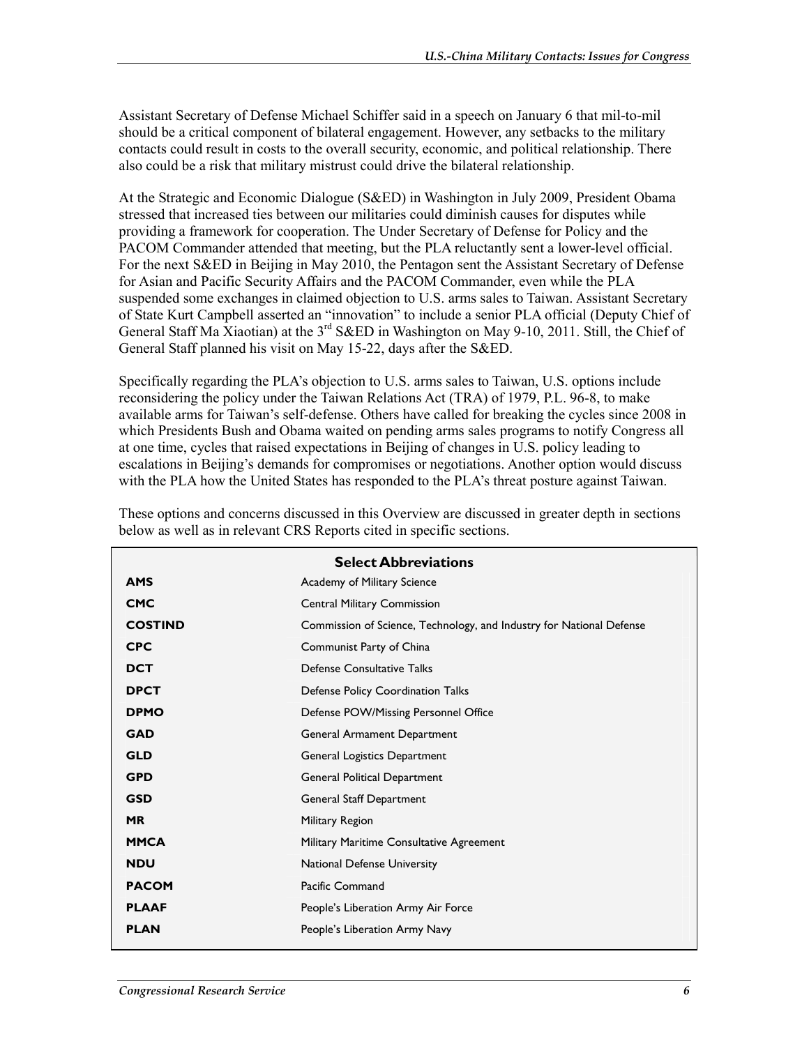Assistant Secretary of Defense Michael Schiffer said in a speech on January 6 that mil-to-mil should be a critical component of bilateral engagement. However, any setbacks to the military contacts could result in costs to the overall security, economic, and political relationship. There also could be a risk that military mistrust could drive the bilateral relationship.

At the Strategic and Economic Dialogue (S&ED) in Washington in July 2009, President Obama stressed that increased ties between our militaries could diminish causes for disputes while providing a framework for cooperation. The Under Secretary of Defense for Policy and the PACOM Commander attended that meeting, but the PLA reluctantly sent a lower-level official. For the next S&ED in Beijing in May 2010, the Pentagon sent the Assistant Secretary of Defense for Asian and Pacific Security Affairs and the PACOM Commander, even while the PLA suspended some exchanges in claimed objection to U.S. arms sales to Taiwan. Assistant Secretary of State Kurt Campbell asserted an "innovation" to include a senior PLA official (Deputy Chief of General Staff Ma Xiaotian) at the 3rd S&ED in Washington on May 9-10, 2011. Still, the Chief of General Staff planned his visit on May 15-22, days after the S&ED.

Specifically regarding the PLA's objection to U.S. arms sales to Taiwan, U.S. options include reconsidering the policy under the Taiwan Relations Act (TRA) of 1979, P.L. 96-8, to make available arms for Taiwan's self-defense. Others have called for breaking the cycles since 2008 in which Presidents Bush and Obama waited on pending arms sales programs to notify Congress all at one time, cycles that raised expectations in Beijing of changes in U.S. policy leading to escalations in Beijing's demands for compromises or negotiations. Another option would discuss with the PLA how the United States has responded to the PLA's threat posture against Taiwan.

These options and concerns discussed in this Overview are discussed in greater depth in sections below as well as in relevant CRS Reports cited in specific sections.

**Select Abbreviations**

| Abbreviation | Meaning |
|---|---|
| **AMS** | Academy of Military Science |
| **CMC** | Central Military Commission |
| **COSTIND** | Commission of Science, Technology, and Industry for National Defense |
| **CPC** | Communist Party of China |
| **DCT** | Defense Consultative Talks |
| **DPCT** | Defense Policy Coordination Talks |
| **DPMO** | Defense POW/Missing Personnel Office |
| **GAD** | General Armament Department |
| **GLD** | General Logistics Department |
| **GPD** | General Political Department |
| **GSD** | General Staff Department |
| **MR** | Military Region |
| **MMCA** | Military Maritime Consultative Agreement |
| **NDU** | National Defense University |
| **PACOM** | Pacific Command |
| **PLAAF** | People's Liberation Army Air Force |
| **PLAN** | People's Liberation Army Navy |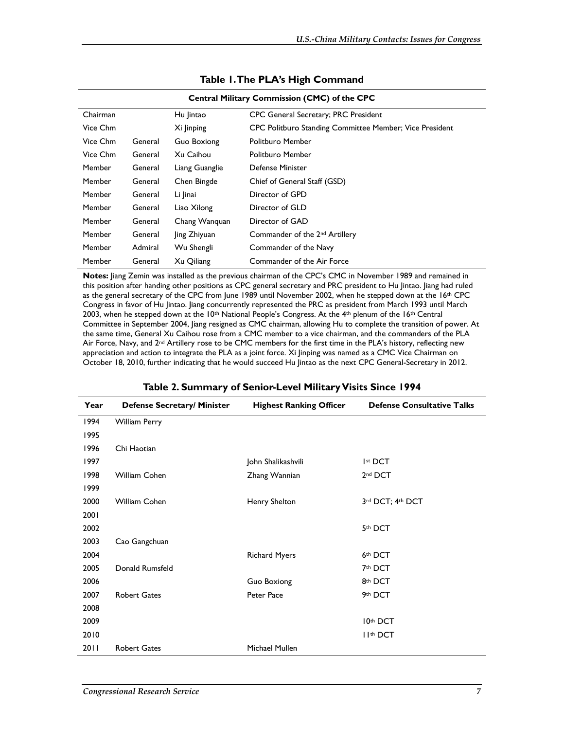## Table 1. The PLA's High Command

| Central Military Commission (CMC) of the CPC | | | |
|---|---|---|---|
| Chairman | | Hu Jintao | CPC General Secretary; PRC President |
| Vice Chm | | Xi Jinping | CPC Politburo Standing Committee Member; Vice President |
| Vice Chm | General | Guo Boxiong | Politburo Member |
| Vice Chm | General | Xu Caihou | Politburo Member |
| Member | General | Liang Guanglie | Defense Minister |
| Member | General | Chen Bingde | Chief of General Staff (GSD) |
| Member | General | Li Jinai | Director of GPD |
| Member | General | Liao Xilong | Director of GLD |
| Member | General | Chang Wanquan | Director of GAD |
| Member | General | Jing Zhiyuan | Commander of the 2nd Artillery |
| Member | Admiral | Wu Shengli | Commander of the Navy |
| Member | General | Xu Qiliang | Commander of the Air Force |

**Notes:** Jiang Zemin was installed as the previous chairman of the CPC's CMC in November 1989 and remained in this position after handing other positions as CPC general secretary and PRC president to Hu Jintao. Jiang had ruled as the general secretary of the CPC from June 1989 until November 2002, when he stepped down at the 16th CPC Congress in favor of Hu Jintao. Jiang concurrently represented the PRC as president from March 1993 until March 2003, when he stepped down at the 10th National People's Congress. At the 4th plenum of the 16th Central Committee in September 2004, Jiang resigned as CMC chairman, allowing Hu to complete the transition of power. At the same time, General Xu Caihou rose from a CMC member to a vice chairman, and the commanders of the PLA Air Force, Navy, and 2nd Artillery rose to be CMC members for the first time in the PLA's history, reflecting new appreciation and action to integrate the PLA as a joint force. Xi Jinping was named as a CMC Vice Chairman on October 18, 2010, further indicating that he would succeed Hu Jintao as the next CPC General-Secretary in 2012.

## Table 2. Summary of Senior-Level Military Visits Since 1994

| Year | Defense Secretary/ Minister | Highest Ranking Officer | Defense Consultative Talks |
|---|---|---|---|
| 1994 | William Perry | | |
| 1995 | | | |
| 1996 | Chi Haotian | | |
| 1997 | | John Shalikashvili | 1st DCT |
| 1998 | William Cohen | Zhang Wannian | 2nd DCT |
| 1999 | | | |
| 2000 | William Cohen | Henry Shelton | 3rd DCT; 4th DCT |
| 2001 | | | |
| 2002 | | | 5th DCT |
| 2003 | Cao Gangchuan | | |
| 2004 | | Richard Myers | 6th DCT |
| 2005 | Donald Rumsfeld | | 7th DCT |
| 2006 | | Guo Boxiong | 8th DCT |
| 2007 | Robert Gates | Peter Pace | 9th DCT |
| 2008 | | | |
| 2009 | | | 10th DCT |
| 2010 | | | 11th DCT |
| 2011 | Robert Gates | Michael Mullen | |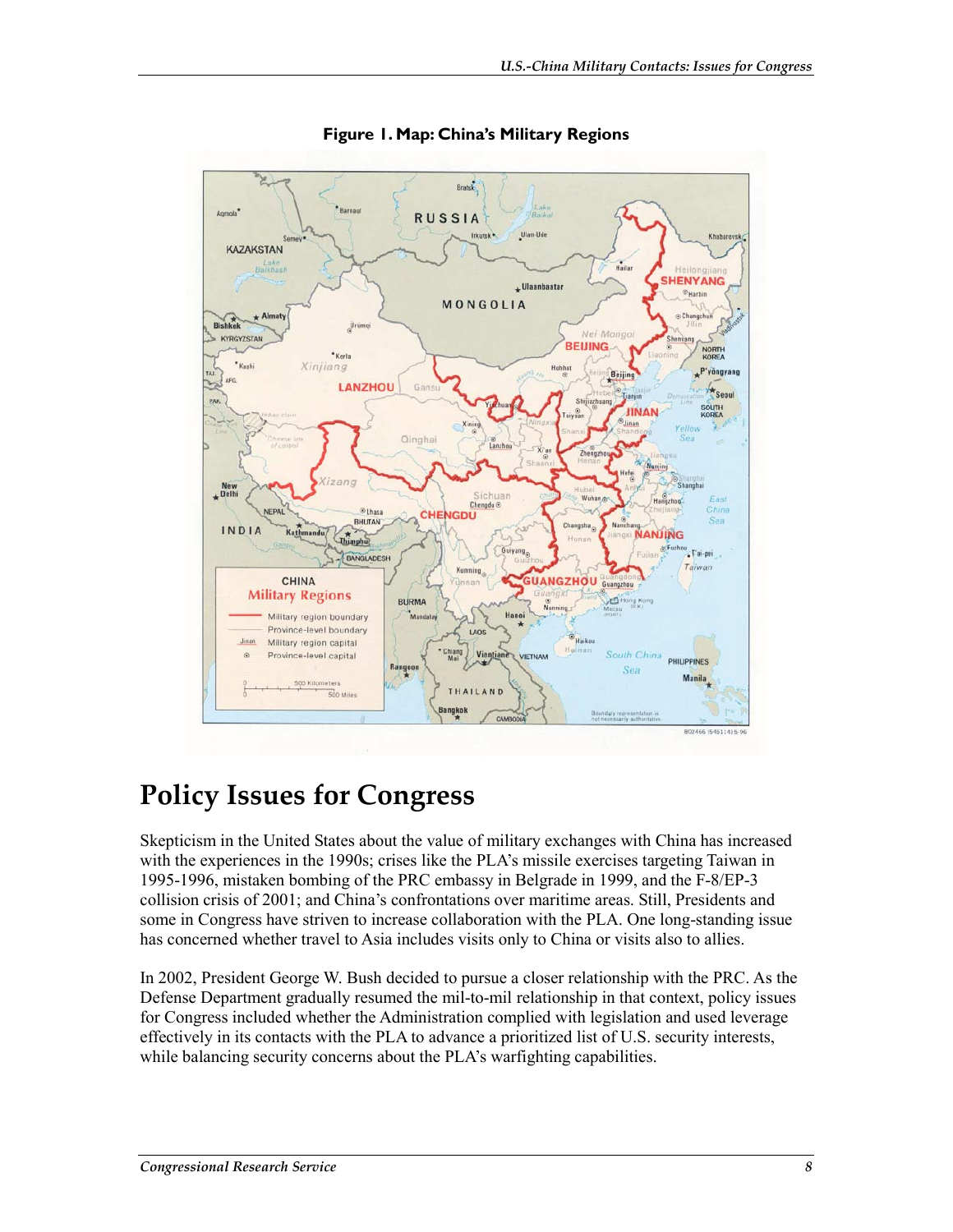**Figure 1. Map: China's Military Regions**

# Policy Issues for Congress

Skepticism in the United States about the value of military exchanges with China has increased with the experiences in the 1990s; crises like the PLA's missile exercises targeting Taiwan in 1995-1996, mistaken bombing of the PRC embassy in Belgrade in 1999, and the F-8/EP-3 collision crisis of 2001; and China's confrontations over maritime areas. Still, Presidents and some in Congress have striven to increase collaboration with the PLA. One long-standing issue has concerned whether travel to Asia includes visits only to China or visits also to allies.

In 2002, President George W. Bush decided to pursue a closer relationship with the PRC. As the Defense Department gradually resumed the mil-to-mil relationship in that context, policy issues for Congress included whether the Administration complied with legislation and used leverage effectively in its contacts with the PLA to advance a prioritized list of U.S. security interests, while balancing security concerns about the PLA's warfighting capabilities.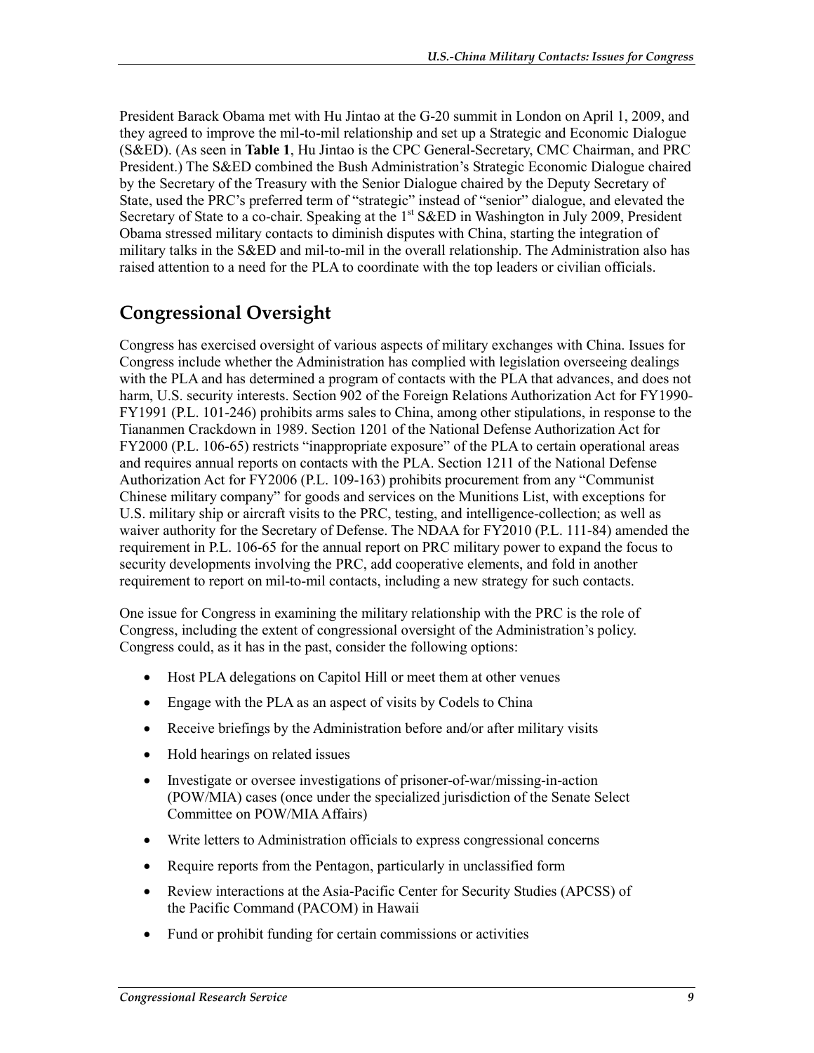President Barack Obama met with Hu Jintao at the G-20 summit in London on April 1, 2009, and they agreed to improve the mil-to-mil relationship and set up a Strategic and Economic Dialogue (S&ED). (As seen in **Table 1**, Hu Jintao is the CPC General-Secretary, CMC Chairman, and PRC President.) The S&ED combined the Bush Administration's Strategic Economic Dialogue chaired by the Secretary of the Treasury with the Senior Dialogue chaired by the Deputy Secretary of State, used the PRC's preferred term of "strategic" instead of "senior" dialogue, and elevated the Secretary of State to a co-chair. Speaking at the 1st S&ED in Washington in July 2009, President Obama stressed military contacts to diminish disputes with China, starting the integration of military talks in the S&ED and mil-to-mil in the overall relationship. The Administration also has raised attention to a need for the PLA to coordinate with the top leaders or civilian officials.

## Congressional Oversight

Congress has exercised oversight of various aspects of military exchanges with China. Issues for Congress include whether the Administration has complied with legislation overseeing dealings with the PLA and has determined a program of contacts with the PLA that advances, and does not harm, U.S. security interests. Section 902 of the Foreign Relations Authorization Act for FY1990-FY1991 (P.L. 101-246) prohibits arms sales to China, among other stipulations, in response to the Tiananmen Crackdown in 1989. Section 1201 of the National Defense Authorization Act for FY2000 (P.L. 106-65) restricts "inappropriate exposure" of the PLA to certain operational areas and requires annual reports on contacts with the PLA. Section 1211 of the National Defense Authorization Act for FY2006 (P.L. 109-163) prohibits procurement from any "Communist Chinese military company" for goods and services on the Munitions List, with exceptions for U.S. military ship or aircraft visits to the PRC, testing, and intelligence-collection; as well as waiver authority for the Secretary of Defense. The NDAA for FY2010 (P.L. 111-84) amended the requirement in P.L. 106-65 for the annual report on PRC military power to expand the focus to security developments involving the PRC, add cooperative elements, and fold in another requirement to report on mil-to-mil contacts, including a new strategy for such contacts.

One issue for Congress in examining the military relationship with the PRC is the role of Congress, including the extent of congressional oversight of the Administration's policy. Congress could, as it has in the past, consider the following options:

- Host PLA delegations on Capitol Hill or meet them at other venues
- Engage with the PLA as an aspect of visits by Codels to China
- Receive briefings by the Administration before and/or after military visits
- Hold hearings on related issues
- Investigate or oversee investigations of prisoner-of-war/missing-in-action (POW/MIA) cases (once under the specialized jurisdiction of the Senate Select Committee on POW/MIA Affairs)
- Write letters to Administration officials to express congressional concerns
- Require reports from the Pentagon, particularly in unclassified form
- Review interactions at the Asia-Pacific Center for Security Studies (APCSS) of the Pacific Command (PACOM) in Hawaii
- Fund or prohibit funding for certain commissions or activities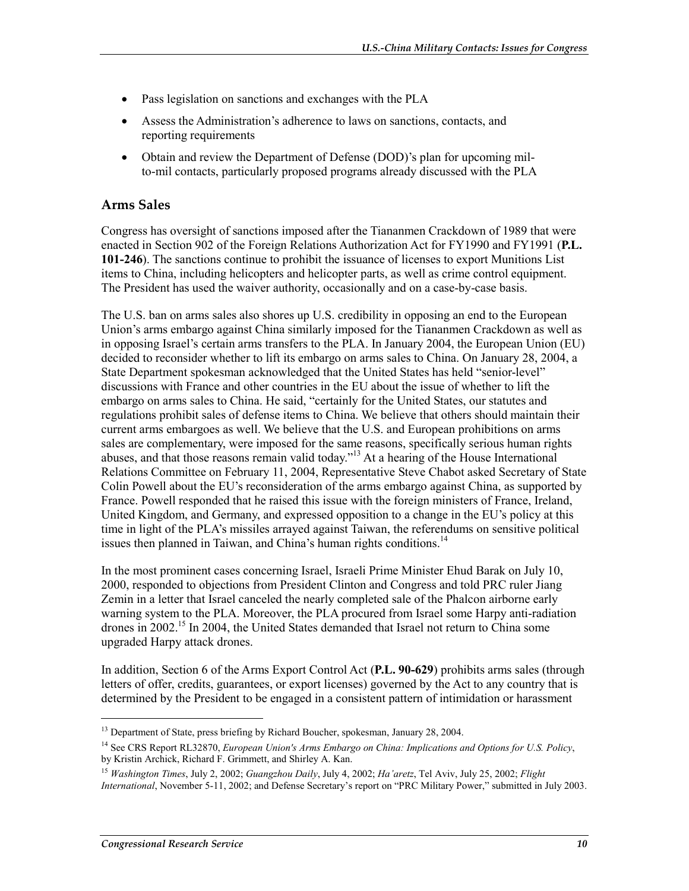- Pass legislation on sanctions and exchanges with the PLA
- Assess the Administration's adherence to laws on sanctions, contacts, and reporting requirements
- Obtain and review the Department of Defense (DOD)'s plan for upcoming mil-to-mil contacts, particularly proposed programs already discussed with the PLA

## Arms Sales

Congress has oversight of sanctions imposed after the Tiananmen Crackdown of 1989 that were enacted in Section 902 of the Foreign Relations Authorization Act for FY1990 and FY1991 (**P.L. 101-246**). The sanctions continue to prohibit the issuance of licenses to export Munitions List items to China, including helicopters and helicopter parts, as well as crime control equipment. The President has used the waiver authority, occasionally and on a case-by-case basis.

The U.S. ban on arms sales also shores up U.S. credibility in opposing an end to the European Union's arms embargo against China similarly imposed for the Tiananmen Crackdown as well as in opposing Israel's certain arms transfers to the PLA. In January 2004, the European Union (EU) decided to reconsider whether to lift its embargo on arms sales to China. On January 28, 2004, a State Department spokesman acknowledged that the United States has held "senior-level" discussions with France and other countries in the EU about the issue of whether to lift the embargo on arms sales to China. He said, "certainly for the United States, our statutes and regulations prohibit sales of defense items to China. We believe that others should maintain their current arms embargoes as well. We believe that the U.S. and European prohibitions on arms sales are complementary, were imposed for the same reasons, specifically serious human rights abuses, and that those reasons remain valid today."[13] At a hearing of the House International Relations Committee on February 11, 2004, Representative Steve Chabot asked Secretary of State Colin Powell about the EU's reconsideration of the arms embargo against China, as supported by France. Powell responded that he raised this issue with the foreign ministers of France, Ireland, United Kingdom, and Germany, and expressed opposition to a change in the EU's policy at this time in light of the PLA's missiles arrayed against Taiwan, the referendums on sensitive political issues then planned in Taiwan, and China's human rights conditions.[14]

In the most prominent cases concerning Israel, Israeli Prime Minister Ehud Barak on July 10, 2000, responded to objections from President Clinton and Congress and told PRC ruler Jiang Zemin in a letter that Israel canceled the nearly completed sale of the Phalcon airborne early warning system to the PLA. Moreover, the PLA procured from Israel some Harpy anti-radiation drones in 2002.[15] In 2004, the United States demanded that Israel not return to China some upgraded Harpy attack drones.

In addition, Section 6 of the Arms Export Control Act (**P.L. 90-629**) prohibits arms sales (through letters of offer, credits, guarantees, or export licenses) governed by the Act to any country that is determined by the President to be engaged in a consistent pattern of intimidation or harassment

---

[13] Department of State, press briefing by Richard Boucher, spokesman, January 28, 2004.

[14] See CRS Report RL32870, *European Union's Arms Embargo on China: Implications and Options for U.S. Policy*, by Kristin Archick, Richard F. Grimmett, and Shirley A. Kan.

[15] *Washington Times*, July 2, 2002; *Guangzhou Daily*, July 4, 2002; *Ha'aretz*, Tel Aviv, July 25, 2002; *Flight International*, November 5-11, 2002; and Defense Secretary's report on "PRC Military Power," submitted in July 2003.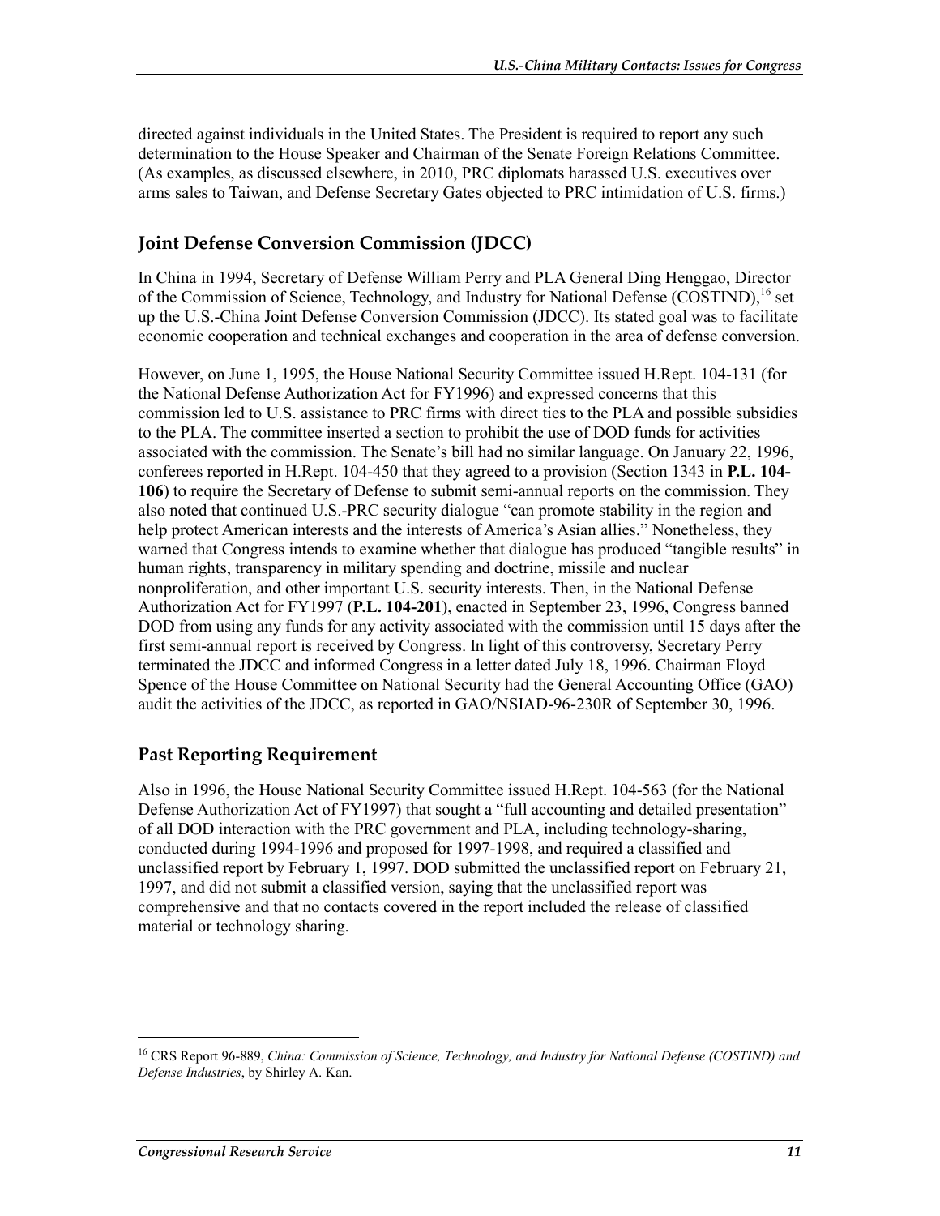directed against individuals in the United States. The President is required to report any such determination to the House Speaker and Chairman of the Senate Foreign Relations Committee. (As examples, as discussed elsewhere, in 2010, PRC diplomats harassed U.S. executives over arms sales to Taiwan, and Defense Secretary Gates objected to PRC intimidation of U.S. firms.)

## Joint Defense Conversion Commission (JDCC)

In China in 1994, Secretary of Defense William Perry and PLA General Ding Henggao, Director of the Commission of Science, Technology, and Industry for National Defense (COSTIND),[16] set up the U.S.-China Joint Defense Conversion Commission (JDCC). Its stated goal was to facilitate economic cooperation and technical exchanges and cooperation in the area of defense conversion.

However, on June 1, 1995, the House National Security Committee issued H.Rept. 104-131 (for the National Defense Authorization Act for FY1996) and expressed concerns that this commission led to U.S. assistance to PRC firms with direct ties to the PLA and possible subsidies to the PLA. The committee inserted a section to prohibit the use of DOD funds for activities associated with the commission. The Senate's bill had no similar language. On January 22, 1996, conferees reported in H.Rept. 104-450 that they agreed to a provision (Section 1343 in **P.L. 104-106**) to require the Secretary of Defense to submit semi-annual reports on the commission. They also noted that continued U.S.-PRC security dialogue "can promote stability in the region and help protect American interests and the interests of America's Asian allies." Nonetheless, they warned that Congress intends to examine whether that dialogue has produced "tangible results" in human rights, transparency in military spending and doctrine, missile and nuclear nonproliferation, and other important U.S. security interests. Then, in the National Defense Authorization Act for FY1997 (**P.L. 104-201**), enacted in September 23, 1996, Congress banned DOD from using any funds for any activity associated with the commission until 15 days after the first semi-annual report is received by Congress. In light of this controversy, Secretary Perry terminated the JDCC and informed Congress in a letter dated July 18, 1996. Chairman Floyd Spence of the House Committee on National Security had the General Accounting Office (GAO) audit the activities of the JDCC, as reported in GAO/NSIAD-96-230R of September 30, 1996.

## Past Reporting Requirement

Also in 1996, the House National Security Committee issued H.Rept. 104-563 (for the National Defense Authorization Act of FY1997) that sought a "full accounting and detailed presentation" of all DOD interaction with the PRC government and PLA, including technology-sharing, conducted during 1994-1996 and proposed for 1997-1998, and required a classified and unclassified report by February 1, 1997. DOD submitted the unclassified report on February 21, 1997, and did not submit a classified version, saying that the unclassified report was comprehensive and that no contacts covered in the report included the release of classified material or technology sharing.

---

[16] CRS Report 96-889, *China: Commission of Science, Technology, and Industry for National Defense (COSTIND) and Defense Industries*, by Shirley A. Kan.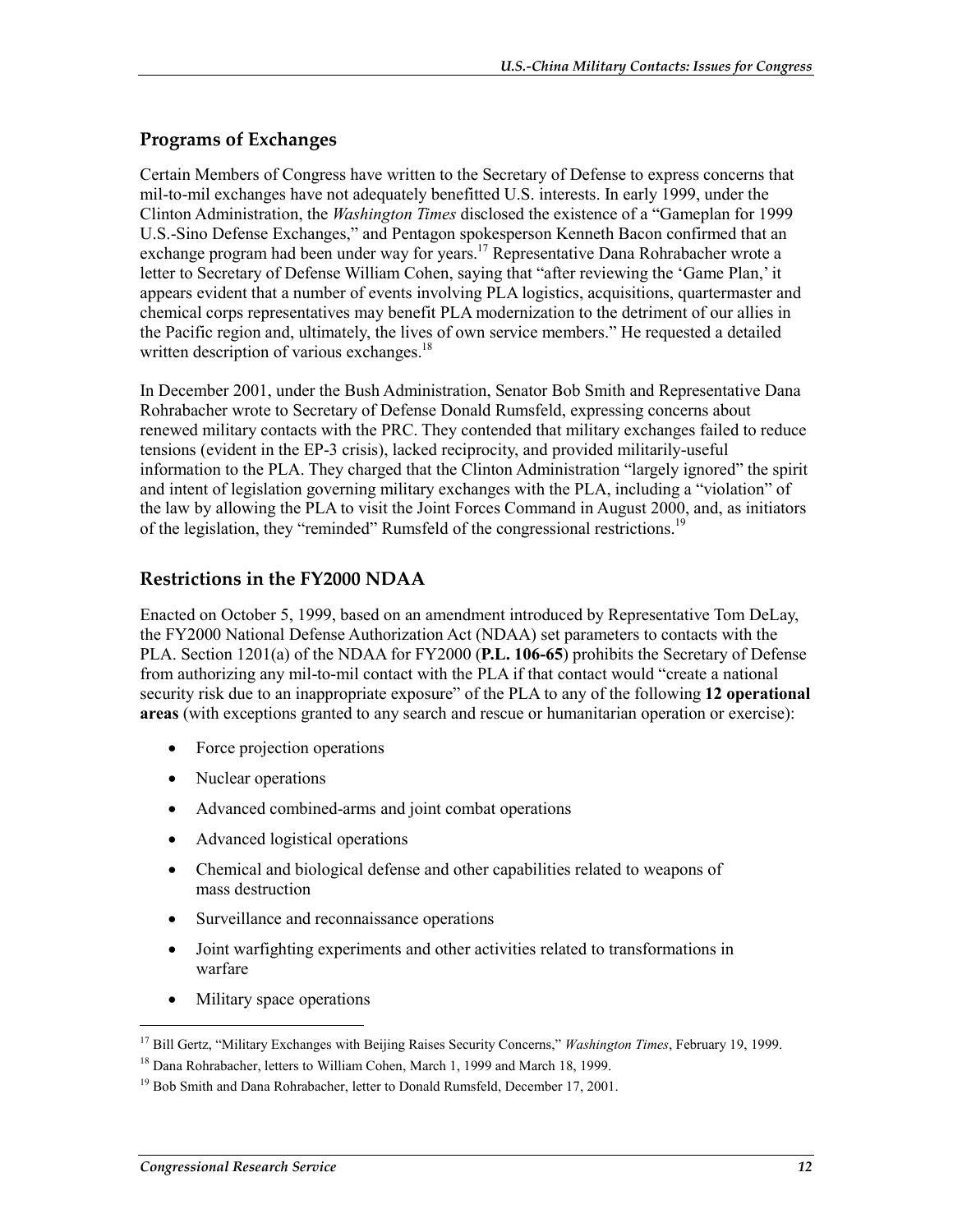## Programs of Exchanges

Certain Members of Congress have written to the Secretary of Defense to express concerns that mil-to-mil exchanges have not adequately benefitted U.S. interests. In early 1999, under the Clinton Administration, the *Washington Times* disclosed the existence of a "Gameplan for 1999 U.S.-Sino Defense Exchanges," and Pentagon spokesperson Kenneth Bacon confirmed that an exchange program had been under way for years.[17] Representative Dana Rohrabacher wrote a letter to Secretary of Defense William Cohen, saying that "after reviewing the 'Game Plan,' it appears evident that a number of events involving PLA logistics, acquisitions, quartermaster and chemical corps representatives may benefit PLA modernization to the detriment of our allies in the Pacific region and, ultimately, the lives of own service members." He requested a detailed written description of various exchanges.[18]

In December 2001, under the Bush Administration, Senator Bob Smith and Representative Dana Rohrabacher wrote to Secretary of Defense Donald Rumsfeld, expressing concerns about renewed military contacts with the PRC. They contended that military exchanges failed to reduce tensions (evident in the EP-3 crisis), lacked reciprocity, and provided militarily-useful information to the PLA. They charged that the Clinton Administration "largely ignored" the spirit and intent of legislation governing military exchanges with the PLA, including a "violation" of the law by allowing the PLA to visit the Joint Forces Command in August 2000, and, as initiators of the legislation, they "reminded" Rumsfeld of the congressional restrictions.[19]

## Restrictions in the FY2000 NDAA

Enacted on October 5, 1999, based on an amendment introduced by Representative Tom DeLay, the FY2000 National Defense Authorization Act (NDAA) set parameters to contacts with the PLA. Section 1201(a) of the NDAA for FY2000 (**P.L. 106-65**) prohibits the Secretary of Defense from authorizing any mil-to-mil contact with the PLA if that contact would "create a national security risk due to an inappropriate exposure" of the PLA to any of the following **12 operational areas** (with exceptions granted to any search and rescue or humanitarian operation or exercise):

- Force projection operations
- Nuclear operations
- Advanced combined-arms and joint combat operations
- Advanced logistical operations
- Chemical and biological defense and other capabilities related to weapons of mass destruction
- Surveillance and reconnaissance operations
- Joint warfighting experiments and other activities related to transformations in warfare
- Military space operations

[17] Bill Gertz, "Military Exchanges with Beijing Raises Security Concerns," *Washington Times*, February 19, 1999.

[18] Dana Rohrabacher, letters to William Cohen, March 1, 1999 and March 18, 1999.

[19] Bob Smith and Dana Rohrabacher, letter to Donald Rumsfeld, December 17, 2001.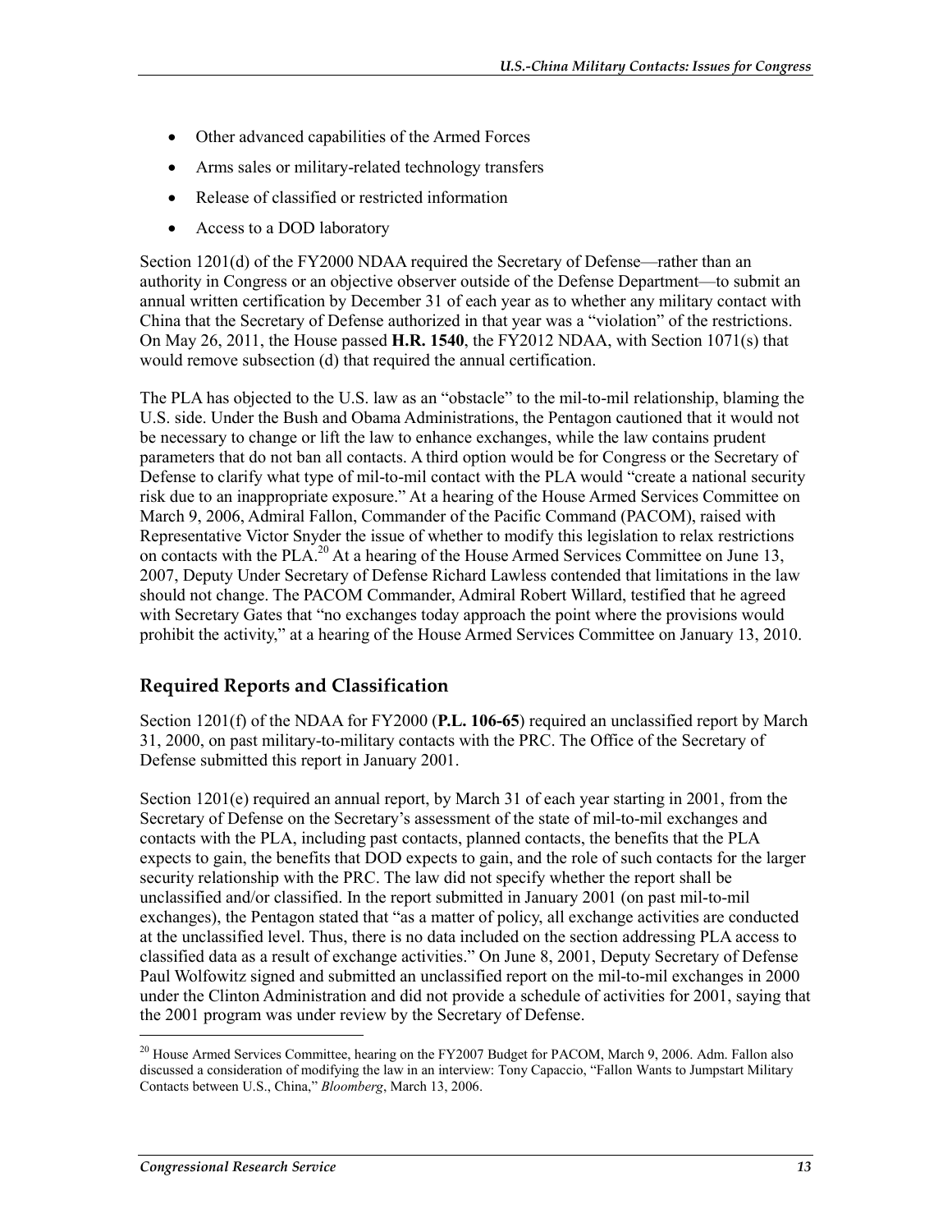- Other advanced capabilities of the Armed Forces
- Arms sales or military-related technology transfers
- Release of classified or restricted information
- Access to a DOD laboratory

Section 1201(d) of the FY2000 NDAA required the Secretary of Defense—rather than an authority in Congress or an objective observer outside of the Defense Department—to submit an annual written certification by December 31 of each year as to whether any military contact with China that the Secretary of Defense authorized in that year was a "violation" of the restrictions. On May 26, 2011, the House passed **H.R. 1540**, the FY2012 NDAA, with Section 1071(s) that would remove subsection (d) that required the annual certification.

The PLA has objected to the U.S. law as an "obstacle" to the mil-to-mil relationship, blaming the U.S. side. Under the Bush and Obama Administrations, the Pentagon cautioned that it would not be necessary to change or lift the law to enhance exchanges, while the law contains prudent parameters that do not ban all contacts. A third option would be for Congress or the Secretary of Defense to clarify what type of mil-to-mil contact with the PLA would "create a national security risk due to an inappropriate exposure." At a hearing of the House Armed Services Committee on March 9, 2006, Admiral Fallon, Commander of the Pacific Command (PACOM), raised with Representative Victor Snyder the issue of whether to modify this legislation to relax restrictions on contacts with the PLA.[20] At a hearing of the House Armed Services Committee on June 13, 2007, Deputy Under Secretary of Defense Richard Lawless contended that limitations in the law should not change. The PACOM Commander, Admiral Robert Willard, testified that he agreed with Secretary Gates that "no exchanges today approach the point where the provisions would prohibit the activity," at a hearing of the House Armed Services Committee on January 13, 2010.

## Required Reports and Classification

Section 1201(f) of the NDAA for FY2000 (**P.L. 106-65**) required an unclassified report by March 31, 2000, on past military-to-military contacts with the PRC. The Office of the Secretary of Defense submitted this report in January 2001.

Section 1201(e) required an annual report, by March 31 of each year starting in 2001, from the Secretary of Defense on the Secretary's assessment of the state of mil-to-mil exchanges and contacts with the PLA, including past contacts, planned contacts, the benefits that the PLA expects to gain, the benefits that DOD expects to gain, and the role of such contacts for the larger security relationship with the PRC. The law did not specify whether the report shall be unclassified and/or classified. In the report submitted in January 2001 (on past mil-to-mil exchanges), the Pentagon stated that "as a matter of policy, all exchange activities are conducted at the unclassified level. Thus, there is no data included on the section addressing PLA access to classified data as a result of exchange activities." On June 8, 2001, Deputy Secretary of Defense Paul Wolfowitz signed and submitted an unclassified report on the mil-to-mil exchanges in 2000 under the Clinton Administration and did not provide a schedule of activities for 2001, saying that the 2001 program was under review by the Secretary of Defense.

---

[20] House Armed Services Committee, hearing on the FY2007 Budget for PACOM, March 9, 2006. Adm. Fallon also discussed a consideration of modifying the law in an interview: Tony Capaccio, "Fallon Wants to Jumpstart Military Contacts between U.S., China," *Bloomberg*, March 13, 2006.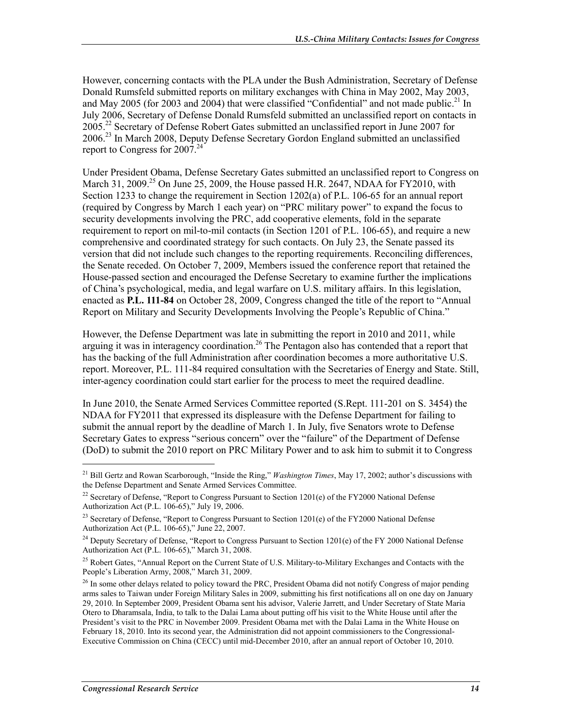However, concerning contacts with the PLA under the Bush Administration, Secretary of Defense Donald Rumsfeld submitted reports on military exchanges with China in May 2002, May 2003, and May 2005 (for 2003 and 2004) that were classified "Confidential" and not made public.[21] In July 2006, Secretary of Defense Donald Rumsfeld submitted an unclassified report on contacts in 2005.[22] Secretary of Defense Robert Gates submitted an unclassified report in June 2007 for 2006.[23] In March 2008, Deputy Defense Secretary Gordon England submitted an unclassified report to Congress for 2007.[24]

Under President Obama, Defense Secretary Gates submitted an unclassified report to Congress on March 31, 2009.[25] On June 25, 2009, the House passed H.R. 2647, NDAA for FY2010, with Section 1233 to change the requirement in Section 1202(a) of P.L. 106-65 for an annual report (required by Congress by March 1 each year) on "PRC military power" to expand the focus to security developments involving the PRC, add cooperative elements, fold in the separate requirement to report on mil-to-mil contacts (in Section 1201 of P.L. 106-65), and require a new comprehensive and coordinated strategy for such contacts. On July 23, the Senate passed its version that did not include such changes to the reporting requirements. Reconciling differences, the Senate receded. On October 7, 2009, Members issued the conference report that retained the House-passed section and encouraged the Defense Secretary to examine further the implications of China's psychological, media, and legal warfare on U.S. military affairs. In this legislation, enacted as **P.L. 111-84** on October 28, 2009, Congress changed the title of the report to "Annual Report on Military and Security Developments Involving the People's Republic of China."

However, the Defense Department was late in submitting the report in 2010 and 2011, while arguing it was in interagency coordination.[26] The Pentagon also has contended that a report that has the backing of the full Administration after coordination becomes a more authoritative U.S. report. Moreover, P.L. 111-84 required consultation with the Secretaries of Energy and State. Still, inter-agency coordination could start earlier for the process to meet the required deadline.

In June 2010, the Senate Armed Services Committee reported (S.Rept. 111-201 on S. 3454) the NDAA for FY2011 that expressed its displeasure with the Defense Department for failing to submit the annual report by the deadline of March 1. In July, five Senators wrote to Defense Secretary Gates to express "serious concern" over the "failure" of the Department of Defense (DoD) to submit the 2010 report on PRC Military Power and to ask him to submit it to Congress

---

[21] Bill Gertz and Rowan Scarborough, "Inside the Ring," *Washington Times*, May 17, 2002; author's discussions with the Defense Department and Senate Armed Services Committee.

[22] Secretary of Defense, "Report to Congress Pursuant to Section 1201(e) of the FY2000 National Defense Authorization Act (P.L. 106-65)," July 19, 2006.

[23] Secretary of Defense, "Report to Congress Pursuant to Section 1201(e) of the FY2000 National Defense Authorization Act (P.L. 106-65)," June 22, 2007.

[24] Deputy Secretary of Defense, "Report to Congress Pursuant to Section 1201(e) of the FY 2000 National Defense Authorization Act (P.L. 106-65)," March 31, 2008.

[25] Robert Gates, "Annual Report on the Current State of U.S. Military-to-Military Exchanges and Contacts with the People's Liberation Army, 2008," March 31, 2009.

[26] In some other delays related to policy toward the PRC, President Obama did not notify Congress of major pending arms sales to Taiwan under Foreign Military Sales in 2009, submitting his first notifications all on one day on January 29, 2010. In September 2009, President Obama sent his advisor, Valerie Jarrett, and Under Secretary of State Maria Otero to Dharamsala, India, to talk to the Dalai Lama about putting off his visit to the White House until after the President's visit to the PRC in November 2009. President Obama met with the Dalai Lama in the White House on February 18, 2010. Into its second year, the Administration did not appoint commissioners to the Congressional-Executive Commission on China (CECC) until mid-December 2010, after an annual report of October 10, 2010.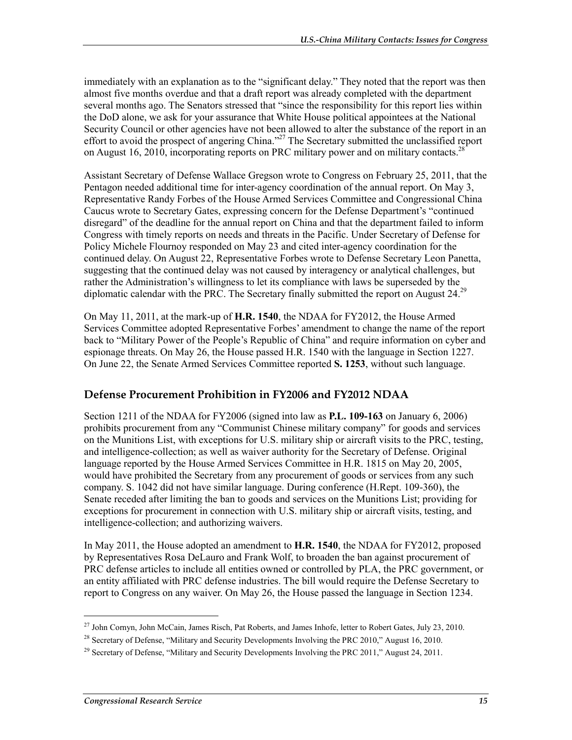immediately with an explanation as to the "significant delay." They noted that the report was then almost five months overdue and that a draft report was already completed with the department several months ago. The Senators stressed that "since the responsibility for this report lies within the DoD alone, we ask for your assurance that White House political appointees at the National Security Council or other agencies have not been allowed to alter the substance of the report in an effort to avoid the prospect of angering China."[27] The Secretary submitted the unclassified report on August 16, 2010, incorporating reports on PRC military power and on military contacts.[28]

Assistant Secretary of Defense Wallace Gregson wrote to Congress on February 25, 2011, that the Pentagon needed additional time for inter-agency coordination of the annual report. On May 3, Representative Randy Forbes of the House Armed Services Committee and Congressional China Caucus wrote to Secretary Gates, expressing concern for the Defense Department's "continued disregard" of the deadline for the annual report on China and that the department failed to inform Congress with timely reports on needs and threats in the Pacific. Under Secretary of Defense for Policy Michele Flournoy responded on May 23 and cited inter-agency coordination for the continued delay. On August 22, Representative Forbes wrote to Defense Secretary Leon Panetta, suggesting that the continued delay was not caused by interagency or analytical challenges, but rather the Administration's willingness to let its compliance with laws be superseded by the diplomatic calendar with the PRC. The Secretary finally submitted the report on August 24.[29]

On May 11, 2011, at the mark-up of **H.R. 1540**, the NDAA for FY2012, the House Armed Services Committee adopted Representative Forbes' amendment to change the name of the report back to "Military Power of the People's Republic of China" and require information on cyber and espionage threats. On May 26, the House passed H.R. 1540 with the language in Section 1227. On June 22, the Senate Armed Services Committee reported **S. 1253**, without such language.

## Defense Procurement Prohibition in FY2006 and FY2012 NDAA

Section 1211 of the NDAA for FY2006 (signed into law as **P.L. 109-163** on January 6, 2006) prohibits procurement from any "Communist Chinese military company" for goods and services on the Munitions List, with exceptions for U.S. military ship or aircraft visits to the PRC, testing, and intelligence-collection; as well as waiver authority for the Secretary of Defense. Original language reported by the House Armed Services Committee in H.R. 1815 on May 20, 2005, would have prohibited the Secretary from any procurement of goods or services from any such company. S. 1042 did not have similar language. During conference (H.Rept. 109-360), the Senate receded after limiting the ban to goods and services on the Munitions List; providing for exceptions for procurement in connection with U.S. military ship or aircraft visits, testing, and intelligence-collection; and authorizing waivers.

In May 2011, the House adopted an amendment to **H.R. 1540**, the NDAA for FY2012, proposed by Representatives Rosa DeLauro and Frank Wolf, to broaden the ban against procurement of PRC defense articles to include all entities owned or controlled by PLA, the PRC government, or an entity affiliated with PRC defense industries. The bill would require the Defense Secretary to report to Congress on any waiver. On May 26, the House passed the language in Section 1234.

---

[27] John Cornyn, John McCain, James Risch, Pat Roberts, and James Inhofe, letter to Robert Gates, July 23, 2010.

[28] Secretary of Defense, "Military and Security Developments Involving the PRC 2010," August 16, 2010.

[29] Secretary of Defense, "Military and Security Developments Involving the PRC 2011," August 24, 2011.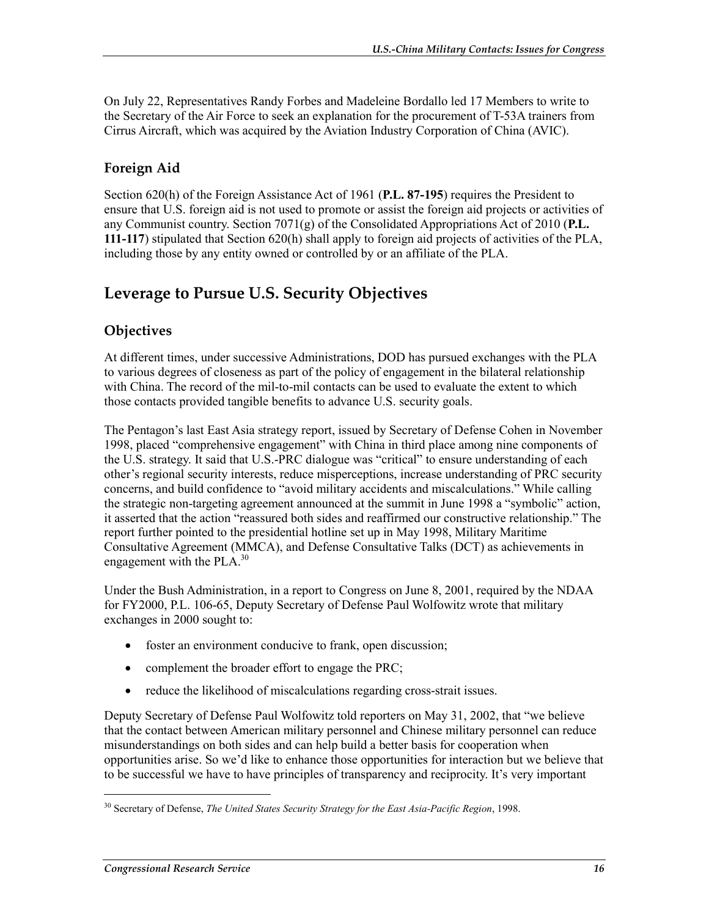On July 22, Representatives Randy Forbes and Madeleine Bordallo led 17 Members to write to the Secretary of the Air Force to seek an explanation for the procurement of T-53A trainers from Cirrus Aircraft, which was acquired by the Aviation Industry Corporation of China (AVIC).

### Foreign Aid

Section 620(h) of the Foreign Assistance Act of 1961 (**P.L. 87-195**) requires the President to ensure that U.S. foreign aid is not used to promote or assist the foreign aid projects or activities of any Communist country. Section 7071(g) of the Consolidated Appropriations Act of 2010 (**P.L. 111-117**) stipulated that Section 620(h) shall apply to foreign aid projects of activities of the PLA, including those by any entity owned or controlled by or an affiliate of the PLA.

## Leverage to Pursue U.S. Security Objectives

### Objectives

At different times, under successive Administrations, DOD has pursued exchanges with the PLA to various degrees of closeness as part of the policy of engagement in the bilateral relationship with China. The record of the mil-to-mil contacts can be used to evaluate the extent to which those contacts provided tangible benefits to advance U.S. security goals.

The Pentagon's last East Asia strategy report, issued by Secretary of Defense Cohen in November 1998, placed "comprehensive engagement" with China in third place among nine components of the U.S. strategy. It said that U.S.-PRC dialogue was "critical" to ensure understanding of each other's regional security interests, reduce misperceptions, increase understanding of PRC security concerns, and build confidence to "avoid military accidents and miscalculations." While calling the strategic non-targeting agreement announced at the summit in June 1998 a "symbolic" action, it asserted that the action "reassured both sides and reaffirmed our constructive relationship." The report further pointed to the presidential hotline set up in May 1998, Military Maritime Consultative Agreement (MMCA), and Defense Consultative Talks (DCT) as achievements in engagement with the PLA.[30]

Under the Bush Administration, in a report to Congress on June 8, 2001, required by the NDAA for FY2000, P.L. 106-65, Deputy Secretary of Defense Paul Wolfowitz wrote that military exchanges in 2000 sought to:

- foster an environment conducive to frank, open discussion;
- complement the broader effort to engage the PRC;
- reduce the likelihood of miscalculations regarding cross-strait issues.

Deputy Secretary of Defense Paul Wolfowitz told reporters on May 31, 2002, that "we believe that the contact between American military personnel and Chinese military personnel can reduce misunderstandings on both sides and can help build a better basis for cooperation when opportunities arise. So we'd like to enhance those opportunities for interaction but we believe that to be successful we have to have principles of transparency and reciprocity. It's very important

[30] Secretary of Defense, *The United States Security Strategy for the East Asia-Pacific Region*, 1998.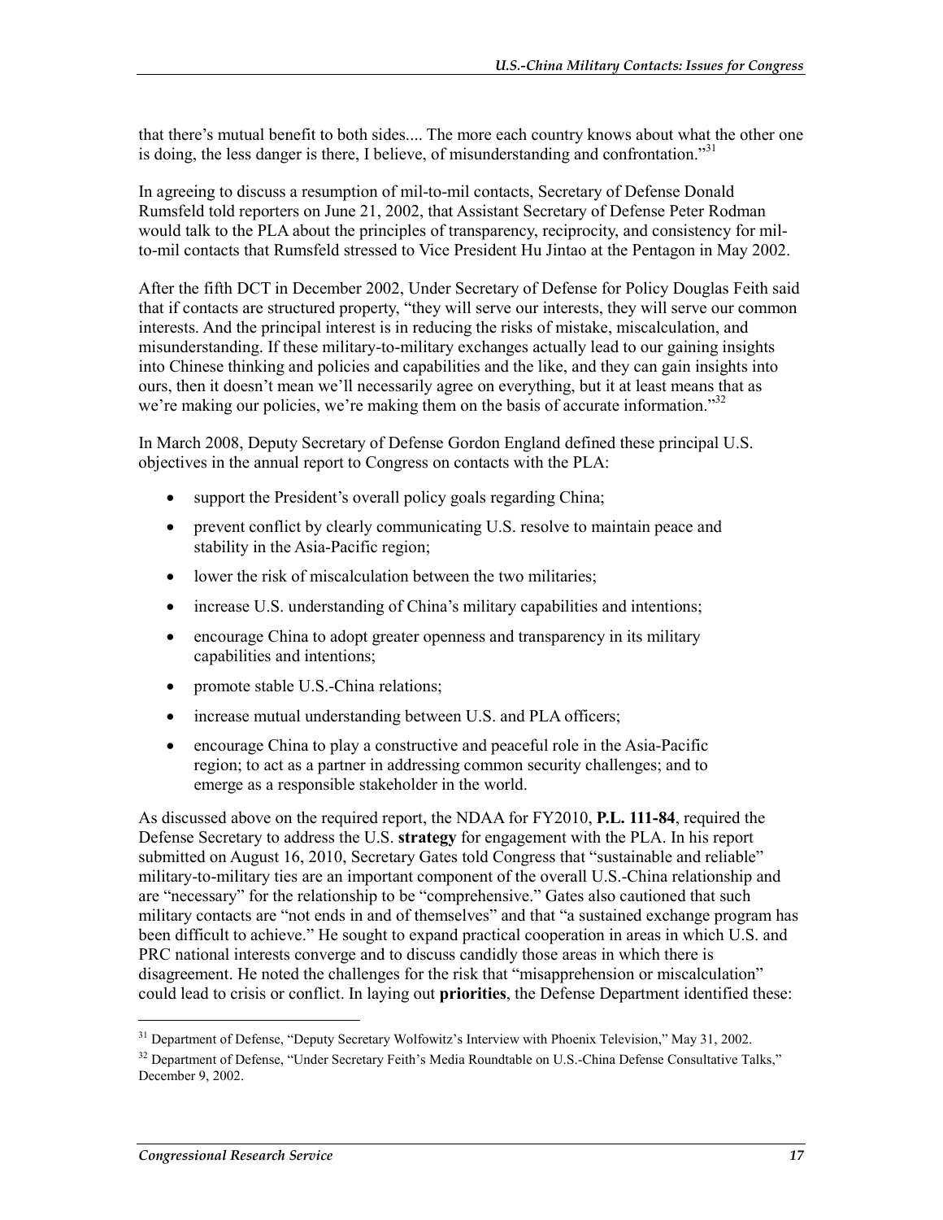that there's mutual benefit to both sides.... The more each country knows about what the other one is doing, the less danger is there, I believe, of misunderstanding and confrontation."[31]

In agreeing to discuss a resumption of mil-to-mil contacts, Secretary of Defense Donald Rumsfeld told reporters on June 21, 2002, that Assistant Secretary of Defense Peter Rodman would talk to the PLA about the principles of transparency, reciprocity, and consistency for mil-to-mil contacts that Rumsfeld stressed to Vice President Hu Jintao at the Pentagon in May 2002.

After the fifth DCT in December 2002, Under Secretary of Defense for Policy Douglas Feith said that if contacts are structured property, "they will serve our interests, they will serve our common interests. And the principal interest is in reducing the risks of mistake, miscalculation, and misunderstanding. If these military-to-military exchanges actually lead to our gaining insights into Chinese thinking and policies and capabilities and the like, and they can gain insights into ours, then it doesn't mean we'll necessarily agree on everything, but it at least means that as we're making our policies, we're making them on the basis of accurate information."[32]

In March 2008, Deputy Secretary of Defense Gordon England defined these principal U.S. objectives in the annual report to Congress on contacts with the PLA:

- support the President's overall policy goals regarding China;
- prevent conflict by clearly communicating U.S. resolve to maintain peace and stability in the Asia-Pacific region;
- lower the risk of miscalculation between the two militaries;
- increase U.S. understanding of China's military capabilities and intentions;
- encourage China to adopt greater openness and transparency in its military capabilities and intentions;
- promote stable U.S.-China relations;
- increase mutual understanding between U.S. and PLA officers;
- encourage China to play a constructive and peaceful role in the Asia-Pacific region; to act as a partner in addressing common security challenges; and to emerge as a responsible stakeholder in the world.

As discussed above on the required report, the NDAA for FY2010, **P.L. 111-84**, required the Defense Secretary to address the U.S. **strategy** for engagement with the PLA. In his report submitted on August 16, 2010, Secretary Gates told Congress that "sustainable and reliable" military-to-military ties are an important component of the overall U.S.-China relationship and are "necessary" for the relationship to be "comprehensive." Gates also cautioned that such military contacts are "not ends in and of themselves" and that "a sustained exchange program has been difficult to achieve." He sought to expand practical cooperation in areas in which U.S. and PRC national interests converge and to discuss candidly those areas in which there is disagreement. He noted the challenges for the risk that "misapprehension or miscalculation" could lead to crisis or conflict. In laying out **priorities**, the Defense Department identified these:

[31] Department of Defense, "Deputy Secretary Wolfowitz's Interview with Phoenix Television," May 31, 2002.

[32] Department of Defense, "Under Secretary Feith's Media Roundtable on U.S.-China Defense Consultative Talks," December 9, 2002.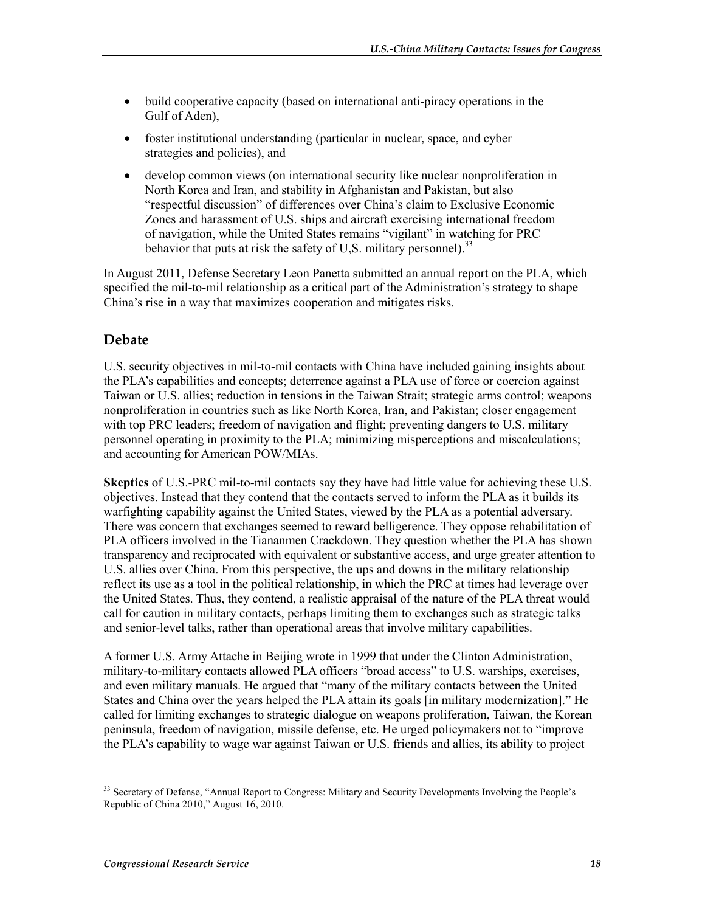- build cooperative capacity (based on international anti-piracy operations in the Gulf of Aden),
- foster institutional understanding (particular in nuclear, space, and cyber strategies and policies), and
- develop common views (on international security like nuclear nonproliferation in North Korea and Iran, and stability in Afghanistan and Pakistan, but also "respectful discussion" of differences over China's claim to Exclusive Economic Zones and harassment of U.S. ships and aircraft exercising international freedom of navigation, while the United States remains "vigilant" in watching for PRC behavior that puts at risk the safety of U,S. military personnel).[33]

In August 2011, Defense Secretary Leon Panetta submitted an annual report on the PLA, which specified the mil-to-mil relationship as a critical part of the Administration's strategy to shape China's rise in a way that maximizes cooperation and mitigates risks.

## Debate

U.S. security objectives in mil-to-mil contacts with China have included gaining insights about the PLA's capabilities and concepts; deterrence against a PLA use of force or coercion against Taiwan or U.S. allies; reduction in tensions in the Taiwan Strait; strategic arms control; weapons nonproliferation in countries such as like North Korea, Iran, and Pakistan; closer engagement with top PRC leaders; freedom of navigation and flight; preventing dangers to U.S. military personnel operating in proximity to the PLA; minimizing misperceptions and miscalculations; and accounting for American POW/MIAs.

**Skeptics** of U.S.-PRC mil-to-mil contacts say they have had little value for achieving these U.S. objectives. Instead that they contend that the contacts served to inform the PLA as it builds its warfighting capability against the United States, viewed by the PLA as a potential adversary. There was concern that exchanges seemed to reward belligerence. They oppose rehabilitation of PLA officers involved in the Tiananmen Crackdown. They question whether the PLA has shown transparency and reciprocated with equivalent or substantive access, and urge greater attention to U.S. allies over China. From this perspective, the ups and downs in the military relationship reflect its use as a tool in the political relationship, in which the PRC at times had leverage over the United States. Thus, they contend, a realistic appraisal of the nature of the PLA threat would call for caution in military contacts, perhaps limiting them to exchanges such as strategic talks and senior-level talks, rather than operational areas that involve military capabilities.

A former U.S. Army Attache in Beijing wrote in 1999 that under the Clinton Administration, military-to-military contacts allowed PLA officers "broad access" to U.S. warships, exercises, and even military manuals. He argued that "many of the military contacts between the United States and China over the years helped the PLA attain its goals [in military modernization]." He called for limiting exchanges to strategic dialogue on weapons proliferation, Taiwan, the Korean peninsula, freedom of navigation, missile defense, etc. He urged policymakers not to "improve the PLA's capability to wage war against Taiwan or U.S. friends and allies, its ability to project

---

[33] Secretary of Defense, "Annual Report to Congress: Military and Security Developments Involving the People's Republic of China 2010," August 16, 2010.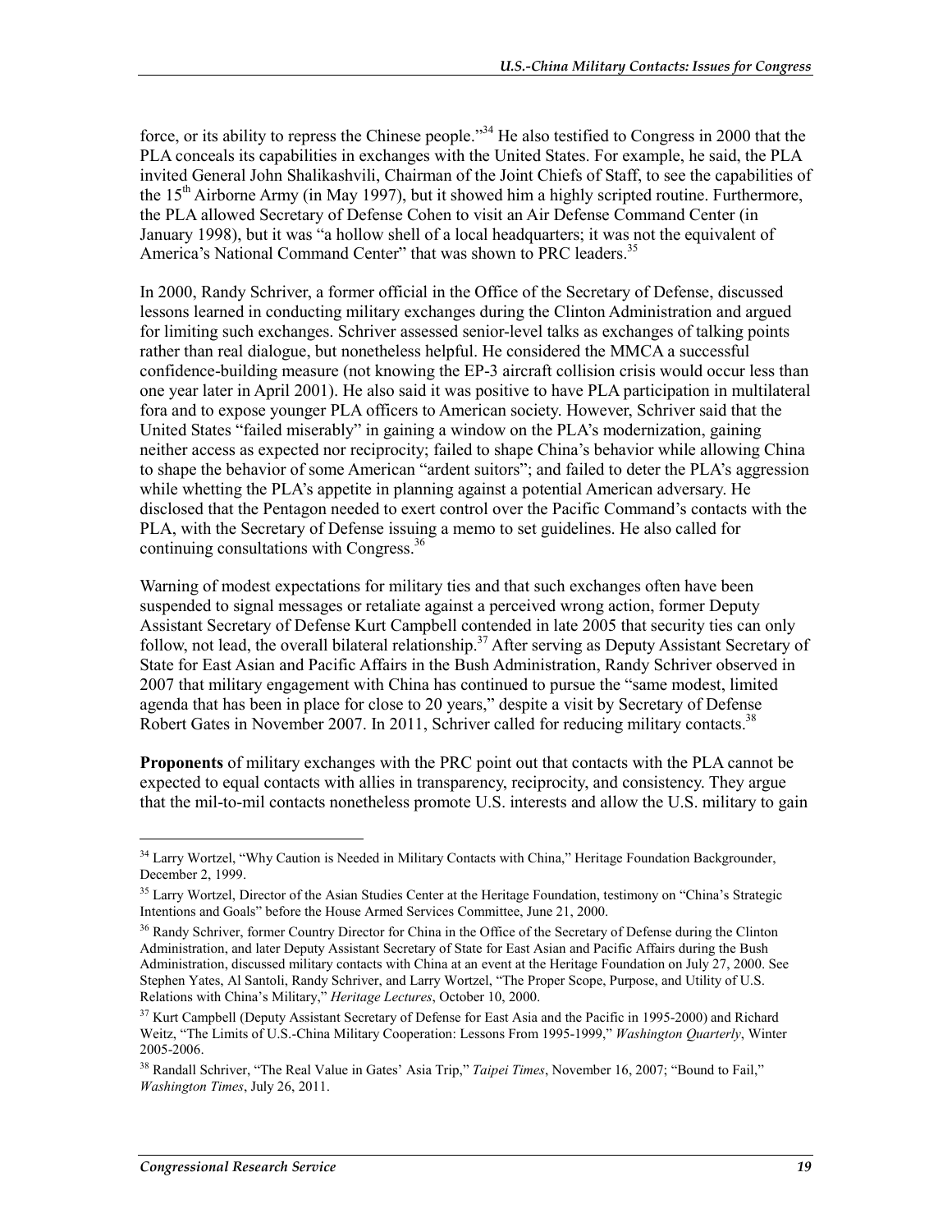force, or its ability to repress the Chinese people."[34] He also testified to Congress in 2000 that the PLA conceals its capabilities in exchanges with the United States. For example, he said, the PLA invited General John Shalikashvili, Chairman of the Joint Chiefs of Staff, to see the capabilities of the 15th Airborne Army (in May 1997), but it showed him a highly scripted routine. Furthermore, the PLA allowed Secretary of Defense Cohen to visit an Air Defense Command Center (in January 1998), but it was "a hollow shell of a local headquarters; it was not the equivalent of America's National Command Center" that was shown to PRC leaders.[35]

In 2000, Randy Schriver, a former official in the Office of the Secretary of Defense, discussed lessons learned in conducting military exchanges during the Clinton Administration and argued for limiting such exchanges. Schriver assessed senior-level talks as exchanges of talking points rather than real dialogue, but nonetheless helpful. He considered the MMCA a successful confidence-building measure (not knowing the EP-3 aircraft collision crisis would occur less than one year later in April 2001). He also said it was positive to have PLA participation in multilateral fora and to expose younger PLA officers to American society. However, Schriver said that the United States "failed miserably" in gaining a window on the PLA's modernization, gaining neither access as expected nor reciprocity; failed to shape China's behavior while allowing China to shape the behavior of some American "ardent suitors"; and failed to deter the PLA's aggression while whetting the PLA's appetite in planning against a potential American adversary. He disclosed that the Pentagon needed to exert control over the Pacific Command's contacts with the PLA, with the Secretary of Defense issuing a memo to set guidelines. He also called for continuing consultations with Congress.[36]

Warning of modest expectations for military ties and that such exchanges often have been suspended to signal messages or retaliate against a perceived wrong action, former Deputy Assistant Secretary of Defense Kurt Campbell contended in late 2005 that security ties can only follow, not lead, the overall bilateral relationship.[37] After serving as Deputy Assistant Secretary of State for East Asian and Pacific Affairs in the Bush Administration, Randy Schriver observed in 2007 that military engagement with China has continued to pursue the "same modest, limited agenda that has been in place for close to 20 years," despite a visit by Secretary of Defense Robert Gates in November 2007. In 2011, Schriver called for reducing military contacts.[38]

**Proponents** of military exchanges with the PRC point out that contacts with the PLA cannot be expected to equal contacts with allies in transparency, reciprocity, and consistency. They argue that the mil-to-mil contacts nonetheless promote U.S. interests and allow the U.S. military to gain

---

[34] Larry Wortzel, "Why Caution is Needed in Military Contacts with China," Heritage Foundation Backgrounder, December 2, 1999.

[35] Larry Wortzel, Director of the Asian Studies Center at the Heritage Foundation, testimony on "China's Strategic Intentions and Goals" before the House Armed Services Committee, June 21, 2000.

[36] Randy Schriver, former Country Director for China in the Office of the Secretary of Defense during the Clinton Administration, and later Deputy Assistant Secretary of State for East Asian and Pacific Affairs during the Bush Administration, discussed military contacts with China at an event at the Heritage Foundation on July 27, 2000. See Stephen Yates, Al Santoli, Randy Schriver, and Larry Wortzel, "The Proper Scope, Purpose, and Utility of U.S. Relations with China's Military," *Heritage Lectures*, October 10, 2000.

[37] Kurt Campbell (Deputy Assistant Secretary of Defense for East Asia and the Pacific in 1995-2000) and Richard Weitz, "The Limits of U.S.-China Military Cooperation: Lessons From 1995-1999," *Washington Quarterly*, Winter 2005-2006.

[38] Randall Schriver, "The Real Value in Gates' Asia Trip," *Taipei Times*, November 16, 2007; "Bound to Fail," *Washington Times*, July 26, 2011.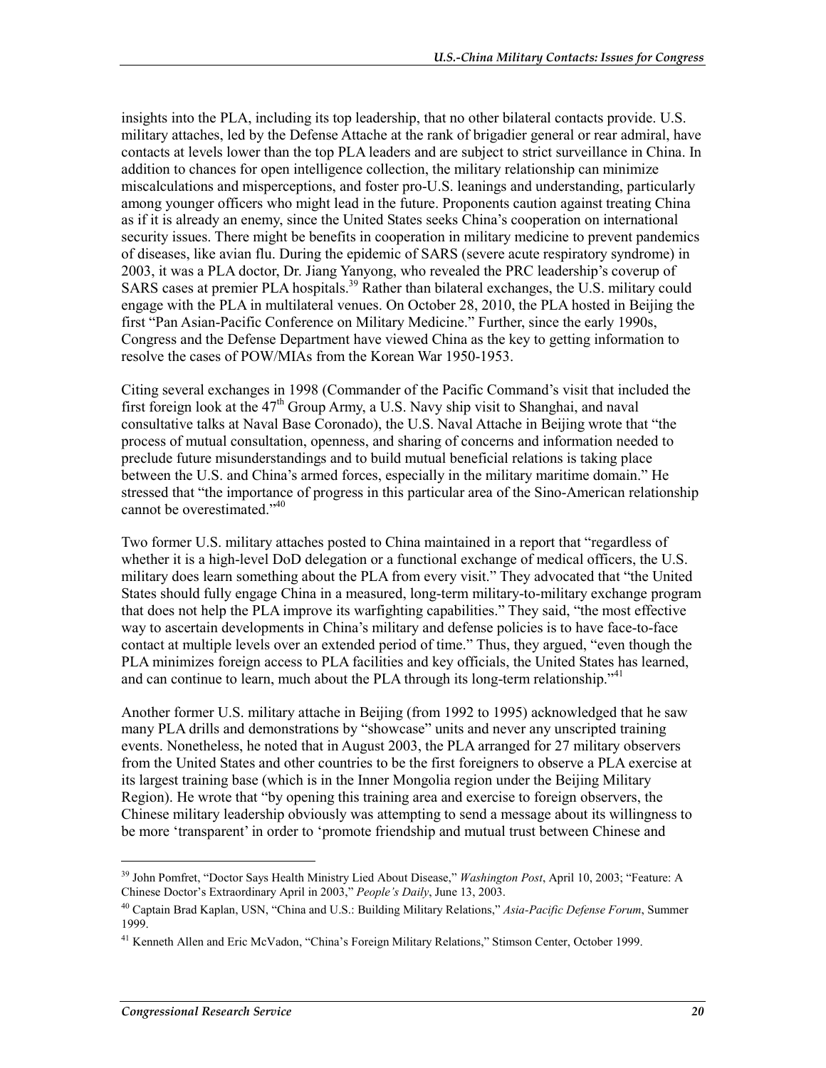insights into the PLA, including its top leadership, that no other bilateral contacts provide. U.S. military attaches, led by the Defense Attache at the rank of brigadier general or rear admiral, have contacts at levels lower than the top PLA leaders and are subject to strict surveillance in China. In addition to chances for open intelligence collection, the military relationship can minimize miscalculations and misperceptions, and foster pro-U.S. leanings and understanding, particularly among younger officers who might lead in the future. Proponents caution against treating China as if it is already an enemy, since the United States seeks China's cooperation on international security issues. There might be benefits in cooperation in military medicine to prevent pandemics of diseases, like avian flu. During the epidemic of SARS (severe acute respiratory syndrome) in 2003, it was a PLA doctor, Dr. Jiang Yanyong, who revealed the PRC leadership's coverup of SARS cases at premier PLA hospitals.[39] Rather than bilateral exchanges, the U.S. military could engage with the PLA in multilateral venues. On October 28, 2010, the PLA hosted in Beijing the first "Pan Asian-Pacific Conference on Military Medicine." Further, since the early 1990s, Congress and the Defense Department have viewed China as the key to getting information to resolve the cases of POW/MIAs from the Korean War 1950-1953.

Citing several exchanges in 1998 (Commander of the Pacific Command's visit that included the first foreign look at the 47th Group Army, a U.S. Navy ship visit to Shanghai, and naval consultative talks at Naval Base Coronado), the U.S. Naval Attache in Beijing wrote that "the process of mutual consultation, openness, and sharing of concerns and information needed to preclude future misunderstandings and to build mutual beneficial relations is taking place between the U.S. and China's armed forces, especially in the military maritime domain." He stressed that "the importance of progress in this particular area of the Sino-American relationship cannot be overestimated."[40]

Two former U.S. military attaches posted to China maintained in a report that "regardless of whether it is a high-level DoD delegation or a functional exchange of medical officers, the U.S. military does learn something about the PLA from every visit." They advocated that "the United States should fully engage China in a measured, long-term military-to-military exchange program that does not help the PLA improve its warfighting capabilities." They said, "the most effective way to ascertain developments in China's military and defense policies is to have face-to-face contact at multiple levels over an extended period of time." Thus, they argued, "even though the PLA minimizes foreign access to PLA facilities and key officials, the United States has learned, and can continue to learn, much about the PLA through its long-term relationship."[41]

Another former U.S. military attache in Beijing (from 1992 to 1995) acknowledged that he saw many PLA drills and demonstrations by "showcase" units and never any unscripted training events. Nonetheless, he noted that in August 2003, the PLA arranged for 27 military observers from the United States and other countries to be the first foreigners to observe a PLA exercise at its largest training base (which is in the Inner Mongolia region under the Beijing Military Region). He wrote that "by opening this training area and exercise to foreign observers, the Chinese military leadership obviously was attempting to send a message about its willingness to be more 'transparent' in order to 'promote friendship and mutual trust between Chinese and

---

[39] John Pomfret, "Doctor Says Health Ministry Lied About Disease," *Washington Post*, April 10, 2003; "Feature: A Chinese Doctor's Extraordinary April in 2003," *People's Daily*, June 13, 2003.

[40] Captain Brad Kaplan, USN, "China and U.S.: Building Military Relations," *Asia-Pacific Defense Forum*, Summer 1999.

[41] Kenneth Allen and Eric McVadon, "China's Foreign Military Relations," Stimson Center, October 1999.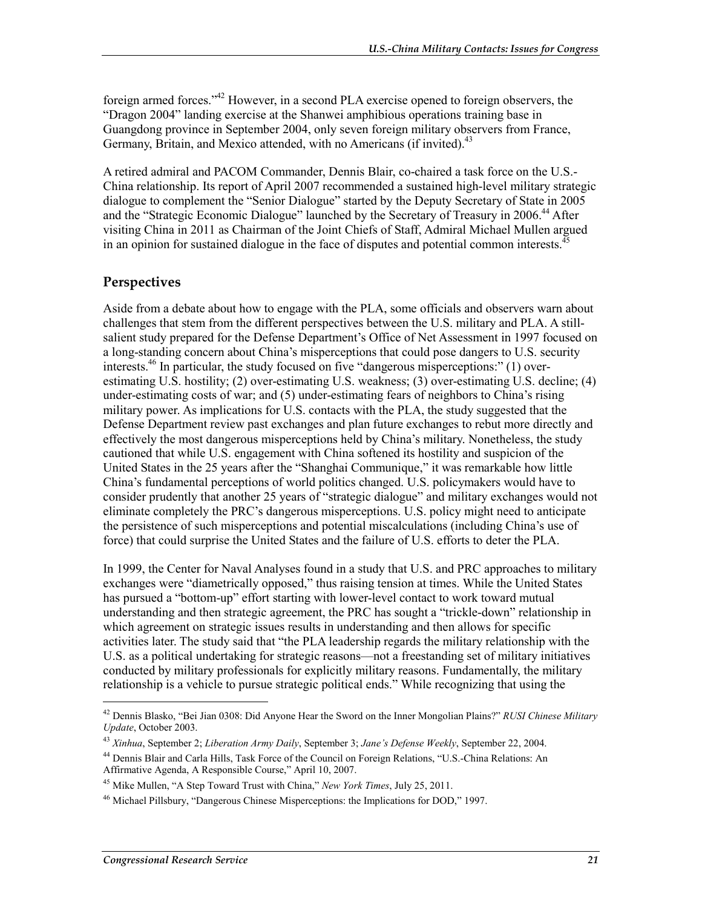foreign armed forces."[42] However, in a second PLA exercise opened to foreign observers, the "Dragon 2004" landing exercise at the Shanwei amphibious operations training base in Guangdong province in September 2004, only seven foreign military observers from France, Germany, Britain, and Mexico attended, with no Americans (if invited).[43]

A retired admiral and PACOM Commander, Dennis Blair, co-chaired a task force on the U.S.-China relationship. Its report of April 2007 recommended a sustained high-level military strategic dialogue to complement the "Senior Dialogue" started by the Deputy Secretary of State in 2005 and the "Strategic Economic Dialogue" launched by the Secretary of Treasury in 2006.[44] After visiting China in 2011 as Chairman of the Joint Chiefs of Staff, Admiral Michael Mullen argued in an opinion for sustained dialogue in the face of disputes and potential common interests.[45]

## Perspectives

Aside from a debate about how to engage with the PLA, some officials and observers warn about challenges that stem from the different perspectives between the U.S. military and PLA. A still-salient study prepared for the Defense Department's Office of Net Assessment in 1997 focused on a long-standing concern about China's misperceptions that could pose dangers to U.S. security interests.[46] In particular, the study focused on five "dangerous misperceptions:" (1) over-estimating U.S. hostility; (2) over-estimating U.S. weakness; (3) over-estimating U.S. decline; (4) under-estimating costs of war; and (5) under-estimating fears of neighbors to China's rising military power. As implications for U.S. contacts with the PLA, the study suggested that the Defense Department review past exchanges and plan future exchanges to rebut more directly and effectively the most dangerous misperceptions held by China's military. Nonetheless, the study cautioned that while U.S. engagement with China softened its hostility and suspicion of the United States in the 25 years after the "Shanghai Communique," it was remarkable how little China's fundamental perceptions of world politics changed. U.S. policymakers would have to consider prudently that another 25 years of "strategic dialogue" and military exchanges would not eliminate completely the PRC's dangerous misperceptions. U.S. policy might need to anticipate the persistence of such misperceptions and potential miscalculations (including China's use of force) that could surprise the United States and the failure of U.S. efforts to deter the PLA.

In 1999, the Center for Naval Analyses found in a study that U.S. and PRC approaches to military exchanges were "diametrically opposed," thus raising tension at times. While the United States has pursued a "bottom-up" effort starting with lower-level contact to work toward mutual understanding and then strategic agreement, the PRC has sought a "trickle-down" relationship in which agreement on strategic issues results in understanding and then allows for specific activities later. The study said that "the PLA leadership regards the military relationship with the U.S. as a political undertaking for strategic reasons—not a freestanding set of military initiatives conducted by military professionals for explicitly military reasons. Fundamentally, the military relationship is a vehicle to pursue strategic political ends." While recognizing that using the

---

[42] Dennis Blasko, "Bei Jian 0308: Did Anyone Hear the Sword on the Inner Mongolian Plains?" *RUSI Chinese Military Update*, October 2003.

[43] *Xinhua*, September 2; *Liberation Army Daily*, September 3; *Jane's Defense Weekly*, September 22, 2004.

[44] Dennis Blair and Carla Hills, Task Force of the Council on Foreign Relations, "U.S.-China Relations: An Affirmative Agenda, A Responsible Course," April 10, 2007.

[45] Mike Mullen, "A Step Toward Trust with China," *New York Times*, July 25, 2011.

[46] Michael Pillsbury, "Dangerous Chinese Misperceptions: the Implications for DOD," 1997.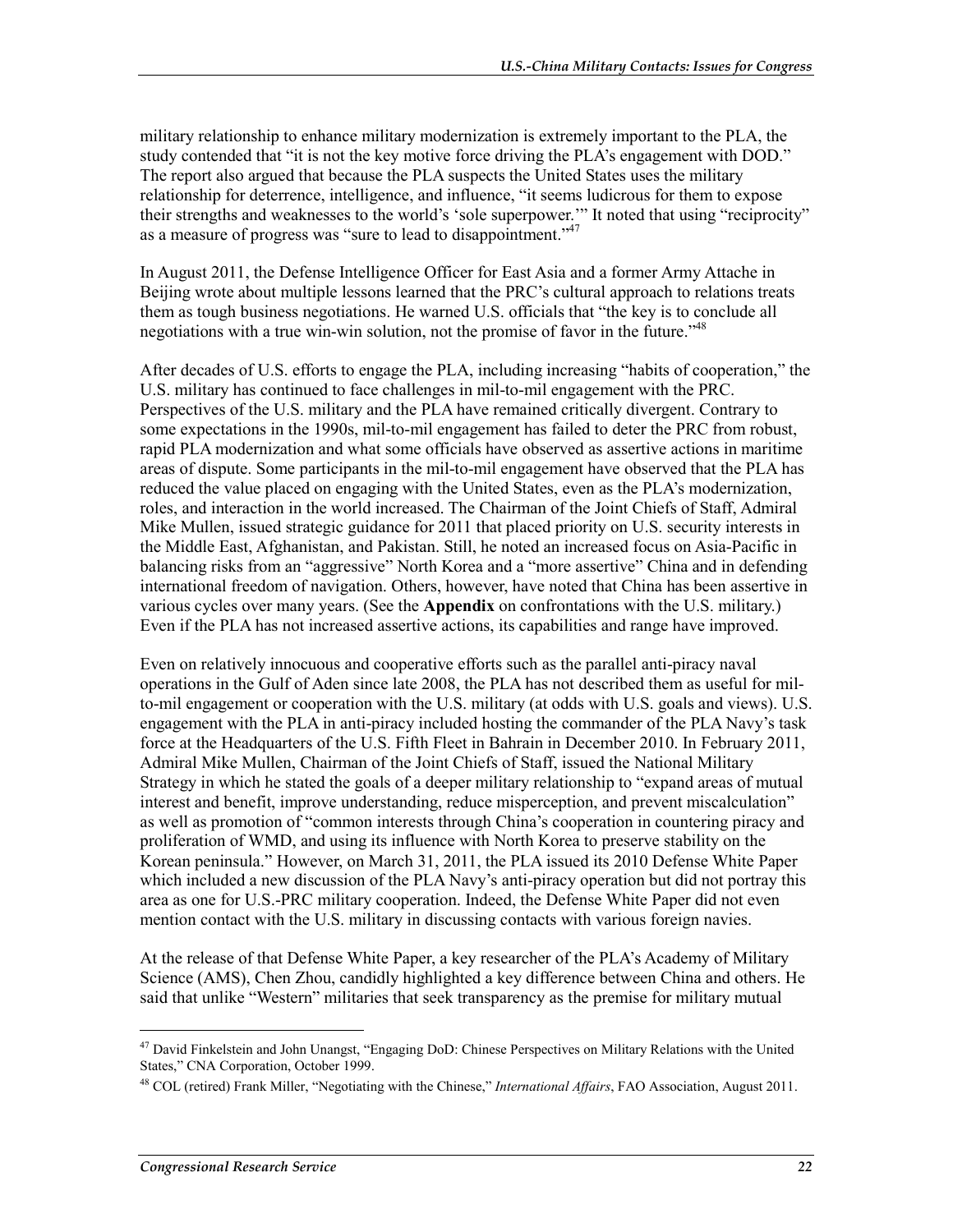military relationship to enhance military modernization is extremely important to the PLA, the study contended that "it is not the key motive force driving the PLA's engagement with DOD." The report also argued that because the PLA suspects the United States uses the military relationship for deterrence, intelligence, and influence, "it seems ludicrous for them to expose their strengths and weaknesses to the world's 'sole superpower.'" It noted that using "reciprocity" as a measure of progress was "sure to lead to disappointment."[47]

In August 2011, the Defense Intelligence Officer for East Asia and a former Army Attache in Beijing wrote about multiple lessons learned that the PRC's cultural approach to relations treats them as tough business negotiations. He warned U.S. officials that "the key is to conclude all negotiations with a true win-win solution, not the promise of favor in the future."[48]

After decades of U.S. efforts to engage the PLA, including increasing "habits of cooperation," the U.S. military has continued to face challenges in mil-to-mil engagement with the PRC. Perspectives of the U.S. military and the PLA have remained critically divergent. Contrary to some expectations in the 1990s, mil-to-mil engagement has failed to deter the PRC from robust, rapid PLA modernization and what some officials have observed as assertive actions in maritime areas of dispute. Some participants in the mil-to-mil engagement have observed that the PLA has reduced the value placed on engaging with the United States, even as the PLA's modernization, roles, and interaction in the world increased. The Chairman of the Joint Chiefs of Staff, Admiral Mike Mullen, issued strategic guidance for 2011 that placed priority on U.S. security interests in the Middle East, Afghanistan, and Pakistan. Still, he noted an increased focus on Asia-Pacific in balancing risks from an "aggressive" North Korea and a "more assertive" China and in defending international freedom of navigation. Others, however, have noted that China has been assertive in various cycles over many years. (See the **Appendix** on confrontations with the U.S. military.) Even if the PLA has not increased assertive actions, its capabilities and range have improved.

Even on relatively innocuous and cooperative efforts such as the parallel anti-piracy naval operations in the Gulf of Aden since late 2008, the PLA has not described them as useful for mil-to-mil engagement or cooperation with the U.S. military (at odds with U.S. goals and views). U.S. engagement with the PLA in anti-piracy included hosting the commander of the PLA Navy's task force at the Headquarters of the U.S. Fifth Fleet in Bahrain in December 2010. In February 2011, Admiral Mike Mullen, Chairman of the Joint Chiefs of Staff, issued the National Military Strategy in which he stated the goals of a deeper military relationship to "expand areas of mutual interest and benefit, improve understanding, reduce misperception, and prevent miscalculation" as well as promotion of "common interests through China's cooperation in countering piracy and proliferation of WMD, and using its influence with North Korea to preserve stability on the Korean peninsula." However, on March 31, 2011, the PLA issued its 2010 Defense White Paper which included a new discussion of the PLA Navy's anti-piracy operation but did not portray this area as one for U.S.-PRC military cooperation. Indeed, the Defense White Paper did not even mention contact with the U.S. military in discussing contacts with various foreign navies.

At the release of that Defense White Paper, a key researcher of the PLA's Academy of Military Science (AMS), Chen Zhou, candidly highlighted a key difference between China and others. He said that unlike "Western" militaries that seek transparency as the premise for military mutual

[47] David Finkelstein and John Unangst, "Engaging DoD: Chinese Perspectives on Military Relations with the United States," CNA Corporation, October 1999.

[48] COL (retired) Frank Miller, "Negotiating with the Chinese," *International Affairs*, FAO Association, August 2011.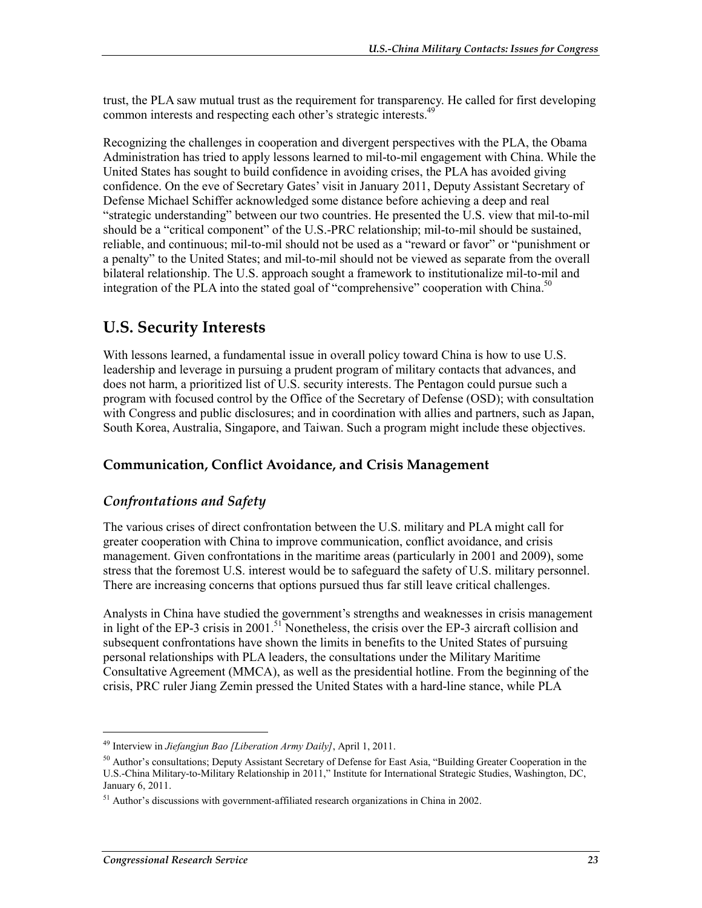trust, the PLA saw mutual trust as the requirement for transparency. He called for first developing common interests and respecting each other's strategic interests.[49]

Recognizing the challenges in cooperation and divergent perspectives with the PLA, the Obama Administration has tried to apply lessons learned to mil-to-mil engagement with China. While the United States has sought to build confidence in avoiding crises, the PLA has avoided giving confidence. On the eve of Secretary Gates' visit in January 2011, Deputy Assistant Secretary of Defense Michael Schiffer acknowledged some distance before achieving a deep and real "strategic understanding" between our two countries. He presented the U.S. view that mil-to-mil should be a "critical component" of the U.S.-PRC relationship; mil-to-mil should be sustained, reliable, and continuous; mil-to-mil should not be used as a "reward or favor" or "punishment or a penalty" to the United States; and mil-to-mil should not be viewed as separate from the overall bilateral relationship. The U.S. approach sought a framework to institutionalize mil-to-mil and integration of the PLA into the stated goal of "comprehensive" cooperation with China.[50]

## U.S. Security Interests

With lessons learned, a fundamental issue in overall policy toward China is how to use U.S. leadership and leverage in pursuing a prudent program of military contacts that advances, and does not harm, a prioritized list of U.S. security interests. The Pentagon could pursue such a program with focused control by the Office of the Secretary of Defense (OSD); with consultation with Congress and public disclosures; and in coordination with allies and partners, such as Japan, South Korea, Australia, Singapore, and Taiwan. Such a program might include these objectives.

### Communication, Conflict Avoidance, and Crisis Management

#### *Confrontations and Safety*

The various crises of direct confrontation between the U.S. military and PLA might call for greater cooperation with China to improve communication, conflict avoidance, and crisis management. Given confrontations in the maritime areas (particularly in 2001 and 2009), some stress that the foremost U.S. interest would be to safeguard the safety of U.S. military personnel. There are increasing concerns that options pursued thus far still leave critical challenges.

Analysts in China have studied the government's strengths and weaknesses in crisis management in light of the EP-3 crisis in 2001.[51] Nonetheless, the crisis over the EP-3 aircraft collision and subsequent confrontations have shown the limits in benefits to the United States of pursuing personal relationships with PLA leaders, the consultations under the Military Maritime Consultative Agreement (MMCA), as well as the presidential hotline. From the beginning of the crisis, PRC ruler Jiang Zemin pressed the United States with a hard-line stance, while PLA

---

[49] Interview in *Jiefangjun Bao [Liberation Army Daily]*, April 1, 2011.

[50] Author's consultations; Deputy Assistant Secretary of Defense for East Asia, "Building Greater Cooperation in the U.S.-China Military-to-Military Relationship in 2011," Institute for International Strategic Studies, Washington, DC, January 6, 2011.

[51] Author's discussions with government-affiliated research organizations in China in 2002.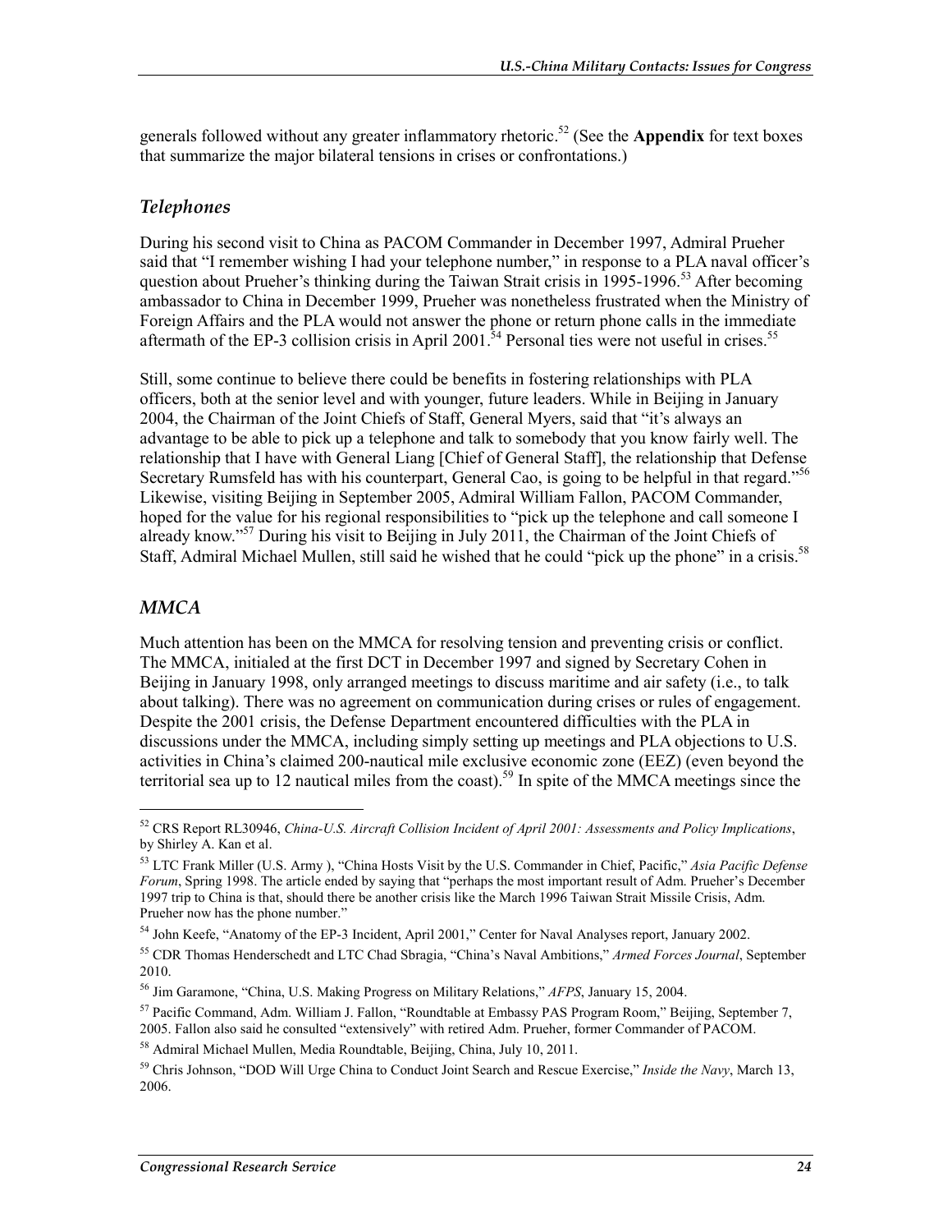generals followed without any greater inflammatory rhetoric.[52] (See the **Appendix** for text boxes that summarize the major bilateral tensions in crises or confrontations.)

### *Telephones*

During his second visit to China as PACOM Commander in December 1997, Admiral Prueher said that "I remember wishing I had your telephone number," in response to a PLA naval officer's question about Prueher's thinking during the Taiwan Strait crisis in 1995-1996.[53] After becoming ambassador to China in December 1999, Prueher was nonetheless frustrated when the Ministry of Foreign Affairs and the PLA would not answer the phone or return phone calls in the immediate aftermath of the EP-3 collision crisis in April 2001.[54] Personal ties were not useful in crises.[55]

Still, some continue to believe there could be benefits in fostering relationships with PLA officers, both at the senior level and with younger, future leaders. While in Beijing in January 2004, the Chairman of the Joint Chiefs of Staff, General Myers, said that "it's always an advantage to be able to pick up a telephone and talk to somebody that you know fairly well. The relationship that I have with General Liang [Chief of General Staff], the relationship that Defense Secretary Rumsfeld has with his counterpart, General Cao, is going to be helpful in that regard."[56] Likewise, visiting Beijing in September 2005, Admiral William Fallon, PACOM Commander, hoped for the value for his regional responsibilities to "pick up the telephone and call someone I already know."[57] During his visit to Beijing in July 2011, the Chairman of the Joint Chiefs of Staff, Admiral Michael Mullen, still said he wished that he could "pick up the phone" in a crisis.[58]

### *MMCA*

Much attention has been on the MMCA for resolving tension and preventing crisis or conflict. The MMCA, initialed at the first DCT in December 1997 and signed by Secretary Cohen in Beijing in January 1998, only arranged meetings to discuss maritime and air safety (i.e., to talk about talking). There was no agreement on communication during crises or rules of engagement. Despite the 2001 crisis, the Defense Department encountered difficulties with the PLA in discussions under the MMCA, including simply setting up meetings and PLA objections to U.S. activities in China's claimed 200-nautical mile exclusive economic zone (EEZ) (even beyond the territorial sea up to 12 nautical miles from the coast).[59] In spite of the MMCA meetings since the

---

[52] CRS Report RL30946, *China-U.S. Aircraft Collision Incident of April 2001: Assessments and Policy Implications*, by Shirley A. Kan et al.

[53] LTC Frank Miller (U.S. Army ), "China Hosts Visit by the U.S. Commander in Chief, Pacific," *Asia Pacific Defense Forum*, Spring 1998. The article ended by saying that "perhaps the most important result of Adm. Prueher's December 1997 trip to China is that, should there be another crisis like the March 1996 Taiwan Strait Missile Crisis, Adm. Prueher now has the phone number."

[54] John Keefe, "Anatomy of the EP-3 Incident, April 2001," Center for Naval Analyses report, January 2002.

[55] CDR Thomas Henderschedt and LTC Chad Sbragia, "China's Naval Ambitions," *Armed Forces Journal*, September 2010.

[56] Jim Garamone, "China, U.S. Making Progress on Military Relations," *AFPS*, January 15, 2004.

[57] Pacific Command, Adm. William J. Fallon, "Roundtable at Embassy PAS Program Room," Beijing, September 7, 2005. Fallon also said he consulted "extensively" with retired Adm. Prueher, former Commander of PACOM.

[58] Admiral Michael Mullen, Media Roundtable, Beijing, China, July 10, 2011.

[59] Chris Johnson, "DOD Will Urge China to Conduct Joint Search and Rescue Exercise," *Inside the Navy*, March 13, 2006.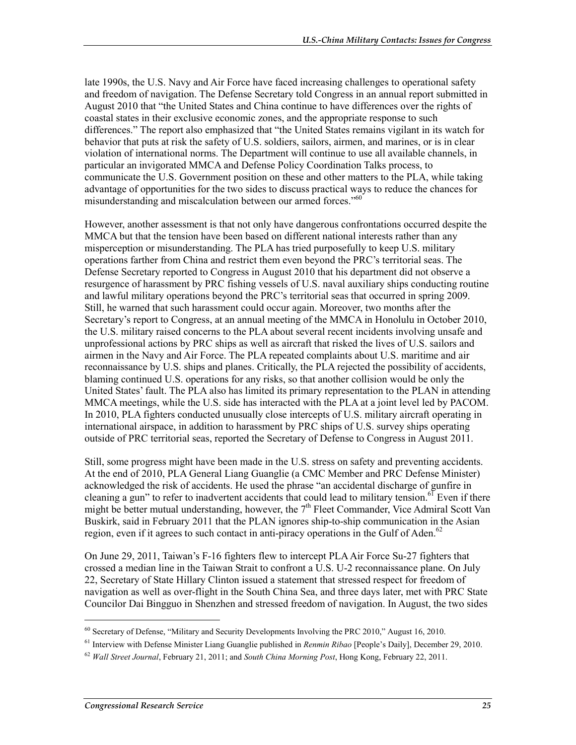late 1990s, the U.S. Navy and Air Force have faced increasing challenges to operational safety and freedom of navigation. The Defense Secretary told Congress in an annual report submitted in August 2010 that "the United States and China continue to have differences over the rights of coastal states in their exclusive economic zones, and the appropriate response to such differences." The report also emphasized that "the United States remains vigilant in its watch for behavior that puts at risk the safety of U.S. soldiers, sailors, airmen, and marines, or is in clear violation of international norms. The Department will continue to use all available channels, in particular an invigorated MMCA and Defense Policy Coordination Talks process, to communicate the U.S. Government position on these and other matters to the PLA, while taking advantage of opportunities for the two sides to discuss practical ways to reduce the chances for misunderstanding and miscalculation between our armed forces."[60]

However, another assessment is that not only have dangerous confrontations occurred despite the MMCA but that the tension have been based on different national interests rather than any misperception or misunderstanding. The PLA has tried purposefully to keep U.S. military operations farther from China and restrict them even beyond the PRC's territorial seas. The Defense Secretary reported to Congress in August 2010 that his department did not observe a resurgence of harassment by PRC fishing vessels of U.S. naval auxiliary ships conducting routine and lawful military operations beyond the PRC's territorial seas that occurred in spring 2009. Still, he warned that such harassment could occur again. Moreover, two months after the Secretary's report to Congress, at an annual meeting of the MMCA in Honolulu in October 2010, the U.S. military raised concerns to the PLA about several recent incidents involving unsafe and unprofessional actions by PRC ships as well as aircraft that risked the lives of U.S. sailors and airmen in the Navy and Air Force. The PLA repeated complaints about U.S. maritime and air reconnaissance by U.S. ships and planes. Critically, the PLA rejected the possibility of accidents, blaming continued U.S. operations for any risks, so that another collision would be only the United States' fault. The PLA also has limited its primary representation to the PLAN in attending MMCA meetings, while the U.S. side has interacted with the PLA at a joint level led by PACOM. In 2010, PLA fighters conducted unusually close intercepts of U.S. military aircraft operating in international airspace, in addition to harassment by PRC ships of U.S. survey ships operating outside of PRC territorial seas, reported the Secretary of Defense to Congress in August 2011.

Still, some progress might have been made in the U.S. stress on safety and preventing accidents. At the end of 2010, PLA General Liang Guanglie (a CMC Member and PRC Defense Minister) acknowledged the risk of accidents. He used the phrase "an accidental discharge of gunfire in cleaning a gun" to refer to inadvertent accidents that could lead to military tension.[61] Even if there might be better mutual understanding, however, the 7th Fleet Commander, Vice Admiral Scott Van Buskirk, said in February 2011 that the PLAN ignores ship-to-ship communication in the Asian region, even if it agrees to such contact in anti-piracy operations in the Gulf of Aden.[62]

On June 29, 2011, Taiwan's F-16 fighters flew to intercept PLA Air Force Su-27 fighters that crossed a median line in the Taiwan Strait to confront a U.S. U-2 reconnaissance plane. On July 22, Secretary of State Hillary Clinton issued a statement that stressed respect for freedom of navigation as well as over-flight in the South China Sea, and three days later, met with PRC State Councilor Dai Bingguo in Shenzhen and stressed freedom of navigation. In August, the two sides

---

[60] Secretary of Defense, "Military and Security Developments Involving the PRC 2010," August 16, 2010.

[61] Interview with Defense Minister Liang Guanglie published in *Renmin Ribao* [People's Daily], December 29, 2010.

[62] *Wall Street Journal*, February 21, 2011; and *South China Morning Post*, Hong Kong, February 22, 2011.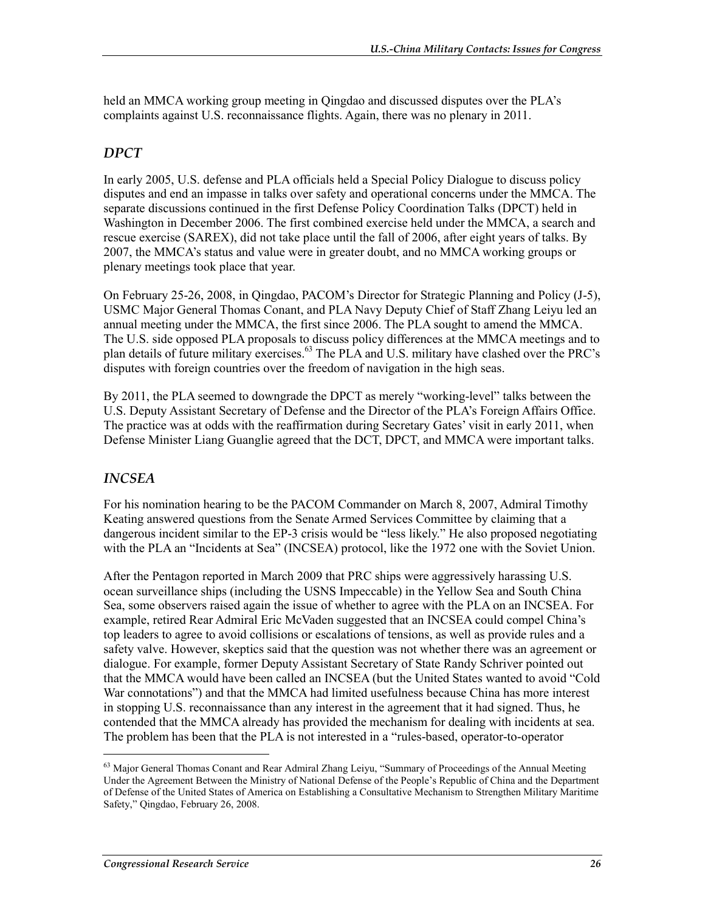held an MMCA working group meeting in Qingdao and discussed disputes over the PLA's complaints against U.S. reconnaissance flights. Again, there was no plenary in 2011.

### *DPCT*

In early 2005, U.S. defense and PLA officials held a Special Policy Dialogue to discuss policy disputes and end an impasse in talks over safety and operational concerns under the MMCA. The separate discussions continued in the first Defense Policy Coordination Talks (DPCT) held in Washington in December 2006. The first combined exercise held under the MMCA, a search and rescue exercise (SAREX), did not take place until the fall of 2006, after eight years of talks. By 2007, the MMCA's status and value were in greater doubt, and no MMCA working groups or plenary meetings took place that year.

On February 25-26, 2008, in Qingdao, PACOM's Director for Strategic Planning and Policy (J-5), USMC Major General Thomas Conant, and PLA Navy Deputy Chief of Staff Zhang Leiyu led an annual meeting under the MMCA, the first since 2006. The PLA sought to amend the MMCA. The U.S. side opposed PLA proposals to discuss policy differences at the MMCA meetings and to plan details of future military exercises.[63] The PLA and U.S. military have clashed over the PRC's disputes with foreign countries over the freedom of navigation in the high seas.

By 2011, the PLA seemed to downgrade the DPCT as merely "working-level" talks between the U.S. Deputy Assistant Secretary of Defense and the Director of the PLA's Foreign Affairs Office. The practice was at odds with the reaffirmation during Secretary Gates' visit in early 2011, when Defense Minister Liang Guanglie agreed that the DCT, DPCT, and MMCA were important talks.

### *INCSEA*

For his nomination hearing to be the PACOM Commander on March 8, 2007, Admiral Timothy Keating answered questions from the Senate Armed Services Committee by claiming that a dangerous incident similar to the EP-3 crisis would be "less likely." He also proposed negotiating with the PLA an "Incidents at Sea" (INCSEA) protocol, like the 1972 one with the Soviet Union.

After the Pentagon reported in March 2009 that PRC ships were aggressively harassing U.S. ocean surveillance ships (including the USNS Impeccable) in the Yellow Sea and South China Sea, some observers raised again the issue of whether to agree with the PLA on an INCSEA. For example, retired Rear Admiral Eric McVaden suggested that an INCSEA could compel China's top leaders to agree to avoid collisions or escalations of tensions, as well as provide rules and a safety valve. However, skeptics said that the question was not whether there was an agreement or dialogue. For example, former Deputy Assistant Secretary of State Randy Schriver pointed out that the MMCA would have been called an INCSEA (but the United States wanted to avoid "Cold War connotations") and that the MMCA had limited usefulness because China has more interest in stopping U.S. reconnaissance than any interest in the agreement that it had signed. Thus, he contended that the MMCA already has provided the mechanism for dealing with incidents at sea. The problem has been that the PLA is not interested in a "rules-based, operator-to-operator

[63] Major General Thomas Conant and Rear Admiral Zhang Leiyu, "Summary of Proceedings of the Annual Meeting Under the Agreement Between the Ministry of National Defense of the People's Republic of China and the Department of Defense of the United States of America on Establishing a Consultative Mechanism to Strengthen Military Maritime Safety," Qingdao, February 26, 2008.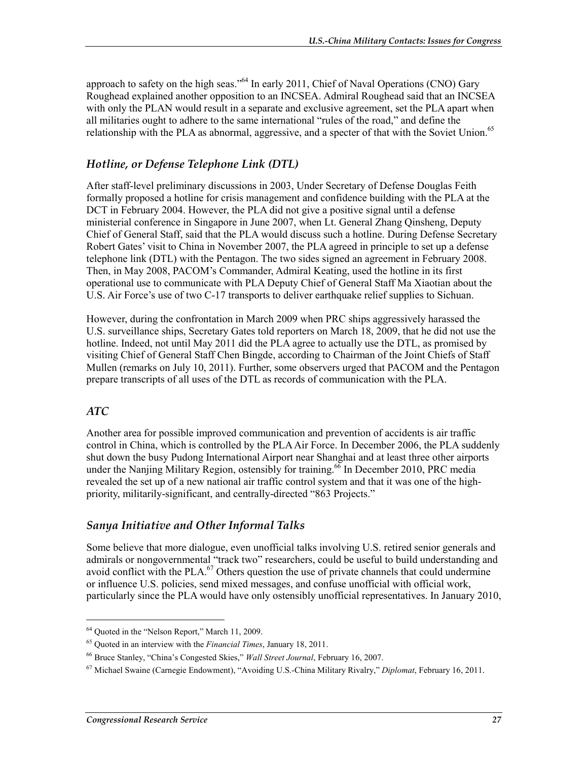approach to safety on the high seas."[64] In early 2011, Chief of Naval Operations (CNO) Gary Roughead explained another opposition to an INCSEA. Admiral Roughead said that an INCSEA with only the PLAN would result in a separate and exclusive agreement, set the PLA apart when all militaries ought to adhere to the same international "rules of the road," and define the relationship with the PLA as abnormal, aggressive, and a specter of that with the Soviet Union.[65]

### *Hotline, or Defense Telephone Link (DTL)*

After staff-level preliminary discussions in 2003, Under Secretary of Defense Douglas Feith formally proposed a hotline for crisis management and confidence building with the PLA at the DCT in February 2004. However, the PLA did not give a positive signal until a defense ministerial conference in Singapore in June 2007, when Lt. General Zhang Qinsheng, Deputy Chief of General Staff, said that the PLA would discuss such a hotline. During Defense Secretary Robert Gates' visit to China in November 2007, the PLA agreed in principle to set up a defense telephone link (DTL) with the Pentagon. The two sides signed an agreement in February 2008. Then, in May 2008, PACOM's Commander, Admiral Keating, used the hotline in its first operational use to communicate with PLA Deputy Chief of General Staff Ma Xiaotian about the U.S. Air Force's use of two C-17 transports to deliver earthquake relief supplies to Sichuan.

However, during the confrontation in March 2009 when PRC ships aggressively harassed the U.S. surveillance ships, Secretary Gates told reporters on March 18, 2009, that he did not use the hotline. Indeed, not until May 2011 did the PLA agree to actually use the DTL, as promised by visiting Chief of General Staff Chen Bingde, according to Chairman of the Joint Chiefs of Staff Mullen (remarks on July 10, 2011). Further, some observers urged that PACOM and the Pentagon prepare transcripts of all uses of the DTL as records of communication with the PLA.

### *ATC*

Another area for possible improved communication and prevention of accidents is air traffic control in China, which is controlled by the PLA Air Force. In December 2006, the PLA suddenly shut down the busy Pudong International Airport near Shanghai and at least three other airports under the Nanjing Military Region, ostensibly for training.[66] In December 2010, PRC media revealed the set up of a new national air traffic control system and that it was one of the high-priority, militarily-significant, and centrally-directed "863 Projects."

### *Sanya Initiative and Other Informal Talks*

Some believe that more dialogue, even unofficial talks involving U.S. retired senior generals and admirals or nongovernmental "track two" researchers, could be useful to build understanding and avoid conflict with the PLA.[67] Others question the use of private channels that could undermine or influence U.S. policies, send mixed messages, and confuse unofficial with official work, particularly since the PLA would have only ostensibly unofficial representatives. In January 2010,

---

[64] Quoted in the "Nelson Report," March 11, 2009.

[65] Quoted in an interview with the *Financial Times*, January 18, 2011.

[66] Bruce Stanley, "China's Congested Skies," *Wall Street Journal*, February 16, 2007.

[67] Michael Swaine (Carnegie Endowment), "Avoiding U.S.-China Military Rivalry," *Diplomat*, February 16, 2011.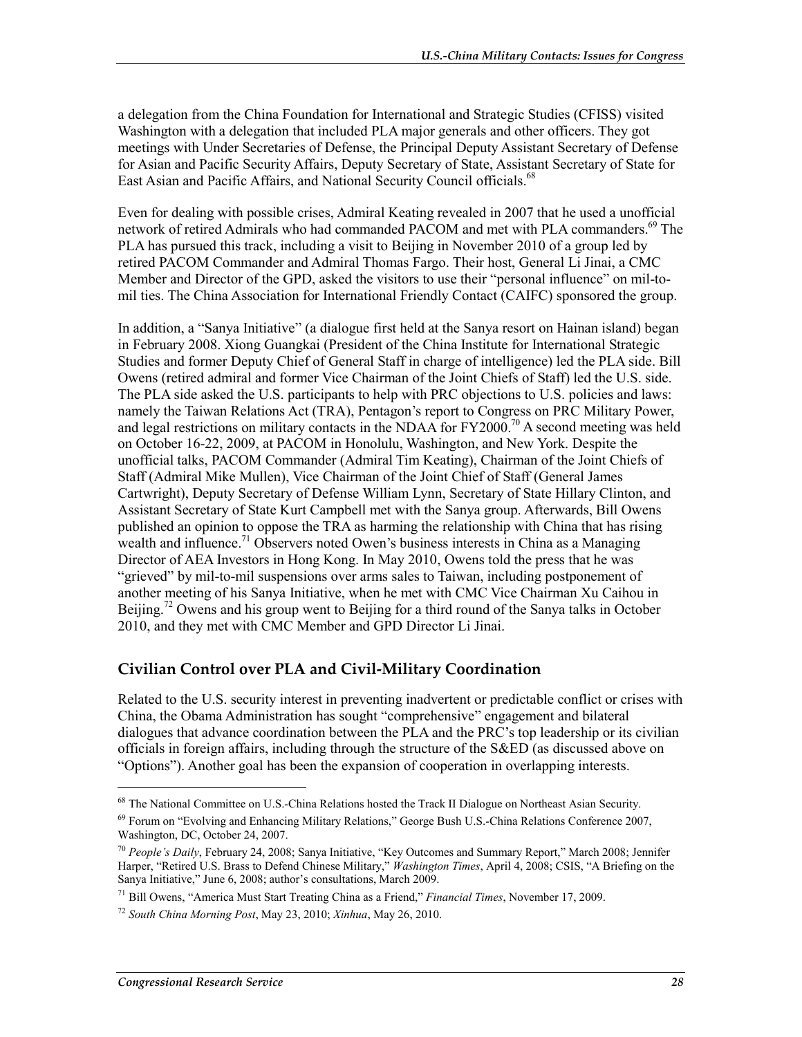a delegation from the China Foundation for International and Strategic Studies (CFISS) visited Washington with a delegation that included PLA major generals and other officers. They got meetings with Under Secretaries of Defense, the Principal Deputy Assistant Secretary of Defense for Asian and Pacific Security Affairs, Deputy Secretary of State, Assistant Secretary of State for East Asian and Pacific Affairs, and National Security Council officials.[68]

Even for dealing with possible crises, Admiral Keating revealed in 2007 that he used a unofficial network of retired Admirals who had commanded PACOM and met with PLA commanders.[69] The PLA has pursued this track, including a visit to Beijing in November 2010 of a group led by retired PACOM Commander and Admiral Thomas Fargo. Their host, General Li Jinai, a CMC Member and Director of the GPD, asked the visitors to use their "personal influence" on mil-to-mil ties. The China Association for International Friendly Contact (CAIFC) sponsored the group.

In addition, a "Sanya Initiative" (a dialogue first held at the Sanya resort on Hainan island) began in February 2008. Xiong Guangkai (President of the China Institute for International Strategic Studies and former Deputy Chief of General Staff in charge of intelligence) led the PLA side. Bill Owens (retired admiral and former Vice Chairman of the Joint Chiefs of Staff) led the U.S. side. The PLA side asked the U.S. participants to help with PRC objections to U.S. policies and laws: namely the Taiwan Relations Act (TRA), Pentagon's report to Congress on PRC Military Power, and legal restrictions on military contacts in the NDAA for FY2000.[70] A second meeting was held on October 16-22, 2009, at PACOM in Honolulu, Washington, and New York. Despite the unofficial talks, PACOM Commander (Admiral Tim Keating), Chairman of the Joint Chiefs of Staff (Admiral Mike Mullen), Vice Chairman of the Joint Chief of Staff (General James Cartwright), Deputy Secretary of Defense William Lynn, Secretary of State Hillary Clinton, and Assistant Secretary of State Kurt Campbell met with the Sanya group. Afterwards, Bill Owens published an opinion to oppose the TRA as harming the relationship with China that has rising wealth and influence.[71] Observers noted Owen's business interests in China as a Managing Director of AEA Investors in Hong Kong. In May 2010, Owens told the press that he was "grieved" by mil-to-mil suspensions over arms sales to Taiwan, including postponement of another meeting of his Sanya Initiative, when he met with CMC Vice Chairman Xu Caihou in Beijing.[72] Owens and his group went to Beijing for a third round of the Sanya talks in October 2010, and they met with CMC Member and GPD Director Li Jinai.

## Civilian Control over PLA and Civil-Military Coordination

Related to the U.S. security interest in preventing inadvertent or predictable conflict or crises with China, the Obama Administration has sought "comprehensive" engagement and bilateral dialogues that advance coordination between the PLA and the PRC's top leadership or its civilian officials in foreign affairs, including through the structure of the S&ED (as discussed above on "Options"). Another goal has been the expansion of cooperation in overlapping interests.

---

[68] The National Committee on U.S.-China Relations hosted the Track II Dialogue on Northeast Asian Security.

[69] Forum on "Evolving and Enhancing Military Relations," George Bush U.S.-China Relations Conference 2007, Washington, DC, October 24, 2007.

[70] *People's Daily*, February 24, 2008; Sanya Initiative, "Key Outcomes and Summary Report," March 2008; Jennifer Harper, "Retired U.S. Brass to Defend Chinese Military," *Washington Times*, April 4, 2008; CSIS, "A Briefing on the Sanya Initiative," June 6, 2008; author's consultations, March 2009.

[71] Bill Owens, "America Must Start Treating China as a Friend," *Financial Times*, November 17, 2009.

[72] *South China Morning Post*, May 23, 2010; *Xinhua*, May 26, 2010.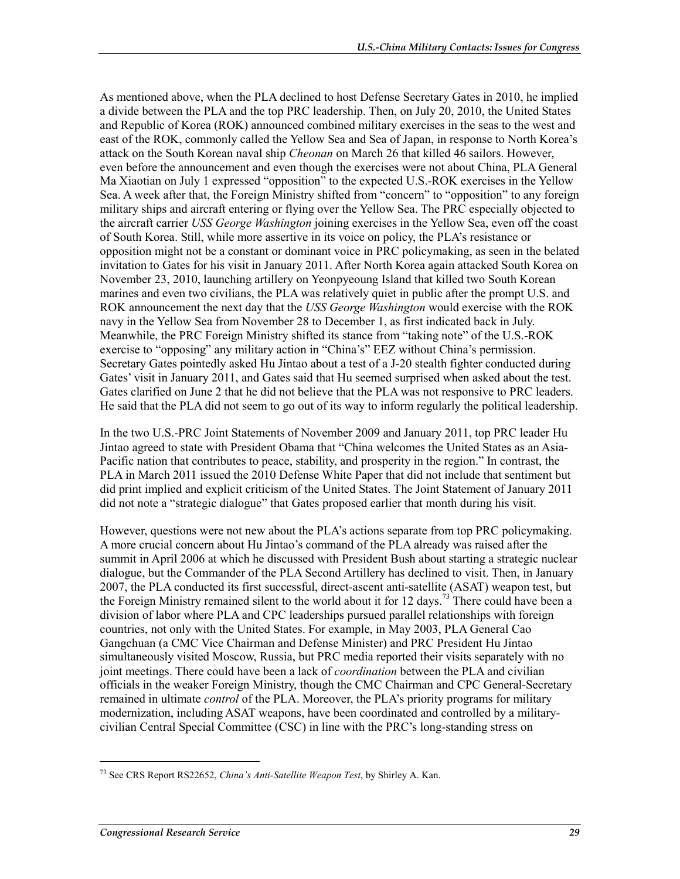As mentioned above, when the PLA declined to host Defense Secretary Gates in 2010, he implied a divide between the PLA and the top PRC leadership. Then, on July 20, 2010, the United States and Republic of Korea (ROK) announced combined military exercises in the seas to the west and east of the ROK, commonly called the Yellow Sea and Sea of Japan, in response to North Korea's attack on the South Korean naval ship *Cheonan* on March 26 that killed 46 sailors. However, even before the announcement and even though the exercises were not about China, PLA General Ma Xiaotian on July 1 expressed "opposition" to the expected U.S.-ROK exercises in the Yellow Sea. A week after that, the Foreign Ministry shifted from "concern" to "opposition" to any foreign military ships and aircraft entering or flying over the Yellow Sea. The PRC especially objected to the aircraft carrier *USS George Washington* joining exercises in the Yellow Sea, even off the coast of South Korea. Still, while more assertive in its voice on policy, the PLA's resistance or opposition might not be a constant or dominant voice in PRC policymaking, as seen in the belated invitation to Gates for his visit in January 2011. After North Korea again attacked South Korea on November 23, 2010, launching artillery on Yeonpyeoung Island that killed two South Korean marines and even two civilians, the PLA was relatively quiet in public after the prompt U.S. and ROK announcement the next day that the *USS George Washington* would exercise with the ROK navy in the Yellow Sea from November 28 to December 1, as first indicated back in July. Meanwhile, the PRC Foreign Ministry shifted its stance from "taking note" of the U.S.-ROK exercise to "opposing" any military action in "China's" EEZ without China's permission. Secretary Gates pointedly asked Hu Jintao about a test of a J-20 stealth fighter conducted during Gates' visit in January 2011, and Gates said that Hu seemed surprised when asked about the test. Gates clarified on June 2 that he did not believe that the PLA was not responsive to PRC leaders. He said that the PLA did not seem to go out of its way to inform regularly the political leadership.

In the two U.S.-PRC Joint Statements of November 2009 and January 2011, top PRC leader Hu Jintao agreed to state with President Obama that "China welcomes the United States as an Asia-Pacific nation that contributes to peace, stability, and prosperity in the region." In contrast, the PLA in March 2011 issued the 2010 Defense White Paper that did not include that sentiment but did print implied and explicit criticism of the United States. The Joint Statement of January 2011 did not note a "strategic dialogue" that Gates proposed earlier that month during his visit.

However, questions were not new about the PLA's actions separate from top PRC policymaking. A more crucial concern about Hu Jintao's command of the PLA already was raised after the summit in April 2006 at which he discussed with President Bush about starting a strategic nuclear dialogue, but the Commander of the PLA Second Artillery has declined to visit. Then, in January 2007, the PLA conducted its first successful, direct-ascent anti-satellite (ASAT) weapon test, but the Foreign Ministry remained silent to the world about it for 12 days.[73] There could have been a division of labor where PLA and CPC leaderships pursued parallel relationships with foreign countries, not only with the United States. For example, in May 2003, PLA General Cao Gangchuan (a CMC Vice Chairman and Defense Minister) and PRC President Hu Jintao simultaneously visited Moscow, Russia, but PRC media reported their visits separately with no joint meetings. There could have been a lack of *coordination* between the PLA and civilian officials in the weaker Foreign Ministry, though the CMC Chairman and CPC General-Secretary remained in ultimate *control* of the PLA. Moreover, the PLA's priority programs for military modernization, including ASAT weapons, have been coordinated and controlled by a military-civilian Central Special Committee (CSC) in line with the PRC's long-standing stress on

[73] See CRS Report RS22652, *China's Anti-Satellite Weapon Test*, by Shirley A. Kan.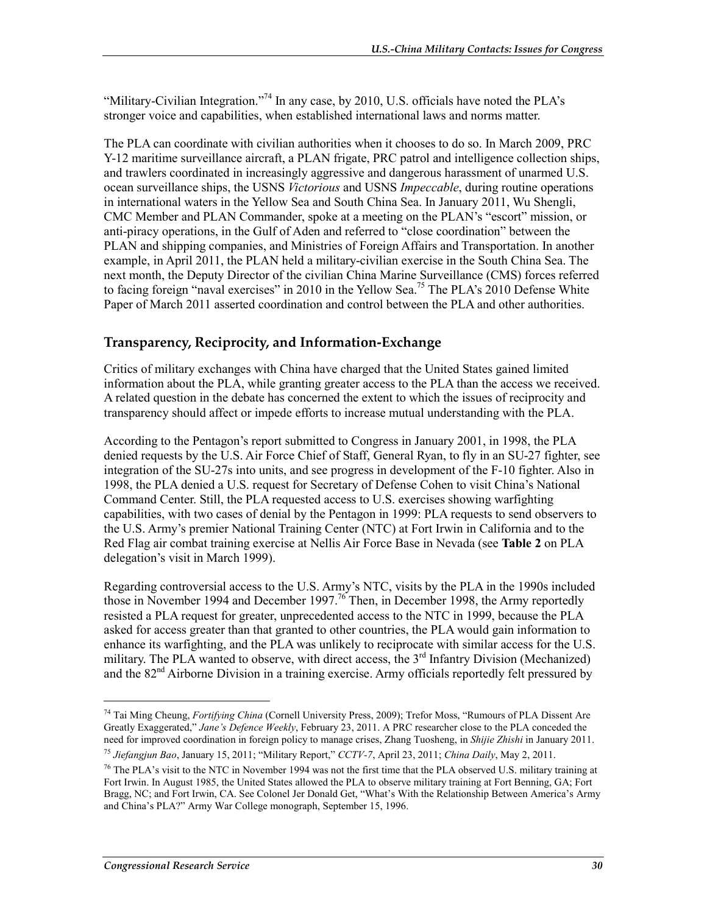"Military-Civilian Integration."[74] In any case, by 2010, U.S. officials have noted the PLA's stronger voice and capabilities, when established international laws and norms matter.

The PLA can coordinate with civilian authorities when it chooses to do so. In March 2009, PRC Y-12 maritime surveillance aircraft, a PLAN frigate, PRC patrol and intelligence collection ships, and trawlers coordinated in increasingly aggressive and dangerous harassment of unarmed U.S. ocean surveillance ships, the USNS *Victorious* and USNS *Impeccable*, during routine operations in international waters in the Yellow Sea and South China Sea. In January 2011, Wu Shengli, CMC Member and PLAN Commander, spoke at a meeting on the PLAN's "escort" mission, or anti-piracy operations, in the Gulf of Aden and referred to "close coordination" between the PLAN and shipping companies, and Ministries of Foreign Affairs and Transportation. In another example, in April 2011, the PLAN held a military-civilian exercise in the South China Sea. The next month, the Deputy Director of the civilian China Marine Surveillance (CMS) forces referred to facing foreign "naval exercises" in 2010 in the Yellow Sea.[75] The PLA's 2010 Defense White Paper of March 2011 asserted coordination and control between the PLA and other authorities.

## Transparency, Reciprocity, and Information-Exchange

Critics of military exchanges with China have charged that the United States gained limited information about the PLA, while granting greater access to the PLA than the access we received. A related question in the debate has concerned the extent to which the issues of reciprocity and transparency should affect or impede efforts to increase mutual understanding with the PLA.

According to the Pentagon's report submitted to Congress in January 2001, in 1998, the PLA denied requests by the U.S. Air Force Chief of Staff, General Ryan, to fly in an SU-27 fighter, see integration of the SU-27s into units, and see progress in development of the F-10 fighter. Also in 1998, the PLA denied a U.S. request for Secretary of Defense Cohen to visit China's National Command Center. Still, the PLA requested access to U.S. exercises showing warfighting capabilities, with two cases of denial by the Pentagon in 1999: PLA requests to send observers to the U.S. Army's premier National Training Center (NTC) at Fort Irwin in California and to the Red Flag air combat training exercise at Nellis Air Force Base in Nevada (see **Table 2** on PLA delegation's visit in March 1999).

Regarding controversial access to the U.S. Army's NTC, visits by the PLA in the 1990s included those in November 1994 and December 1997.[76] Then, in December 1998, the Army reportedly resisted a PLA request for greater, unprecedented access to the NTC in 1999, because the PLA asked for access greater than that granted to other countries, the PLA would gain information to enhance its warfighting, and the PLA was unlikely to reciprocate with similar access for the U.S. military. The PLA wanted to observe, with direct access, the 3rd Infantry Division (Mechanized) and the 82nd Airborne Division in a training exercise. Army officials reportedly felt pressured by

---

[74] Tai Ming Cheung, *Fortifying China* (Cornell University Press, 2009); Trefor Moss, "Rumours of PLA Dissent Are Greatly Exaggerated," *Jane's Defence Weekly*, February 23, 2011. A PRC researcher close to the PLA conceded the need for improved coordination in foreign policy to manage crises, Zhang Tuosheng, in *Shijie Zhishi* in January 2011.

[75] *Jiefangjun Bao*, January 15, 2011; "Military Report," *CCTV-7*, April 23, 2011; *China Daily*, May 2, 2011.

[76] The PLA's visit to the NTC in November 1994 was not the first time that the PLA observed U.S. military training at Fort Irwin. In August 1985, the United States allowed the PLA to observe military training at Fort Benning, GA; Fort Bragg, NC; and Fort Irwin, CA. See Colonel Jer Donald Get, "What's With the Relationship Between America's Army and China's PLA?" Army War College monograph, September 15, 1996.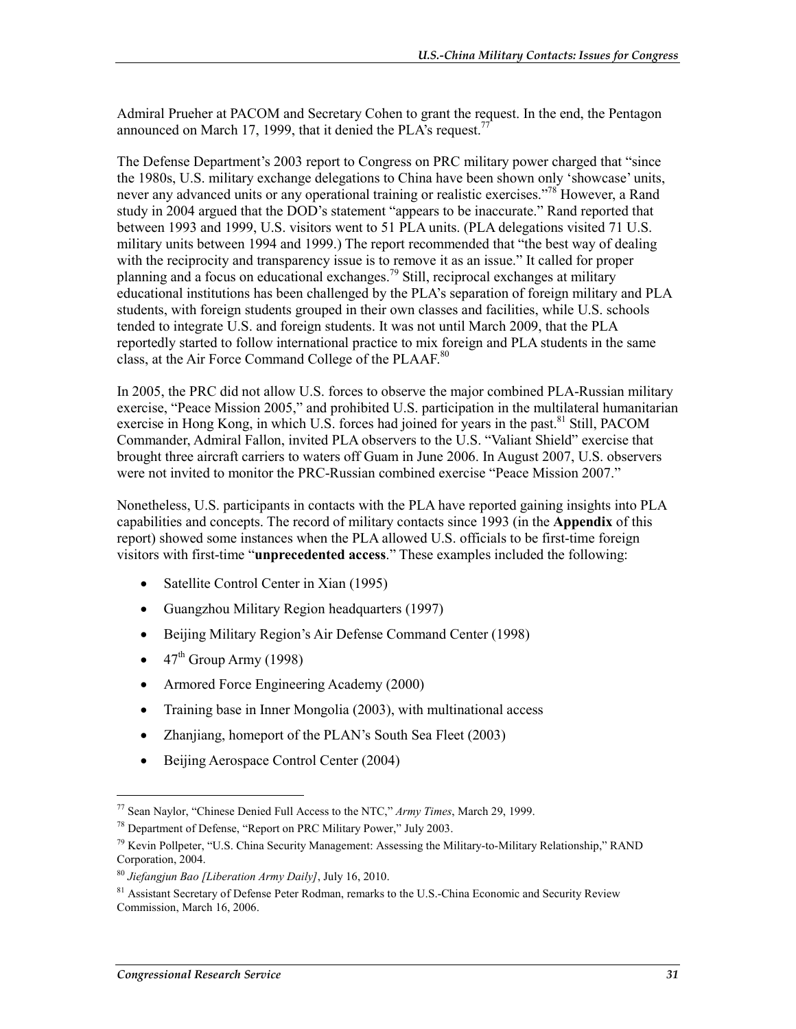Admiral Prueher at PACOM and Secretary Cohen to grant the request. In the end, the Pentagon announced on March 17, 1999, that it denied the PLA's request.[77]

The Defense Department's 2003 report to Congress on PRC military power charged that "since the 1980s, U.S. military exchange delegations to China have been shown only 'showcase' units, never any advanced units or any operational training or realistic exercises."[78] However, a Rand study in 2004 argued that the DOD's statement "appears to be inaccurate." Rand reported that between 1993 and 1999, U.S. visitors went to 51 PLA units. (PLA delegations visited 71 U.S. military units between 1994 and 1999.) The report recommended that "the best way of dealing with the reciprocity and transparency issue is to remove it as an issue." It called for proper planning and a focus on educational exchanges.[79] Still, reciprocal exchanges at military educational institutions has been challenged by the PLA's separation of foreign military and PLA students, with foreign students grouped in their own classes and facilities, while U.S. schools tended to integrate U.S. and foreign students. It was not until March 2009, that the PLA reportedly started to follow international practice to mix foreign and PLA students in the same class, at the Air Force Command College of the PLAAF.[80]

In 2005, the PRC did not allow U.S. forces to observe the major combined PLA-Russian military exercise, "Peace Mission 2005," and prohibited U.S. participation in the multilateral humanitarian exercise in Hong Kong, in which U.S. forces had joined for years in the past.[81] Still, PACOM Commander, Admiral Fallon, invited PLA observers to the U.S. "Valiant Shield" exercise that brought three aircraft carriers to waters off Guam in June 2006. In August 2007, U.S. observers were not invited to monitor the PRC-Russian combined exercise "Peace Mission 2007."

Nonetheless, U.S. participants in contacts with the PLA have reported gaining insights into PLA capabilities and concepts. The record of military contacts since 1993 (in the **Appendix** of this report) showed some instances when the PLA allowed U.S. officials to be first-time foreign visitors with first-time "**unprecedented access**." These examples included the following:

- Satellite Control Center in Xian (1995)
- Guangzhou Military Region headquarters (1997)
- Beijing Military Region's Air Defense Command Center (1998)
- 47th Group Army (1998)
- Armored Force Engineering Academy (2000)
- Training base in Inner Mongolia (2003), with multinational access
- Zhanjiang, homeport of the PLAN's South Sea Fleet (2003)
- Beijing Aerospace Control Center (2004)

---

[77] Sean Naylor, "Chinese Denied Full Access to the NTC," *Army Times*, March 29, 1999.

[78] Department of Defense, "Report on PRC Military Power," July 2003.

[79] Kevin Pollpeter, "U.S. China Security Management: Assessing the Military-to-Military Relationship," RAND Corporation, 2004.

[80] *Jiefangjun Bao [Liberation Army Daily]*, July 16, 2010.

[81] Assistant Secretary of Defense Peter Rodman, remarks to the U.S.-China Economic and Security Review Commission, March 16, 2006.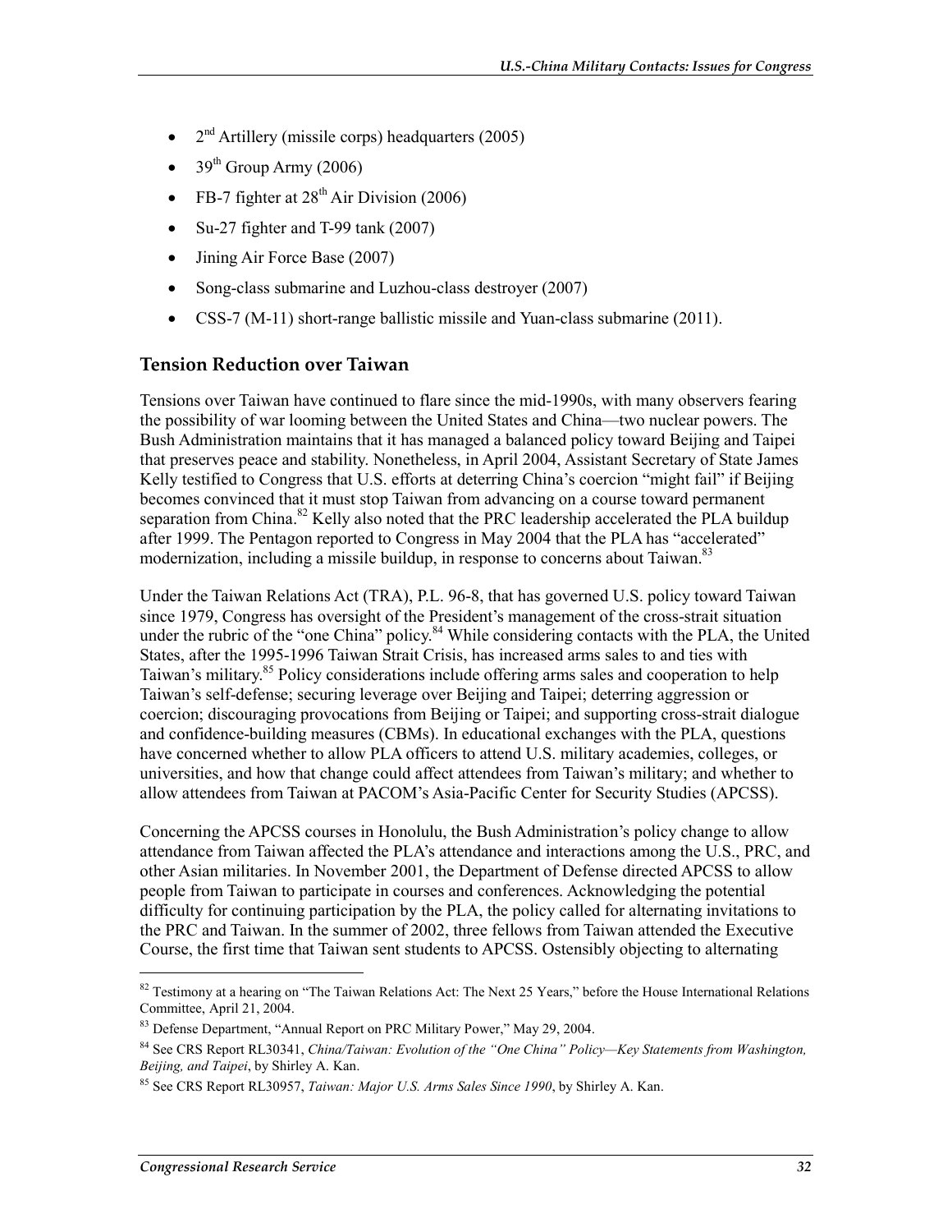- 2nd Artillery (missile corps) headquarters (2005)
- 39th Group Army (2006)
- FB-7 fighter at 28th Air Division (2006)
- Su-27 fighter and T-99 tank (2007)
- Jining Air Force Base (2007)
- Song-class submarine and Luzhou-class destroyer (2007)
- CSS-7 (M-11) short-range ballistic missile and Yuan-class submarine (2011).

## Tension Reduction over Taiwan

Tensions over Taiwan have continued to flare since the mid-1990s, with many observers fearing the possibility of war looming between the United States and China—two nuclear powers. The Bush Administration maintains that it has managed a balanced policy toward Beijing and Taipei that preserves peace and stability. Nonetheless, in April 2004, Assistant Secretary of State James Kelly testified to Congress that U.S. efforts at deterring China's coercion "might fail" if Beijing becomes convinced that it must stop Taiwan from advancing on a course toward permanent separation from China.[82] Kelly also noted that the PRC leadership accelerated the PLA buildup after 1999. The Pentagon reported to Congress in May 2004 that the PLA has "accelerated" modernization, including a missile buildup, in response to concerns about Taiwan.[83]

Under the Taiwan Relations Act (TRA), P.L. 96-8, that has governed U.S. policy toward Taiwan since 1979, Congress has oversight of the President's management of the cross-strait situation under the rubric of the "one China" policy.[84] While considering contacts with the PLA, the United States, after the 1995-1996 Taiwan Strait Crisis, has increased arms sales to and ties with Taiwan's military.[85] Policy considerations include offering arms sales and cooperation to help Taiwan's self-defense; securing leverage over Beijing and Taipei; deterring aggression or coercion; discouraging provocations from Beijing or Taipei; and supporting cross-strait dialogue and confidence-building measures (CBMs). In educational exchanges with the PLA, questions have concerned whether to allow PLA officers to attend U.S. military academies, colleges, or universities, and how that change could affect attendees from Taiwan's military; and whether to allow attendees from Taiwan at PACOM's Asia-Pacific Center for Security Studies (APCSS).

Concerning the APCSS courses in Honolulu, the Bush Administration's policy change to allow attendance from Taiwan affected the PLA's attendance and interactions among the U.S., PRC, and other Asian militaries. In November 2001, the Department of Defense directed APCSS to allow people from Taiwan to participate in courses and conferences. Acknowledging the potential difficulty for continuing participation by the PLA, the policy called for alternating invitations to the PRC and Taiwan. In the summer of 2002, three fellows from Taiwan attended the Executive Course, the first time that Taiwan sent students to APCSS. Ostensibly objecting to alternating

---

[82] Testimony at a hearing on "The Taiwan Relations Act: The Next 25 Years," before the House International Relations Committee, April 21, 2004.

[83] Defense Department, "Annual Report on PRC Military Power," May 29, 2004.

[84] See CRS Report RL30341, *China/Taiwan: Evolution of the "One China" Policy—Key Statements from Washington, Beijing, and Taipei*, by Shirley A. Kan.

[85] See CRS Report RL30957, *Taiwan: Major U.S. Arms Sales Since 1990*, by Shirley A. Kan.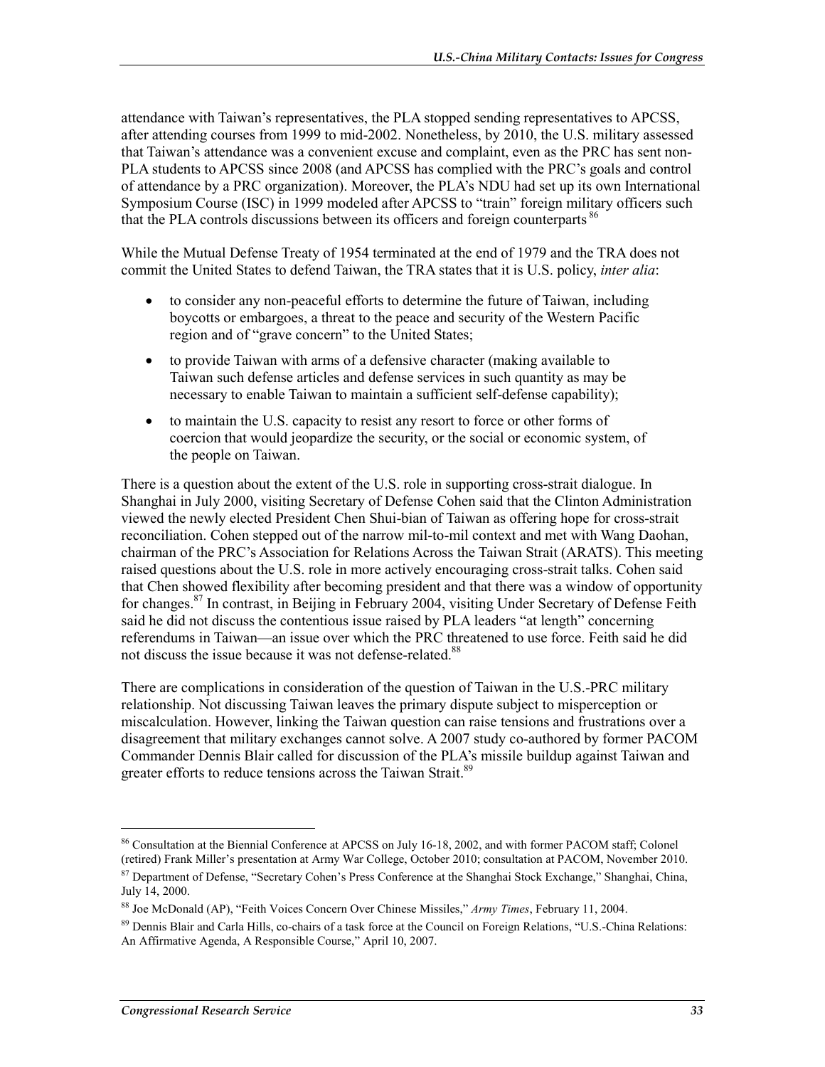attendance with Taiwan's representatives, the PLA stopped sending representatives to APCSS, after attending courses from 1999 to mid-2002. Nonetheless, by 2010, the U.S. military assessed that Taiwan's attendance was a convenient excuse and complaint, even as the PRC has sent non-PLA students to APCSS since 2008 (and APCSS has complied with the PRC's goals and control of attendance by a PRC organization). Moreover, the PLA's NDU had set up its own International Symposium Course (ISC) in 1999 modeled after APCSS to "train" foreign military officers such that the PLA controls discussions between its officers and foreign counterparts [86]

While the Mutual Defense Treaty of 1954 terminated at the end of 1979 and the TRA does not commit the United States to defend Taiwan, the TRA states that it is U.S. policy, *inter alia*:

- to consider any non-peaceful efforts to determine the future of Taiwan, including boycotts or embargoes, a threat to the peace and security of the Western Pacific region and of "grave concern" to the United States;
- to provide Taiwan with arms of a defensive character (making available to Taiwan such defense articles and defense services in such quantity as may be necessary to enable Taiwan to maintain a sufficient self-defense capability);
- to maintain the U.S. capacity to resist any resort to force or other forms of coercion that would jeopardize the security, or the social or economic system, of the people on Taiwan.

There is a question about the extent of the U.S. role in supporting cross-strait dialogue. In Shanghai in July 2000, visiting Secretary of Defense Cohen said that the Clinton Administration viewed the newly elected President Chen Shui-bian of Taiwan as offering hope for cross-strait reconciliation. Cohen stepped out of the narrow mil-to-mil context and met with Wang Daohan, chairman of the PRC's Association for Relations Across the Taiwan Strait (ARATS). This meeting raised questions about the U.S. role in more actively encouraging cross-strait talks. Cohen said that Chen showed flexibility after becoming president and that there was a window of opportunity for changes.[87] In contrast, in Beijing in February 2004, visiting Under Secretary of Defense Feith said he did not discuss the contentious issue raised by PLA leaders "at length" concerning referendums in Taiwan—an issue over which the PRC threatened to use force. Feith said he did not discuss the issue because it was not defense-related.[88]

There are complications in consideration of the question of Taiwan in the U.S.-PRC military relationship. Not discussing Taiwan leaves the primary dispute subject to misperception or miscalculation. However, linking the Taiwan question can raise tensions and frustrations over a disagreement that military exchanges cannot solve. A 2007 study co-authored by former PACOM Commander Dennis Blair called for discussion of the PLA's missile buildup against Taiwan and greater efforts to reduce tensions across the Taiwan Strait.[89]

---

[86] Consultation at the Biennial Conference at APCSS on July 16-18, 2002, and with former PACOM staff; Colonel (retired) Frank Miller's presentation at Army War College, October 2010; consultation at PACOM, November 2010.

[87] Department of Defense, "Secretary Cohen's Press Conference at the Shanghai Stock Exchange," Shanghai, China, July 14, 2000.

[88] Joe McDonald (AP), "Feith Voices Concern Over Chinese Missiles," *Army Times*, February 11, 2004.

[89] Dennis Blair and Carla Hills, co-chairs of a task force at the Council on Foreign Relations, "U.S.-China Relations: An Affirmative Agenda, A Responsible Course," April 10, 2007.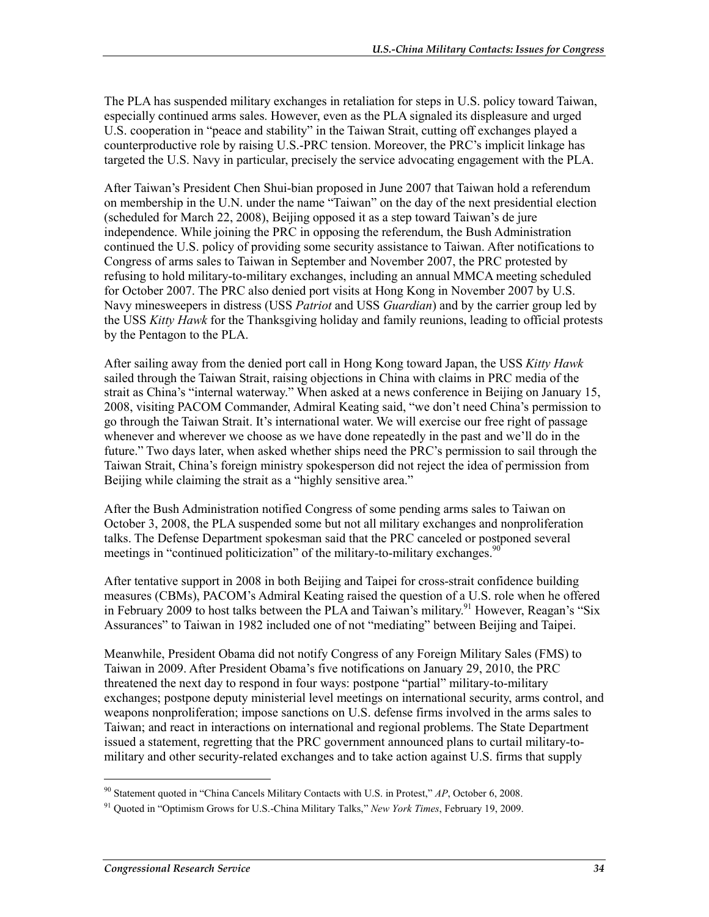The PLA has suspended military exchanges in retaliation for steps in U.S. policy toward Taiwan, especially continued arms sales. However, even as the PLA signaled its displeasure and urged U.S. cooperation in "peace and stability" in the Taiwan Strait, cutting off exchanges played a counterproductive role by raising U.S.-PRC tension. Moreover, the PRC's implicit linkage has targeted the U.S. Navy in particular, precisely the service advocating engagement with the PLA.

After Taiwan's President Chen Shui-bian proposed in June 2007 that Taiwan hold a referendum on membership in the U.N. under the name "Taiwan" on the day of the next presidential election (scheduled for March 22, 2008), Beijing opposed it as a step toward Taiwan's de jure independence. While joining the PRC in opposing the referendum, the Bush Administration continued the U.S. policy of providing some security assistance to Taiwan. After notifications to Congress of arms sales to Taiwan in September and November 2007, the PRC protested by refusing to hold military-to-military exchanges, including an annual MMCA meeting scheduled for October 2007. The PRC also denied port visits at Hong Kong in November 2007 by U.S. Navy minesweepers in distress (USS *Patriot* and USS *Guardian*) and by the carrier group led by the USS *Kitty Hawk* for the Thanksgiving holiday and family reunions, leading to official protests by the Pentagon to the PLA.

After sailing away from the denied port call in Hong Kong toward Japan, the USS *Kitty Hawk* sailed through the Taiwan Strait, raising objections in China with claims in PRC media of the strait as China's "internal waterway." When asked at a news conference in Beijing on January 15, 2008, visiting PACOM Commander, Admiral Keating said, "we don't need China's permission to go through the Taiwan Strait. It's international water. We will exercise our free right of passage whenever and wherever we choose as we have done repeatedly in the past and we'll do in the future." Two days later, when asked whether ships need the PRC's permission to sail through the Taiwan Strait, China's foreign ministry spokesperson did not reject the idea of permission from Beijing while claiming the strait as a "highly sensitive area."

After the Bush Administration notified Congress of some pending arms sales to Taiwan on October 3, 2008, the PLA suspended some but not all military exchanges and nonproliferation talks. The Defense Department spokesman said that the PRC canceled or postponed several meetings in "continued politicization" of the military-to-military exchanges.[90]

After tentative support in 2008 in both Beijing and Taipei for cross-strait confidence building measures (CBMs), PACOM's Admiral Keating raised the question of a U.S. role when he offered in February 2009 to host talks between the PLA and Taiwan's military.[91] However, Reagan's "Six Assurances" to Taiwan in 1982 included one of not "mediating" between Beijing and Taipei.

Meanwhile, President Obama did not notify Congress of any Foreign Military Sales (FMS) to Taiwan in 2009. After President Obama's five notifications on January 29, 2010, the PRC threatened the next day to respond in four ways: postpone "partial" military-to-military exchanges; postpone deputy ministerial level meetings on international security, arms control, and weapons nonproliferation; impose sanctions on U.S. defense firms involved in the arms sales to Taiwan; and react in interactions on international and regional problems. The State Department issued a statement, regretting that the PRC government announced plans to curtail military-to-military and other security-related exchanges and to take action against U.S. firms that supply

---

[90] Statement quoted in "China Cancels Military Contacts with U.S. in Protest," *AP*, October 6, 2008.

[91] Quoted in "Optimism Grows for U.S.-China Military Talks," *New York Times*, February 19, 2009.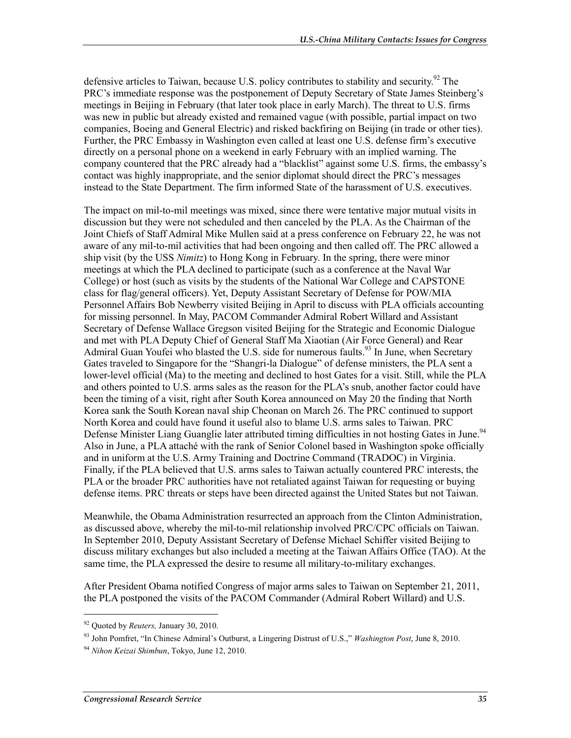defensive articles to Taiwan, because U.S. policy contributes to stability and security.[92] The PRC's immediate response was the postponement of Deputy Secretary of State James Steinberg's meetings in Beijing in February (that later took place in early March). The threat to U.S. firms was new in public but already existed and remained vague (with possible, partial impact on two companies, Boeing and General Electric) and risked backfiring on Beijing (in trade or other ties). Further, the PRC Embassy in Washington even called at least one U.S. defense firm's executive directly on a personal phone on a weekend in early February with an implied warning. The company countered that the PRC already had a "blacklist" against some U.S. firms, the embassy's contact was highly inappropriate, and the senior diplomat should direct the PRC's messages instead to the State Department. The firm informed State of the harassment of U.S. executives.

The impact on mil-to-mil meetings was mixed, since there were tentative major mutual visits in discussion but they were not scheduled and then canceled by the PLA. As the Chairman of the Joint Chiefs of Staff Admiral Mike Mullen said at a press conference on February 22, he was not aware of any mil-to-mil activities that had been ongoing and then called off. The PRC allowed a ship visit (by the USS *Nimitz*) to Hong Kong in February. In the spring, there were minor meetings at which the PLA declined to participate (such as a conference at the Naval War College) or host (such as visits by the students of the National War College and CAPSTONE class for flag/general officers). Yet, Deputy Assistant Secretary of Defense for POW/MIA Personnel Affairs Bob Newberry visited Beijing in April to discuss with PLA officials accounting for missing personnel. In May, PACOM Commander Admiral Robert Willard and Assistant Secretary of Defense Wallace Gregson visited Beijing for the Strategic and Economic Dialogue and met with PLA Deputy Chief of General Staff Ma Xiaotian (Air Force General) and Rear Admiral Guan Youfei who blasted the U.S. side for numerous faults.[93] In June, when Secretary Gates traveled to Singapore for the "Shangri-la Dialogue" of defense ministers, the PLA sent a lower-level official (Ma) to the meeting and declined to host Gates for a visit. Still, while the PLA and others pointed to U.S. arms sales as the reason for the PLA's snub, another factor could have been the timing of a visit, right after South Korea announced on May 20 the finding that North Korea sank the South Korean naval ship Cheonan on March 26. The PRC continued to support North Korea and could have found it useful also to blame U.S. arms sales to Taiwan. PRC Defense Minister Liang Guanglie later attributed timing difficulties in not hosting Gates in June.[94] Also in June, a PLA attaché with the rank of Senior Colonel based in Washington spoke officially and in uniform at the U.S. Army Training and Doctrine Command (TRADOC) in Virginia. Finally, if the PLA believed that U.S. arms sales to Taiwan actually countered PRC interests, the PLA or the broader PRC authorities have not retaliated against Taiwan for requesting or buying defense items. PRC threats or steps have been directed against the United States but not Taiwan.

Meanwhile, the Obama Administration resurrected an approach from the Clinton Administration, as discussed above, whereby the mil-to-mil relationship involved PRC/CPC officials on Taiwan. In September 2010, Deputy Assistant Secretary of Defense Michael Schiffer visited Beijing to discuss military exchanges but also included a meeting at the Taiwan Affairs Office (TAO). At the same time, the PLA expressed the desire to resume all military-to-military exchanges.

After President Obama notified Congress of major arms sales to Taiwan on September 21, 2011, the PLA postponed the visits of the PACOM Commander (Admiral Robert Willard) and U.S.

---

[92] Quoted by *Reuters,* January 30, 2010.

[93] John Pomfret, "In Chinese Admiral's Outburst, a Lingering Distrust of U.S.," *Washington Post*, June 8, 2010.

[94] *Nihon Keizai Shimbun*, Tokyo, June 12, 2010.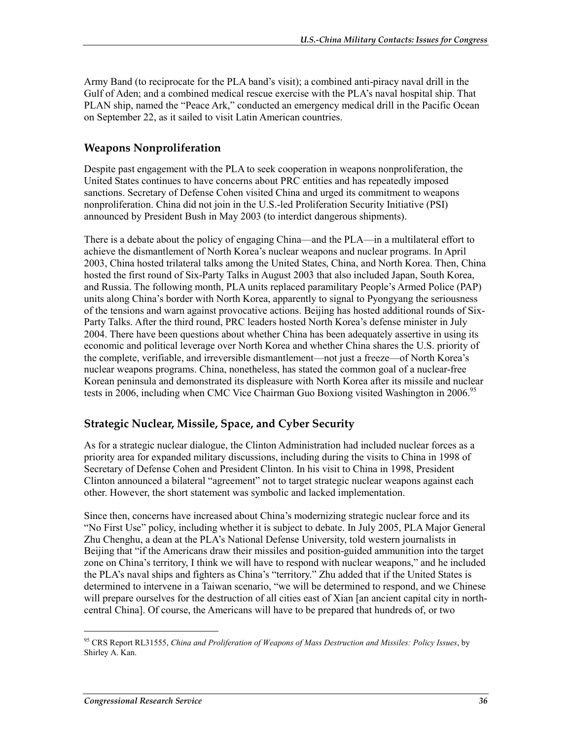Army Band (to reciprocate for the PLA band's visit); a combined anti-piracy naval drill in the Gulf of Aden; and a combined medical rescue exercise with the PLA's naval hospital ship. That PLAN ship, named the "Peace Ark," conducted an emergency medical drill in the Pacific Ocean on September 22, as it sailed to visit Latin American countries.

## Weapons Nonproliferation

Despite past engagement with the PLA to seek cooperation in weapons nonproliferation, the United States continues to have concerns about PRC entities and has repeatedly imposed sanctions. Secretary of Defense Cohen visited China and urged its commitment to weapons nonproliferation. China did not join in the U.S.-led Proliferation Security Initiative (PSI) announced by President Bush in May 2003 (to interdict dangerous shipments).

There is a debate about the policy of engaging China—and the PLA—in a multilateral effort to achieve the dismantlement of North Korea's nuclear weapons and nuclear programs. In April 2003, China hosted trilateral talks among the United States, China, and North Korea. Then, China hosted the first round of Six-Party Talks in August 2003 that also included Japan, South Korea, and Russia. The following month, PLA units replaced paramilitary People's Armed Police (PAP) units along China's border with North Korea, apparently to signal to Pyongyang the seriousness of the tensions and warn against provocative actions. Beijing has hosted additional rounds of Six-Party Talks. After the third round, PRC leaders hosted North Korea's defense minister in July 2004. There have been questions about whether China has been adequately assertive in using its economic and political leverage over North Korea and whether China shares the U.S. priority of the complete, verifiable, and irreversible dismantlement—not just a freeze—of North Korea's nuclear weapons programs. China, nonetheless, has stated the common goal of a nuclear-free Korean peninsula and demonstrated its displeasure with North Korea after its missile and nuclear tests in 2006, including when CMC Vice Chairman Guo Boxiong visited Washington in 2006.[95]

## Strategic Nuclear, Missile, Space, and Cyber Security

As for a strategic nuclear dialogue, the Clinton Administration had included nuclear forces as a priority area for expanded military discussions, including during the visits to China in 1998 of Secretary of Defense Cohen and President Clinton. In his visit to China in 1998, President Clinton announced a bilateral "agreement" not to target strategic nuclear weapons against each other. However, the short statement was symbolic and lacked implementation.

Since then, concerns have increased about China's modernizing strategic nuclear force and its "No First Use" policy, including whether it is subject to debate. In July 2005, PLA Major General Zhu Chenghu, a dean at the PLA's National Defense University, told western journalists in Beijing that "if the Americans draw their missiles and position-guided ammunition into the target zone on China's territory, I think we will have to respond with nuclear weapons," and he included the PLA's naval ships and fighters as China's "territory." Zhu added that if the United States is determined to intervene in a Taiwan scenario, "we will be determined to respond, and we Chinese will prepare ourselves for the destruction of all cities east of Xian [an ancient capital city in north-central China]. Of course, the Americans will have to be prepared that hundreds of, or two

---

[95] CRS Report RL31555, *China and Proliferation of Weapons of Mass Destruction and Missiles: Policy Issues*, by Shirley A. Kan.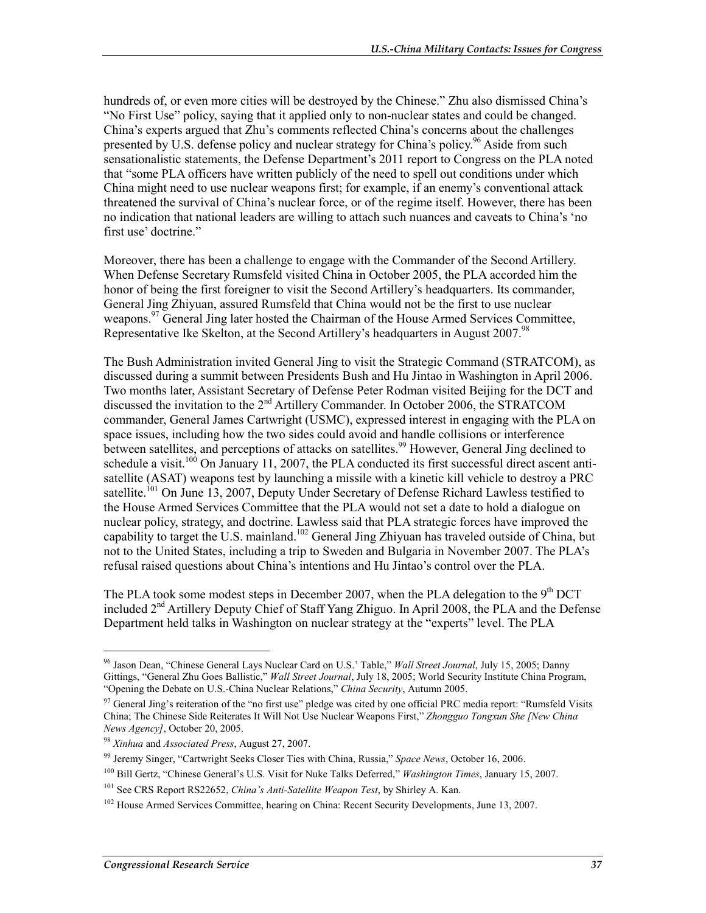hundreds of, or even more cities will be destroyed by the Chinese." Zhu also dismissed China's "No First Use" policy, saying that it applied only to non-nuclear states and could be changed. China's experts argued that Zhu's comments reflected China's concerns about the challenges presented by U.S. defense policy and nuclear strategy for China's policy.[96] Aside from such sensationalistic statements, the Defense Department's 2011 report to Congress on the PLA noted that "some PLA officers have written publicly of the need to spell out conditions under which China might need to use nuclear weapons first; for example, if an enemy's conventional attack threatened the survival of China's nuclear force, or of the regime itself. However, there has been no indication that national leaders are willing to attach such nuances and caveats to China's 'no first use' doctrine."

Moreover, there has been a challenge to engage with the Commander of the Second Artillery. When Defense Secretary Rumsfeld visited China in October 2005, the PLA accorded him the honor of being the first foreigner to visit the Second Artillery's headquarters. Its commander, General Jing Zhiyuan, assured Rumsfeld that China would not be the first to use nuclear weapons.[97] General Jing later hosted the Chairman of the House Armed Services Committee, Representative Ike Skelton, at the Second Artillery's headquarters in August 2007.[98]

The Bush Administration invited General Jing to visit the Strategic Command (STRATCOM), as discussed during a summit between Presidents Bush and Hu Jintao in Washington in April 2006. Two months later, Assistant Secretary of Defense Peter Rodman visited Beijing for the DCT and discussed the invitation to the 2nd Artillery Commander. In October 2006, the STRATCOM commander, General James Cartwright (USMC), expressed interest in engaging with the PLA on space issues, including how the two sides could avoid and handle collisions or interference between satellites, and perceptions of attacks on satellites.[99] However, General Jing declined to schedule a visit.[100] On January 11, 2007, the PLA conducted its first successful direct ascent anti-satellite (ASAT) weapons test by launching a missile with a kinetic kill vehicle to destroy a PRC satellite.[101] On June 13, 2007, Deputy Under Secretary of Defense Richard Lawless testified to the House Armed Services Committee that the PLA would not set a date to hold a dialogue on nuclear policy, strategy, and doctrine. Lawless said that PLA strategic forces have improved the capability to target the U.S. mainland.[102] General Jing Zhiyuan has traveled outside of China, but not to the United States, including a trip to Sweden and Bulgaria in November 2007. The PLA's refusal raised questions about China's intentions and Hu Jintao's control over the PLA.

The PLA took some modest steps in December 2007, when the PLA delegation to the 9th DCT included 2nd Artillery Deputy Chief of Staff Yang Zhiguo. In April 2008, the PLA and the Defense Department held talks in Washington on nuclear strategy at the "experts" level. The PLA

---

[96] Jason Dean, "Chinese General Lays Nuclear Card on U.S.' Table," *Wall Street Journal*, July 15, 2005; Danny Gittings, "General Zhu Goes Ballistic," *Wall Street Journal*, July 18, 2005; World Security Institute China Program, "Opening the Debate on U.S.-China Nuclear Relations," *China Security*, Autumn 2005.

[97] General Jing's reiteration of the "no first use" pledge was cited by one official PRC media report: "Rumsfeld Visits China; The Chinese Side Reiterates It Will Not Use Nuclear Weapons First," *Zhongguo Tongxun She [New China News Agency]*, October 20, 2005.

[98] *Xinhua* and *Associated Press*, August 27, 2007.

[99] Jeremy Singer, "Cartwright Seeks Closer Ties with China, Russia," *Space News*, October 16, 2006.

[100] Bill Gertz, "Chinese General's U.S. Visit for Nuke Talks Deferred," *Washington Times*, January 15, 2007.

[101] See CRS Report RS22652, *China's Anti-Satellite Weapon Test*, by Shirley A. Kan.

[102] House Armed Services Committee, hearing on China: Recent Security Developments, June 13, 2007.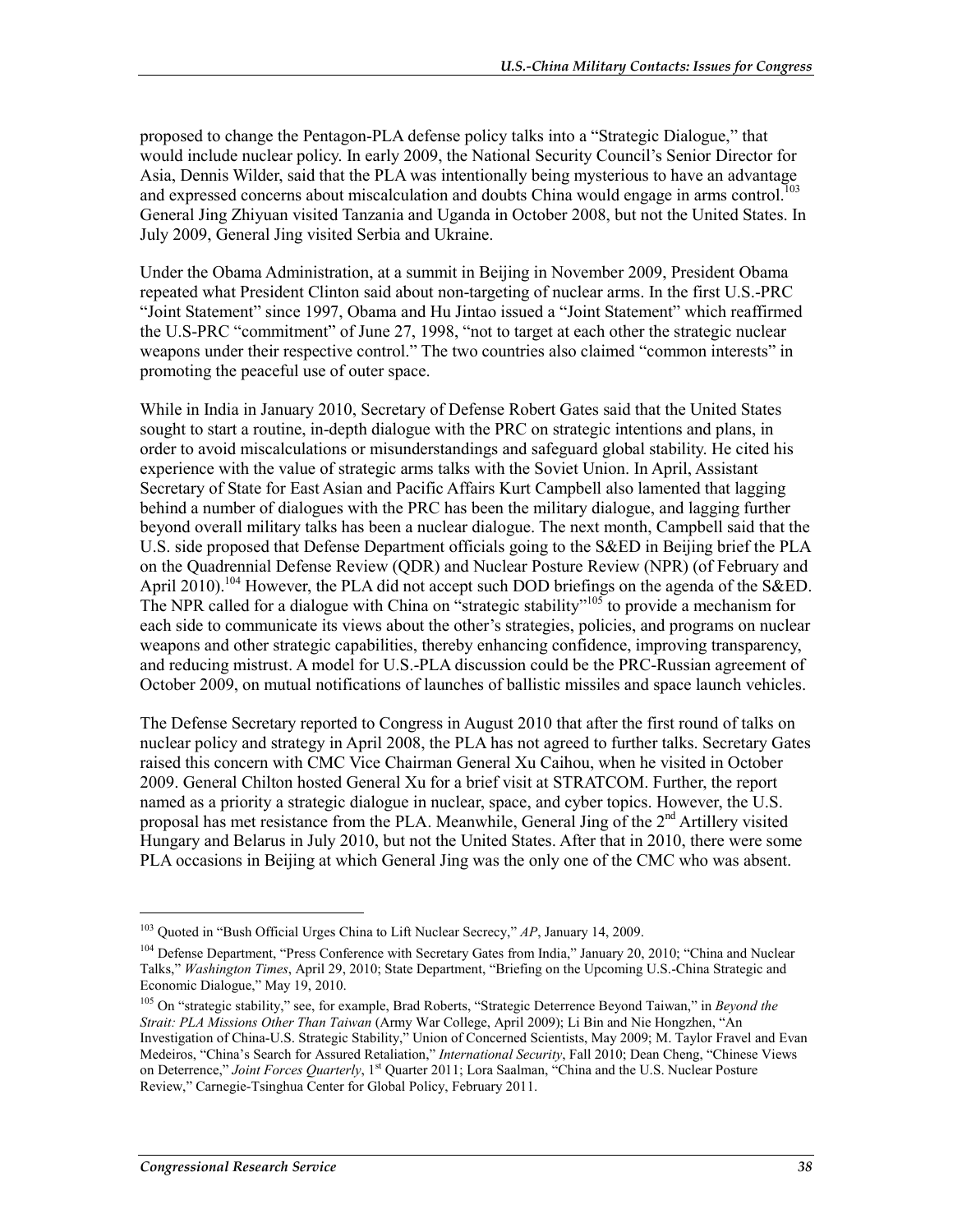proposed to change the Pentagon-PLA defense policy talks into a "Strategic Dialogue," that would include nuclear policy. In early 2009, the National Security Council's Senior Director for Asia, Dennis Wilder, said that the PLA was intentionally being mysterious to have an advantage and expressed concerns about miscalculation and doubts China would engage in arms control.[103] General Jing Zhiyuan visited Tanzania and Uganda in October 2008, but not the United States. In July 2009, General Jing visited Serbia and Ukraine.

Under the Obama Administration, at a summit in Beijing in November 2009, President Obama repeated what President Clinton said about non-targeting of nuclear arms. In the first U.S.-PRC "Joint Statement" since 1997, Obama and Hu Jintao issued a "Joint Statement" which reaffirmed the U.S-PRC "commitment" of June 27, 1998, "not to target at each other the strategic nuclear weapons under their respective control." The two countries also claimed "common interests" in promoting the peaceful use of outer space.

While in India in January 2010, Secretary of Defense Robert Gates said that the United States sought to start a routine, in-depth dialogue with the PRC on strategic intentions and plans, in order to avoid miscalculations or misunderstandings and safeguard global stability. He cited his experience with the value of strategic arms talks with the Soviet Union. In April, Assistant Secretary of State for East Asian and Pacific Affairs Kurt Campbell also lamented that lagging behind a number of dialogues with the PRC has been the military dialogue, and lagging further beyond overall military talks has been a nuclear dialogue. The next month, Campbell said that the U.S. side proposed that Defense Department officials going to the S&ED in Beijing brief the PLA on the Quadrennial Defense Review (QDR) and Nuclear Posture Review (NPR) (of February and April 2010).[104] However, the PLA did not accept such DOD briefings on the agenda of the S&ED. The NPR called for a dialogue with China on "strategic stability"[105] to provide a mechanism for each side to communicate its views about the other's strategies, policies, and programs on nuclear weapons and other strategic capabilities, thereby enhancing confidence, improving transparency, and reducing mistrust. A model for U.S.-PLA discussion could be the PRC-Russian agreement of October 2009, on mutual notifications of launches of ballistic missiles and space launch vehicles.

The Defense Secretary reported to Congress in August 2010 that after the first round of talks on nuclear policy and strategy in April 2008, the PLA has not agreed to further talks. Secretary Gates raised this concern with CMC Vice Chairman General Xu Caihou, when he visited in October 2009. General Chilton hosted General Xu for a brief visit at STRATCOM. Further, the report named as a priority a strategic dialogue in nuclear, space, and cyber topics. However, the U.S. proposal has met resistance from the PLA. Meanwhile, General Jing of the 2nd Artillery visited Hungary and Belarus in July 2010, but not the United States. After that in 2010, there were some PLA occasions in Beijing at which General Jing was the only one of the CMC who was absent.

---

[103] Quoted in "Bush Official Urges China to Lift Nuclear Secrecy," *AP*, January 14, 2009.

[104] Defense Department, "Press Conference with Secretary Gates from India," January 20, 2010; "China and Nuclear Talks," *Washington Times*, April 29, 2010; State Department, "Briefing on the Upcoming U.S.-China Strategic and Economic Dialogue," May 19, 2010.

[105] On "strategic stability," see, for example, Brad Roberts, "Strategic Deterrence Beyond Taiwan," in *Beyond the Strait: PLA Missions Other Than Taiwan* (Army War College, April 2009); Li Bin and Nie Hongzhen, "An Investigation of China-U.S. Strategic Stability," Union of Concerned Scientists, May 2009; M. Taylor Fravel and Evan Medeiros, "China's Search for Assured Retaliation," *International Security*, Fall 2010; Dean Cheng, "Chinese Views on Deterrence," *Joint Forces Quarterly*, 1st Quarter 2011; Lora Saalman, "China and the U.S. Nuclear Posture Review," Carnegie-Tsinghua Center for Global Policy, February 2011.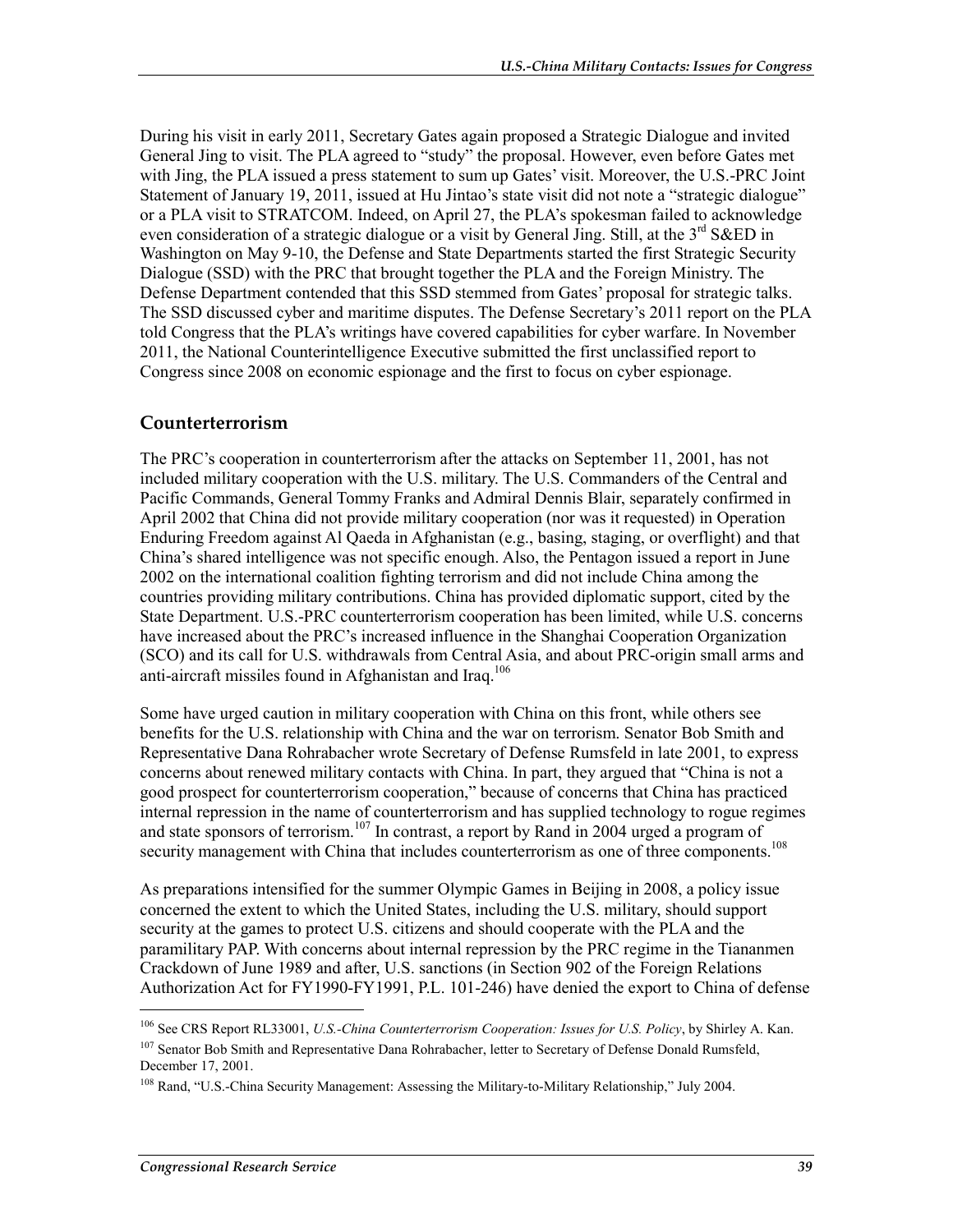During his visit in early 2011, Secretary Gates again proposed a Strategic Dialogue and invited General Jing to visit. The PLA agreed to "study" the proposal. However, even before Gates met with Jing, the PLA issued a press statement to sum up Gates' visit. Moreover, the U.S.-PRC Joint Statement of January 19, 2011, issued at Hu Jintao's state visit did not note a "strategic dialogue" or a PLA visit to STRATCOM. Indeed, on April 27, the PLA's spokesman failed to acknowledge even consideration of a strategic dialogue or a visit by General Jing. Still, at the 3rd S&ED in Washington on May 9-10, the Defense and State Departments started the first Strategic Security Dialogue (SSD) with the PRC that brought together the PLA and the Foreign Ministry. The Defense Department contended that this SSD stemmed from Gates' proposal for strategic talks. The SSD discussed cyber and maritime disputes. The Defense Secretary's 2011 report on the PLA told Congress that the PLA's writings have covered capabilities for cyber warfare. In November 2011, the National Counterintelligence Executive submitted the first unclassified report to Congress since 2008 on economic espionage and the first to focus on cyber espionage.

## Counterterrorism

The PRC's cooperation in counterterrorism after the attacks on September 11, 2001, has not included military cooperation with the U.S. military. The U.S. Commanders of the Central and Pacific Commands, General Tommy Franks and Admiral Dennis Blair, separately confirmed in April 2002 that China did not provide military cooperation (nor was it requested) in Operation Enduring Freedom against Al Qaeda in Afghanistan (e.g., basing, staging, or overflight) and that China's shared intelligence was not specific enough. Also, the Pentagon issued a report in June 2002 on the international coalition fighting terrorism and did not include China among the countries providing military contributions. China has provided diplomatic support, cited by the State Department. U.S.-PRC counterterrorism cooperation has been limited, while U.S. concerns have increased about the PRC's increased influence in the Shanghai Cooperation Organization (SCO) and its call for U.S. withdrawals from Central Asia, and about PRC-origin small arms and anti-aircraft missiles found in Afghanistan and Iraq.[106]

Some have urged caution in military cooperation with China on this front, while others see benefits for the U.S. relationship with China and the war on terrorism. Senator Bob Smith and Representative Dana Rohrabacher wrote Secretary of Defense Rumsfeld in late 2001, to express concerns about renewed military contacts with China. In part, they argued that "China is not a good prospect for counterterrorism cooperation," because of concerns that China has practiced internal repression in the name of counterterrorism and has supplied technology to rogue regimes and state sponsors of terrorism.[107] In contrast, a report by Rand in 2004 urged a program of security management with China that includes counterterrorism as one of three components.[108]

As preparations intensified for the summer Olympic Games in Beijing in 2008, a policy issue concerned the extent to which the United States, including the U.S. military, should support security at the games to protect U.S. citizens and should cooperate with the PLA and the paramilitary PAP. With concerns about internal repression by the PRC regime in the Tiananmen Crackdown of June 1989 and after, U.S. sanctions (in Section 902 of the Foreign Relations Authorization Act for FY1990-FY1991, P.L. 101-246) have denied the export to China of defense

---

[106] See CRS Report RL33001, *U.S.-China Counterterrorism Cooperation: Issues for U.S. Policy*, by Shirley A. Kan.

[107] Senator Bob Smith and Representative Dana Rohrabacher, letter to Secretary of Defense Donald Rumsfeld, December 17, 2001.

[108] Rand, "U.S.-China Security Management: Assessing the Military-to-Military Relationship," July 2004.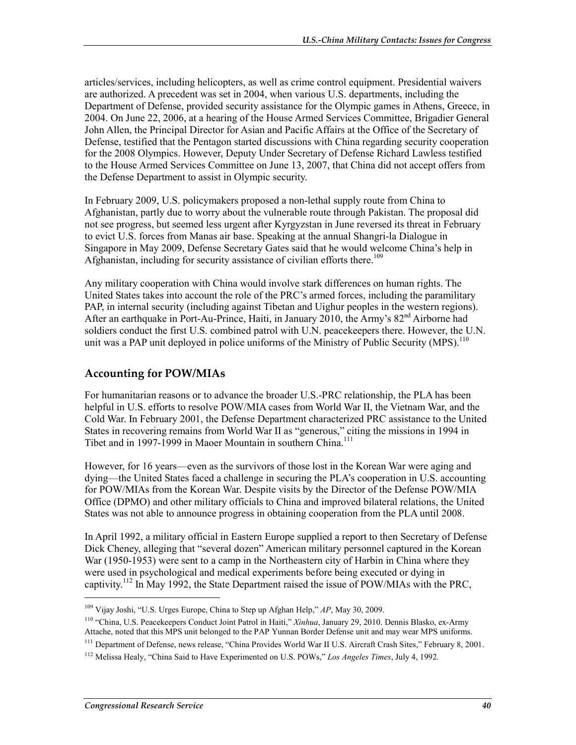articles/services, including helicopters, as well as crime control equipment. Presidential waivers are authorized. A precedent was set in 2004, when various U.S. departments, including the Department of Defense, provided security assistance for the Olympic games in Athens, Greece, in 2004. On June 22, 2006, at a hearing of the House Armed Services Committee, Brigadier General John Allen, the Principal Director for Asian and Pacific Affairs at the Office of the Secretary of Defense, testified that the Pentagon started discussions with China regarding security cooperation for the 2008 Olympics. However, Deputy Under Secretary of Defense Richard Lawless testified to the House Armed Services Committee on June 13, 2007, that China did not accept offers from the Defense Department to assist in Olympic security.

In February 2009, U.S. policymakers proposed a non-lethal supply route from China to Afghanistan, partly due to worry about the vulnerable route through Pakistan. The proposal did not see progress, but seemed less urgent after Kyrgyzstan in June reversed its threat in February to evict U.S. forces from Manas air base. Speaking at the annual Shangri-la Dialogue in Singapore in May 2009, Defense Secretary Gates said that he would welcome China's help in Afghanistan, including for security assistance of civilian efforts there.[109]

Any military cooperation with China would involve stark differences on human rights. The United States takes into account the role of the PRC's armed forces, including the paramilitary PAP, in internal security (including against Tibetan and Uighur peoples in the western regions). After an earthquake in Port-Au-Prince, Haiti, in January 2010, the Army's 82nd Airborne had soldiers conduct the first U.S. combined patrol with U.N. peacekeepers there. However, the U.N. unit was a PAP unit deployed in police uniforms of the Ministry of Public Security (MPS).[110]

## Accounting for POW/MIAs

For humanitarian reasons or to advance the broader U.S.-PRC relationship, the PLA has been helpful in U.S. efforts to resolve POW/MIA cases from World War II, the Vietnam War, and the Cold War. In February 2001, the Defense Department characterized PRC assistance to the United States in recovering remains from World War II as "generous," citing the missions in 1994 in Tibet and in 1997-1999 in Maoer Mountain in southern China.[111]

However, for 16 years—even as the survivors of those lost in the Korean War were aging and dying—the United States faced a challenge in securing the PLA's cooperation in U.S. accounting for POW/MIAs from the Korean War. Despite visits by the Director of the Defense POW/MIA Office (DPMO) and other military officials to China and improved bilateral relations, the United States was not able to announce progress in obtaining cooperation from the PLA until 2008.

In April 1992, a military official in Eastern Europe supplied a report to then Secretary of Defense Dick Cheney, alleging that "several dozen" American military personnel captured in the Korean War (1950-1953) were sent to a camp in the Northeastern city of Harbin in China where they were used in psychological and medical experiments before being executed or dying in captivity.[112] In May 1992, the State Department raised the issue of POW/MIAs with the PRC,

---

[109] Vijay Joshi, "U.S. Urges Europe, China to Step up Afghan Help," *AP*, May 30, 2009.

[110] "China, U.S. Peacekeepers Conduct Joint Patrol in Haiti," *Xinhua*, January 29, 2010. Dennis Blasko, ex-Army Attache, noted that this MPS unit belonged to the PAP Yunnan Border Defense unit and may wear MPS uniforms.

[111] Department of Defense, news release, "China Provides World War II U.S. Aircraft Crash Sites," February 8, 2001.

[112] Melissa Healy, "China Said to Have Experimented on U.S. POWs," *Los Angeles Times*, July 4, 1992.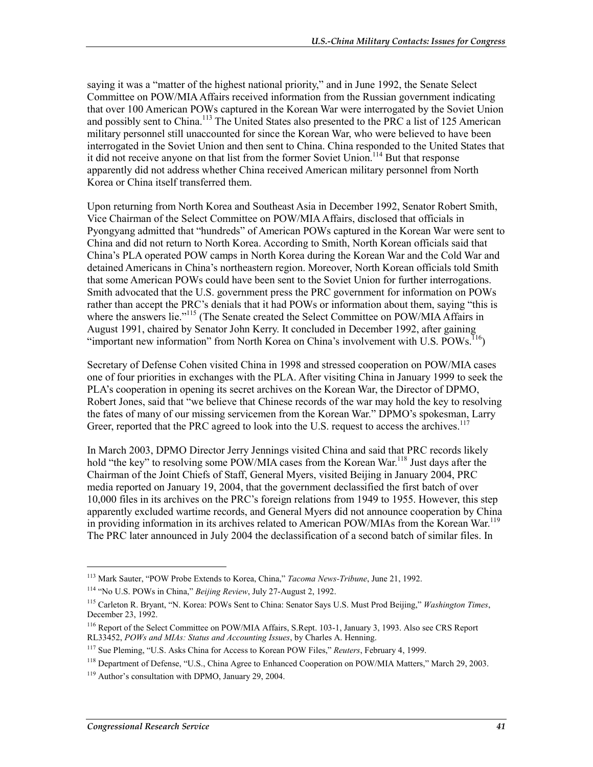saying it was a "matter of the highest national priority," and in June 1992, the Senate Select Committee on POW/MIA Affairs received information from the Russian government indicating that over 100 American POWs captured in the Korean War were interrogated by the Soviet Union and possibly sent to China.[113] The United States also presented to the PRC a list of 125 American military personnel still unaccounted for since the Korean War, who were believed to have been interrogated in the Soviet Union and then sent to China. China responded to the United States that it did not receive anyone on that list from the former Soviet Union.[114] But that response apparently did not address whether China received American military personnel from North Korea or China itself transferred them.

Upon returning from North Korea and Southeast Asia in December 1992, Senator Robert Smith, Vice Chairman of the Select Committee on POW/MIA Affairs, disclosed that officials in Pyongyang admitted that "hundreds" of American POWs captured in the Korean War were sent to China and did not return to North Korea. According to Smith, North Korean officials said that China's PLA operated POW camps in North Korea during the Korean War and the Cold War and detained Americans in China's northeastern region. Moreover, North Korean officials told Smith that some American POWs could have been sent to the Soviet Union for further interrogations. Smith advocated that the U.S. government press the PRC government for information on POWs rather than accept the PRC's denials that it had POWs or information about them, saying "this is where the answers lie."[115] (The Senate created the Select Committee on POW/MIA Affairs in August 1991, chaired by Senator John Kerry. It concluded in December 1992, after gaining "important new information" from North Korea on China's involvement with U.S. POWs.[116])

Secretary of Defense Cohen visited China in 1998 and stressed cooperation on POW/MIA cases one of four priorities in exchanges with the PLA. After visiting China in January 1999 to seek the PLA's cooperation in opening its secret archives on the Korean War, the Director of DPMO, Robert Jones, said that "we believe that Chinese records of the war may hold the key to resolving the fates of many of our missing servicemen from the Korean War." DPMO's spokesman, Larry Greer, reported that the PRC agreed to look into the U.S. request to access the archives.[117]

In March 2003, DPMO Director Jerry Jennings visited China and said that PRC records likely hold "the key" to resolving some POW/MIA cases from the Korean War.[118] Just days after the Chairman of the Joint Chiefs of Staff, General Myers, visited Beijing in January 2004, PRC media reported on January 19, 2004, that the government declassified the first batch of over 10,000 files in its archives on the PRC's foreign relations from 1949 to 1955. However, this step apparently excluded wartime records, and General Myers did not announce cooperation by China in providing information in its archives related to American POW/MIAs from the Korean War.[119] The PRC later announced in July 2004 the declassification of a second batch of similar files. In

---

[113] Mark Sauter, "POW Probe Extends to Korea, China," *Tacoma News-Tribune*, June 21, 1992.

[114] "No U.S. POWs in China," *Beijing Review*, July 27-August 2, 1992.

[115] Carleton R. Bryant, "N. Korea: POWs Sent to China: Senator Says U.S. Must Prod Beijing," *Washington Times*, December 23, 1992.

[116] Report of the Select Committee on POW/MIA Affairs, S.Rept. 103-1, January 3, 1993. Also see CRS Report RL33452, *POWs and MIAs: Status and Accounting Issues*, by Charles A. Henning.

[117] Sue Pleming, "U.S. Asks China for Access to Korean POW Files," *Reuters*, February 4, 1999.

[118] Department of Defense, "U.S., China Agree to Enhanced Cooperation on POW/MIA Matters," March 29, 2003.

[119] Author's consultation with DPMO, January 29, 2004.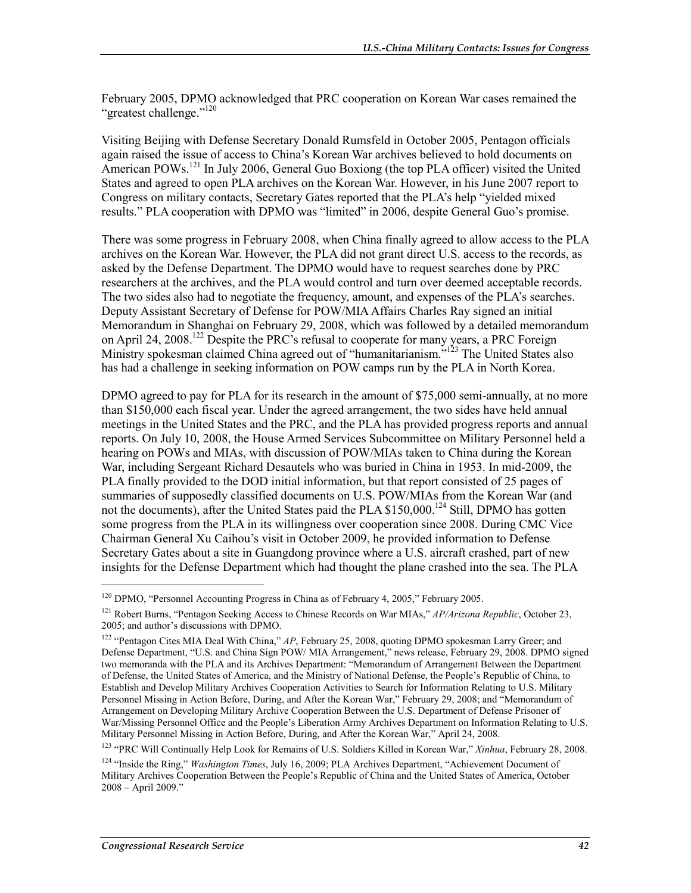February 2005, DPMO acknowledged that PRC cooperation on Korean War cases remained the "greatest challenge."[120]

Visiting Beijing with Defense Secretary Donald Rumsfeld in October 2005, Pentagon officials again raised the issue of access to China's Korean War archives believed to hold documents on American POWs.[121] In July 2006, General Guo Boxiong (the top PLA officer) visited the United States and agreed to open PLA archives on the Korean War. However, in his June 2007 report to Congress on military contacts, Secretary Gates reported that the PLA's help "yielded mixed results." PLA cooperation with DPMO was "limited" in 2006, despite General Guo's promise.

There was some progress in February 2008, when China finally agreed to allow access to the PLA archives on the Korean War. However, the PLA did not grant direct U.S. access to the records, as asked by the Defense Department. The DPMO would have to request searches done by PRC researchers at the archives, and the PLA would control and turn over deemed acceptable records. The two sides also had to negotiate the frequency, amount, and expenses of the PLA's searches. Deputy Assistant Secretary of Defense for POW/MIA Affairs Charles Ray signed an initial Memorandum in Shanghai on February 29, 2008, which was followed by a detailed memorandum on April 24, 2008.[122] Despite the PRC's refusal to cooperate for many years, a PRC Foreign Ministry spokesman claimed China agreed out of "humanitarianism."[123] The United States also has had a challenge in seeking information on POW camps run by the PLA in North Korea.

DPMO agreed to pay for PLA for its research in the amount of $75,000 semi-annually, at no more than $150,000 each fiscal year. Under the agreed arrangement, the two sides have held annual meetings in the United States and the PRC, and the PLA has provided progress reports and annual reports. On July 10, 2008, the House Armed Services Subcommittee on Military Personnel held a hearing on POWs and MIAs, with discussion of POW/MIAs taken to China during the Korean War, including Sergeant Richard Desautels who was buried in China in 1953. In mid-2009, the PLA finally provided to the DOD initial information, but that report consisted of 25 pages of summaries of supposedly classified documents on U.S. POW/MIAs from the Korean War (and not the documents), after the United States paid the PLA $150,000.[124] Still, DPMO has gotten some progress from the PLA in its willingness over cooperation since 2008. During CMC Vice Chairman General Xu Caihou's visit in October 2009, he provided information to Defense Secretary Gates about a site in Guangdong province where a U.S. aircraft crashed, part of new insights for the Defense Department which had thought the plane crashed into the sea. The PLA

---

[120] DPMO, "Personnel Accounting Progress in China as of February 4, 2005," February 2005.

[121] Robert Burns, "Pentagon Seeking Access to Chinese Records on War MIAs," *AP/Arizona Republic*, October 23, 2005; and author's discussions with DPMO.

[122] "Pentagon Cites MIA Deal With China," *AP*, February 25, 2008, quoting DPMO spokesman Larry Greer; and Defense Department, "U.S. and China Sign POW/ MIA Arrangement," news release, February 29, 2008. DPMO signed two memoranda with the PLA and its Archives Department: "Memorandum of Arrangement Between the Department of Defense, the United States of America, and the Ministry of National Defense, the People's Republic of China, to Establish and Develop Military Archives Cooperation Activities to Search for Information Relating to U.S. Military Personnel Missing in Action Before, During, and After the Korean War," February 29, 2008; and "Memorandum of Arrangement on Developing Military Archive Cooperation Between the U.S. Department of Defense Prisoner of War/Missing Personnel Office and the People's Liberation Army Archives Department on Information Relating to U.S. Military Personnel Missing in Action Before, During, and After the Korean War," April 24, 2008.

[123] "PRC Will Continually Help Look for Remains of U.S. Soldiers Killed in Korean War," *Xinhua*, February 28, 2008.

[124] "Inside the Ring," *Washington Times*, July 16, 2009; PLA Archives Department, "Achievement Document of Military Archives Cooperation Between the People's Republic of China and the United States of America, October 2008 – April 2009."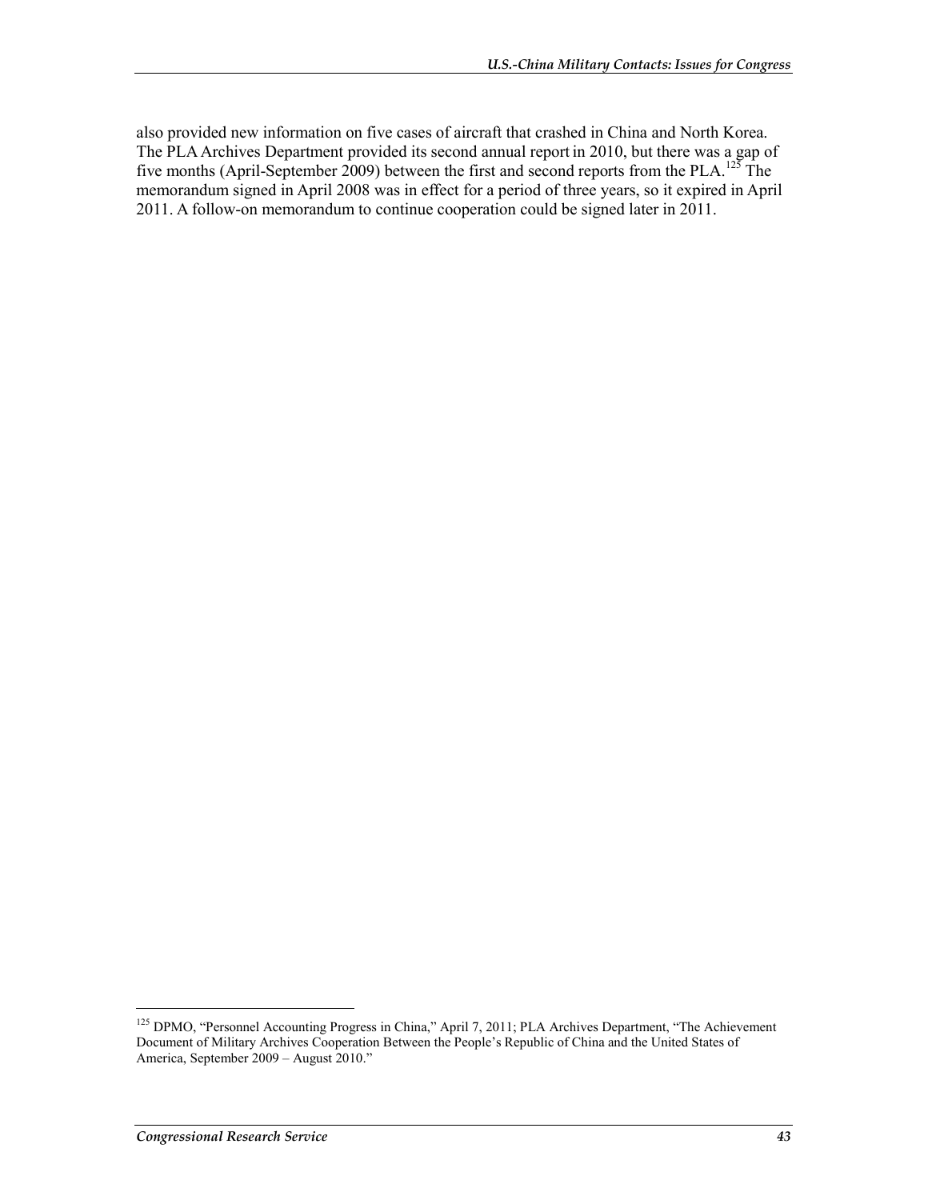also provided new information on five cases of aircraft that crashed in China and North Korea. The PLA Archives Department provided its second annual report in 2010, but there was a gap of five months (April-September 2009) between the first and second reports from the PLA.[125] The memorandum signed in April 2008 was in effect for a period of three years, so it expired in April 2011. A follow-on memorandum to continue cooperation could be signed later in 2011.

---

[125] DPMO, "Personnel Accounting Progress in China," April 7, 2011; PLA Archives Department, "The Achievement Document of Military Archives Cooperation Between the People's Republic of China and the United States of America, September 2009 – August 2010."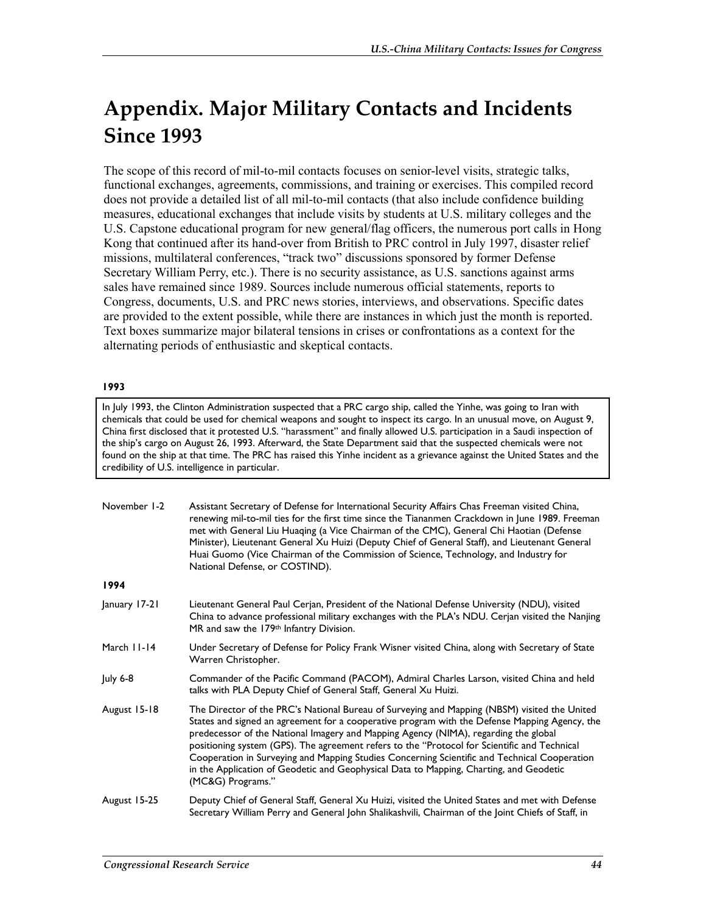# Appendix. Major Military Contacts and Incidents Since 1993

The scope of this record of mil-to-mil contacts focuses on senior-level visits, strategic talks, functional exchanges, agreements, commissions, and training or exercises. This compiled record does not provide a detailed list of all mil-to-mil contacts (that also include confidence building measures, educational exchanges that include visits by students at U.S. military colleges and the U.S. Capstone educational program for new general/flag officers, the numerous port calls in Hong Kong that continued after its hand-over from British to PRC control in July 1997, disaster relief missions, multilateral conferences, "track two" discussions sponsored by former Defense Secretary William Perry, etc.). There is no security assistance, as U.S. sanctions against arms sales have remained since 1989. Sources include numerous official statements, reports to Congress, documents, U.S. and PRC news stories, interviews, and observations. Specific dates are provided to the extent possible, while there are instances in which just the month is reported. Text boxes summarize major bilateral tensions in crises or confrontations as a context for the alternating periods of enthusiastic and skeptical contacts.

**1993**

> In July 1993, the Clinton Administration suspected that a PRC cargo ship, called the Yinhe, was going to Iran with chemicals that could be used for chemical weapons and sought to inspect its cargo. In an unusual move, on August 9, China first disclosed that it protested U.S. "harassment" and finally allowed U.S. participation in a Saudi inspection of the ship's cargo on August 26, 1993. Afterward, the State Department said that the suspected chemicals were not found on the ship at that time. The PRC has raised this Yinhe incident as a grievance against the United States and the credibility of U.S. intelligence in particular.

November 1-2 — Assistant Secretary of Defense for International Security Affairs Chas Freeman visited China, renewing mil-to-mil ties for the first time since the Tiananmen Crackdown in June 1989. Freeman met with General Liu Huaqing (a Vice Chairman of the CMC), General Chi Haotian (Defense Minister), Lieutenant General Xu Huizi (Deputy Chief of General Staff), and Lieutenant General Huai Guomo (Vice Chairman of the Commission of Science, Technology, and Industry for National Defense, or COSTIND).

**1994**

January 17-21 — Lieutenant General Paul Cerjan, President of the National Defense University (NDU), visited China to advance professional military exchanges with the PLA's NDU. Cerjan visited the Nanjing MR and saw the 179th Infantry Division.

March 11-14 — Under Secretary of Defense for Policy Frank Wisner visited China, along with Secretary of State Warren Christopher.

July 6-8 — Commander of the Pacific Command (PACOM), Admiral Charles Larson, visited China and held talks with PLA Deputy Chief of General Staff, General Xu Huizi.

August 15-18 — The Director of the PRC's National Bureau of Surveying and Mapping (NBSM) visited the United States and signed an agreement for a cooperative program with the Defense Mapping Agency, the predecessor of the National Imagery and Mapping Agency (NIMA), regarding the global positioning system (GPS). The agreement refers to the "Protocol for Scientific and Technical Cooperation in Surveying and Mapping Studies Concerning Scientific and Technical Cooperation in the Application of Geodetic and Geophysical Data to Mapping, Charting, and Geodetic (MC&G) Programs."

August 15-25 — Deputy Chief of General Staff, General Xu Huizi, visited the United States and met with Defense Secretary William Perry and General John Shalikashvili, Chairman of the Joint Chiefs of Staff, in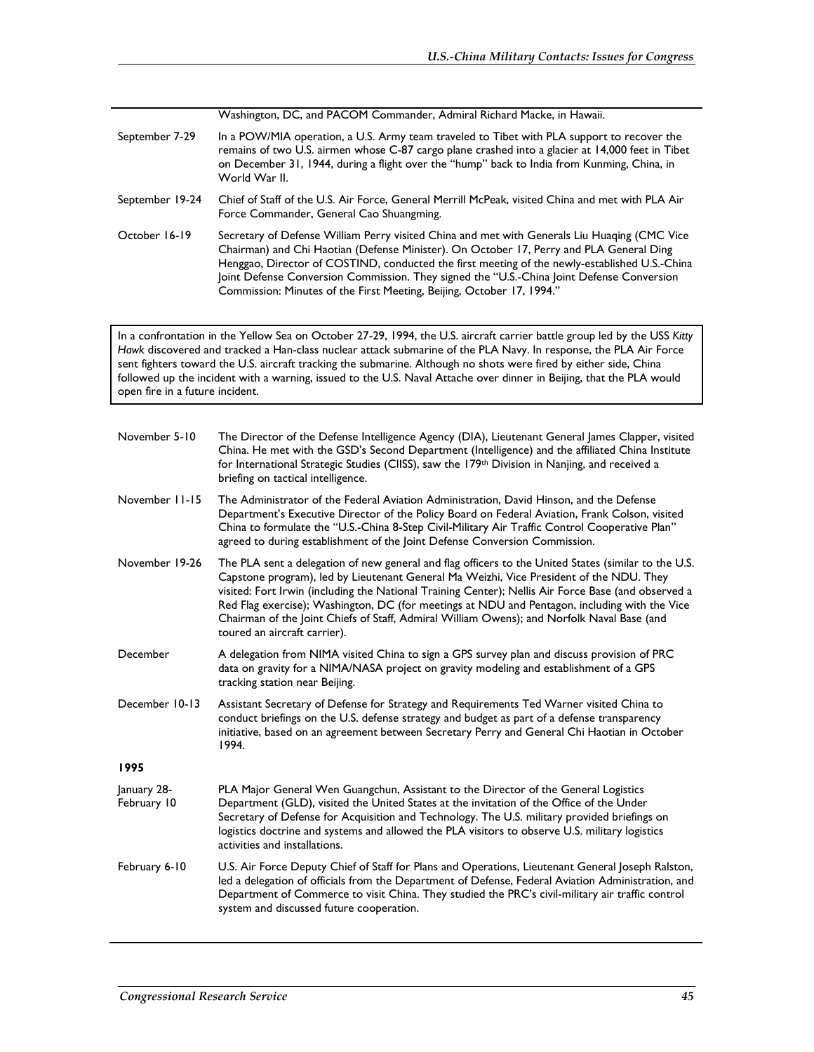| | |
|---|---|
| | Washington, DC, and PACOM Commander, Admiral Richard Macke, in Hawaii. |
| September 7-29 | In a POW/MIA operation, a U.S. Army team traveled to Tibet with PLA support to recover the remains of two U.S. airmen whose C-87 cargo plane crashed into a glacier at 14,000 feet in Tibet on December 31, 1944, during a flight over the "hump" back to India from Kunming, China, in World War II. |
| September 19-24 | Chief of Staff of the U.S. Air Force, General Merrill McPeak, visited China and met with PLA Air Force Commander, General Cao Shuangming. |
| October 16-19 | Secretary of Defense William Perry visited China and met with Generals Liu Huaqing (CMC Vice Chairman) and Chi Haotian (Defense Minister). On October 17, Perry and PLA General Ding Henggao, Director of COSTIND, conducted the first meeting of the newly-established U.S.-China Joint Defense Conversion Commission. They signed the "U.S.-China Joint Defense Conversion Commission: Minutes of the First Meeting, Beijing, October 17, 1994." |

In a confrontation in the Yellow Sea on October 27-29, 1994, the U.S. aircraft carrier battle group led by the USS *Kitty Hawk* discovered and tracked a Han-class nuclear attack submarine of the PLA Navy. In response, the PLA Air Force sent fighters toward the U.S. aircraft tracking the submarine. Although no shots were fired by either side, China followed up the incident with a warning, issued to the U.S. Naval Attache over dinner in Beijing, that the PLA would open fire in a future incident.

| | |
|---|---|
| November 5-10 | The Director of the Defense Intelligence Agency (DIA), Lieutenant General James Clapper, visited China. He met with the GSD's Second Department (Intelligence) and the affiliated China Institute for International Strategic Studies (CIISS), saw the 179th Division in Nanjing, and received a briefing on tactical intelligence. |
| November 11-15 | The Administrator of the Federal Aviation Administration, David Hinson, and the Defense Department's Executive Director of the Policy Board on Federal Aviation, Frank Colson, visited China to formulate the "U.S.-China 8-Step Civil-Military Air Traffic Control Cooperative Plan" agreed to during establishment of the Joint Defense Conversion Commission. |
| November 19-26 | The PLA sent a delegation of new general and flag officers to the United States (similar to the U.S. Capstone program), led by Lieutenant General Ma Weizhi, Vice President of the NDU. They visited: Fort Irwin (including the National Training Center); Nellis Air Force Base (and observed a Red Flag exercise); Washington, DC (for meetings at NDU and Pentagon, including with the Vice Chairman of the Joint Chiefs of Staff, Admiral William Owens); and Norfolk Naval Base (and toured an aircraft carrier). |
| December | A delegation from NIMA visited China to sign a GPS survey plan and discuss provision of PRC data on gravity for a NIMA/NASA project on gravity modeling and establishment of a GPS tracking station near Beijing. |
| December 10-13 | Assistant Secretary of Defense for Strategy and Requirements Ted Warner visited China to conduct briefings on the U.S. defense strategy and budget as part of a defense transparency initiative, based on an agreement between Secretary Perry and General Chi Haotian in October 1994. |
| **1995** | |
| January 28-February 10 | PLA Major General Wen Guangchun, Assistant to the Director of the General Logistics Department (GLD), visited the United States at the invitation of the Office of the Under Secretary of Defense for Acquisition and Technology. The U.S. military provided briefings on logistics doctrine and systems and allowed the PLA visitors to observe U.S. military logistics activities and installations. |
| February 6-10 | U.S. Air Force Deputy Chief of Staff for Plans and Operations, Lieutenant General Joseph Ralston, led a delegation of officials from the Department of Defense, Federal Aviation Administration, and Department of Commerce to visit China. They studied the PRC's civil-military air traffic control system and discussed future cooperation. |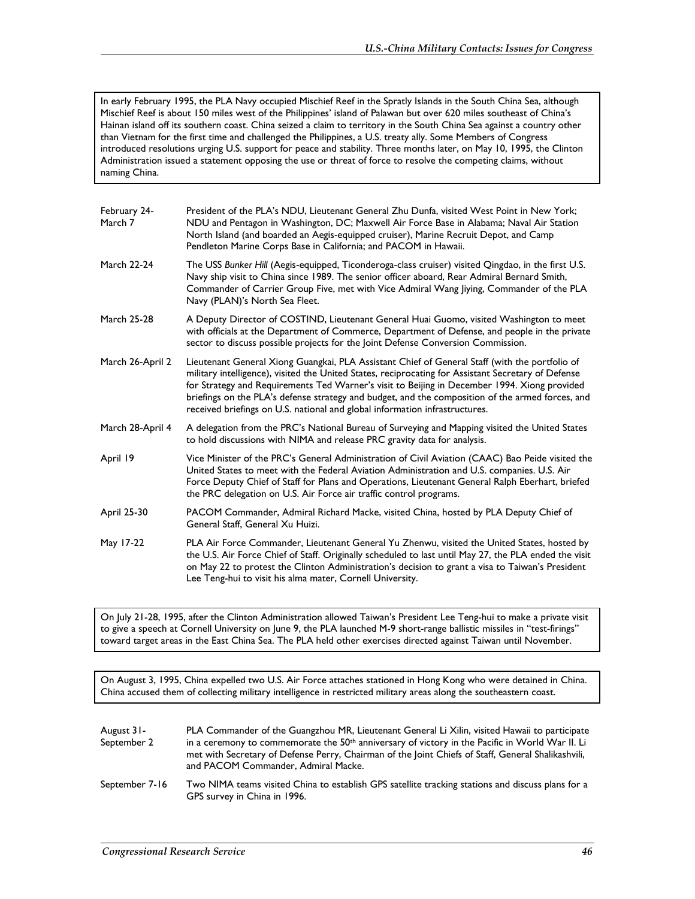In early February 1995, the PLA Navy occupied Mischief Reef in the Spratly Islands in the South China Sea, although Mischief Reef is about 150 miles west of the Philippines' island of Palawan but over 620 miles southeast of China's Hainan island off its southern coast. China seized a claim to territory in the South China Sea against a country other than Vietnam for the first time and challenged the Philippines, a U.S. treaty ally. Some Members of Congress introduced resolutions urging U.S. support for peace and stability. Three months later, on May 10, 1995, the Clinton Administration issued a statement opposing the use or threat of force to resolve the competing claims, without naming China.

| | |
|---|---|
| February 24-March 7 | President of the PLA's NDU, Lieutenant General Zhu Dunfa, visited West Point in New York; NDU and Pentagon in Washington, DC; Maxwell Air Force Base in Alabama; Naval Air Station North Island (and boarded an Aegis-equipped cruiser), Marine Recruit Depot, and Camp Pendleton Marine Corps Base in California; and PACOM in Hawaii. |
| March 22-24 | The USS *Bunker Hill* (Aegis-equipped, Ticonderoga-class cruiser) visited Qingdao, in the first U.S. Navy ship visit to China since 1989. The senior officer aboard, Rear Admiral Bernard Smith, Commander of Carrier Group Five, met with Vice Admiral Wang Jiying, Commander of the PLA Navy (PLAN)'s North Sea Fleet. |
| March 25-28 | A Deputy Director of COSTIND, Lieutenant General Huai Guomo, visited Washington to meet with officials at the Department of Commerce, Department of Defense, and people in the private sector to discuss possible projects for the Joint Defense Conversion Commission. |
| March 26-April 2 | Lieutenant General Xiong Guangkai, PLA Assistant Chief of General Staff (with the portfolio of military intelligence), visited the United States, reciprocating for Assistant Secretary of Defense for Strategy and Requirements Ted Warner's visit to Beijing in December 1994. Xiong provided briefings on the PLA's defense strategy and budget, and the composition of the armed forces, and received briefings on U.S. national and global information infrastructures. |
| March 28-April 4 | A delegation from the PRC's National Bureau of Surveying and Mapping visited the United States to hold discussions with NIMA and release PRC gravity data for analysis. |
| April 19 | Vice Minister of the PRC's General Administration of Civil Aviation (CAAC) Bao Peide visited the United States to meet with the Federal Aviation Administration and U.S. companies. U.S. Air Force Deputy Chief of Staff for Plans and Operations, Lieutenant General Ralph Eberhart, briefed the PRC delegation on U.S. Air Force air traffic control programs. |
| April 25-30 | PACOM Commander, Admiral Richard Macke, visited China, hosted by PLA Deputy Chief of General Staff, General Xu Huizi. |
| May 17-22 | PLA Air Force Commander, Lieutenant General Yu Zhenwu, visited the United States, hosted by the U.S. Air Force Chief of Staff. Originally scheduled to last until May 27, the PLA ended the visit on May 22 to protest the Clinton Administration's decision to grant a visa to Taiwan's President Lee Teng-hui to visit his alma mater, Cornell University. |

On July 21-28, 1995, after the Clinton Administration allowed Taiwan's President Lee Teng-hui to make a private visit to give a speech at Cornell University on June 9, the PLA launched M-9 short-range ballistic missiles in "test-firings" toward target areas in the East China Sea. The PLA held other exercises directed against Taiwan until November.

On August 3, 1995, China expelled two U.S. Air Force attaches stationed in Hong Kong who were detained in China. China accused them of collecting military intelligence in restricted military areas along the southeastern coast.

| | |
|---|---|
| August 31-September 2 | PLA Commander of the Guangzhou MR, Lieutenant General Li Xilin, visited Hawaii to participate in a ceremony to commemorate the 50th anniversary of victory in the Pacific in World War II. Li met with Secretary of Defense Perry, Chairman of the Joint Chiefs of Staff, General Shalikashvili, and PACOM Commander, Admiral Macke. |
| September 7-16 | Two NIMA teams visited China to establish GPS satellite tracking stations and discuss plans for a GPS survey in China in 1996. |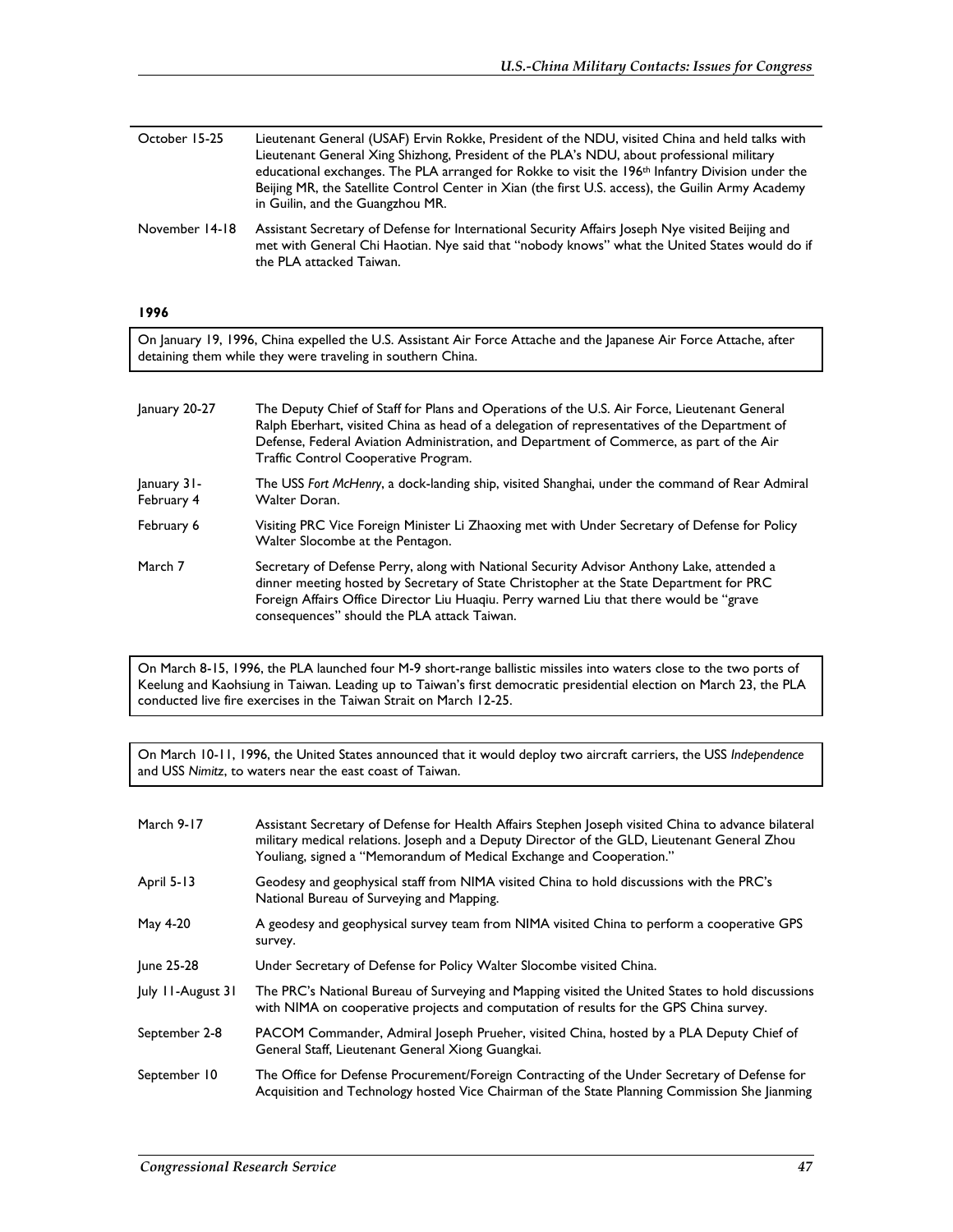| | |
|---|---|
| October 15-25 | Lieutenant General (USAF) Ervin Rokke, President of the NDU, visited China and held talks with Lieutenant General Xing Shizhong, President of the PLA's NDU, about professional military educational exchanges. The PLA arranged for Rokke to visit the 196th Infantry Division under the Beijing MR, the Satellite Control Center in Xian (the first U.S. access), the Guilin Army Academy in Guilin, and the Guangzhou MR. |
| November 14-18 | Assistant Secretary of Defense for International Security Affairs Joseph Nye visited Beijing and met with General Chi Haotian. Nye said that "nobody knows" what the United States would do if the PLA attacked Taiwan. |

**1996**

On January 19, 1996, China expelled the U.S. Assistant Air Force Attache and the Japanese Air Force Attache, after detaining them while they were traveling in southern China.

| | |
|---|---|
| January 20-27 | The Deputy Chief of Staff for Plans and Operations of the U.S. Air Force, Lieutenant General Ralph Eberhart, visited China as head of a delegation of representatives of the Department of Defense, Federal Aviation Administration, and Department of Commerce, as part of the Air Traffic Control Cooperative Program. |
| January 31-February 4 | The USS *Fort McHenry*, a dock-landing ship, visited Shanghai, under the command of Rear Admiral Walter Doran. |
| February 6 | Visiting PRC Vice Foreign Minister Li Zhaoxing met with Under Secretary of Defense for Policy Walter Slocombe at the Pentagon. |
| March 7 | Secretary of Defense Perry, along with National Security Advisor Anthony Lake, attended a dinner meeting hosted by Secretary of State Christopher at the State Department for PRC Foreign Affairs Office Director Liu Huaqiu. Perry warned Liu that there would be "grave consequences" should the PLA attack Taiwan. |

On March 8-15, 1996, the PLA launched four M-9 short-range ballistic missiles into waters close to the two ports of Keelung and Kaohsiung in Taiwan. Leading up to Taiwan's first democratic presidential election on March 23, the PLA conducted live fire exercises in the Taiwan Strait on March 12-25.

On March 10-11, 1996, the United States announced that it would deploy two aircraft carriers, the USS *Independence* and USS *Nimitz*, to waters near the east coast of Taiwan.

| | |
|---|---|
| March 9-17 | Assistant Secretary of Defense for Health Affairs Stephen Joseph visited China to advance bilateral military medical relations. Joseph and a Deputy Director of the GLD, Lieutenant General Zhou Youliang, signed a "Memorandum of Medical Exchange and Cooperation." |
| April 5-13 | Geodesy and geophysical staff from NIMA visited China to hold discussions with the PRC's National Bureau of Surveying and Mapping. |
| May 4-20 | A geodesy and geophysical survey team from NIMA visited China to perform a cooperative GPS survey. |
| June 25-28 | Under Secretary of Defense for Policy Walter Slocombe visited China. |
| July 11-August 31 | The PRC's National Bureau of Surveying and Mapping visited the United States to hold discussions with NIMA on cooperative projects and computation of results for the GPS China survey. |
| September 2-8 | PACOM Commander, Admiral Joseph Prueher, visited China, hosted by a PLA Deputy Chief of General Staff, Lieutenant General Xiong Guangkai. |
| September 10 | The Office for Defense Procurement/Foreign Contracting of the Under Secretary of Defense for Acquisition and Technology hosted Vice Chairman of the State Planning Commission She Jianming |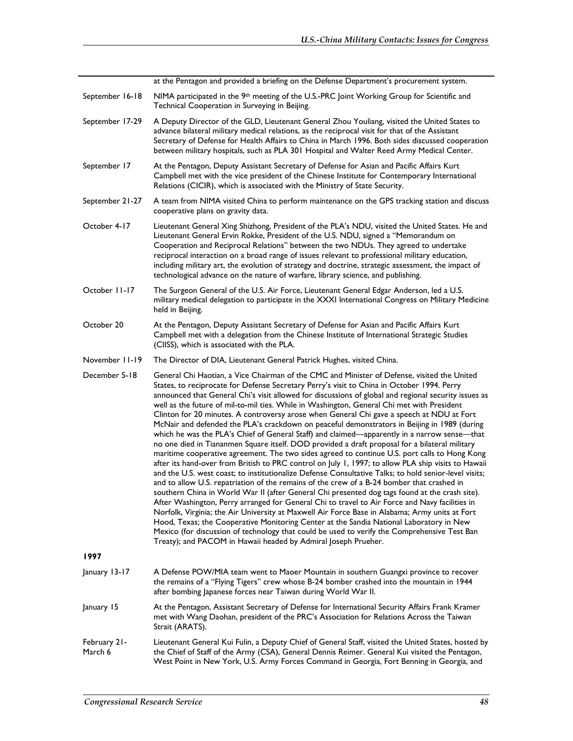| | |
|---|---|
| | at the Pentagon and provided a briefing on the Defense Department's procurement system. |
| September 16-18 | NIMA participated in the 9th meeting of the U.S.-PRC Joint Working Group for Scientific and Technical Cooperation in Surveying in Beijing. |
| September 17-29 | A Deputy Director of the GLD, Lieutenant General Zhou Youliang, visited the United States to advance bilateral military medical relations, as the reciprocal visit for that of the Assistant Secretary of Defense for Health Affairs to China in March 1996. Both sides discussed cooperation between military hospitals, such as PLA 301 Hospital and Walter Reed Army Medical Center. |
| September 17 | At the Pentagon, Deputy Assistant Secretary of Defense for Asian and Pacific Affairs Kurt Campbell met with the vice president of the Chinese Institute for Contemporary International Relations (CICIR), which is associated with the Ministry of State Security. |
| September 21-27 | A team from NIMA visited China to perform maintenance on the GPS tracking station and discuss cooperative plans on gravity data. |
| October 4-17 | Lieutenant General Xing Shizhong, President of the PLA's NDU, visited the United States. He and Lieutenant General Ervin Rokke, President of the U.S. NDU, signed a "Memorandum on Cooperation and Reciprocal Relations" between the two NDUs. They agreed to undertake reciprocal interaction on a broad range of issues relevant to professional military education, including military art, the evolution of strategy and doctrine, strategic assessment, the impact of technological advance on the nature of warfare, library science, and publishing. |
| October 11-17 | The Surgeon General of the U.S. Air Force, Lieutenant General Edgar Anderson, led a U.S. military medical delegation to participate in the XXXI International Congress on Military Medicine held in Beijing. |
| October 20 | At the Pentagon, Deputy Assistant Secretary of Defense for Asian and Pacific Affairs Kurt Campbell met with a delegation from the Chinese Institute of International Strategic Studies (CIISS), which is associated with the PLA. |
| November 11-19 | The Director of DIA, Lieutenant General Patrick Hughes, visited China. |
| December 5-18 | General Chi Haotian, a Vice Chairman of the CMC and Minister of Defense, visited the United States, to reciprocate for Defense Secretary Perry's visit to China in October 1994. Perry announced that General Chi's visit allowed for discussions of global and regional security issues as well as the future of mil-to-mil ties. While in Washington, General Chi met with President Clinton for 20 minutes. A controversy arose when General Chi gave a speech at NDU at Fort McNair and defended the PLA's crackdown on peaceful demonstrators in Beijing in 1989 (during which he was the PLA's Chief of General Staff) and claimed—apparently in a narrow sense—that no one died in Tiananmen Square itself. DOD provided a draft proposal for a bilateral military maritime cooperative agreement. The two sides agreed to continue U.S. port calls to Hong Kong after its hand-over from British to PRC control on July 1, 1997; to allow PLA ship visits to Hawaii and the U.S. west coast; to institutionalize Defense Consultative Talks; to hold senior-level visits; and to allow U.S. repatriation of the remains of the crew of a B-24 bomber that crashed in southern China in World War II (after General Chi presented dog tags found at the crash site). After Washington, Perry arranged for General Chi to travel to Air Force and Navy facilities in Norfolk, Virginia; the Air University at Maxwell Air Force Base in Alabama; Army units at Fort Hood, Texas; the Cooperative Monitoring Center at the Sandia National Laboratory in New Mexico (for discussion of technology that could be used to verify the Comprehensive Test Ban Treaty); and PACOM in Hawaii headed by Admiral Joseph Prueher. |
| **1997** | |
| January 13-17 | A Defense POW/MIA team went to Maoer Mountain in southern Guangxi province to recover the remains of a "Flying Tigers" crew whose B-24 bomber crashed into the mountain in 1944 after bombing Japanese forces near Taiwan during World War II. |
| January 15 | At the Pentagon, Assistant Secretary of Defense for International Security Affairs Frank Kramer met with Wang Daohan, president of the PRC's Association for Relations Across the Taiwan Strait (ARATS). |
| February 21-March 6 | Lieutenant General Kui Fulin, a Deputy Chief of General Staff, visited the United States, hosted by the Chief of Staff of the Army (CSA), General Dennis Reimer. General Kui visited the Pentagon, West Point in New York, U.S. Army Forces Command in Georgia, Fort Benning in Georgia, and |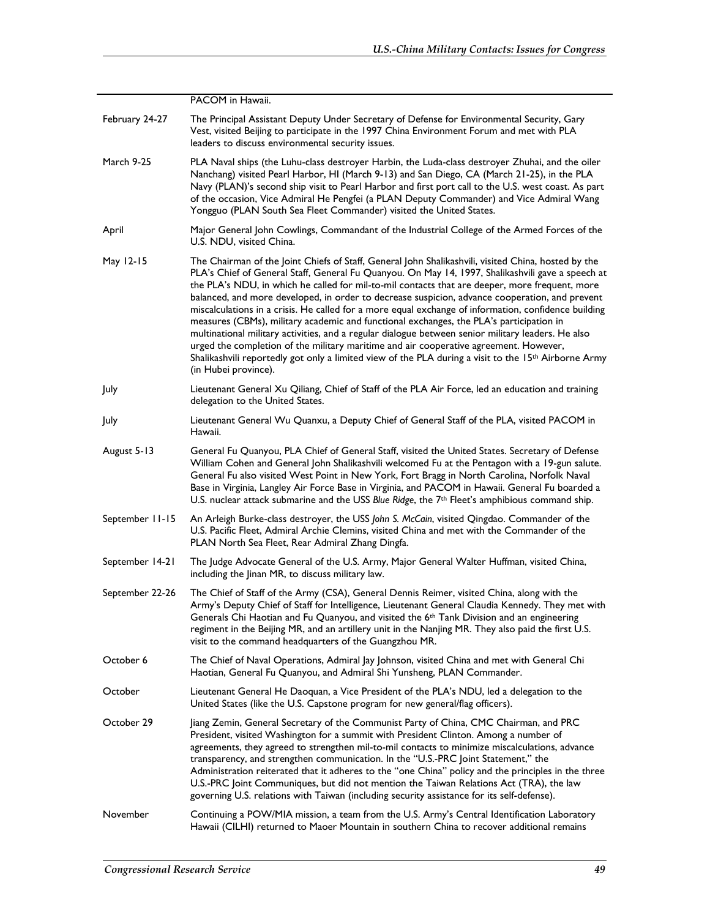| | |
|---|---|
| | PACOM in Hawaii. |
| February 24-27 | The Principal Assistant Deputy Under Secretary of Defense for Environmental Security, Gary Vest, visited Beijing to participate in the 1997 China Environment Forum and met with PLA leaders to discuss environmental security issues. |
| March 9-25 | PLA Naval ships (the Luhu-class destroyer Harbin, the Luda-class destroyer Zhuhai, and the oiler Nanchang) visited Pearl Harbor, HI (March 9-13) and San Diego, CA (March 21-25), in the PLA Navy (PLAN)'s second ship visit to Pearl Harbor and first port call to the U.S. west coast. As part of the occasion, Vice Admiral He Pengfei (a PLAN Deputy Commander) and Vice Admiral Wang Yongguo (PLAN South Sea Fleet Commander) visited the United States. |
| April | Major General John Cowlings, Commandant of the Industrial College of the Armed Forces of the U.S. NDU, visited China. |
| May 12-15 | The Chairman of the Joint Chiefs of Staff, General John Shalikashvili, visited China, hosted by the PLA's Chief of General Staff, General Fu Quanyou. On May 14, 1997, Shalikashvili gave a speech at the PLA's NDU, in which he called for mil-to-mil contacts that are deeper, more frequent, more balanced, and more developed, in order to decrease suspicion, advance cooperation, and prevent miscalculations in a crisis. He called for a more equal exchange of information, confidence building measures (CBMs), military academic and functional exchanges, the PLA's participation in multinational military activities, and a regular dialogue between senior military leaders. He also urged the completion of the military maritime and air cooperative agreement. However, Shalikashvili reportedly got only a limited view of the PLA during a visit to the 15th Airborne Army (in Hubei province). |
| July | Lieutenant General Xu Qiliang, Chief of Staff of the PLA Air Force, led an education and training delegation to the United States. |
| July | Lieutenant General Wu Quanxu, a Deputy Chief of General Staff of the PLA, visited PACOM in Hawaii. |
| August 5-13 | General Fu Quanyou, PLA Chief of General Staff, visited the United States. Secretary of Defense William Cohen and General John Shalikashvili welcomed Fu at the Pentagon with a 19-gun salute. General Fu also visited West Point in New York, Fort Bragg in North Carolina, Norfolk Naval Base in Virginia, Langley Air Force Base in Virginia, and PACOM in Hawaii. General Fu boarded a U.S. nuclear attack submarine and the USS *Blue Ridge*, the 7th Fleet's amphibious command ship. |
| September 11-15 | An Arleigh Burke-class destroyer, the USS *John S. McCain*, visited Qingdao. Commander of the U.S. Pacific Fleet, Admiral Archie Clemins, visited China and met with the Commander of the PLAN North Sea Fleet, Rear Admiral Zhang Dingfa. |
| September 14-21 | The Judge Advocate General of the U.S. Army, Major General Walter Huffman, visited China, including the Jinan MR, to discuss military law. |
| September 22-26 | The Chief of Staff of the Army (CSA), General Dennis Reimer, visited China, along with the Army's Deputy Chief of Staff for Intelligence, Lieutenant General Claudia Kennedy. They met with Generals Chi Haotian and Fu Quanyou, and visited the 6th Tank Division and an engineering regiment in the Beijing MR, and an artillery unit in the Nanjing MR. They also paid the first U.S. visit to the command headquarters of the Guangzhou MR. |
| October 6 | The Chief of Naval Operations, Admiral Jay Johnson, visited China and met with General Chi Haotian, General Fu Quanyou, and Admiral Shi Yunsheng, PLAN Commander. |
| October | Lieutenant General He Daoquan, a Vice President of the PLA's NDU, led a delegation to the United States (like the U.S. Capstone program for new general/flag officers). |
| October 29 | Jiang Zemin, General Secretary of the Communist Party of China, CMC Chairman, and PRC President, visited Washington for a summit with President Clinton. Among a number of agreements, they agreed to strengthen mil-to-mil contacts to minimize miscalculations, advance transparency, and strengthen communication. In the "U.S.-PRC Joint Statement," the Administration reiterated that it adheres to the "one China" policy and the principles in the three U.S.-PRC Joint Communiques, but did not mention the Taiwan Relations Act (TRA), the law governing U.S. relations with Taiwan (including security assistance for its self-defense). |
| November | Continuing a POW/MIA mission, a team from the U.S. Army's Central Identification Laboratory Hawaii (CILHI) returned to Maoer Mountain in southern China to recover additional remains |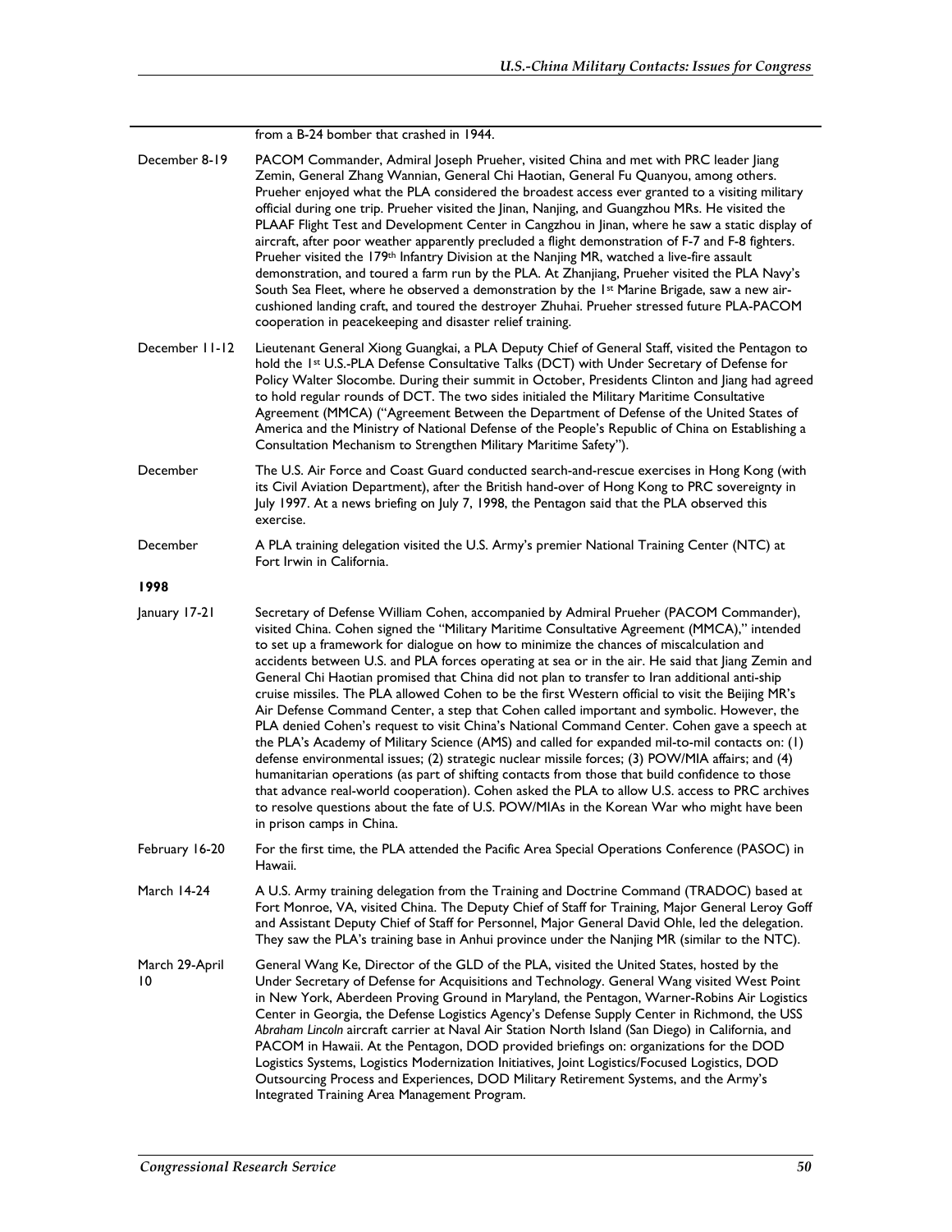| | |
|---|---|
| | from a B-24 bomber that crashed in 1944. |
| December 8-19 | PACOM Commander, Admiral Joseph Prueher, visited China and met with PRC leader Jiang Zemin, General Zhang Wannian, General Chi Haotian, General Fu Quanyou, among others. Prueher enjoyed what the PLA considered the broadest access ever granted to a visiting military official during one trip. Prueher visited the Jinan, Nanjing, and Guangzhou MRs. He visited the PLAAF Flight Test and Development Center in Cangzhou in Jinan, where he saw a static display of aircraft, after poor weather apparently precluded a flight demonstration of F-7 and F-8 fighters. Prueher visited the 179th Infantry Division at the Nanjing MR, watched a live-fire assault demonstration, and toured a farm run by the PLA. At Zhanjiang, Prueher visited the PLA Navy's South Sea Fleet, where he observed a demonstration by the 1st Marine Brigade, saw a new air-cushioned landing craft, and toured the destroyer Zhuhai. Prueher stressed future PLA-PACOM cooperation in peacekeeping and disaster relief training. |
| December 11-12 | Lieutenant General Xiong Guangkai, a PLA Deputy Chief of General Staff, visited the Pentagon to hold the 1st U.S.-PLA Defense Consultative Talks (DCT) with Under Secretary of Defense for Policy Walter Slocombe. During their summit in October, Presidents Clinton and Jiang had agreed to hold regular rounds of DCT. The two sides initialed the Military Maritime Consultative Agreement (MMCA) ("Agreement Between the Department of Defense of the United States of America and the Ministry of National Defense of the People's Republic of China on Establishing a Consultation Mechanism to Strengthen Military Maritime Safety"). |
| December | The U.S. Air Force and Coast Guard conducted search-and-rescue exercises in Hong Kong (with its Civil Aviation Department), after the British hand-over of Hong Kong to PRC sovereignty in July 1997. At a news briefing on July 7, 1998, the Pentagon said that the PLA observed this exercise. |
| December | A PLA training delegation visited the U.S. Army's premier National Training Center (NTC) at Fort Irwin in California. |
| **1998** | |
| January 17-21 | Secretary of Defense William Cohen, accompanied by Admiral Prueher (PACOM Commander), visited China. Cohen signed the "Military Maritime Consultative Agreement (MMCA)," intended to set up a framework for dialogue on how to minimize the chances of miscalculation and accidents between U.S. and PLA forces operating at sea or in the air. He said that Jiang Zemin and General Chi Haotian promised that China did not plan to transfer to Iran additional anti-ship cruise missiles. The PLA allowed Cohen to be the first Western official to visit the Beijing MR's Air Defense Command Center, a step that Cohen called important and symbolic. However, the PLA denied Cohen's request to visit China's National Command Center. Cohen gave a speech at the PLA's Academy of Military Science (AMS) and called for expanded mil-to-mil contacts on: (1) defense environmental issues; (2) strategic nuclear missile forces; (3) POW/MIA affairs; and (4) humanitarian operations (as part of shifting contacts from those that build confidence to those that advance real-world cooperation). Cohen asked the PLA to allow U.S. access to PRC archives to resolve questions about the fate of U.S. POW/MIAs in the Korean War who might have been in prison camps in China. |
| February 16-20 | For the first time, the PLA attended the Pacific Area Special Operations Conference (PASOC) in Hawaii. |
| March 14-24 | A U.S. Army training delegation from the Training and Doctrine Command (TRADOC) based at Fort Monroe, VA, visited China. The Deputy Chief of Staff for Training, Major General Leroy Goff and Assistant Deputy Chief of Staff for Personnel, Major General David Ohle, led the delegation. They saw the PLA's training base in Anhui province under the Nanjing MR (similar to the NTC). |
| March 29-April 10 | General Wang Ke, Director of the GLD of the PLA, visited the United States, hosted by the Under Secretary of Defense for Acquisitions and Technology. General Wang visited West Point in New York, Aberdeen Proving Ground in Maryland, the Pentagon, Warner-Robins Air Logistics Center in Georgia, the Defense Logistics Agency's Defense Supply Center in Richmond, the USS *Abraham Lincoln* aircraft carrier at Naval Air Station North Island (San Diego) in California, and PACOM in Hawaii. At the Pentagon, DOD provided briefings on: organizations for the DOD Logistics Systems, Logistics Modernization Initiatives, Joint Logistics/Focused Logistics, DOD Outsourcing Process and Experiences, DOD Military Retirement Systems, and the Army's Integrated Training Area Management Program. |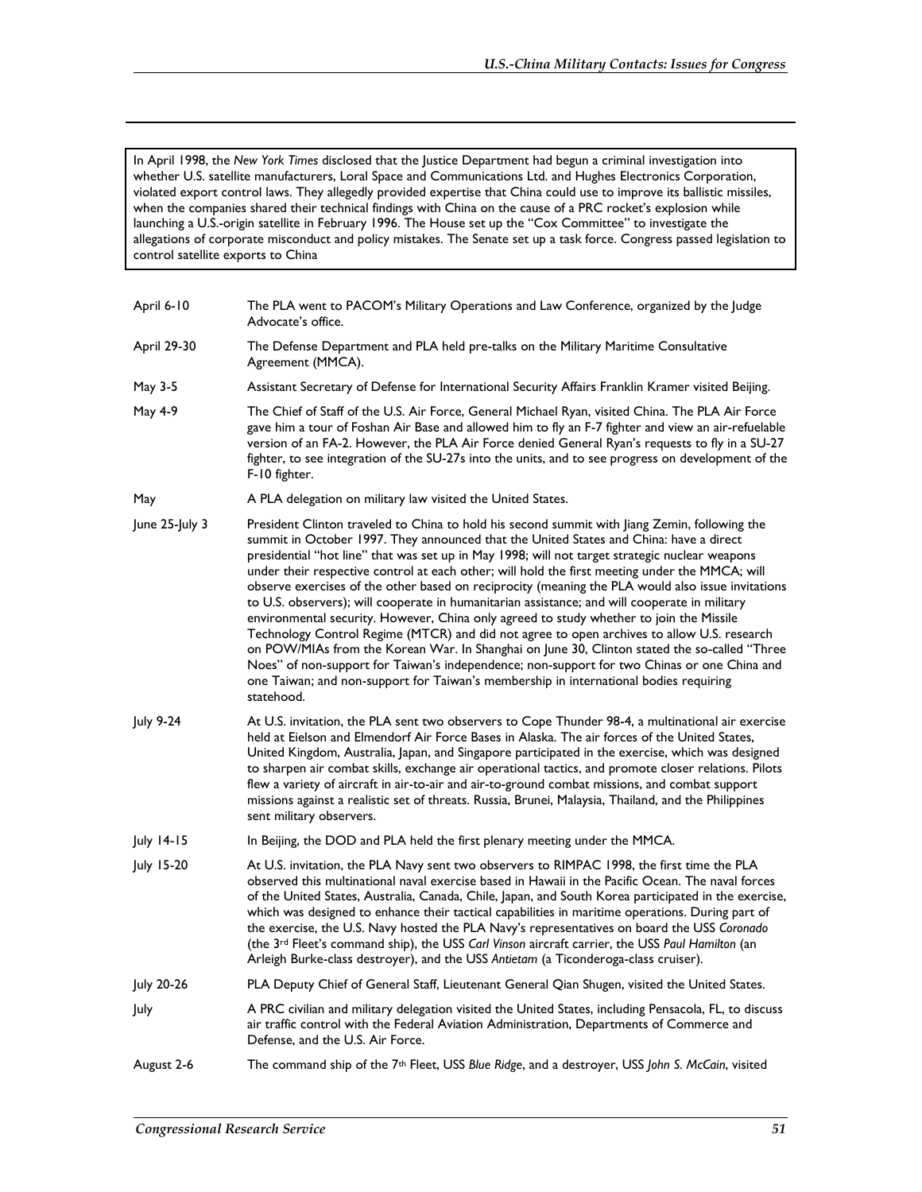In April 1998, the *New York Times* disclosed that the Justice Department had begun a criminal investigation into whether U.S. satellite manufacturers, Loral Space and Communications Ltd. and Hughes Electronics Corporation, violated export control laws. They allegedly provided expertise that China could use to improve its ballistic missiles, when the companies shared their technical findings with China on the cause of a PRC rocket's explosion while launching a U.S.-origin satellite in February 1996. The House set up the "Cox Committee" to investigate the allegations of corporate misconduct and policy mistakes. The Senate set up a task force. Congress passed legislation to control satellite exports to China

| | |
|---|---|
| April 6-10 | The PLA went to PACOM's Military Operations and Law Conference, organized by the Judge Advocate's office. |
| April 29-30 | The Defense Department and PLA held pre-talks on the Military Maritime Consultative Agreement (MMCA). |
| May 3-5 | Assistant Secretary of Defense for International Security Affairs Franklin Kramer visited Beijing. |
| May 4-9 | The Chief of Staff of the U.S. Air Force, General Michael Ryan, visited China. The PLA Air Force gave him a tour of Foshan Air Base and allowed him to fly an F-7 fighter and view an air-refuelable version of an FA-2. However, the PLA Air Force denied General Ryan's requests to fly in a SU-27 fighter, to see integration of the SU-27s into the units, and to see progress on development of the F-10 fighter. |
| May | A PLA delegation on military law visited the United States. |
| June 25-July 3 | President Clinton traveled to China to hold his second summit with Jiang Zemin, following the summit in October 1997. They announced that the United States and China: have a direct presidential "hot line" that was set up in May 1998; will not target strategic nuclear weapons under their respective control at each other; will hold the first meeting under the MMCA; will observe exercises of the other based on reciprocity (meaning the PLA would also issue invitations to U.S. observers); will cooperate in humanitarian assistance; and will cooperate in military environmental security. However, China only agreed to study whether to join the Missile Technology Control Regime (MTCR) and did not agree to open archives to allow U.S. research on POW/MIAs from the Korean War. In Shanghai on June 30, Clinton stated the so-called "Three Noes" of non-support for Taiwan's independence; non-support for two Chinas or one China and one Taiwan; and non-support for Taiwan's membership in international bodies requiring statehood. |
| July 9-24 | At U.S. invitation, the PLA sent two observers to Cope Thunder 98-4, a multinational air exercise held at Eielson and Elmendorf Air Force Bases in Alaska. The air forces of the United States, United Kingdom, Australia, Japan, and Singapore participated in the exercise, which was designed to sharpen air combat skills, exchange air operational tactics, and promote closer relations. Pilots flew a variety of aircraft in air-to-air and air-to-ground combat missions, and combat support missions against a realistic set of threats. Russia, Brunei, Malaysia, Thailand, and the Philippines sent military observers. |
| July 14-15 | In Beijing, the DOD and PLA held the first plenary meeting under the MMCA. |
| July 15-20 | At U.S. invitation, the PLA Navy sent two observers to RIMPAC 1998, the first time the PLA observed this multinational naval exercise based in Hawaii in the Pacific Ocean. The naval forces of the United States, Australia, Canada, Chile, Japan, and South Korea participated in the exercise, which was designed to enhance their tactical capabilities in maritime operations. During part of the exercise, the U.S. Navy hosted the PLA Navy's representatives on board the USS *Coronado* (the 3rd Fleet's command ship), the USS *Carl Vinson* aircraft carrier, the USS *Paul Hamilton* (an Arleigh Burke-class destroyer), and the USS *Antietam* (a Ticonderoga-class cruiser). |
| July 20-26 | PLA Deputy Chief of General Staff, Lieutenant General Qian Shugen, visited the United States. |
| July | A PRC civilian and military delegation visited the United States, including Pensacola, FL, to discuss air traffic control with the Federal Aviation Administration, Departments of Commerce and Defense, and the U.S. Air Force. |
| August 2-6 | The command ship of the 7th Fleet, USS *Blue Ridge*, and a destroyer, USS *John S. McCain*, visited |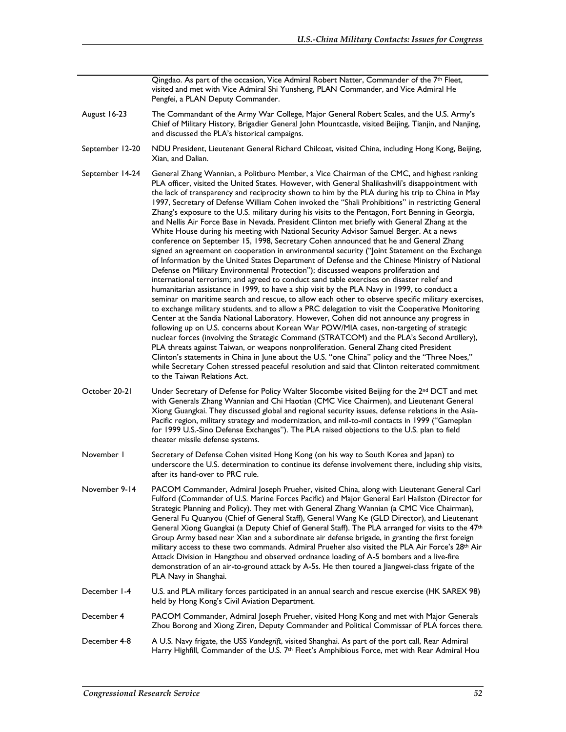| | |
|---|---|
| | Qingdao. As part of the occasion, Vice Admiral Robert Natter, Commander of the 7th Fleet, visited and met with Vice Admiral Shi Yunsheng, PLAN Commander, and Vice Admiral He Pengfei, a PLAN Deputy Commander. |
| August 16-23 | The Commandant of the Army War College, Major General Robert Scales, and the U.S. Army's Chief of Military History, Brigadier General John Mountcastle, visited Beijing, Tianjin, and Nanjing, and discussed the PLA's historical campaigns. |
| September 12-20 | NDU President, Lieutenant General Richard Chilcoat, visited China, including Hong Kong, Beijing, Xian, and Dalian. |
| September 14-24 | General Zhang Wannian, a Politburo Member, a Vice Chairman of the CMC, and highest ranking PLA officer, visited the United States. However, with General Shalikashvili's disappointment with the lack of transparency and reciprocity shown to him by the PLA during his trip to China in May 1997, Secretary of Defense William Cohen invoked the "Shali Prohibitions" in restricting General Zhang's exposure to the U.S. military during his visits to the Pentagon, Fort Benning in Georgia, and Nellis Air Force Base in Nevada. President Clinton met briefly with General Zhang at the White House during his meeting with National Security Advisor Samuel Berger. At a news conference on September 15, 1998, Secretary Cohen announced that he and General Zhang signed an agreement on cooperation in environmental security ("Joint Statement on the Exchange of Information by the United States Department of Defense and the Chinese Ministry of National Defense on Military Environmental Protection"); discussed weapons proliferation and international terrorism; and agreed to conduct sand table exercises on disaster relief and humanitarian assistance in 1999, to have a ship visit by the PLA Navy in 1999, to conduct a seminar on maritime search and rescue, to allow each other to observe specific military exercises, to exchange military students, and to allow a PRC delegation to visit the Cooperative Monitoring Center at the Sandia National Laboratory. However, Cohen did not announce any progress in following up on U.S. concerns about Korean War POW/MIA cases, non-targeting of strategic nuclear forces (involving the Strategic Command (STRATCOM) and the PLA's Second Artillery), PLA threats against Taiwan, or weapons nonproliferation. General Zhang cited President Clinton's statements in China in June about the U.S. "one China" policy and the "Three Noes," while Secretary Cohen stressed peaceful resolution and said that Clinton reiterated commitment to the Taiwan Relations Act. |
| October 20-21 | Under Secretary of Defense for Policy Walter Slocombe visited Beijing for the 2nd DCT and met with Generals Zhang Wannian and Chi Haotian (CMC Vice Chairmen), and Lieutenant General Xiong Guangkai. They discussed global and regional security issues, defense relations in the Asia-Pacific region, military strategy and modernization, and mil-to-mil contacts in 1999 ("Gameplan for 1999 U.S.-Sino Defense Exchanges"). The PLA raised objections to the U.S. plan to field theater missile defense systems. |
| November 1 | Secretary of Defense Cohen visited Hong Kong (on his way to South Korea and Japan) to underscore the U.S. determination to continue its defense involvement there, including ship visits, after its hand-over to PRC rule. |
| November 9-14 | PACOM Commander, Admiral Joseph Prueher, visited China, along with Lieutenant General Carl Fulford (Commander of U.S. Marine Forces Pacific) and Major General Earl Hailston (Director for Strategic Planning and Policy). They met with General Zhang Wannian (a CMC Vice Chairman), General Fu Quanyou (Chief of General Staff), General Wang Ke (GLD Director), and Lieutenant General Xiong Guangkai (a Deputy Chief of General Staff). The PLA arranged for visits to the 47th Group Army based near Xian and a subordinate air defense brigade, in granting the first foreign military access to these two commands. Admiral Prueher also visited the PLA Air Force's 28th Air Attack Division in Hangzhou and observed ordnance loading of A-5 bombers and a live-fire demonstration of an air-to-ground attack by A-5s. He then toured a Jiangwei-class frigate of the PLA Navy in Shanghai. |
| December 1-4 | U.S. and PLA military forces participated in an annual search and rescue exercise (HK SAREX 98) held by Hong Kong's Civil Aviation Department. |
| December 4 | PACOM Commander, Admiral Joseph Prueher, visited Hong Kong and met with Major Generals Zhou Borong and Xiong Ziren, Deputy Commander and Political Commissar of PLA forces there. |
| December 4-8 | A U.S. Navy frigate, the USS *Vandegrift*, visited Shanghai. As part of the port call, Rear Admiral Harry Highfill, Commander of the U.S. 7th Fleet's Amphibious Force, met with Rear Admiral Hou |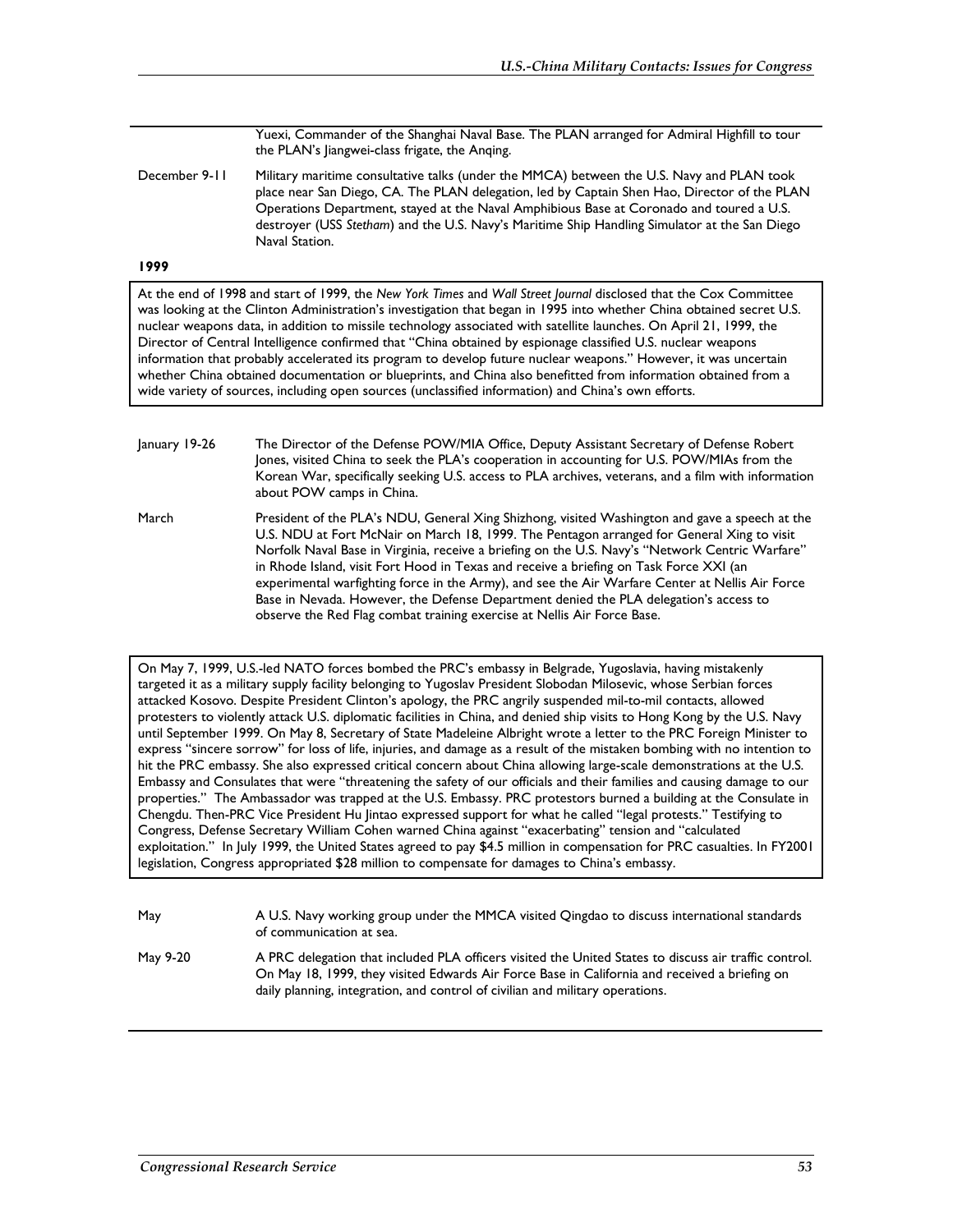| | |
|---|---|
| | Yuexi, Commander of the Shanghai Naval Base. The PLAN arranged for Admiral Highfill to tour the PLAN's Jiangwei-class frigate, the Anqing. |
| December 9-11 | Military maritime consultative talks (under the MMCA) between the U.S. Navy and PLAN took place near San Diego, CA. The PLAN delegation, led by Captain Shen Hao, Director of the PLAN Operations Department, stayed at the Naval Amphibious Base at Coronado and toured a U.S. destroyer (USS *Stetham*) and the U.S. Navy's Maritime Ship Handling Simulator at the San Diego Naval Station. |

**1999**

At the end of 1998 and start of 1999, the *New York Times* and *Wall Street Journal* disclosed that the Cox Committee was looking at the Clinton Administration's investigation that began in 1995 into whether China obtained secret U.S. nuclear weapons data, in addition to missile technology associated with satellite launches. On April 21, 1999, the Director of Central Intelligence confirmed that "China obtained by espionage classified U.S. nuclear weapons information that probably accelerated its program to develop future nuclear weapons." However, it was uncertain whether China obtained documentation or blueprints, and China also benefitted from information obtained from a wide variety of sources, including open sources (unclassified information) and China's own efforts.

| | |
|---|---|
| January 19-26 | The Director of the Defense POW/MIA Office, Deputy Assistant Secretary of Defense Robert Jones, visited China to seek the PLA's cooperation in accounting for U.S. POW/MIAs from the Korean War, specifically seeking U.S. access to PLA archives, veterans, and a film with information about POW camps in China. |
| March | President of the PLA's NDU, General Xing Shizhong, visited Washington and gave a speech at the U.S. NDU at Fort McNair on March 18, 1999. The Pentagon arranged for General Xing to visit Norfolk Naval Base in Virginia, receive a briefing on the U.S. Navy's "Network Centric Warfare" in Rhode Island, visit Fort Hood in Texas and receive a briefing on Task Force XXI (an experimental warfighting force in the Army), and see the Air Warfare Center at Nellis Air Force Base in Nevada. However, the Defense Department denied the PLA delegation's access to observe the Red Flag combat training exercise at Nellis Air Force Base. |

On May 7, 1999, U.S.-led NATO forces bombed the PRC's embassy in Belgrade, Yugoslavia, having mistakenly targeted it as a military supply facility belonging to Yugoslav President Slobodan Milosevic, whose Serbian forces attacked Kosovo. Despite President Clinton's apology, the PRC angrily suspended mil-to-mil contacts, allowed protesters to violently attack U.S. diplomatic facilities in China, and denied ship visits to Hong Kong by the U.S. Navy until September 1999. On May 8, Secretary of State Madeleine Albright wrote a letter to the PRC Foreign Minister to express "sincere sorrow" for loss of life, injuries, and damage as a result of the mistaken bombing with no intention to hit the PRC embassy. She also expressed critical concern about China allowing large-scale demonstrations at the U.S. Embassy and Consulates that were "threatening the safety of our officials and their families and causing damage to our properties." The Ambassador was trapped at the U.S. Embassy. PRC protestors burned a building at the Consulate in Chengdu. Then-PRC Vice President Hu Jintao expressed support for what he called "legal protests." Testifying to Congress, Defense Secretary William Cohen warned China against "exacerbating" tension and "calculated exploitation." In July 1999, the United States agreed to pay $4.5 million in compensation for PRC casualties. In FY2001 legislation, Congress appropriated $28 million to compensate for damages to China's embassy.

| | |
|---|---|
| May | A U.S. Navy working group under the MMCA visited Qingdao to discuss international standards of communication at sea. |
| May 9-20 | A PRC delegation that included PLA officers visited the United States to discuss air traffic control. On May 18, 1999, they visited Edwards Air Force Base in California and received a briefing on daily planning, integration, and control of civilian and military operations. |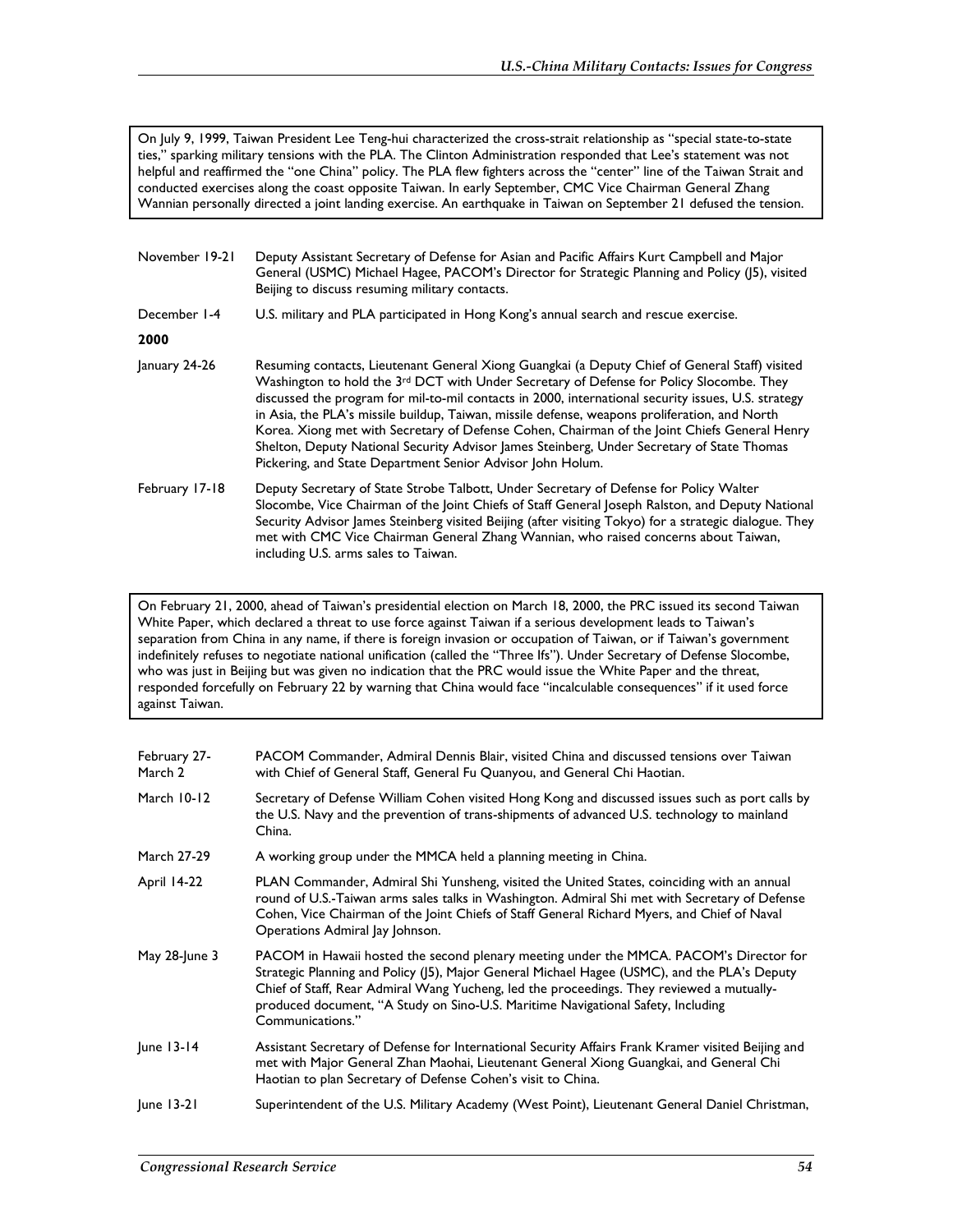> On July 9, 1999, Taiwan President Lee Teng-hui characterized the cross-strait relationship as "special state-to-state ties," sparking military tensions with the PLA. The Clinton Administration responded that Lee's statement was not helpful and reaffirmed the "one China" policy. The PLA flew fighters across the "center" line of the Taiwan Strait and conducted exercises along the coast opposite Taiwan. In early September, CMC Vice Chairman General Zhang Wannian personally directed a joint landing exercise. An earthquake in Taiwan on September 21 defused the tension.

| | |
|---|---|
| November 19-21 | Deputy Assistant Secretary of Defense for Asian and Pacific Affairs Kurt Campbell and Major General (USMC) Michael Hagee, PACOM's Director for Strategic Planning and Policy (J5), visited Beijing to discuss resuming military contacts. |
| December 1-4 | U.S. military and PLA participated in Hong Kong's annual search and rescue exercise. |

**2000**

| | |
|---|---|
| January 24-26 | Resuming contacts, Lieutenant General Xiong Guangkai (a Deputy Chief of General Staff) visited Washington to hold the 3rd DCT with Under Secretary of Defense for Policy Slocombe. They discussed the program for mil-to-mil contacts in 2000, international security issues, U.S. strategy in Asia, the PLA's missile buildup, Taiwan, missile defense, weapons proliferation, and North Korea. Xiong met with Secretary of Defense Cohen, Chairman of the Joint Chiefs General Henry Shelton, Deputy National Security Advisor James Steinberg, Under Secretary of State Thomas Pickering, and State Department Senior Advisor John Holum. |
| February 17-18 | Deputy Secretary of State Strobe Talbott, Under Secretary of Defense for Policy Walter Slocombe, Vice Chairman of the Joint Chiefs of Staff General Joseph Ralston, and Deputy National Security Advisor James Steinberg visited Beijing (after visiting Tokyo) for a strategic dialogue. They met with CMC Vice Chairman General Zhang Wannian, who raised concerns about Taiwan, including U.S. arms sales to Taiwan. |

> On February 21, 2000, ahead of Taiwan's presidential election on March 18, 2000, the PRC issued its second Taiwan White Paper, which declared a threat to use force against Taiwan if a serious development leads to Taiwan's separation from China in any name, if there is foreign invasion or occupation of Taiwan, or if Taiwan's government indefinitely refuses to negotiate national unification (called the "Three Ifs"). Under Secretary of Defense Slocombe, who was just in Beijing but was given no indication that the PRC would issue the White Paper and the threat, responded forcefully on February 22 by warning that China would face "incalculable consequences" if it used force against Taiwan.

| | |
|---|---|
| February 27-March 2 | PACOM Commander, Admiral Dennis Blair, visited China and discussed tensions over Taiwan with Chief of General Staff, General Fu Quanyou, and General Chi Haotian. |
| March 10-12 | Secretary of Defense William Cohen visited Hong Kong and discussed issues such as port calls by the U.S. Navy and the prevention of trans-shipments of advanced U.S. technology to mainland China. |
| March 27-29 | A working group under the MMCA held a planning meeting in China. |
| April 14-22 | PLAN Commander, Admiral Shi Yunsheng, visited the United States, coinciding with an annual round of U.S.-Taiwan arms sales talks in Washington. Admiral Shi met with Secretary of Defense Cohen, Vice Chairman of the Joint Chiefs of Staff General Richard Myers, and Chief of Naval Operations Admiral Jay Johnson. |
| May 28-June 3 | PACOM in Hawaii hosted the second plenary meeting under the MMCA. PACOM's Director for Strategic Planning and Policy (J5), Major General Michael Hagee (USMC), and the PLA's Deputy Chief of Staff, Rear Admiral Wang Yucheng, led the proceedings. They reviewed a mutually-produced document, "A Study on Sino-U.S. Maritime Navigational Safety, Including Communications." |
| June 13-14 | Assistant Secretary of Defense for International Security Affairs Frank Kramer visited Beijing and met with Major General Zhan Maohai, Lieutenant General Xiong Guangkai, and General Chi Haotian to plan Secretary of Defense Cohen's visit to China. |
| June 13-21 | Superintendent of the U.S. Military Academy (West Point), Lieutenant General Daniel Christman, |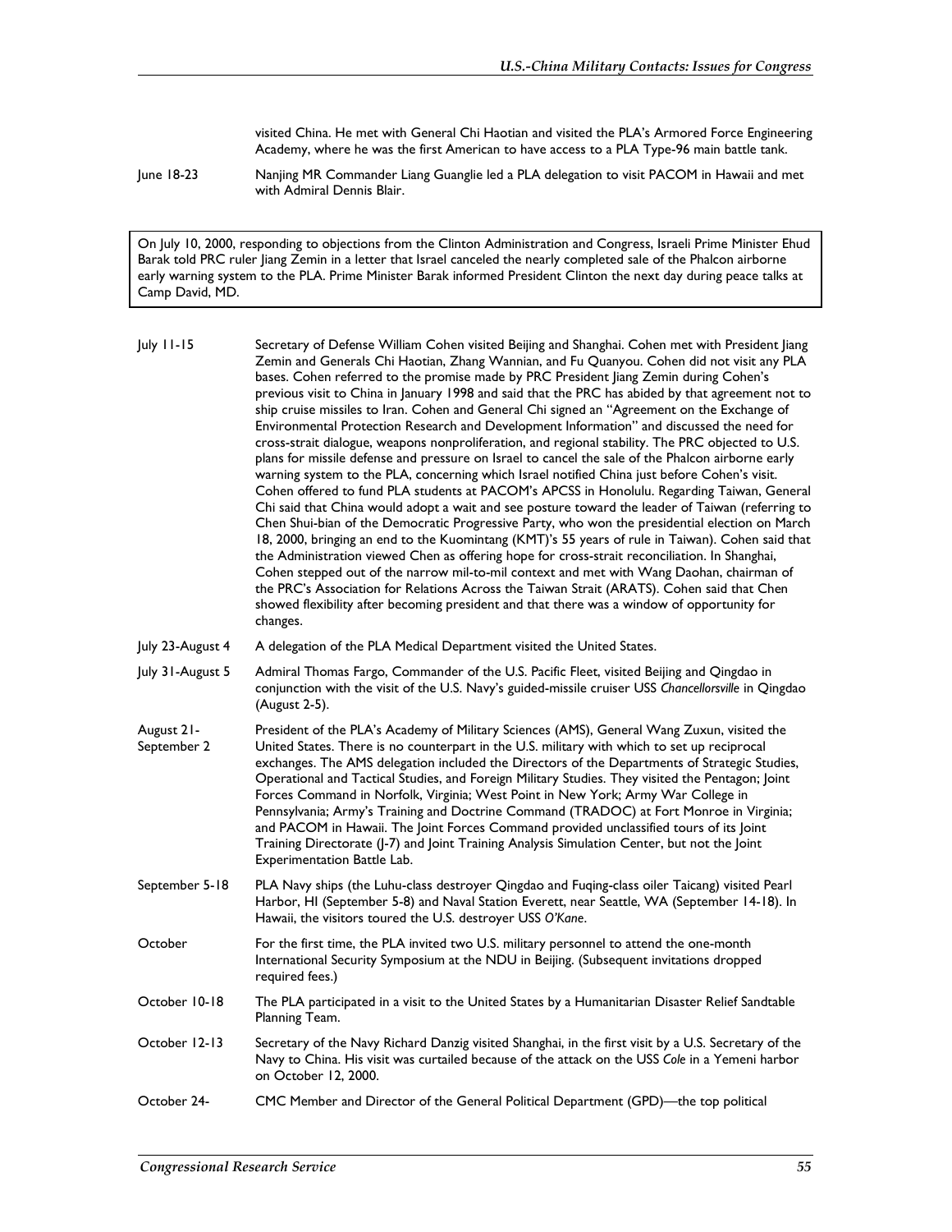visited China. He met with General Chi Haotian and visited the PLA's Armored Force Engineering Academy, where he was the first American to have access to a PLA Type-96 main battle tank.

June 18-23 — Nanjing MR Commander Liang Guanglie led a PLA delegation to visit PACOM in Hawaii and met with Admiral Dennis Blair.

> On July 10, 2000, responding to objections from the Clinton Administration and Congress, Israeli Prime Minister Ehud Barak told PRC ruler Jiang Zemin in a letter that Israel canceled the nearly completed sale of the Phalcon airborne early warning system to the PLA. Prime Minister Barak informed President Clinton the next day during peace talks at Camp David, MD.

July 11-15 — Secretary of Defense William Cohen visited Beijing and Shanghai. Cohen met with President Jiang Zemin and Generals Chi Haotian, Zhang Wannian, and Fu Quanyou. Cohen did not visit any PLA bases. Cohen referred to the promise made by PRC President Jiang Zemin during Cohen's previous visit to China in January 1998 and said that the PRC has abided by that agreement not to ship cruise missiles to Iran. Cohen and General Chi signed an "Agreement on the Exchange of Environmental Protection Research and Development Information" and discussed the need for cross-strait dialogue, weapons nonproliferation, and regional stability. The PRC objected to U.S. plans for missile defense and pressure on Israel to cancel the sale of the Phalcon airborne early warning system to the PLA, concerning which Israel notified China just before Cohen's visit. Cohen offered to fund PLA students at PACOM's APCSS in Honolulu. Regarding Taiwan, General Chi said that China would adopt a wait and see posture toward the leader of Taiwan (referring to Chen Shui-bian of the Democratic Progressive Party, who won the presidential election on March 18, 2000, bringing an end to the Kuomintang (KMT)'s 55 years of rule in Taiwan). Cohen said that the Administration viewed Chen as offering hope for cross-strait reconciliation. In Shanghai, Cohen stepped out of the narrow mil-to-mil context and met with Wang Daohan, chairman of the PRC's Association for Relations Across the Taiwan Strait (ARATS). Cohen said that Chen showed flexibility after becoming president and that there was a window of opportunity for changes.

July 23-August 4 — A delegation of the PLA Medical Department visited the United States.

July 31-August 5 — Admiral Thomas Fargo, Commander of the U.S. Pacific Fleet, visited Beijing and Qingdao in conjunction with the visit of the U.S. Navy's guided-missile cruiser USS *Chancellorsville* in Qingdao (August 2-5).

August 21-September 2 — President of the PLA's Academy of Military Sciences (AMS), General Wang Zuxun, visited the United States. There is no counterpart in the U.S. military with which to set up reciprocal exchanges. The AMS delegation included the Directors of the Departments of Strategic Studies, Operational and Tactical Studies, and Foreign Military Studies. They visited the Pentagon; Joint Forces Command in Norfolk, Virginia; West Point in New York; Army War College in Pennsylvania; Army's Training and Doctrine Command (TRADOC) at Fort Monroe in Virginia; and PACOM in Hawaii. The Joint Forces Command provided unclassified tours of its Joint Training Directorate (J-7) and Joint Training Analysis Simulation Center, but not the Joint Experimentation Battle Lab.

September 5-18 — PLA Navy ships (the Luhu-class destroyer Qingdao and Fuqing-class oiler Taicang) visited Pearl Harbor, HI (September 5-8) and Naval Station Everett, near Seattle, WA (September 14-18). In Hawaii, the visitors toured the U.S. destroyer USS *O'Kane*.

October — For the first time, the PLA invited two U.S. military personnel to attend the one-month International Security Symposium at the NDU in Beijing. (Subsequent invitations dropped required fees.)

October 10-18 — The PLA participated in a visit to the United States by a Humanitarian Disaster Relief Sandtable Planning Team.

October 12-13 — Secretary of the Navy Richard Danzig visited Shanghai, in the first visit by a U.S. Secretary of the Navy to China. His visit was curtailed because of the attack on the USS *Cole* in a Yemeni harbor on October 12, 2000.

October 24- — CMC Member and Director of the General Political Department (GPD)—the top political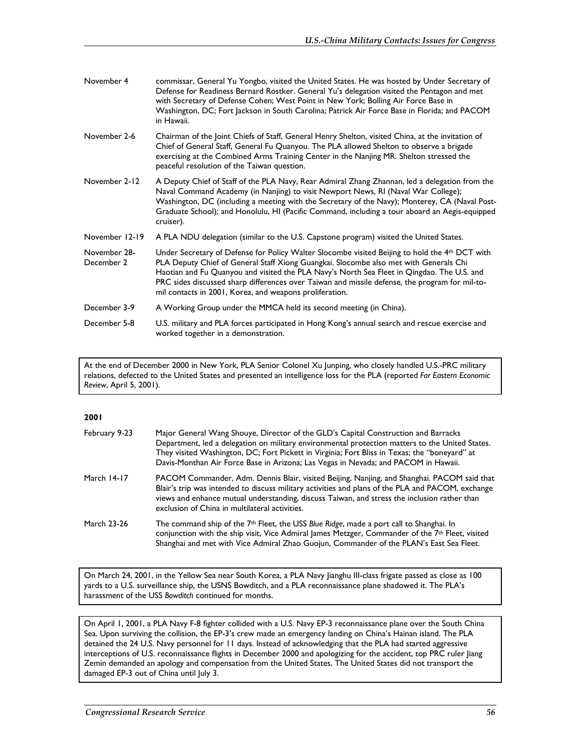| | |
|---|---|
| November 4 | commissar, General Yu Yongbo, visited the United States. He was hosted by Under Secretary of Defense for Readiness Bernard Rostker. General Yu's delegation visited the Pentagon and met with Secretary of Defense Cohen; West Point in New York; Bolling Air Force Base in Washington, DC; Fort Jackson in South Carolina; Patrick Air Force Base in Florida; and PACOM in Hawaii. |
| November 2-6 | Chairman of the Joint Chiefs of Staff, General Henry Shelton, visited China, at the invitation of Chief of General Staff, General Fu Quanyou. The PLA allowed Shelton to observe a brigade exercising at the Combined Arms Training Center in the Nanjing MR. Shelton stressed the peaceful resolution of the Taiwan question. |
| November 2-12 | A Deputy Chief of Staff of the PLA Navy, Rear Admiral Zhang Zhannan, led a delegation from the Naval Command Academy (in Nanjing) to visit Newport News, RI (Naval War College); Washington, DC (including a meeting with the Secretary of the Navy); Monterey, CA (Naval Post-Graduate School); and Honolulu, HI (Pacific Command, including a tour aboard an Aegis-equipped cruiser). |
| November 12-19 | A PLA NDU delegation (similar to the U.S. Capstone program) visited the United States. |
| November 28-December 2 | Under Secretary of Defense for Policy Walter Slocombe visited Beijing to hold the 4th DCT with PLA Deputy Chief of General Staff Xiong Guangkai. Slocombe also met with Generals Chi Haotian and Fu Quanyou and visited the PLA Navy's North Sea Fleet in Qingdao. The U.S. and PRC sides discussed sharp differences over Taiwan and missile defense, the program for mil-to-mil contacts in 2001, Korea, and weapons proliferation. |
| December 3-9 | A Working Group under the MMCA held its second meeting (in China). |
| December 5-8 | U.S. military and PLA forces participated in Hong Kong's annual search and rescue exercise and worked together in a demonstration. |

At the end of December 2000 in New York, PLA Senior Colonel Xu Junping, who closely handled U.S.-PRC military relations, defected to the United States and presented an intelligence loss for the PLA (reported *Far Eastern Economic Review*, April 5, 2001).

**2001**

| | |
|---|---|
| February 9-23 | Major General Wang Shouye, Director of the GLD's Capital Construction and Barracks Department, led a delegation on military environmental protection matters to the United States. They visited Washington, DC; Fort Pickett in Virginia; Fort Bliss in Texas; the "boneyard" at Davis-Monthan Air Force Base in Arizona; Las Vegas in Nevada; and PACOM in Hawaii. |
| March 14-17 | PACOM Commander, Adm. Dennis Blair, visited Beijing, Nanjing, and Shanghai. PACOM said that Blair's trip was intended to discuss military activities and plans of the PLA and PACOM, exchange views and enhance mutual understanding, discuss Taiwan, and stress the inclusion rather than exclusion of China in multilateral activities. |
| March 23-26 | The command ship of the 7th Fleet, the USS *Blue Ridge*, made a port call to Shanghai. In conjunction with the ship visit, Vice Admiral James Metzger, Commander of the 7th Fleet, visited Shanghai and met with Vice Admiral Zhao Guojun, Commander of the PLAN's East Sea Fleet. |

On March 24, 2001, in the Yellow Sea near South Korea, a PLA Navy Jianghu III-class frigate passed as close as 100 yards to a U.S. surveillance ship, the USNS Bowditch, and a PLA reconnaissance plane shadowed it. The PLA's harassment of the USS *Bowditch* continued for months.

On April 1, 2001, a PLA Navy F-8 fighter collided with a U.S. Navy EP-3 reconnaissance plane over the South China Sea. Upon surviving the collision, the EP-3's crew made an emergency landing on China's Hainan island. The PLA detained the 24 U.S. Navy personnel for 11 days. Instead of acknowledging that the PLA had started aggressive interceptions of U.S. reconnaissance flights in December 2000 and apologizing for the accident, top PRC ruler Jiang Zemin demanded an apology and compensation from the United States. The United States did not transport the damaged EP-3 out of China until July 3.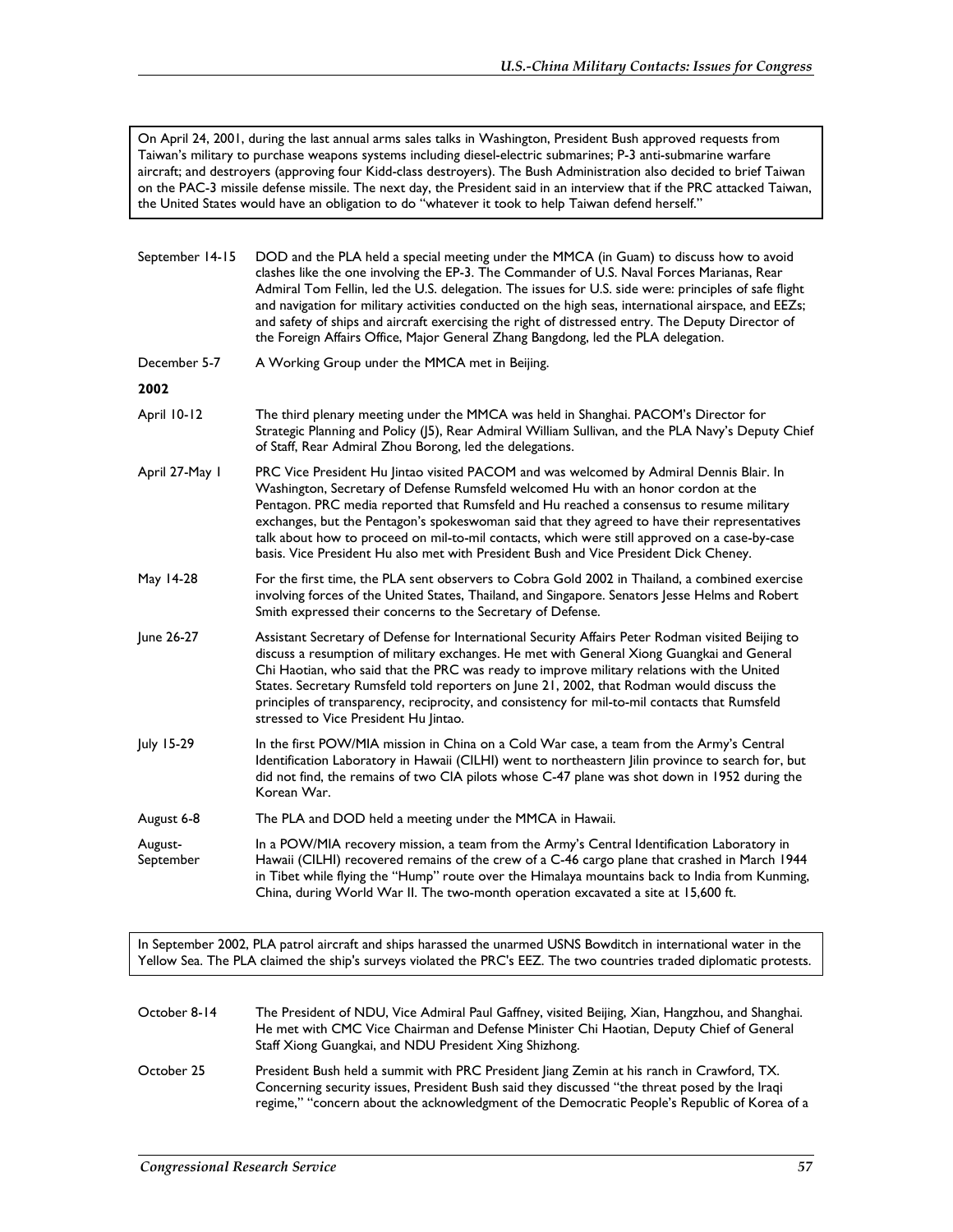On April 24, 2001, during the last annual arms sales talks in Washington, President Bush approved requests from Taiwan's military to purchase weapons systems including diesel-electric submarines; P-3 anti-submarine warfare aircraft; and destroyers (approving four Kidd-class destroyers). The Bush Administration also decided to brief Taiwan on the PAC-3 missile defense missile. The next day, the President said in an interview that if the PRC attacked Taiwan, the United States would have an obligation to do "whatever it took to help Taiwan defend herself."

| | |
|---|---|
| September 14-15 | DOD and the PLA held a special meeting under the MMCA (in Guam) to discuss how to avoid clashes like the one involving the EP-3. The Commander of U.S. Naval Forces Marianas, Rear Admiral Tom Fellin, led the U.S. delegation. The issues for U.S. side were: principles of safe flight and navigation for military activities conducted on the high seas, international airspace, and EEZs; and safety of ships and aircraft exercising the right of distressed entry. The Deputy Director of the Foreign Affairs Office, Major General Zhang Bangdong, led the PLA delegation. |
| December 5-7 | A Working Group under the MMCA met in Beijing. |

**2002**

| | |
|---|---|
| April 10-12 | The third plenary meeting under the MMCA was held in Shanghai. PACOM's Director for Strategic Planning and Policy (J5), Rear Admiral William Sullivan, and the PLA Navy's Deputy Chief of Staff, Rear Admiral Zhou Borong, led the delegations. |
| April 27-May 1 | PRC Vice President Hu Jintao visited PACOM and was welcomed by Admiral Dennis Blair. In Washington, Secretary of Defense Rumsfeld welcomed Hu with an honor cordon at the Pentagon. PRC media reported that Rumsfeld and Hu reached a consensus to resume military exchanges, but the Pentagon's spokeswoman said that they agreed to have their representatives talk about how to proceed on mil-to-mil contacts, which were still approved on a case-by-case basis. Vice President Hu also met with President Bush and Vice President Dick Cheney. |
| May 14-28 | For the first time, the PLA sent observers to Cobra Gold 2002 in Thailand, a combined exercise involving forces of the United States, Thailand, and Singapore. Senators Jesse Helms and Robert Smith expressed their concerns to the Secretary of Defense. |
| June 26-27 | Assistant Secretary of Defense for International Security Affairs Peter Rodman visited Beijing to discuss a resumption of military exchanges. He met with General Xiong Guangkai and General Chi Haotian, who said that the PRC was ready to improve military relations with the United States. Secretary Rumsfeld told reporters on June 21, 2002, that Rodman would discuss the principles of transparency, reciprocity, and consistency for mil-to-mil contacts that Rumsfeld stressed to Vice President Hu Jintao. |
| July 15-29 | In the first POW/MIA mission in China on a Cold War case, a team from the Army's Central Identification Laboratory in Hawaii (CILHI) went to northeastern Jilin province to search for, but did not find, the remains of two CIA pilots whose C-47 plane was shot down in 1952 during the Korean War. |
| August 6-8 | The PLA and DOD held a meeting under the MMCA in Hawaii. |
| August-September | In a POW/MIA recovery mission, a team from the Army's Central Identification Laboratory in Hawaii (CILHI) recovered remains of the crew of a C-46 cargo plane that crashed in March 1944 in Tibet while flying the "Hump" route over the Himalaya mountains back to India from Kunming, China, during World War II. The two-month operation excavated a site at 15,600 ft. |

In September 2002, PLA patrol aircraft and ships harassed the unarmed USNS Bowditch in international water in the Yellow Sea. The PLA claimed the ship's surveys violated the PRC's EEZ. The two countries traded diplomatic protests.

| | |
|---|---|
| October 8-14 | The President of NDU, Vice Admiral Paul Gaffney, visited Beijing, Xian, Hangzhou, and Shanghai. He met with CMC Vice Chairman and Defense Minister Chi Haotian, Deputy Chief of General Staff Xiong Guangkai, and NDU President Xing Shizhong. |
| October 25 | President Bush held a summit with PRC President Jiang Zemin at his ranch in Crawford, TX. Concerning security issues, President Bush said they discussed "the threat posed by the Iraqi regime," "concern about the acknowledgment of the Democratic People's Republic of Korea of a |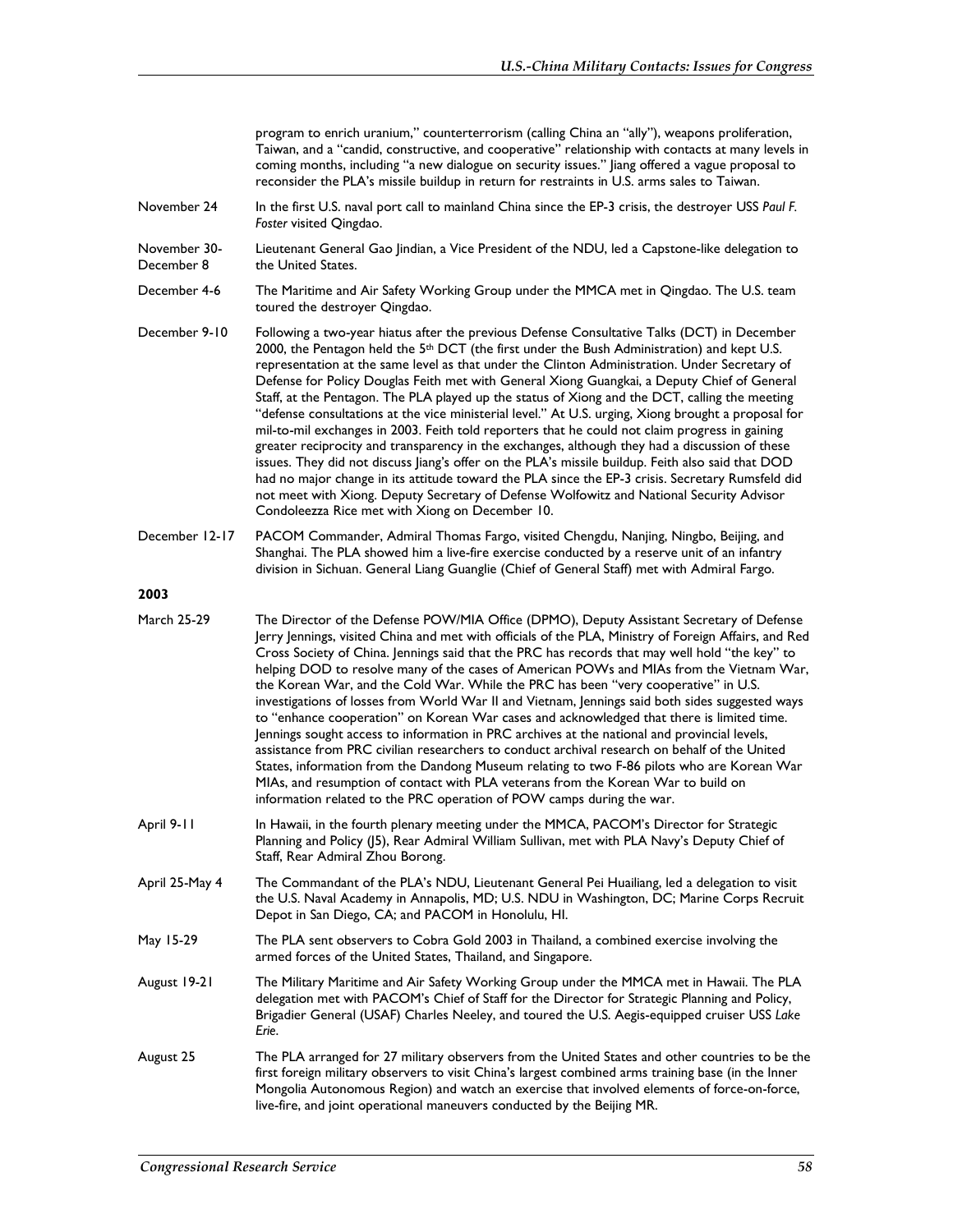program to enrich uranium," counterterrorism (calling China an "ally"), weapons proliferation, Taiwan, and a "candid, constructive, and cooperative" relationship with contacts at many levels in coming months, including "a new dialogue on security issues." Jiang offered a vague proposal to reconsider the PLA's missile buildup in return for restraints in U.S. arms sales to Taiwan.

November 24 — In the first U.S. naval port call to mainland China since the EP-3 crisis, the destroyer USS *Paul F. Foster* visited Qingdao.

November 30-December 8 — Lieutenant General Gao Jindian, a Vice President of the NDU, led a Capstone-like delegation to the United States.

December 4-6 — The Maritime and Air Safety Working Group under the MMCA met in Qingdao. The U.S. team toured the destroyer Qingdao.

December 9-10 — Following a two-year hiatus after the previous Defense Consultative Talks (DCT) in December 2000, the Pentagon held the 5th DCT (the first under the Bush Administration) and kept U.S. representation at the same level as that under the Clinton Administration. Under Secretary of Defense for Policy Douglas Feith met with General Xiong Guangkai, a Deputy Chief of General Staff, at the Pentagon. The PLA played up the status of Xiong and the DCT, calling the meeting "defense consultations at the vice ministerial level." At U.S. urging, Xiong brought a proposal for mil-to-mil exchanges in 2003. Feith told reporters that he could not claim progress in gaining greater reciprocity and transparency in the exchanges, although they had a discussion of these issues. They did not discuss Jiang's offer on the PLA's missile buildup. Feith also said that DOD had no major change in its attitude toward the PLA since the EP-3 crisis. Secretary Rumsfeld did not meet with Xiong. Deputy Secretary of Defense Wolfowitz and National Security Advisor Condoleezza Rice met with Xiong on December 10.

December 12-17 — PACOM Commander, Admiral Thomas Fargo, visited Chengdu, Nanjing, Ningbo, Beijing, and Shanghai. The PLA showed him a live-fire exercise conducted by a reserve unit of an infantry division in Sichuan. General Liang Guanglie (Chief of General Staff) met with Admiral Fargo.

**2003**

March 25-29 — The Director of the Defense POW/MIA Office (DPMO), Deputy Assistant Secretary of Defense Jerry Jennings, visited China and met with officials of the PLA, Ministry of Foreign Affairs, and Red Cross Society of China. Jennings said that the PRC has records that may well hold "the key" to helping DOD to resolve many of the cases of American POWs and MIAs from the Vietnam War, the Korean War, and the Cold War. While the PRC has been "very cooperative" in U.S. investigations of losses from World War II and Vietnam, Jennings said both sides suggested ways to "enhance cooperation" on Korean War cases and acknowledged that there is limited time. Jennings sought access to information in PRC archives at the national and provincial levels, assistance from PRC civilian researchers to conduct archival research on behalf of the United States, information from the Dandong Museum relating to two F-86 pilots who are Korean War MIAs, and resumption of contact with PLA veterans from the Korean War to build on information related to the PRC operation of POW camps during the war.

April 9-11 — In Hawaii, in the fourth plenary meeting under the MMCA, PACOM's Director for Strategic Planning and Policy (J5), Rear Admiral William Sullivan, met with PLA Navy's Deputy Chief of Staff, Rear Admiral Zhou Borong.

April 25-May 4 — The Commandant of the PLA's NDU, Lieutenant General Pei Huailiang, led a delegation to visit the U.S. Naval Academy in Annapolis, MD; U.S. NDU in Washington, DC; Marine Corps Recruit Depot in San Diego, CA; and PACOM in Honolulu, HI.

May 15-29 — The PLA sent observers to Cobra Gold 2003 in Thailand, a combined exercise involving the armed forces of the United States, Thailand, and Singapore.

August 19-21 — The Military Maritime and Air Safety Working Group under the MMCA met in Hawaii. The PLA delegation met with PACOM's Chief of Staff for the Director for Strategic Planning and Policy, Brigadier General (USAF) Charles Neeley, and toured the U.S. Aegis-equipped cruiser USS *Lake Erie*.

August 25 — The PLA arranged for 27 military observers from the United States and other countries to be the first foreign military observers to visit China's largest combined arms training base (in the Inner Mongolia Autonomous Region) and watch an exercise that involved elements of force-on-force, live-fire, and joint operational maneuvers conducted by the Beijing MR.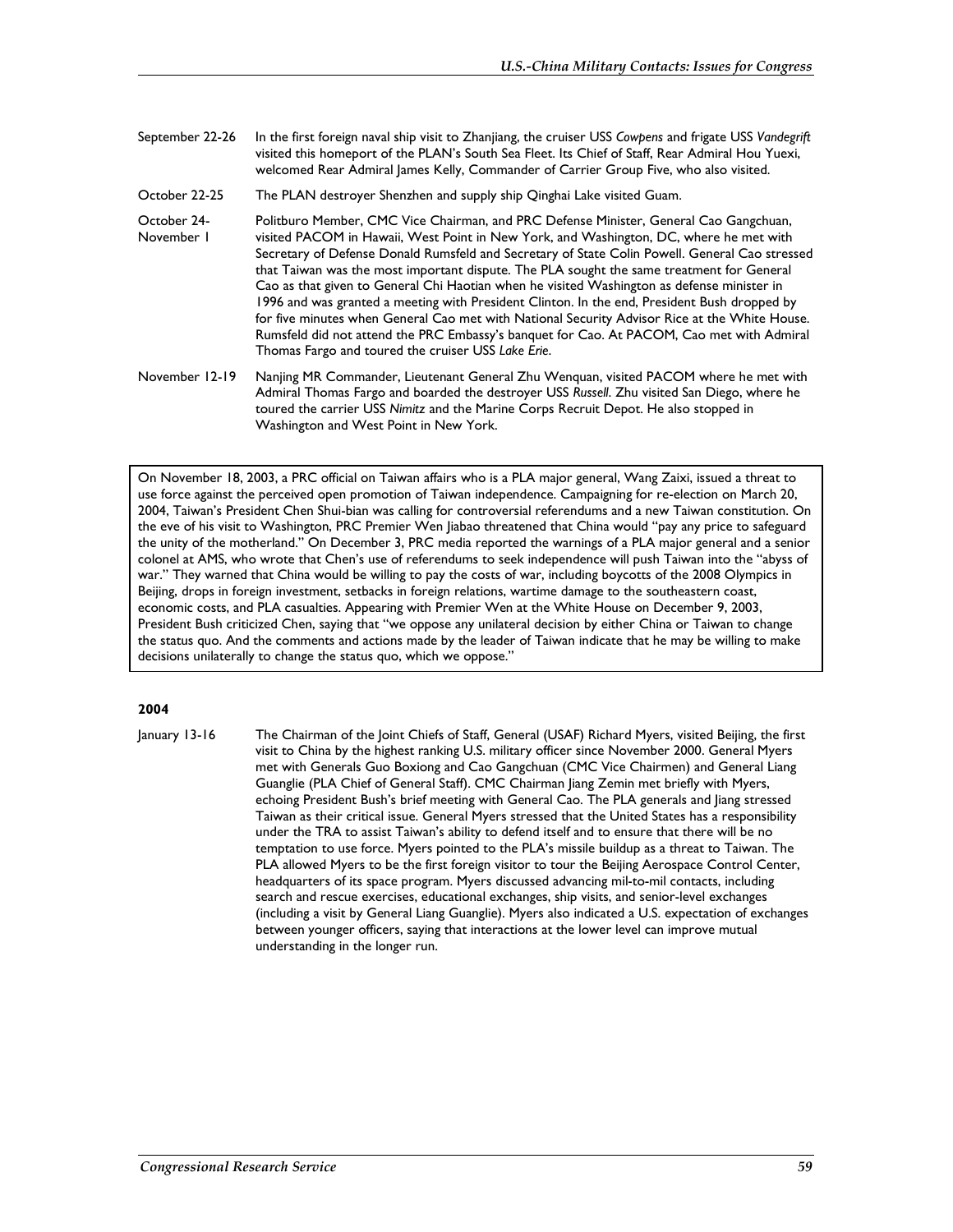September 22-26 In the first foreign naval ship visit to Zhanjiang, the cruiser USS *Cowpens* and frigate USS *Vandegrift* visited this homeport of the PLAN's South Sea Fleet. Its Chief of Staff, Rear Admiral Hou Yuexi, welcomed Rear Admiral James Kelly, Commander of Carrier Group Five, who also visited.

October 22-25 The PLAN destroyer Shenzhen and supply ship Qinghai Lake visited Guam.

October 24-November 1 Politburo Member, CMC Vice Chairman, and PRC Defense Minister, General Cao Gangchuan, visited PACOM in Hawaii, West Point in New York, and Washington, DC, where he met with Secretary of Defense Donald Rumsfeld and Secretary of State Colin Powell. General Cao stressed that Taiwan was the most important dispute. The PLA sought the same treatment for General Cao as that given to General Chi Haotian when he visited Washington as defense minister in 1996 and was granted a meeting with President Clinton. In the end, President Bush dropped by for five minutes when General Cao met with National Security Advisor Rice at the White House. Rumsfeld did not attend the PRC Embassy's banquet for Cao. At PACOM, Cao met with Admiral Thomas Fargo and toured the cruiser USS *Lake Erie*.

November 12-19 Nanjing MR Commander, Lieutenant General Zhu Wenquan, visited PACOM where he met with Admiral Thomas Fargo and boarded the destroyer USS *Russell*. Zhu visited San Diego, where he toured the carrier USS *Nimitz* and the Marine Corps Recruit Depot. He also stopped in Washington and West Point in New York.

On November 18, 2003, a PRC official on Taiwan affairs who is a PLA major general, Wang Zaixi, issued a threat to use force against the perceived open promotion of Taiwan independence. Campaigning for re-election on March 20, 2004, Taiwan's President Chen Shui-bian was calling for controversial referendums and a new Taiwan constitution. On the eve of his visit to Washington, PRC Premier Wen Jiabao threatened that China would "pay any price to safeguard the unity of the motherland." On December 3, PRC media reported the warnings of a PLA major general and a senior colonel at AMS, who wrote that Chen's use of referendums to seek independence will push Taiwan into the "abyss of war." They warned that China would be willing to pay the costs of war, including boycotts of the 2008 Olympics in Beijing, drops in foreign investment, setbacks in foreign relations, wartime damage to the southeastern coast, economic costs, and PLA casualties. Appearing with Premier Wen at the White House on December 9, 2003, President Bush criticized Chen, saying that "we oppose any unilateral decision by either China or Taiwan to change the status quo. And the comments and actions made by the leader of Taiwan indicate that he may be willing to make decisions unilaterally to change the status quo, which we oppose."

**2004**

January 13-16 The Chairman of the Joint Chiefs of Staff, General (USAF) Richard Myers, visited Beijing, the first visit to China by the highest ranking U.S. military officer since November 2000. General Myers met with Generals Guo Boxiong and Cao Gangchuan (CMC Vice Chairmen) and General Liang Guanglie (PLA Chief of General Staff). CMC Chairman Jiang Zemin met briefly with Myers, echoing President Bush's brief meeting with General Cao. The PLA generals and Jiang stressed Taiwan as their critical issue. General Myers stressed that the United States has a responsibility under the TRA to assist Taiwan's ability to defend itself and to ensure that there will be no temptation to use force. Myers pointed to the PLA's missile buildup as a threat to Taiwan. The PLA allowed Myers to be the first foreign visitor to tour the Beijing Aerospace Control Center, headquarters of its space program. Myers discussed advancing mil-to-mil contacts, including search and rescue exercises, educational exchanges, ship visits, and senior-level exchanges (including a visit by General Liang Guanglie). Myers also indicated a U.S. expectation of exchanges between younger officers, saying that interactions at the lower level can improve mutual understanding in the longer run.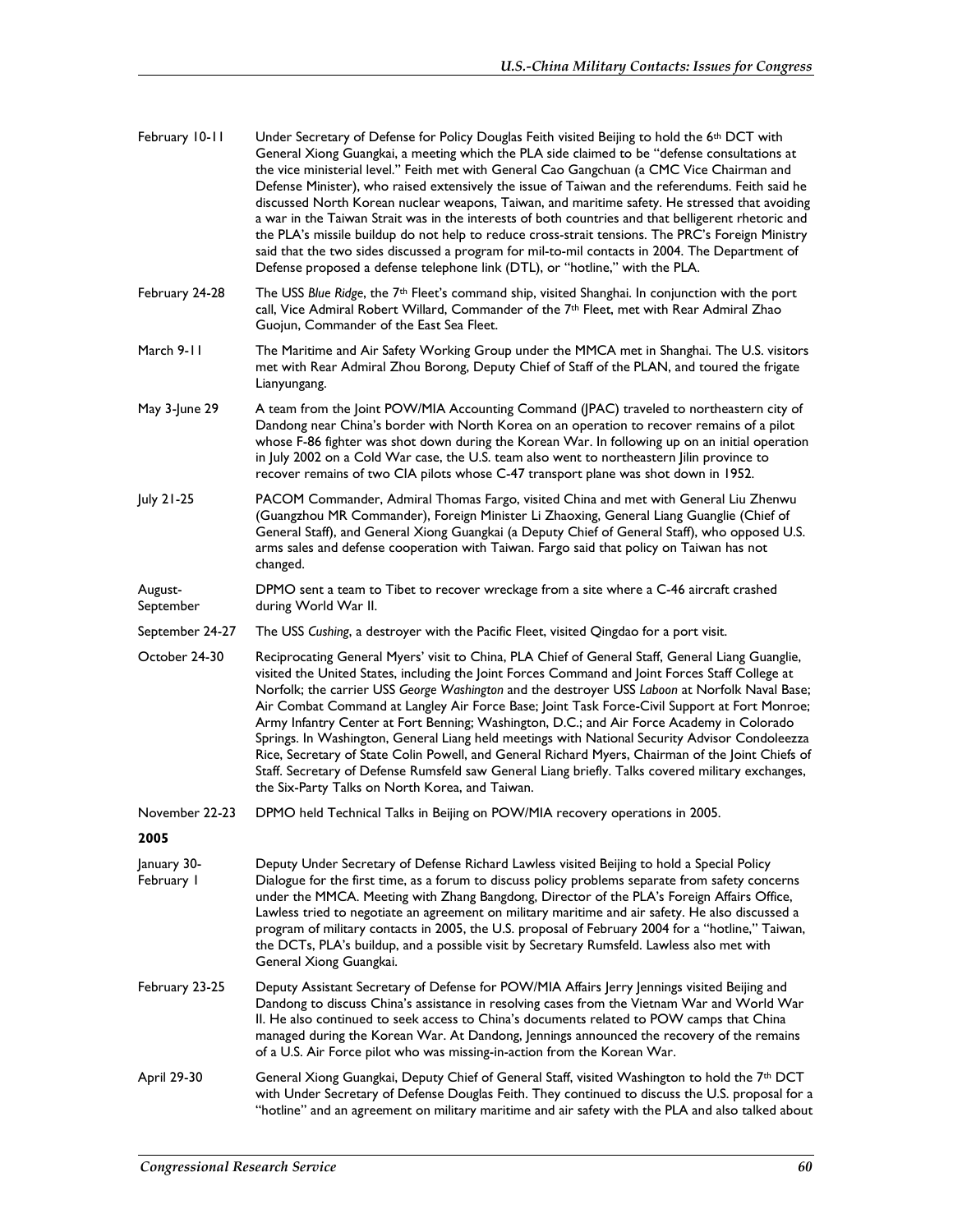| | |
|---|---|
| February 10-11 | Under Secretary of Defense for Policy Douglas Feith visited Beijing to hold the 6th DCT with General Xiong Guangkai, a meeting which the PLA side claimed to be "defense consultations at the vice ministerial level." Feith met with General Cao Gangchuan (a CMC Vice Chairman and Defense Minister), who raised extensively the issue of Taiwan and the referendums. Feith said he discussed North Korean nuclear weapons, Taiwan, and maritime safety. He stressed that avoiding a war in the Taiwan Strait was in the interests of both countries and that belligerent rhetoric and the PLA's missile buildup do not help to reduce cross-strait tensions. The PRC's Foreign Ministry said that the two sides discussed a program for mil-to-mil contacts in 2004. The Department of Defense proposed a defense telephone link (DTL), or "hotline," with the PLA. |
| February 24-28 | The USS *Blue Ridge*, the 7th Fleet's command ship, visited Shanghai. In conjunction with the port call, Vice Admiral Robert Willard, Commander of the 7th Fleet, met with Rear Admiral Zhao Guojun, Commander of the East Sea Fleet. |
| March 9-11 | The Maritime and Air Safety Working Group under the MMCA met in Shanghai. The U.S. visitors met with Rear Admiral Zhou Borong, Deputy Chief of Staff of the PLAN, and toured the frigate Lianyungang. |
| May 3-June 29 | A team from the Joint POW/MIA Accounting Command (JPAC) traveled to northeastern city of Dandong near China's border with North Korea on an operation to recover remains of a pilot whose F-86 fighter was shot down during the Korean War. In following up on an initial operation in July 2002 on a Cold War case, the U.S. team also went to northeastern Jilin province to recover remains of two CIA pilots whose C-47 transport plane was shot down in 1952. |
| July 21-25 | PACOM Commander, Admiral Thomas Fargo, visited China and met with General Liu Zhenwu (Guangzhou MR Commander), Foreign Minister Li Zhaoxing, General Liang Guanglie (Chief of General Staff), and General Xiong Guangkai (a Deputy Chief of General Staff), who opposed U.S. arms sales and defense cooperation with Taiwan. Fargo said that policy on Taiwan has not changed. |
| August-September | DPMO sent a team to Tibet to recover wreckage from a site where a C-46 aircraft crashed during World War II. |
| September 24-27 | The USS *Cushing*, a destroyer with the Pacific Fleet, visited Qingdao for a port visit. |
| October 24-30 | Reciprocating General Myers' visit to China, PLA Chief of General Staff, General Liang Guanglie, visited the United States, including the Joint Forces Command and Joint Forces Staff College at Norfolk; the carrier USS *George Washington* and the destroyer USS *Laboon* at Norfolk Naval Base; Air Combat Command at Langley Air Force Base; Joint Task Force-Civil Support at Fort Monroe; Army Infantry Center at Fort Benning; Washington, D.C.; and Air Force Academy in Colorado Springs. In Washington, General Liang held meetings with National Security Advisor Condoleezza Rice, Secretary of State Colin Powell, and General Richard Myers, Chairman of the Joint Chiefs of Staff. Secretary of Defense Rumsfeld saw General Liang briefly. Talks covered military exchanges, the Six-Party Talks on North Korea, and Taiwan. |
| November 22-23 | DPMO held Technical Talks in Beijing on POW/MIA recovery operations in 2005. |
| **2005** | |
| January 30-February 1 | Deputy Under Secretary of Defense Richard Lawless visited Beijing to hold a Special Policy Dialogue for the first time, as a forum to discuss policy problems separate from safety concerns under the MMCA. Meeting with Zhang Bangdong, Director of the PLA's Foreign Affairs Office, Lawless tried to negotiate an agreement on military maritime and air safety. He also discussed a program of military contacts in 2005, the U.S. proposal of February 2004 for a "hotline," Taiwan, the DCTs, PLA's buildup, and a possible visit by Secretary Rumsfeld. Lawless also met with General Xiong Guangkai. |
| February 23-25 | Deputy Assistant Secretary of Defense for POW/MIA Affairs Jerry Jennings visited Beijing and Dandong to discuss China's assistance in resolving cases from the Vietnam War and World War II. He also continued to seek access to China's documents related to POW camps that China managed during the Korean War. At Dandong, Jennings announced the recovery of the remains of a U.S. Air Force pilot who was missing-in-action from the Korean War. |
| April 29-30 | General Xiong Guangkai, Deputy Chief of General Staff, visited Washington to hold the 7th DCT with Under Secretary of Defense Douglas Feith. They continued to discuss the U.S. proposal for a "hotline" and an agreement on military maritime and air safety with the PLA and also talked about |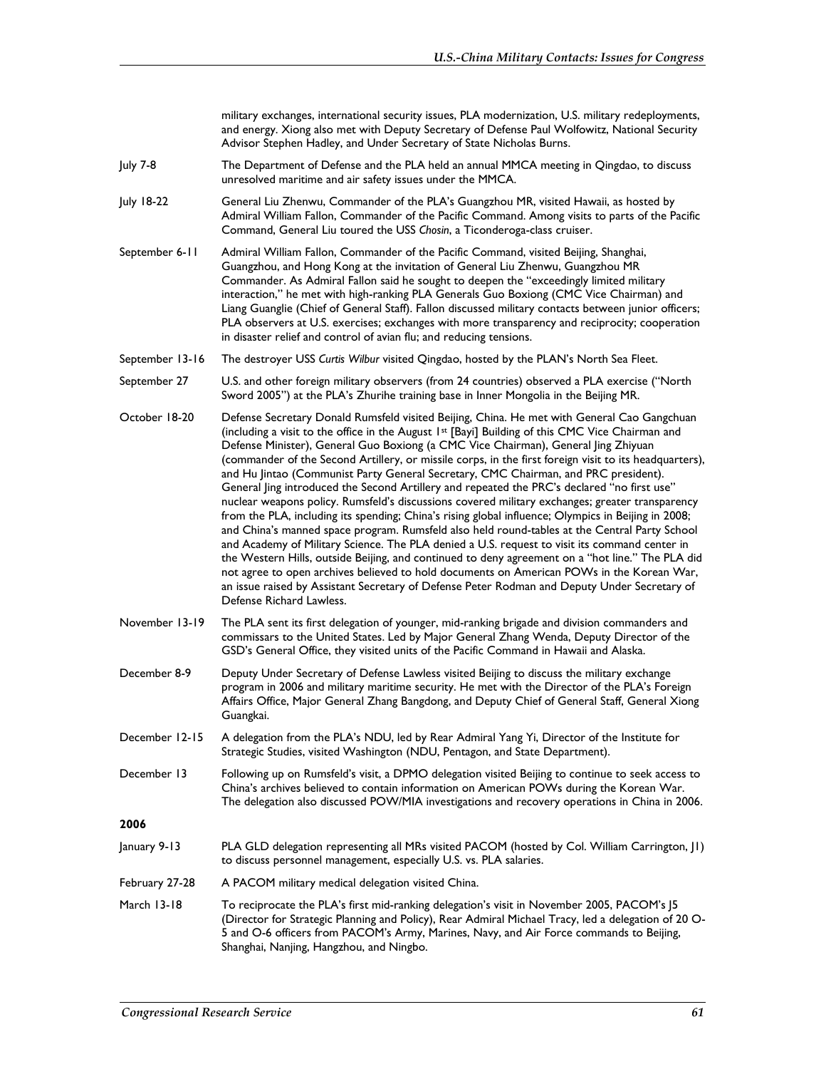military exchanges, international security issues, PLA modernization, U.S. military redeployments, and energy. Xiong also met with Deputy Secretary of Defense Paul Wolfowitz, National Security Advisor Stephen Hadley, and Under Secretary of State Nicholas Burns.

| | |
|---|---|
| July 7-8 | The Department of Defense and the PLA held an annual MMCA meeting in Qingdao, to discuss unresolved maritime and air safety issues under the MMCA. |
| July 18-22 | General Liu Zhenwu, Commander of the PLA's Guangzhou MR, visited Hawaii, as hosted by Admiral William Fallon, Commander of the Pacific Command. Among visits to parts of the Pacific Command, General Liu toured the USS *Chosin*, a Ticonderoga-class cruiser. |
| September 6-11 | Admiral William Fallon, Commander of the Pacific Command, visited Beijing, Shanghai, Guangzhou, and Hong Kong at the invitation of General Liu Zhenwu, Guangzhou MR Commander. As Admiral Fallon said he sought to deepen the "exceedingly limited military interaction," he met with high-ranking PLA Generals Guo Boxiong (CMC Vice Chairman) and Liang Guanglie (Chief of General Staff). Fallon discussed military contacts between junior officers; PLA observers at U.S. exercises; exchanges with more transparency and reciprocity; cooperation in disaster relief and control of avian flu; and reducing tensions. |
| September 13-16 | The destroyer USS *Curtis Wilbur* visited Qingdao, hosted by the PLAN's North Sea Fleet. |
| September 27 | U.S. and other foreign military observers (from 24 countries) observed a PLA exercise ("North Sword 2005") at the PLA's Zhurihe training base in Inner Mongolia in the Beijing MR. |
| October 18-20 | Defense Secretary Donald Rumsfeld visited Beijing, China. He met with General Cao Gangchuan (including a visit to the office in the August 1st [Bayi] Building of this CMC Vice Chairman and Defense Minister), General Guo Boxiong (a CMC Vice Chairman), General Jing Zhiyuan (commander of the Second Artillery, or missile corps, in the first foreign visit to its headquarters), and Hu Jintao (Communist Party General Secretary, CMC Chairman, and PRC president). General Jing introduced the Second Artillery and repeated the PRC's declared "no first use" nuclear weapons policy. Rumsfeld's discussions covered military exchanges; greater transparency from the PLA, including its spending; China's rising global influence; Olympics in Beijing in 2008; and China's manned space program. Rumsfeld also held round-tables at the Central Party School and Academy of Military Science. The PLA denied a U.S. request to visit its command center in the Western Hills, outside Beijing, and continued to deny agreement on a "hot line." The PLA did not agree to open archives believed to hold documents on American POWs in the Korean War, an issue raised by Assistant Secretary of Defense Peter Rodman and Deputy Under Secretary of Defense Richard Lawless. |
| November 13-19 | The PLA sent its first delegation of younger, mid-ranking brigade and division commanders and commissars to the United States. Led by Major General Zhang Wenda, Deputy Director of the GSD's General Office, they visited units of the Pacific Command in Hawaii and Alaska. |
| December 8-9 | Deputy Under Secretary of Defense Lawless visited Beijing to discuss the military exchange program in 2006 and military maritime security. He met with the Director of the PLA's Foreign Affairs Office, Major General Zhang Bangdong, and Deputy Chief of General Staff, General Xiong Guangkai. |
| December 12-15 | A delegation from the PLA's NDU, led by Rear Admiral Yang Yi, Director of the Institute for Strategic Studies, visited Washington (NDU, Pentagon, and State Department). |
| December 13 | Following up on Rumsfeld's visit, a DPMO delegation visited Beijing to continue to seek access to China's archives believed to contain information on American POWs during the Korean War. The delegation also discussed POW/MIA investigations and recovery operations in China in 2006. |

**2006**

| | |
|---|---|
| January 9-13 | PLA GLD delegation representing all MRs visited PACOM (hosted by Col. William Carrington, J1) to discuss personnel management, especially U.S. vs. PLA salaries. |
| February 27-28 | A PACOM military medical delegation visited China. |
| March 13-18 | To reciprocate the PLA's first mid-ranking delegation's visit in November 2005, PACOM's J5 (Director for Strategic Planning and Policy), Rear Admiral Michael Tracy, led a delegation of 20 O-5 and O-6 officers from PACOM's Army, Marines, Navy, and Air Force commands to Beijing, Shanghai, Nanjing, Hangzhou, and Ningbo. |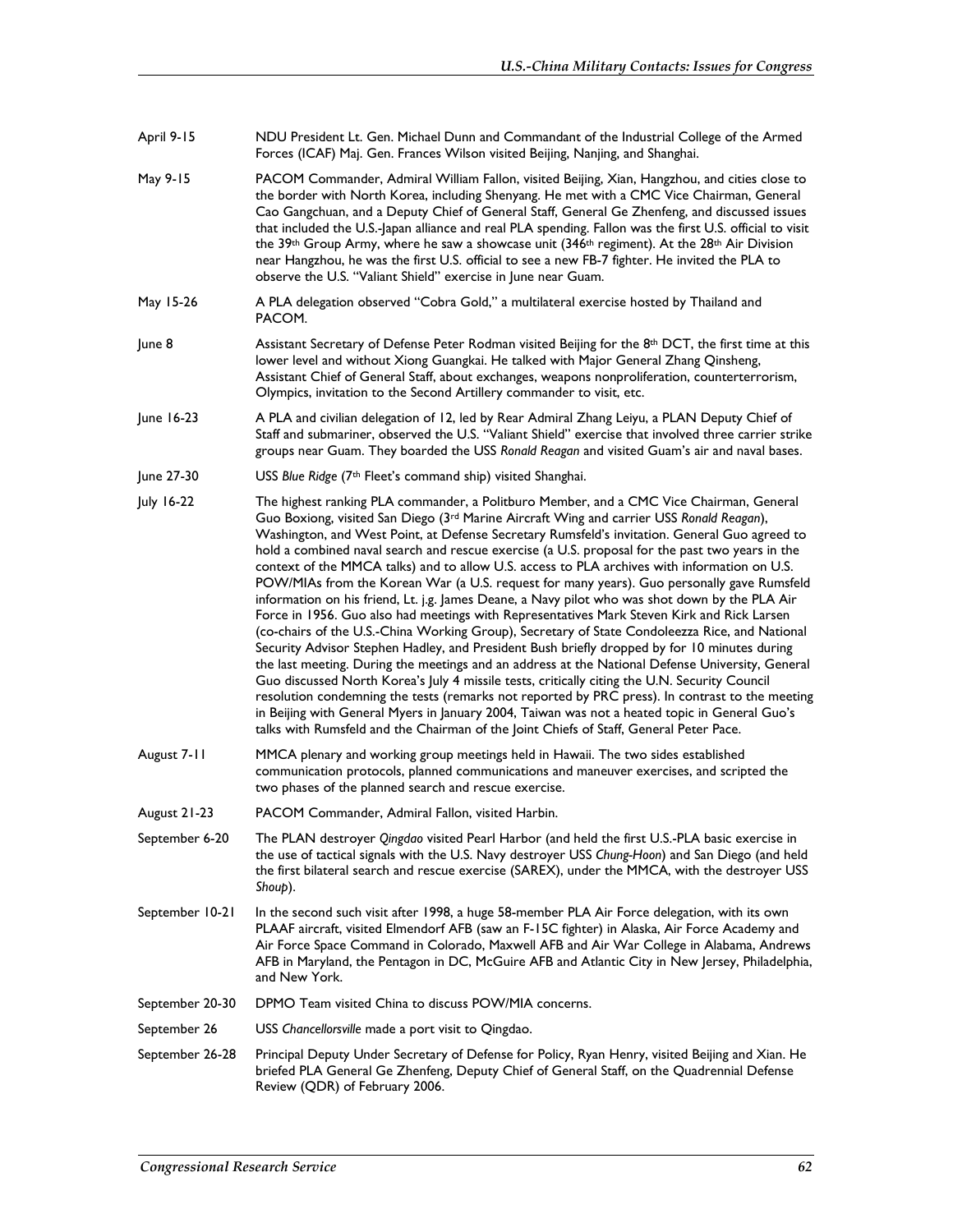| | |
|---|---|
| April 9-15 | NDU President Lt. Gen. Michael Dunn and Commandant of the Industrial College of the Armed Forces (ICAF) Maj. Gen. Frances Wilson visited Beijing, Nanjing, and Shanghai. |
| May 9-15 | PACOM Commander, Admiral William Fallon, visited Beijing, Xian, Hangzhou, and cities close to the border with North Korea, including Shenyang. He met with a CMC Vice Chairman, General Cao Gangchuan, and a Deputy Chief of General Staff, General Ge Zhenfeng, and discussed issues that included the U.S.-Japan alliance and real PLA spending. Fallon was the first U.S. official to visit the 39th Group Army, where he saw a showcase unit (346th regiment). At the 28th Air Division near Hangzhou, he was the first U.S. official to see a new FB-7 fighter. He invited the PLA to observe the U.S. "Valiant Shield" exercise in June near Guam. |
| May 15-26 | A PLA delegation observed "Cobra Gold," a multilateral exercise hosted by Thailand and PACOM. |
| June 8 | Assistant Secretary of Defense Peter Rodman visited Beijing for the 8th DCT, the first time at this lower level and without Xiong Guangkai. He talked with Major General Zhang Qinsheng, Assistant Chief of General Staff, about exchanges, weapons nonproliferation, counterterrorism, Olympics, invitation to the Second Artillery commander to visit, etc. |
| June 16-23 | A PLA and civilian delegation of 12, led by Rear Admiral Zhang Leiyu, a PLAN Deputy Chief of Staff and submariner, observed the U.S. "Valiant Shield" exercise that involved three carrier strike groups near Guam. They boarded the USS *Ronald Reagan* and visited Guam's air and naval bases. |
| June 27-30 | USS *Blue Ridge* (7th Fleet's command ship) visited Shanghai. |
| July 16-22 | The highest ranking PLA commander, a Politburo Member, and a CMC Vice Chairman, General Guo Boxiong, visited San Diego (3rd Marine Aircraft Wing and carrier USS *Ronald Reagan*), Washington, and West Point, at Defense Secretary Rumsfeld's invitation. General Guo agreed to hold a combined naval search and rescue exercise (a U.S. proposal for the past two years in the context of the MMCA talks) and to allow U.S. access to PLA archives with information on U.S. POW/MIAs from the Korean War (a U.S. request for many years). Guo personally gave Rumsfeld information on his friend, Lt. j.g. James Deane, a Navy pilot who was shot down by the PLA Air Force in 1956. Guo also had meetings with Representatives Mark Steven Kirk and Rick Larsen (co-chairs of the U.S.-China Working Group), Secretary of State Condoleezza Rice, and National Security Advisor Stephen Hadley, and President Bush briefly dropped by for 10 minutes during the last meeting. During the meetings and an address at the National Defense University, General Guo discussed North Korea's July 4 missile tests, critically citing the U.N. Security Council resolution condemning the tests (remarks not reported by PRC press). In contrast to the meeting in Beijing with General Myers in January 2004, Taiwan was not a heated topic in General Guo's talks with Rumsfeld and the Chairman of the Joint Chiefs of Staff, General Peter Pace. |
| August 7-11 | MMCA plenary and working group meetings held in Hawaii. The two sides established communication protocols, planned communications and maneuver exercises, and scripted the two phases of the planned search and rescue exercise. |
| August 21-23 | PACOM Commander, Admiral Fallon, visited Harbin. |
| September 6-20 | The PLAN destroyer *Qingdao* visited Pearl Harbor (and held the first U.S.-PLA basic exercise in the use of tactical signals with the U.S. Navy destroyer USS *Chung-Hoon*) and San Diego (and held the first bilateral search and rescue exercise (SAREX), under the MMCA, with the destroyer USS *Shoup*). |
| September 10-21 | In the second such visit after 1998, a huge 58-member PLA Air Force delegation, with its own PLAAF aircraft, visited Elmendorf AFB (saw an F-15C fighter) in Alaska, Air Force Academy and Air Force Space Command in Colorado, Maxwell AFB and Air War College in Alabama, Andrews AFB in Maryland, the Pentagon in DC, McGuire AFB and Atlantic City in New Jersey, Philadelphia, and New York. |
| September 20-30 | DPMO Team visited China to discuss POW/MIA concerns. |
| September 26 | USS *Chancellorsville* made a port visit to Qingdao. |
| September 26-28 | Principal Deputy Under Secretary of Defense for Policy, Ryan Henry, visited Beijing and Xian. He briefed PLA General Ge Zhenfeng, Deputy Chief of General Staff, on the Quadrennial Defense Review (QDR) of February 2006. |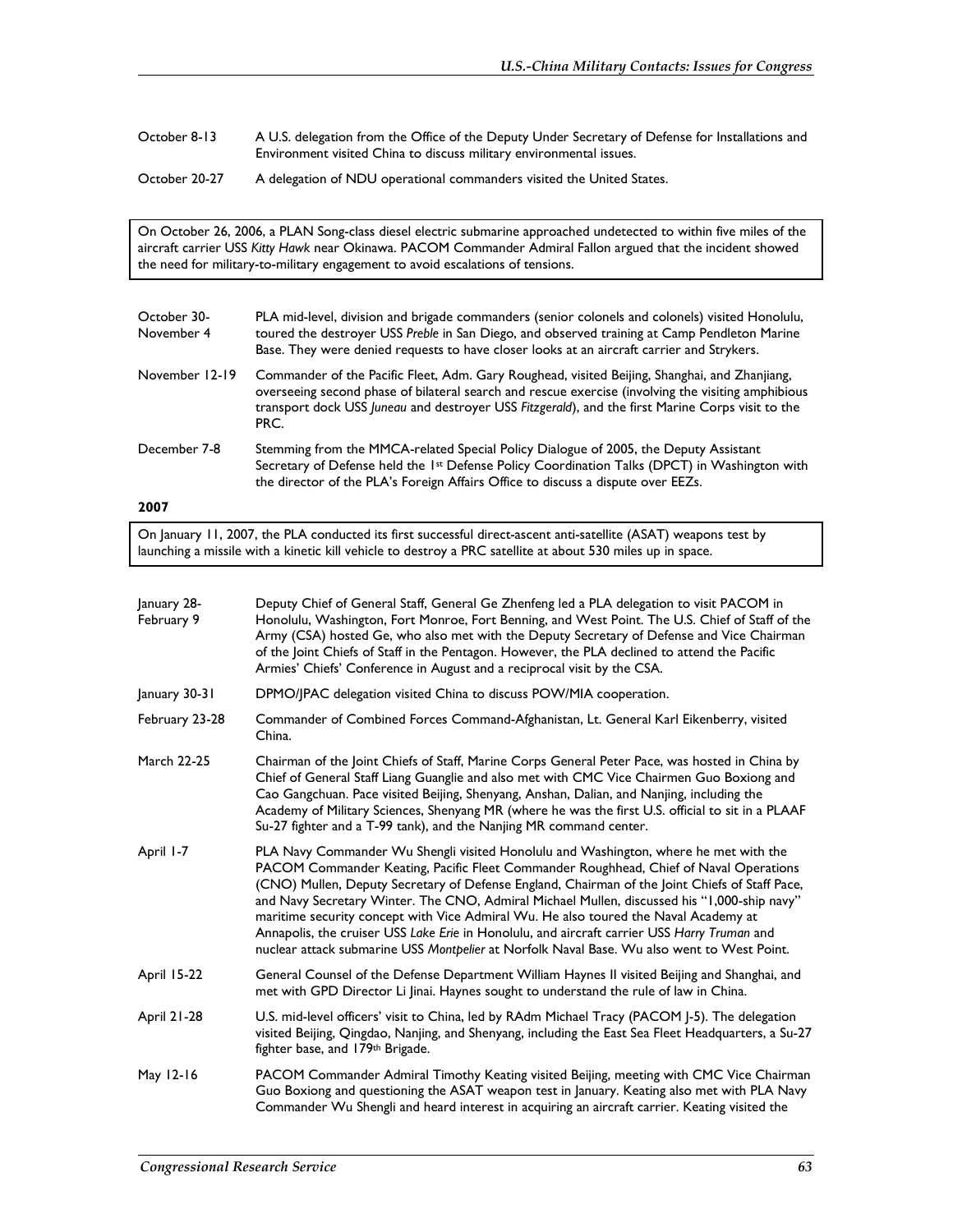| | |
|---|---|
| October 8-13 | A U.S. delegation from the Office of the Deputy Under Secretary of Defense for Installations and Environment visited China to discuss military environmental issues. |
| October 20-27 | A delegation of NDU operational commanders visited the United States. |

> On October 26, 2006, a PLAN Song-class diesel electric submarine approached undetected to within five miles of the aircraft carrier USS *Kitty Hawk* near Okinawa. PACOM Commander Admiral Fallon argued that the incident showed the need for military-to-military engagement to avoid escalations of tensions.

| | |
|---|---|
| October 30-November 4 | PLA mid-level, division and brigade commanders (senior colonels and colonels) visited Honolulu, toured the destroyer USS *Preble* in San Diego, and observed training at Camp Pendleton Marine Base. They were denied requests to have closer looks at an aircraft carrier and Strykers. |
| November 12-19 | Commander of the Pacific Fleet, Adm. Gary Roughead, visited Beijing, Shanghai, and Zhanjiang, overseeing second phase of bilateral search and rescue exercise (involving the visiting amphibious transport dock USS *Juneau* and destroyer USS *Fitzgerald*), and the first Marine Corps visit to the PRC. |
| December 7-8 | Stemming from the MMCA-related Special Policy Dialogue of 2005, the Deputy Assistant Secretary of Defense held the 1st Defense Policy Coordination Talks (DPCT) in Washington with the director of the PLA's Foreign Affairs Office to discuss a dispute over EEZs. |

**2007**

> On January 11, 2007, the PLA conducted its first successful direct-ascent anti-satellite (ASAT) weapons test by launching a missile with a kinetic kill vehicle to destroy a PRC satellite at about 530 miles up in space.

| | |
|---|---|
| January 28-February 9 | Deputy Chief of General Staff, General Ge Zhenfeng led a PLA delegation to visit PACOM in Honolulu, Washington, Fort Monroe, Fort Benning, and West Point. The U.S. Chief of Staff of the Army (CSA) hosted Ge, who also met with the Deputy Secretary of Defense and Vice Chairman of the Joint Chiefs of Staff in the Pentagon. However, the PLA declined to attend the Pacific Armies' Chiefs' Conference in August and a reciprocal visit by the CSA. |
| January 30-31 | DPMO/JPAC delegation visited China to discuss POW/MIA cooperation. |
| February 23-28 | Commander of Combined Forces Command-Afghanistan, Lt. General Karl Eikenberry, visited China. |
| March 22-25 | Chairman of the Joint Chiefs of Staff, Marine Corps General Peter Pace, was hosted in China by Chief of General Staff Liang Guanglie and also met with CMC Vice Chairmen Guo Boxiong and Cao Gangchuan. Pace visited Beijing, Shenyang, Anshan, Dalian, and Nanjing, including the Academy of Military Sciences, Shenyang MR (where he was the first U.S. official to sit in a PLAAF Su-27 fighter and a T-99 tank), and the Nanjing MR command center. |
| April 1-7 | PLA Navy Commander Wu Shengli visited Honolulu and Washington, where he met with the PACOM Commander Keating, Pacific Fleet Commander Roughhead, Chief of Naval Operations (CNO) Mullen, Deputy Secretary of Defense England, Chairman of the Joint Chiefs of Staff Pace, and Navy Secretary Winter. The CNO, Admiral Michael Mullen, discussed his "1,000-ship navy" maritime security concept with Vice Admiral Wu. He also toured the Naval Academy at Annapolis, the cruiser USS *Lake Erie* in Honolulu, and aircraft carrier USS *Harry Truman* and nuclear attack submarine USS *Montpelier* at Norfolk Naval Base. Wu also went to West Point. |
| April 15-22 | General Counsel of the Defense Department William Haynes II visited Beijing and Shanghai, and met with GPD Director Li Jinai. Haynes sought to understand the rule of law in China. |
| April 21-28 | U.S. mid-level officers' visit to China, led by RAdm Michael Tracy (PACOM J-5). The delegation visited Beijing, Qingdao, Nanjing, and Shenyang, including the East Sea Fleet Headquarters, a Su-27 fighter base, and 179th Brigade. |
| May 12-16 | PACOM Commander Admiral Timothy Keating visited Beijing, meeting with CMC Vice Chairman Guo Boxiong and questioning the ASAT weapon test in January. Keating also met with PLA Navy Commander Wu Shengli and heard interest in acquiring an aircraft carrier. Keating visited the |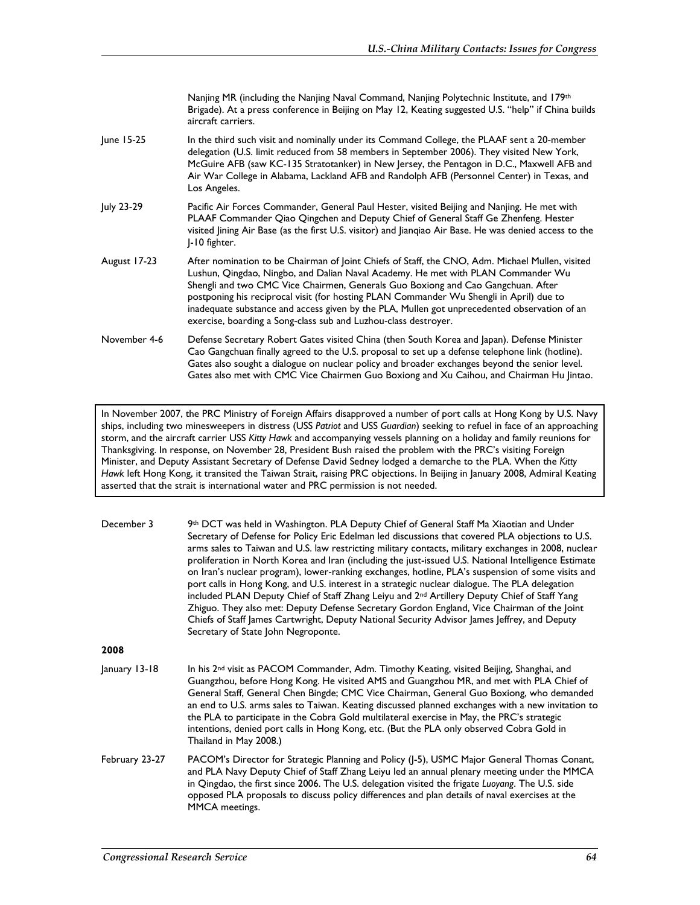Nanjing MR (including the Nanjing Naval Command, Nanjing Polytechnic Institute, and 179th Brigade). At a press conference in Beijing on May 12, Keating suggested U.S. "help" if China builds aircraft carriers.

June 15-25 In the third such visit and nominally under its Command College, the PLAAF sent a 20-member delegation (U.S. limit reduced from 58 members in September 2006). They visited New York, McGuire AFB (saw KC-135 Stratotanker) in New Jersey, the Pentagon in D.C., Maxwell AFB and Air War College in Alabama, Lackland AFB and Randolph AFB (Personnel Center) in Texas, and Los Angeles.

July 23-29 Pacific Air Forces Commander, General Paul Hester, visited Beijing and Nanjing. He met with PLAAF Commander Qiao Qingchen and Deputy Chief of General Staff Ge Zhenfeng. Hester visited Jining Air Base (as the first U.S. visitor) and Jianqiao Air Base. He was denied access to the J-10 fighter.

August 17-23 After nomination to be Chairman of Joint Chiefs of Staff, the CNO, Adm. Michael Mullen, visited Lushun, Qingdao, Ningbo, and Dalian Naval Academy. He met with PLAN Commander Wu Shengli and two CMC Vice Chairmen, Generals Guo Boxiong and Cao Gangchuan. After postponing his reciprocal visit (for hosting PLAN Commander Wu Shengli in April) due to inadequate substance and access given by the PLA, Mullen got unprecedented observation of an exercise, boarding a Song-class sub and Luzhou-class destroyer.

November 4-6 Defense Secretary Robert Gates visited China (then South Korea and Japan). Defense Minister Cao Gangchuan finally agreed to the U.S. proposal to set up a defense telephone link (hotline). Gates also sought a dialogue on nuclear policy and broader exchanges beyond the senior level. Gates also met with CMC Vice Chairmen Guo Boxiong and Xu Caihou, and Chairman Hu Jintao.

In November 2007, the PRC Ministry of Foreign Affairs disapproved a number of port calls at Hong Kong by U.S. Navy ships, including two minesweepers in distress (USS *Patriot* and USS *Guardian*) seeking to refuel in face of an approaching storm, and the aircraft carrier USS *Kitty Hawk* and accompanying vessels planning on a holiday and family reunions for Thanksgiving. In response, on November 28, President Bush raised the problem with the PRC's visiting Foreign Minister, and Deputy Assistant Secretary of Defense David Sedney lodged a demarche to the PLA. When the *Kitty Hawk* left Hong Kong, it transited the Taiwan Strait, raising PRC objections. In Beijing in January 2008, Admiral Keating asserted that the strait is international water and PRC permission is not needed.

December 3 9th DCT was held in Washington. PLA Deputy Chief of General Staff Ma Xiaotian and Under Secretary of Defense for Policy Eric Edelman led discussions that covered PLA objections to U.S. arms sales to Taiwan and U.S. law restricting military contacts, military exchanges in 2008, nuclear proliferation in North Korea and Iran (including the just-issued U.S. National Intelligence Estimate on Iran's nuclear program), lower-ranking exchanges, hotline, PLA's suspension of some visits and port calls in Hong Kong, and U.S. interest in a strategic nuclear dialogue. The PLA delegation included PLAN Deputy Chief of Staff Zhang Leiyu and 2nd Artillery Deputy Chief of Staff Yang Zhiguo. They also met: Deputy Defense Secretary Gordon England, Vice Chairman of the Joint Chiefs of Staff James Cartwright, Deputy National Security Advisor James Jeffrey, and Deputy Secretary of State John Negroponte.

**2008**

January 13-18 In his 2nd visit as PACOM Commander, Adm. Timothy Keating, visited Beijing, Shanghai, and Guangzhou, before Hong Kong. He visited AMS and Guangzhou MR, and met with PLA Chief of General Staff, General Chen Bingde; CMC Vice Chairman, General Guo Boxiong, who demanded an end to U.S. arms sales to Taiwan. Keating discussed planned exchanges with a new invitation to the PLA to participate in the Cobra Gold multilateral exercise in May, the PRC's strategic intentions, denied port calls in Hong Kong, etc. (But the PLA only observed Cobra Gold in Thailand in May 2008.)

February 23-27 PACOM's Director for Strategic Planning and Policy (J-5), USMC Major General Thomas Conant, and PLA Navy Deputy Chief of Staff Zhang Leiyu led an annual plenary meeting under the MMCA in Qingdao, the first since 2006. The U.S. delegation visited the frigate *Luoyang*. The U.S. side opposed PLA proposals to discuss policy differences and plan details of naval exercises at the MMCA meetings.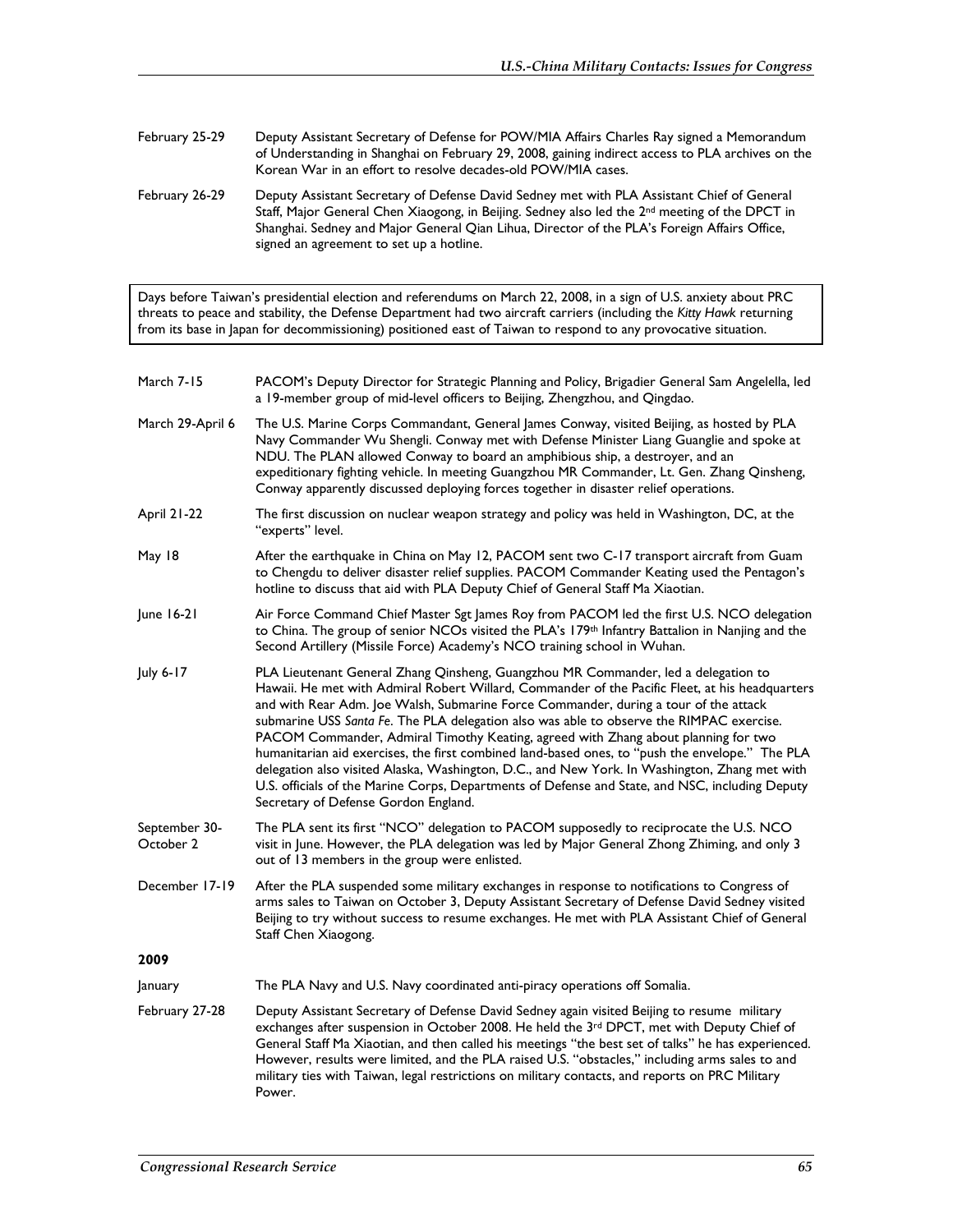| | |
|---|---|
| February 25-29 | Deputy Assistant Secretary of Defense for POW/MIA Affairs Charles Ray signed a Memorandum of Understanding in Shanghai on February 29, 2008, gaining indirect access to PLA archives on the Korean War in an effort to resolve decades-old POW/MIA cases. |
| February 26-29 | Deputy Assistant Secretary of Defense David Sedney met with PLA Assistant Chief of General Staff, Major General Chen Xiaogong, in Beijing. Sedney also led the 2nd meeting of the DPCT in Shanghai. Sedney and Major General Qian Lihua, Director of the PLA's Foreign Affairs Office, signed an agreement to set up a hotline. |

> Days before Taiwan's presidential election and referendums on March 22, 2008, in a sign of U.S. anxiety about PRC threats to peace and stability, the Defense Department had two aircraft carriers (including the *Kitty Hawk* returning from its base in Japan for decommissioning) positioned east of Taiwan to respond to any provocative situation.

| | |
|---|---|
| March 7-15 | PACOM's Deputy Director for Strategic Planning and Policy, Brigadier General Sam Angelella, led a 19-member group of mid-level officers to Beijing, Zhengzhou, and Qingdao. |
| March 29-April 6 | The U.S. Marine Corps Commandant, General James Conway, visited Beijing, as hosted by PLA Navy Commander Wu Shengli. Conway met with Defense Minister Liang Guanglie and spoke at NDU. The PLAN allowed Conway to board an amphibious ship, a destroyer, and an expeditionary fighting vehicle. In meeting Guangzhou MR Commander, Lt. Gen. Zhang Qinsheng, Conway apparently discussed deploying forces together in disaster relief operations. |
| April 21-22 | The first discussion on nuclear weapon strategy and policy was held in Washington, DC, at the "experts" level. |
| May 18 | After the earthquake in China on May 12, PACOM sent two C-17 transport aircraft from Guam to Chengdu to deliver disaster relief supplies. PACOM Commander Keating used the Pentagon's hotline to discuss that aid with PLA Deputy Chief of General Staff Ma Xiaotian. |
| June 16-21 | Air Force Command Chief Master Sgt James Roy from PACOM led the first U.S. NCO delegation to China. The group of senior NCOs visited the PLA's 179th Infantry Battalion in Nanjing and the Second Artillery (Missile Force) Academy's NCO training school in Wuhan. |
| July 6-17 | PLA Lieutenant General Zhang Qinsheng, Guangzhou MR Commander, led a delegation to Hawaii. He met with Admiral Robert Willard, Commander of the Pacific Fleet, at his headquarters and with Rear Adm. Joe Walsh, Submarine Force Commander, during a tour of the attack submarine USS *Santa Fe*. The PLA delegation also was able to observe the RIMPAC exercise. PACOM Commander, Admiral Timothy Keating, agreed with Zhang about planning for two humanitarian aid exercises, the first combined land-based ones, to "push the envelope." The PLA delegation also visited Alaska, Washington, D.C., and New York. In Washington, Zhang met with U.S. officials of the Marine Corps, Departments of Defense and State, and NSC, including Deputy Secretary of Defense Gordon England. |
| September 30-October 2 | The PLA sent its first "NCO" delegation to PACOM supposedly to reciprocate the U.S. NCO visit in June. However, the PLA delegation was led by Major General Zhong Zhiming, and only 3 out of 13 members in the group were enlisted. |
| December 17-19 | After the PLA suspended some military exchanges in response to notifications to Congress of arms sales to Taiwan on October 3, Deputy Assistant Secretary of Defense David Sedney visited Beijing to try without success to resume exchanges. He met with PLA Assistant Chief of General Staff Chen Xiaogong. |

**2009**

| | |
|---|---|
| January | The PLA Navy and U.S. Navy coordinated anti-piracy operations off Somalia. |
| February 27-28 | Deputy Assistant Secretary of Defense David Sedney again visited Beijing to resume military exchanges after suspension in October 2008. He held the 3rd DPCT, met with Deputy Chief of General Staff Ma Xiaotian, and then called his meetings "the best set of talks" he has experienced. However, results were limited, and the PLA raised U.S. "obstacles," including arms sales to and military ties with Taiwan, legal restrictions on military contacts, and reports on PRC Military Power. |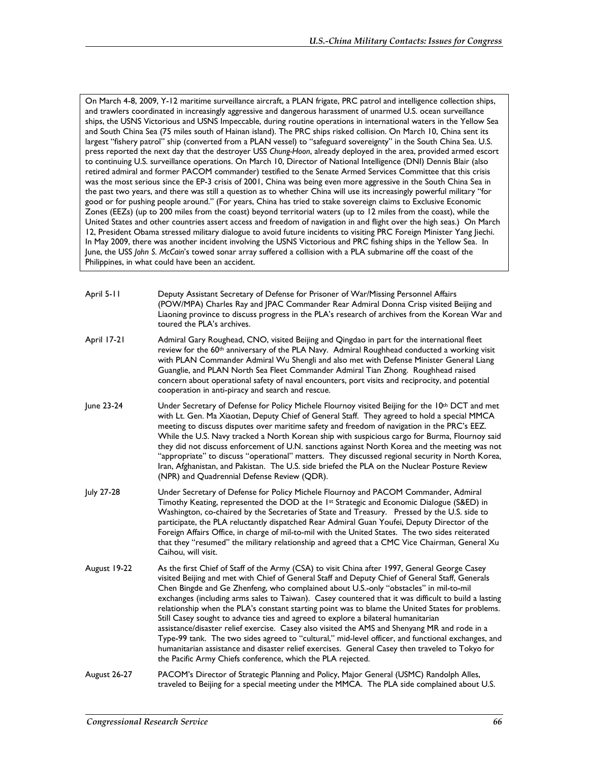On March 4-8, 2009, Y-12 maritime surveillance aircraft, a PLAN frigate, PRC patrol and intelligence collection ships, and trawlers coordinated in increasingly aggressive and dangerous harassment of unarmed U.S. ocean surveillance ships, the USNS Victorious and USNS Impeccable, during routine operations in international waters in the Yellow Sea and South China Sea (75 miles south of Hainan island). The PRC ships risked collision. On March 10, China sent its largest "fishery patrol" ship (converted from a PLAN vessel) to "safeguard sovereignty" in the South China Sea. U.S. press reported the next day that the destroyer USS *Chung-Hoon*, already deployed in the area, provided armed escort to continuing U.S. surveillance operations. On March 10, Director of National Intelligence (DNI) Dennis Blair (also retired admiral and former PACOM commander) testified to the Senate Armed Services Committee that this crisis was the most serious since the EP-3 crisis of 2001, China was being even more aggressive in the South China Sea in the past two years, and there was still a question as to whether China will use its increasingly powerful military "for good or for pushing people around." (For years, China has tried to stake sovereign claims to Exclusive Economic Zones (EEZs) (up to 200 miles from the coast) beyond territorial waters (up to 12 miles from the coast), while the United States and other countries assert access and freedom of navigation in and flight over the high seas.) On March 12, President Obama stressed military dialogue to avoid future incidents to visiting PRC Foreign Minister Yang Jiechi. In May 2009, there was another incident involving the USNS Victorious and PRC fishing ships in the Yellow Sea. In June, the USS *John S. McCain*'s towed sonar array suffered a collision with a PLA submarine off the coast of the Philippines, in what could have been an accident.

April 5-11 — Deputy Assistant Secretary of Defense for Prisoner of War/Missing Personnel Affairs (POW/MPA) Charles Ray and JPAC Commander Rear Admiral Donna Crisp visited Beijing and Liaoning province to discuss progress in the PLA's research of archives from the Korean War and toured the PLA's archives.

April 17-21 — Admiral Gary Roughead, CNO, visited Beijing and Qingdao in part for the international fleet review for the 60th anniversary of the PLA Navy. Admiral Roughhead conducted a working visit with PLAN Commander Admiral Wu Shengli and also met with Defense Minister General Liang Guanglie, and PLAN North Sea Fleet Commander Admiral Tian Zhong. Roughhead raised concern about operational safety of naval encounters, port visits and reciprocity, and potential cooperation in anti-piracy and search and rescue.

June 23-24 — Under Secretary of Defense for Policy Michele Flournoy visited Beijing for the 10th DCT and met with Lt. Gen. Ma Xiaotian, Deputy Chief of General Staff. They agreed to hold a special MMCA meeting to discuss disputes over maritime safety and freedom of navigation in the PRC's EEZ. While the U.S. Navy tracked a North Korean ship with suspicious cargo for Burma, Flournoy said they did not discuss enforcement of U.N. sanctions against North Korea and the meeting was not "appropriate" to discuss "operational" matters. They discussed regional security in North Korea, Iran, Afghanistan, and Pakistan. The U.S. side briefed the PLA on the Nuclear Posture Review (NPR) and Quadrennial Defense Review (QDR).

July 27-28 — Under Secretary of Defense for Policy Michele Flournoy and PACOM Commander, Admiral Timothy Keating, represented the DOD at the 1st Strategic and Economic Dialogue (S&ED) in Washington, co-chaired by the Secretaries of State and Treasury. Pressed by the U.S. side to participate, the PLA reluctantly dispatched Rear Admiral Guan Youfei, Deputy Director of the Foreign Affairs Office, in charge of mil-to-mil with the United States. The two sides reiterated that they "resumed" the military relationship and agreed that a CMC Vice Chairman, General Xu Caihou, will visit.

August 19-22 — As the first Chief of Staff of the Army (CSA) to visit China after 1997, General George Casey visited Beijing and met with Chief of General Staff and Deputy Chief of General Staff, Generals Chen Bingde and Ge Zhenfeng, who complained about U.S.-only "obstacles" in mil-to-mil exchanges (including arms sales to Taiwan). Casey countered that it was difficult to build a lasting relationship when the PLA's constant starting point was to blame the United States for problems. Still Casey sought to advance ties and agreed to explore a bilateral humanitarian assistance/disaster relief exercise. Casey also visited the AMS and Shenyang MR and rode in a Type-99 tank. The two sides agreed to "cultural," mid-level officer, and functional exchanges, and humanitarian assistance and disaster relief exercises. General Casey then traveled to Tokyo for the Pacific Army Chiefs conference, which the PLA rejected.

August 26-27 — PACOM's Director of Strategic Planning and Policy, Major General (USMC) Randolph Alles, traveled to Beijing for a special meeting under the MMCA. The PLA side complained about U.S.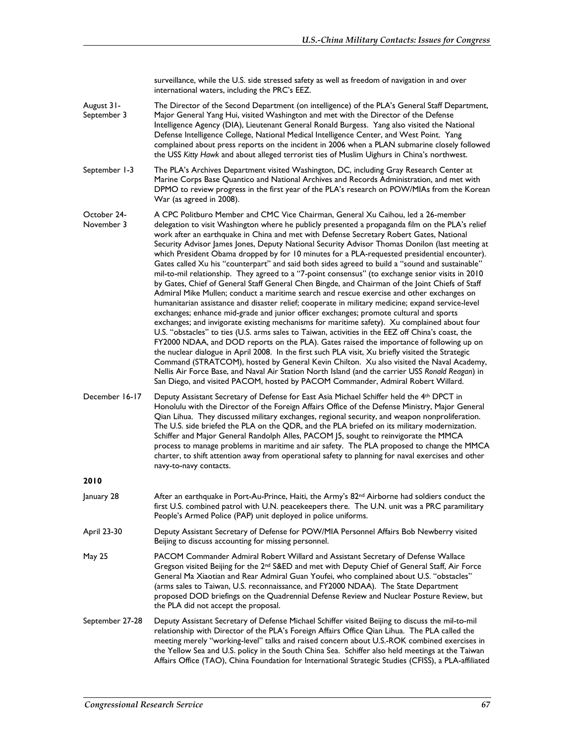surveillance, while the U.S. side stressed safety as well as freedom of navigation in and over international waters, including the PRC's EEZ.

August 31-September 3 — The Director of the Second Department (on intelligence) of the PLA's General Staff Department, Major General Yang Hui, visited Washington and met with the Director of the Defense Intelligence Agency (DIA), Lieutenant General Ronald Burgess. Yang also visited the National Defense Intelligence College, National Medical Intelligence Center, and West Point. Yang complained about press reports on the incident in 2006 when a PLAN submarine closely followed the USS *Kitty Hawk* and about alleged terrorist ties of Muslim Uighurs in China's northwest.

September 1-3 — The PLA's Archives Department visited Washington, DC, including Gray Research Center at Marine Corps Base Quantico and National Archives and Records Administration, and met with DPMO to review progress in the first year of the PLA's research on POW/MIAs from the Korean War (as agreed in 2008).

October 24-November 3 — A CPC Politburo Member and CMC Vice Chairman, General Xu Caihou, led a 26-member delegation to visit Washington where he publicly presented a propaganda film on the PLA's relief work after an earthquake in China and met with Defense Secretary Robert Gates, National Security Advisor James Jones, Deputy National Security Advisor Thomas Donilon (last meeting at which President Obama dropped by for 10 minutes for a PLA-requested presidential encounter). Gates called Xu his "counterpart" and said both sides agreed to build a "sound and sustainable" mil-to-mil relationship. They agreed to a "7-point consensus" (to exchange senior visits in 2010 by Gates, Chief of General Staff General Chen Bingde, and Chairman of the Joint Chiefs of Staff Admiral Mike Mullen; conduct a maritime search and rescue exercise and other exchanges on humanitarian assistance and disaster relief; cooperate in military medicine; expand service-level exchanges; enhance mid-grade and junior officer exchanges; promote cultural and sports exchanges; and invigorate existing mechanisms for maritime safety). Xu complained about four U.S. "obstacles" to ties (U.S. arms sales to Taiwan, activities in the EEZ off China's coast, the FY2000 NDAA, and DOD reports on the PLA). Gates raised the importance of following up on the nuclear dialogue in April 2008. In the first such PLA visit, Xu briefly visited the Strategic Command (STRATCOM), hosted by General Kevin Chilton. Xu also visited the Naval Academy, Nellis Air Force Base, and Naval Air Station North Island (and the carrier USS *Ronald Reagan*) in San Diego, and visited PACOM, hosted by PACOM Commander, Admiral Robert Willard.

December 16-17 — Deputy Assistant Secretary of Defense for East Asia Michael Schiffer held the 4th DPCT in Honolulu with the Director of the Foreign Affairs Office of the Defense Ministry, Major General Qian Lihua. They discussed military exchanges, regional security, and weapon nonproliferation. The U.S. side briefed the PLA on the QDR, and the PLA briefed on its military modernization. Schiffer and Major General Randolph Alles, PACOM J5, sought to reinvigorate the MMCA process to manage problems in maritime and air safety. The PLA proposed to change the MMCA charter, to shift attention away from operational safety to planning for naval exercises and other navy-to-navy contacts.

**2010**

January 28 — After an earthquake in Port-Au-Prince, Haiti, the Army's 82nd Airborne had soldiers conduct the first U.S. combined patrol with U.N. peacekeepers there. The U.N. unit was a PRC paramilitary People's Armed Police (PAP) unit deployed in police uniforms.

April 23-30 — Deputy Assistant Secretary of Defense for POW/MIA Personnel Affairs Bob Newberry visited Beijing to discuss accounting for missing personnel.

May 25 — PACOM Commander Admiral Robert Willard and Assistant Secretary of Defense Wallace Gregson visited Beijing for the 2nd S&ED and met with Deputy Chief of General Staff, Air Force General Ma Xiaotian and Rear Admiral Guan Youfei, who complained about U.S. "obstacles" (arms sales to Taiwan, U.S. reconnaissance, and FY2000 NDAA). The State Department proposed DOD briefings on the Quadrennial Defense Review and Nuclear Posture Review, but the PLA did not accept the proposal.

September 27-28 — Deputy Assistant Secretary of Defense Michael Schiffer visited Beijing to discuss the mil-to-mil relationship with Director of the PLA's Foreign Affairs Office Qian Lihua. The PLA called the meeting merely "working-level" talks and raised concern about U.S.-ROK combined exercises in the Yellow Sea and U.S. policy in the South China Sea. Schiffer also held meetings at the Taiwan Affairs Office (TAO), China Foundation for International Strategic Studies (CFISS), a PLA-affiliated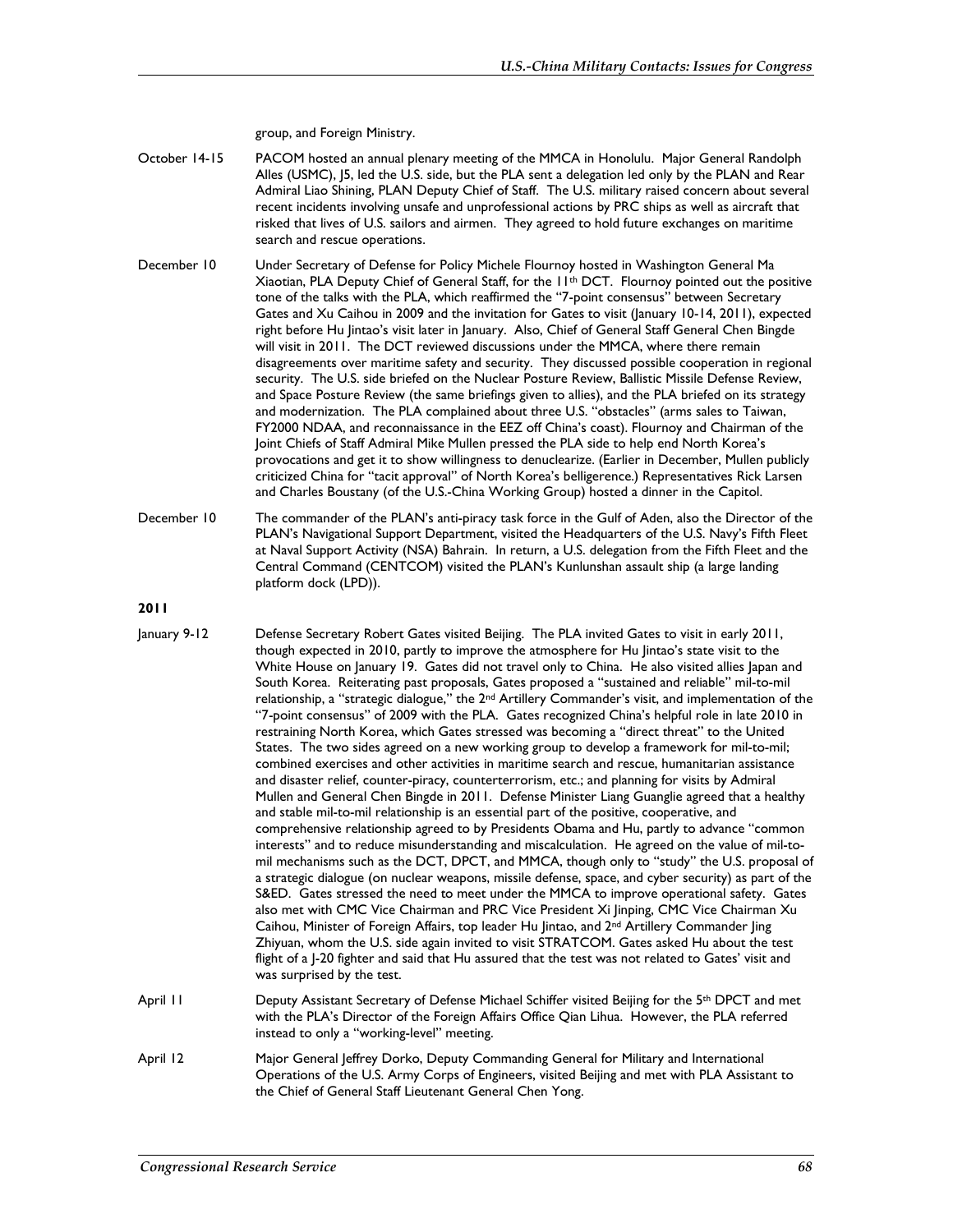group, and Foreign Ministry.

October 14-15 PACOM hosted an annual plenary meeting of the MMCA in Honolulu. Major General Randolph Alles (USMC), J5, led the U.S. side, but the PLA sent a delegation led only by the PLAN and Rear Admiral Liao Shining, PLAN Deputy Chief of Staff. The U.S. military raised concern about several recent incidents involving unsafe and unprofessional actions by PRC ships as well as aircraft that risked that lives of U.S. sailors and airmen. They agreed to hold future exchanges on maritime search and rescue operations.

December 10 Under Secretary of Defense for Policy Michele Flournoy hosted in Washington General Ma Xiaotian, PLA Deputy Chief of General Staff, for the 11th DCT. Flournoy pointed out the positive tone of the talks with the PLA, which reaffirmed the "7-point consensus" between Secretary Gates and Xu Caihou in 2009 and the invitation for Gates to visit (January 10-14, 2011), expected right before Hu Jintao's visit later in January. Also, Chief of General Staff General Chen Bingde will visit in 2011. The DCT reviewed discussions under the MMCA, where there remain disagreements over maritime safety and security. They discussed possible cooperation in regional security. The U.S. side briefed on the Nuclear Posture Review, Ballistic Missile Defense Review, and Space Posture Review (the same briefings given to allies), and the PLA briefed on its strategy and modernization. The PLA complained about three U.S. "obstacles" (arms sales to Taiwan, FY2000 NDAA, and reconnaissance in the EEZ off China's coast). Flournoy and Chairman of the Joint Chiefs of Staff Admiral Mike Mullen pressed the PLA side to help end North Korea's provocations and get it to show willingness to denuclearize. (Earlier in December, Mullen publicly criticized China for "tacit approval" of North Korea's belligerence.) Representatives Rick Larsen and Charles Boustany (of the U.S.-China Working Group) hosted a dinner in the Capitol.

December 10 The commander of the PLAN's anti-piracy task force in the Gulf of Aden, also the Director of the PLAN's Navigational Support Department, visited the Headquarters of the U.S. Navy's Fifth Fleet at Naval Support Activity (NSA) Bahrain. In return, a U.S. delegation from the Fifth Fleet and the Central Command (CENTCOM) visited the PLAN's Kunlunshan assault ship (a large landing platform dock (LPD)).

**2011**

January 9-12 Defense Secretary Robert Gates visited Beijing. The PLA invited Gates to visit in early 2011, though expected in 2010, partly to improve the atmosphere for Hu Jintao's state visit to the White House on January 19. Gates did not travel only to China. He also visited allies Japan and South Korea. Reiterating past proposals, Gates proposed a "sustained and reliable" mil-to-mil relationship, a "strategic dialogue," the 2nd Artillery Commander's visit, and implementation of the "7-point consensus" of 2009 with the PLA. Gates recognized China's helpful role in late 2010 in restraining North Korea, which Gates stressed was becoming a "direct threat" to the United States. The two sides agreed on a new working group to develop a framework for mil-to-mil; combined exercises and other activities in maritime search and rescue, humanitarian assistance and disaster relief, counter-piracy, counterterrorism, etc.; and planning for visits by Admiral Mullen and General Chen Bingde in 2011. Defense Minister Liang Guanglie agreed that a healthy and stable mil-to-mil relationship is an essential part of the positive, cooperative, and comprehensive relationship agreed to by Presidents Obama and Hu, partly to advance "common interests" and to reduce misunderstanding and miscalculation. He agreed on the value of mil-to-mil mechanisms such as the DCT, DPCT, and MMCA, though only to "study" the U.S. proposal of a strategic dialogue (on nuclear weapons, missile defense, space, and cyber security) as part of the S&ED. Gates stressed the need to meet under the MMCA to improve operational safety. Gates also met with CMC Vice Chairman and PRC Vice President Xi Jinping, CMC Vice Chairman Xu Caihou, Minister of Foreign Affairs, top leader Hu Jintao, and 2nd Artillery Commander Jing Zhiyuan, whom the U.S. side again invited to visit STRATCOM. Gates asked Hu about the test flight of a J-20 fighter and said that Hu assured that the test was not related to Gates' visit and was surprised by the test.

April 11 Deputy Assistant Secretary of Defense Michael Schiffer visited Beijing for the 5th DPCT and met with the PLA's Director of the Foreign Affairs Office Qian Lihua. However, the PLA referred instead to only a "working-level" meeting.

April 12 Major General Jeffrey Dorko, Deputy Commanding General for Military and International Operations of the U.S. Army Corps of Engineers, visited Beijing and met with PLA Assistant to the Chief of General Staff Lieutenant General Chen Yong.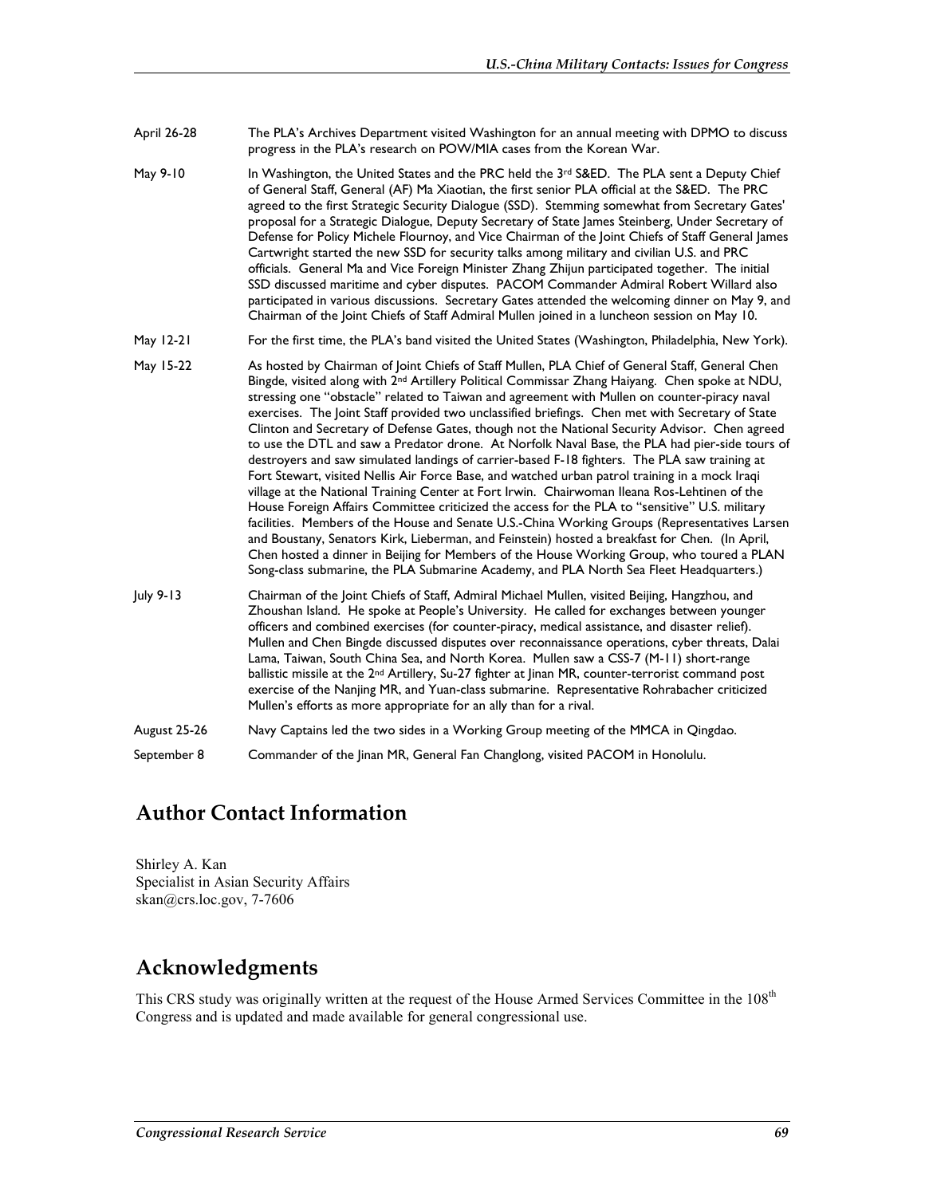| | |
|---|---|
| April 26-28 | The PLA's Archives Department visited Washington for an annual meeting with DPMO to discuss progress in the PLA's research on POW/MIA cases from the Korean War. |
| May 9-10 | In Washington, the United States and the PRC held the 3rd S&ED. The PLA sent a Deputy Chief of General Staff, General (AF) Ma Xiaotian, the first senior PLA official at the S&ED. The PRC agreed to the first Strategic Security Dialogue (SSD). Stemming somewhat from Secretary Gates' proposal for a Strategic Dialogue, Deputy Secretary of State James Steinberg, Under Secretary of Defense for Policy Michele Flournoy, and Vice Chairman of the Joint Chiefs of Staff General James Cartwright started the new SSD for security talks among military and civilian U.S. and PRC officials. General Ma and Vice Foreign Minister Zhang Zhijun participated together. The initial SSD discussed maritime and cyber disputes. PACOM Commander Admiral Robert Willard also participated in various discussions. Secretary Gates attended the welcoming dinner on May 9, and Chairman of the Joint Chiefs of Staff Admiral Mullen joined in a luncheon session on May 10. |
| May 12-21 | For the first time, the PLA's band visited the United States (Washington, Philadelphia, New York). |
| May 15-22 | As hosted by Chairman of Joint Chiefs of Staff Mullen, PLA Chief of General Staff, General Chen Bingde, visited along with 2nd Artillery Political Commissar Zhang Haiyang. Chen spoke at NDU, stressing one "obstacle" related to Taiwan and agreement with Mullen on counter-piracy naval exercises. The Joint Staff provided two unclassified briefings. Chen met with Secretary of State Clinton and Secretary of Defense Gates, though not the National Security Advisor. Chen agreed to use the DTL and saw a Predator drone. At Norfolk Naval Base, the PLA had pier-side tours of destroyers and saw simulated landings of carrier-based F-18 fighters. The PLA saw training at Fort Stewart, visited Nellis Air Force Base, and watched urban patrol training in a mock Iraqi village at the National Training Center at Fort Irwin. Chairwoman Ileana Ros-Lehtinen of the House Foreign Affairs Committee criticized the access for the PLA to "sensitive" U.S. military facilities. Members of the House and Senate U.S.-China Working Groups (Representatives Larsen and Boustany, Senators Kirk, Lieberman, and Feinstein) hosted a breakfast for Chen. (In April, Chen hosted a dinner in Beijing for Members of the House Working Group, who toured a PLAN Song-class submarine, the PLA Submarine Academy, and PLA North Sea Fleet Headquarters.) |
| July 9-13 | Chairman of the Joint Chiefs of Staff, Admiral Michael Mullen, visited Beijing, Hangzhou, and Zhoushan Island. He spoke at People's University. He called for exchanges between younger officers and combined exercises (for counter-piracy, medical assistance, and disaster relief). Mullen and Chen Bingde discussed disputes over reconnaissance operations, cyber threats, Dalai Lama, Taiwan, South China Sea, and North Korea. Mullen saw a CSS-7 (M-11) short-range ballistic missile at the 2nd Artillery, Su-27 fighter at Jinan MR, counter-terrorist command post exercise of the Nanjing MR, and Yuan-class submarine. Representative Rohrabacher criticized Mullen's efforts as more appropriate for an ally than for a rival. |
| August 25-26 | Navy Captains led the two sides in a Working Group meeting of the MMCA in Qingdao. |
| September 8 | Commander of the Jinan MR, General Fan Changlong, visited PACOM in Honolulu. |

## Author Contact Information

Shirley A. Kan
Specialist in Asian Security Affairs
skan@crs.loc.gov, 7-7606

## Acknowledgments

This CRS study was originally written at the request of the House Armed Services Committee in the 108th Congress and is updated and made available for general congressional use.